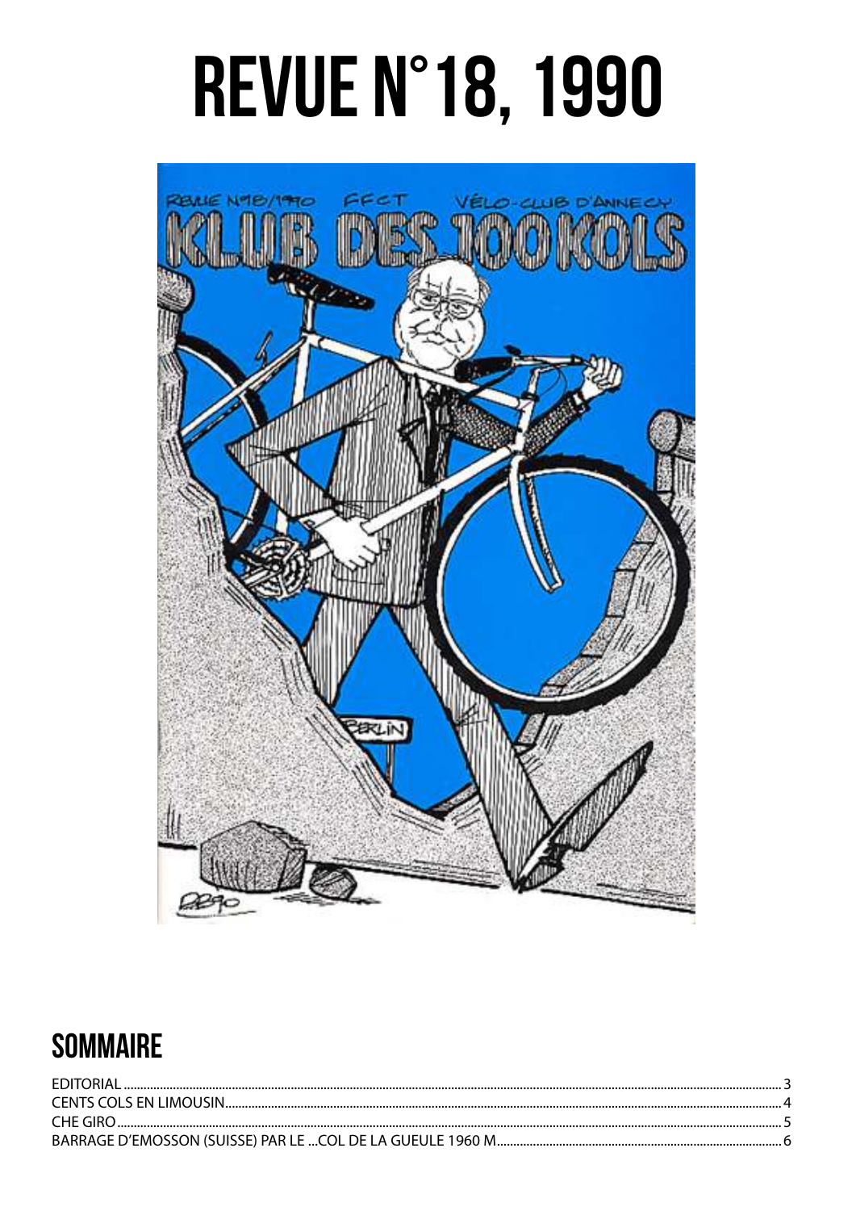# REVUE N°18, 1990

## SOMMAIRE

EDITORIAL .......... 3
CENTS COLS EN LIMOUSIN .......... 4
CHE GIRO .......... 5
BARRAGE D'EMOSSON (SUISSE) PAR LE ...COL DE LA GUEULE 1960 M .......... 6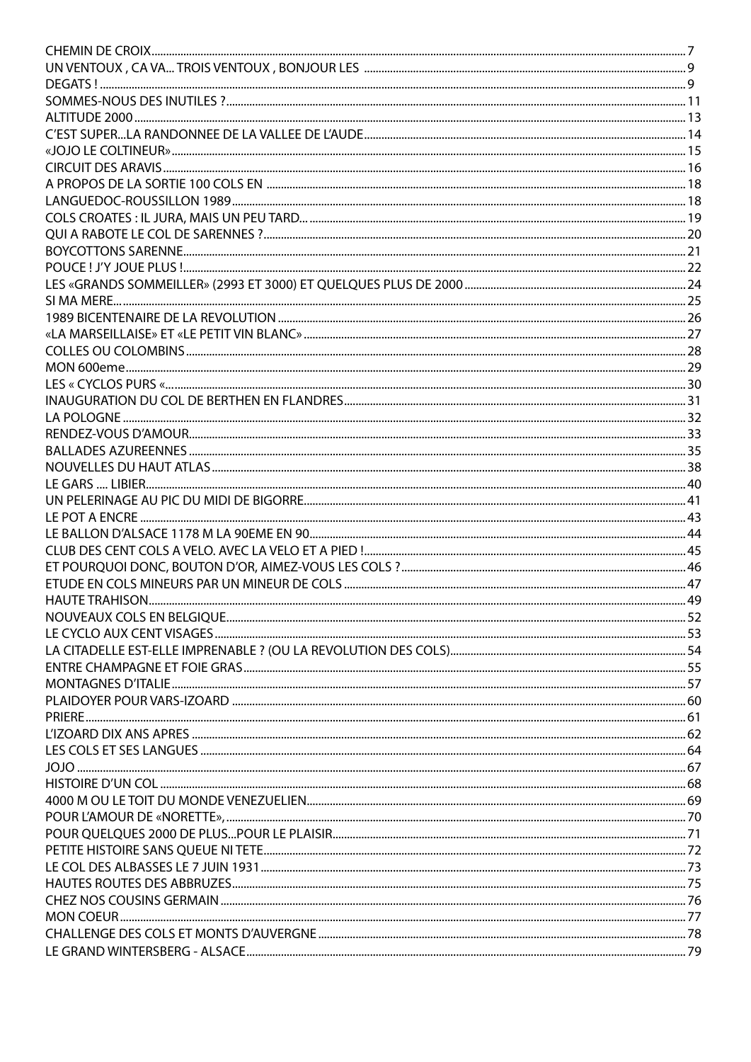CHEMIN DE CROIX ... 7
UN VENTOUX , CA VA... TROIS VENTOUX , BONJOUR LES ... 9
DEGATS ! ... 9
SOMMES-NOUS DES INUTILES ? ... 11
ALTITUDE 2000 ... 13
C'EST SUPER...LA RANDONNEE DE LA VALLEE DE L'AUDE ... 14
«JOJO LE COLTINEUR» ... 15
CIRCUIT DES ARAVIS ... 16
A PROPOS DE LA SORTIE 100 COLS EN ... 18
LANGUEDOC-ROUSSILLON 1989 ... 18
COLS CROATES : IL JURA, MAIS UN PEU TARD... ... 19
QUI A RABOTE LE COL DE SARENNES ? ... 20
BOYCOTTONS SARENNE ... 21
POUCE ! J'Y JOUE PLUS ! ... 22
LES «GRANDS SOMMEILLER» (2993 ET 3000) ET QUELQUES PLUS DE 2000 ... 24
SI MA MERE... ... 25
1989 BICENTENAIRE DE LA REVOLUTION ... 26
«LA MARSEILLAISE» ET «LE PETIT VIN BLANC» ... 27
COLLES OU COLOMBINS ... 28
MON 600eme ... 29
LES « CYCLOS PURS « ... 30
INAUGURATION DU COL DE BERTHEN EN FLANDRES ... 31
LA POLOGNE ... 32
RENDEZ-VOUS D'AMOUR ... 33
BALLADES AZUREENNES ... 35
NOUVELLES DU HAUT ATLAS ... 38
LE GARS .... LIBIER ... 40
UN PELERINAGE AU PIC DU MIDI DE BIGORRE ... 41
LE POT A ENCRE ... 43
LE BALLON D'ALSACE 1178 M LA 90EME EN 90 ... 44
CLUB DES CENT COLS A VELO. AVEC LA VELO ET A PIED ! ... 45
ET POURQUOI DONC, BOUTON D'OR, AIMEZ-VOUS LES COLS ? ... 46
ETUDE EN COLS MINEURS PAR UN MINEUR DE COLS ... 47
HAUTE TRAHISON ... 49
NOUVEAUX COLS EN BELGIQUE ... 52
LE CYCLO AUX CENT VISAGES ... 53
LA CITADELLE EST-ELLE IMPRENABLE ? (OU LA REVOLUTION DES COLS) ... 54
ENTRE CHAMPAGNE ET FOIE GRAS ... 55
MONTAGNES D'ITALIE ... 57
PLAIDOYER POUR VARS-IZOARD ... 60
PRIERE ... 61
L'IZOARD DIX ANS APRES ... 62
LES COLS ET SES LANGUES ... 64
JOJO ... 67
HISTOIRE D'UN COL ... 68
4000 M OU LE TOIT DU MONDE VENEZUELIEN ... 69
POUR L'AMOUR DE «NORETTE», ... 70
POUR QUELQUES 2000 DE PLUS...POUR LE PLAISIR ... 71
PETITE HISTOIRE SANS QUEUE NI TETE ... 72
LE COL DES ALBASSES LE 7 JUIN 1931 ... 73
HAUTES ROUTES DES ABBRUZES ... 75
CHEZ NOS COUSINS GERMAIN ... 76
MON COEUR ... 77
CHALLENGE DES COLS ET MONTS D'AUVERGNE ... 78
LE GRAND WINTERSBERG - ALSACE ... 79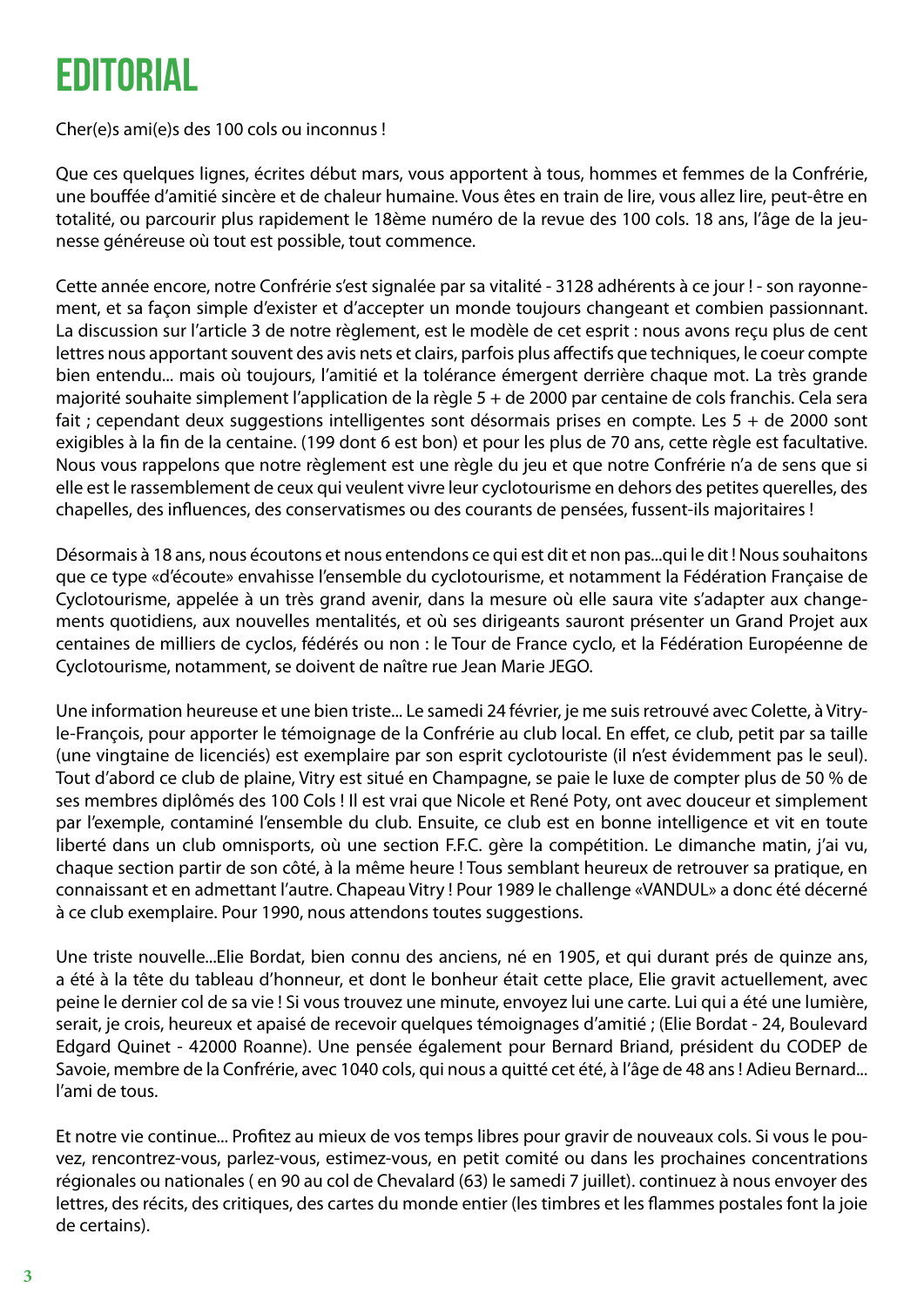# EDITORIAL

Cher(e)s ami(e)s des 100 cols ou inconnus !

Que ces quelques lignes, écrites début mars, vous apportent à tous, hommes et femmes de la Confrérie, une bouffée d'amitié sincère et de chaleur humaine. Vous êtes en train de lire, vous allez lire, peut-être en totalité, ou parcourir plus rapidement le 18ème numéro de la revue des 100 cols. 18 ans, l'âge de la jeunesse généreuse où tout est possible, tout commence.

Cette année encore, notre Confrérie s'est signalée par sa vitalité - 3128 adhérents à ce jour ! - son rayonnement, et sa façon simple d'exister et d'accepter un monde toujours changeant et combien passionnant. La discussion sur l'article 3 de notre règlement, est le modèle de cet esprit : nous avons reçu plus de cent lettres nous apportant souvent des avis nets et clairs, parfois plus affectifs que techniques, le coeur compte bien entendu... mais où toujours, l'amitié et la tolérance émergent derrière chaque mot. La très grande majorité souhaite simplement l'application de la règle 5 + de 2000 par centaine de cols franchis. Cela sera fait ; cependant deux suggestions intelligentes sont désormais prises en compte. Les 5 + de 2000 sont exigibles à la fin de la centaine. (199 dont 6 est bon) et pour les plus de 70 ans, cette règle est facultative. Nous vous rappelons que notre règlement est une règle du jeu et que notre Confrérie n'a de sens que si elle est le rassemblement de ceux qui veulent vivre leur cyclotourisme en dehors des petites querelles, des chapelles, des influences, des conservatismes ou des courants de pensées, fussent-ils majoritaires !

Désormais à 18 ans, nous écoutons et nous entendons ce qui est dit et non pas...qui le dit ! Nous souhaitons que ce type «d'écoute» envahisse l'ensemble du cyclotourisme, et notamment la Fédération Française de Cyclotourisme, appelée à un très grand avenir, dans la mesure où elle saura vite s'adapter aux changements quotidiens, aux nouvelles mentalités, et où ses dirigeants sauront présenter un Grand Projet aux centaines de milliers de cyclos, fédérés ou non : le Tour de France cyclo, et la Fédération Européenne de Cyclotourisme, notamment, se doivent de naître rue Jean Marie JEGO.

Une information heureuse et une bien triste... Le samedi 24 février, je me suis retrouvé avec Colette, à Vitry-le-François, pour apporter le témoignage de la Confrérie au club local. En effet, ce club, petit par sa taille (une vingtaine de licenciés) est exemplaire par son esprit cyclotouriste (il n'est évidemment pas le seul). Tout d'abord ce club de plaine, Vitry est situé en Champagne, se paie le luxe de compter plus de 50 % de ses membres diplômés des 100 Cols ! Il est vrai que Nicole et René Poty, ont avec douceur et simplement par l'exemple, contaminé l'ensemble du club. Ensuite, ce club est en bonne intelligence et vit en toute liberté dans un club omnisports, où une section F.F.C. gère la compétition. Le dimanche matin, j'ai vu, chaque section partir de son côté, à la même heure ! Tous semblant heureux de retrouver sa pratique, en connaissant et en admettant l'autre. Chapeau Vitry ! Pour 1989 le challenge «VANDUL» a donc été décerné à ce club exemplaire. Pour 1990, nous attendons toutes suggestions.

Une triste nouvelle...Elie Bordat, bien connu des anciens, né en 1905, et qui durant prés de quinze ans, a été à la tête du tableau d'honneur, et dont le bonheur était cette place, Elie gravit actuellement, avec peine le dernier col de sa vie ! Si vous trouvez une minute, envoyez lui une carte. Lui qui a été une lumière, serait, je crois, heureux et apaisé de recevoir quelques témoignages d'amitié ; (Elie Bordat - 24, Boulevard Edgard Quinet - 42000 Roanne). Une pensée également pour Bernard Briand, président du CODEP de Savoie, membre de la Confrérie, avec 1040 cols, qui nous a quitté cet été, à l'âge de 48 ans ! Adieu Bernard... l'ami de tous.

Et notre vie continue... Profitez au mieux de vos temps libres pour gravir de nouveaux cols. Si vous le pouvez, rencontrez-vous, parlez-vous, estimez-vous, en petit comité ou dans les prochaines concentrations régionales ou nationales ( en 90 au col de Chevalard (63) le samedi 7 juillet). continuez à nous envoyer des lettres, des récits, des critiques, des cartes du monde entier (les timbres et les flammes postales font la joie de certains).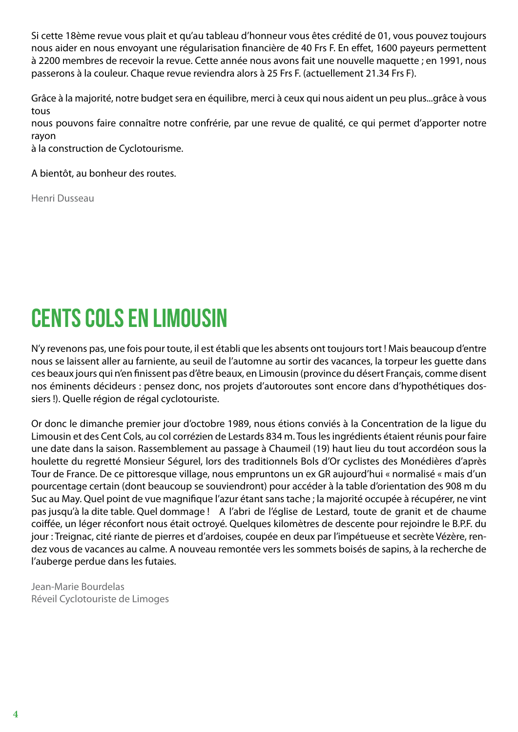Si cette 18ème revue vous plait et qu'au tableau d'honneur vous êtes crédité de 01, vous pouvez toujours nous aider en nous envoyant une régularisation financière de 40 Frs F. En effet, 1600 payeurs permettent à 2200 membres de recevoir la revue. Cette année nous avons fait une nouvelle maquette ; en 1991, nous passerons à la couleur. Chaque revue reviendra alors à 25 Frs F. (actuellement 21.34 Frs F).

Grâce à la majorité, notre budget sera en équilibre, merci à ceux qui nous aident un peu plus...grâce à vous tous
nous pouvons faire connaître notre confrérie, par une revue de qualité, ce qui permet d'apporter notre rayon
à la construction de Cyclotourisme.

A bientôt, au bonheur des routes.

Henri Dusseau

# CENTS COLS EN LIMOUSIN

N'y revenons pas, une fois pour toute, il est établi que les absents ont toujours tort ! Mais beaucoup d'entre nous se laissent aller au farniente, au seuil de l'automne au sortir des vacances, la torpeur les guette dans ces beaux jours qui n'en finissent pas d'être beaux, en Limousin (province du désert Français, comme disent nos éminents décideurs : pensez donc, nos projets d'autoroutes sont encore dans d'hypothétiques dossiers !). Quelle région de régal cyclotouriste.

Or donc le dimanche premier jour d'octobre 1989, nous étions conviés à la Concentration de la ligue du Limousin et des Cent Cols, au col corrézien de Lestards 834 m. Tous les ingrédients étaient réunis pour faire une date dans la saison. Rassemblement au passage à Chaumeil (19) haut lieu du tout accordéon sous la houlette du regretté Monsieur Ségurel, lors des traditionnels Bols d'Or cyclistes des Monédières d'après Tour de France. De ce pittoresque village, nous empruntons un ex GR aujourd'hui « normalisé « mais d'un pourcentage certain (dont beaucoup se souviendront) pour accéder à la table d'orientation des 908 m du Suc au May. Quel point de vue magnifique l'azur étant sans tache ; la majorité occupée à récupérer, ne vint pas jusqu'à la dite table. Quel dommage ! A l'abri de l'église de Lestard, toute de granit et de chaume coiffée, un léger réconfort nous était octroyé. Quelques kilomètres de descente pour rejoindre le B.P.F. du jour : Treignac, cité riante de pierres et d'ardoises, coupée en deux par l'impétueuse et secrète Vézère, rendez vous de vacances au calme. A nouveau remontée vers les sommets boisés de sapins, à la recherche de l'auberge perdue dans les futaies.

Jean-Marie Bourdelas
Réveil Cyclotouriste de Limoges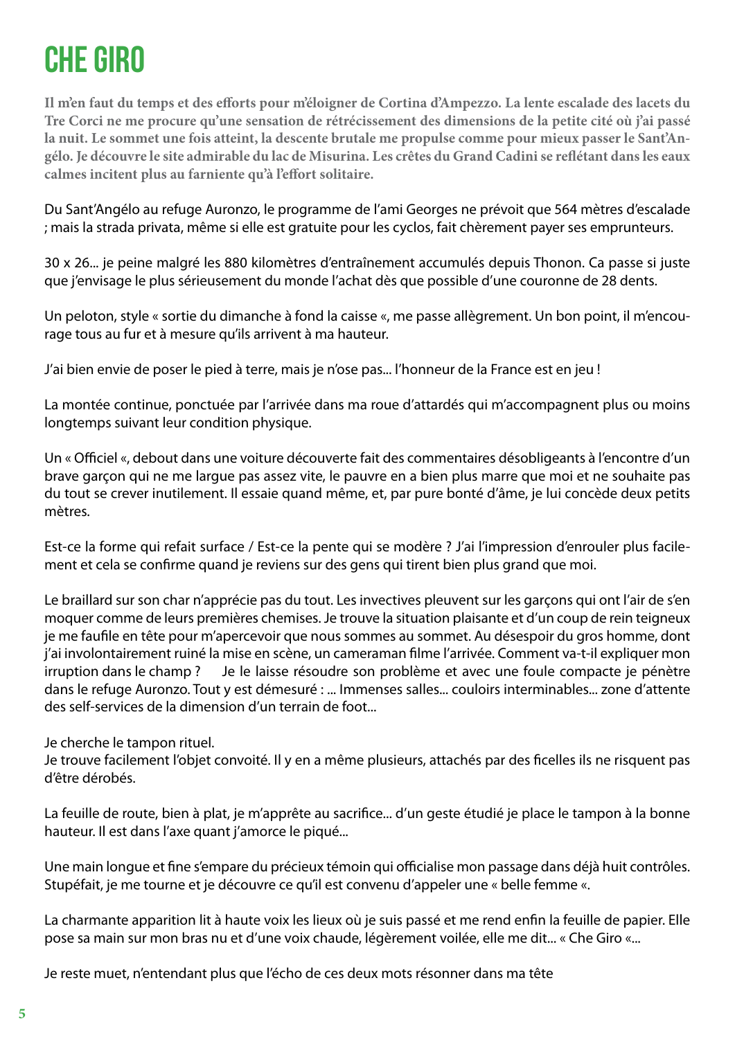# CHE GIRO

**Il m'en faut du temps et des efforts pour m'éloigner de Cortina d'Ampezzo. La lente escalade des lacets du Tre Corci ne me procure qu'une sensation de rétrécissement des dimensions de la petite cité où j'ai passé la nuit. Le sommet une fois atteint, la descente brutale me propulse comme pour mieux passer le Sant'Angélo. Je découvre le site admirable du lac de Misurina. Les crêtes du Grand Cadini se reflétant dans les eaux calmes incitent plus au farniente qu'à l'effort solitaire.**

Du Sant'Angélo au refuge Auronzo, le programme de l'ami Georges ne prévoit que 564 mètres d'escalade ; mais la strada privata, même si elle est gratuite pour les cyclos, fait chèrement payer ses emprunteurs.

30 x 26... je peine malgré les 880 kilomètres d'entraînement accumulés depuis Thonon. Ca passe si juste que j'envisage le plus sérieusement du monde l'achat dès que possible d'une couronne de 28 dents.

Un peloton, style « sortie du dimanche à fond la caisse «, me passe allègrement. Un bon point, il m'encourage tous au fur et à mesure qu'ils arrivent à ma hauteur.

J'ai bien envie de poser le pied à terre, mais je n'ose pas... l'honneur de la France est en jeu !

La montée continue, ponctuée par l'arrivée dans ma roue d'attardés qui m'accompagnent plus ou moins longtemps suivant leur condition physique.

Un « Officiel «, debout dans une voiture découverte fait des commentaires désobligeants à l'encontre d'un brave garçon qui ne me largue pas assez vite, le pauvre en a bien plus marre que moi et ne souhaite pas du tout se crever inutilement. Il essaie quand même, et, par pure bonté d'âme, je lui concède deux petits mètres.

Est-ce la forme qui refait surface / Est-ce la pente qui se modère ? J'ai l'impression d'enrouler plus facilement et cela se confirme quand je reviens sur des gens qui tirent bien plus grand que moi.

Le braillard sur son char n'apprécie pas du tout. Les invectives pleuvent sur les garçons qui ont l'air de s'en moquer comme de leurs premières chemises. Je trouve la situation plaisante et d'un coup de rein teigneux je me faufile en tête pour m'apercevoir que nous sommes au sommet. Au désespoir du gros homme, dont j'ai involontairement ruiné la mise en scène, un cameraman filme l'arrivée. Comment va-t-il expliquer mon irruption dans le champ ? Je le laisse résoudre son problème et avec une foule compacte je pénètre dans le refuge Auronzo. Tout y est démesuré : ... Immenses salles... couloirs interminables... zone d'attente des self-services de la dimension d'un terrain de foot...

Je cherche le tampon rituel.
Je trouve facilement l'objet convoité. Il y en a même plusieurs, attachés par des ficelles ils ne risquent pas d'être dérobés.

La feuille de route, bien à plat, je m'apprête au sacrifice... d'un geste étudié je place le tampon à la bonne hauteur. Il est dans l'axe quant j'amorce le piqué...

Une main longue et fine s'empare du précieux témoin qui officialise mon passage dans déjà huit contrôles. Stupéfait, je me tourne et je découvre ce qu'il est convenu d'appeler une « belle femme «.

La charmante apparition lit à haute voix les lieux où je suis passé et me rend enfin la feuille de papier. Elle pose sa main sur mon bras nu et d'une voix chaude, légèrement voilée, elle me dit... « Che Giro «...

Je reste muet, n'entendant plus que l'écho de ces deux mots résonner dans ma tête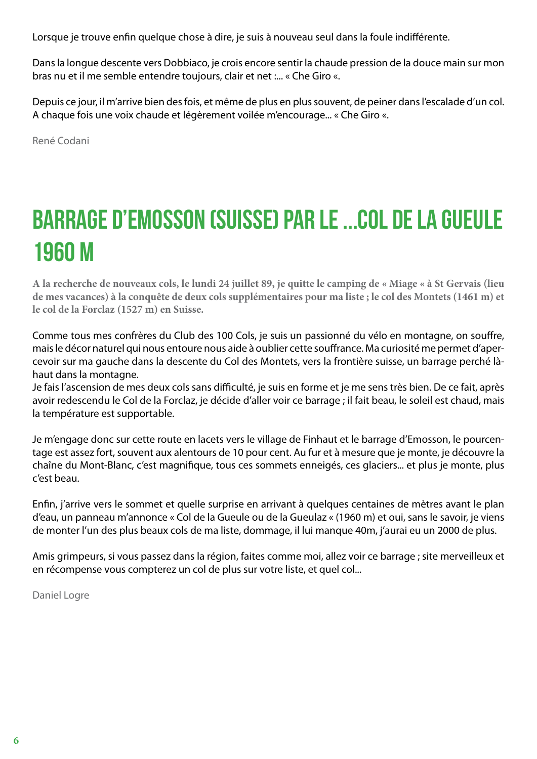Lorsque je trouve enfin quelque chose à dire, je suis à nouveau seul dans la foule indifférente.

Dans la longue descente vers Dobbiaco, je crois encore sentir la chaude pression de la douce main sur mon bras nu et il me semble entendre toujours, clair et net :... « Che Giro «.

Depuis ce jour, il m'arrive bien des fois, et même de plus en plus souvent, de peiner dans l'escalade d'un col. A chaque fois une voix chaude et légèrement voilée m'encourage... « Che Giro «.

René Codani

# BARRAGE D'EMOSSON (SUISSE) PAR LE ...COL DE LA GUEULE 1960 M

**A la recherche de nouveaux cols, le lundi 24 juillet 89, je quitte le camping de « Miage « à St Gervais (lieu de mes vacances) à la conquête de deux cols supplémentaires pour ma liste ; le col des Montets (1461 m) et le col de la Forclaz (1527 m) en Suisse.**

Comme tous mes confrères du Club des 100 Cols, je suis un passionné du vélo en montagne, on souffre, mais le décor naturel qui nous entoure nous aide à oublier cette souffrance. Ma curiosité me permet d'apercevoir sur ma gauche dans la descente du Col des Montets, vers la frontière suisse, un barrage perché là-haut dans la montagne.
Je fais l'ascension de mes deux cols sans difficulté, je suis en forme et je me sens très bien. De ce fait, après avoir redescendu le Col de la Forclaz, je décide d'aller voir ce barrage ; il fait beau, le soleil est chaud, mais la température est supportable.

Je m'engage donc sur cette route en lacets vers le village de Finhaut et le barrage d'Emosson, le pourcentage est assez fort, souvent aux alentours de 10 pour cent. Au fur et à mesure que je monte, je découvre la chaîne du Mont-Blanc, c'est magnifique, tous ces sommets enneigés, ces glaciers... et plus je monte, plus c'est beau.

Enfin, j'arrive vers le sommet et quelle surprise en arrivant à quelques centaines de mètres avant le plan d'eau, un panneau m'annonce « Col de la Gueule ou de la Gueulaz « (1960 m) et oui, sans le savoir, je viens de monter l'un des plus beaux cols de ma liste, dommage, il lui manque 40m, j'aurai eu un 2000 de plus.

Amis grimpeurs, si vous passez dans la région, faites comme moi, allez voir ce barrage ; site merveilleux et en récompense vous compterez un col de plus sur votre liste, et quel col...

Daniel Logre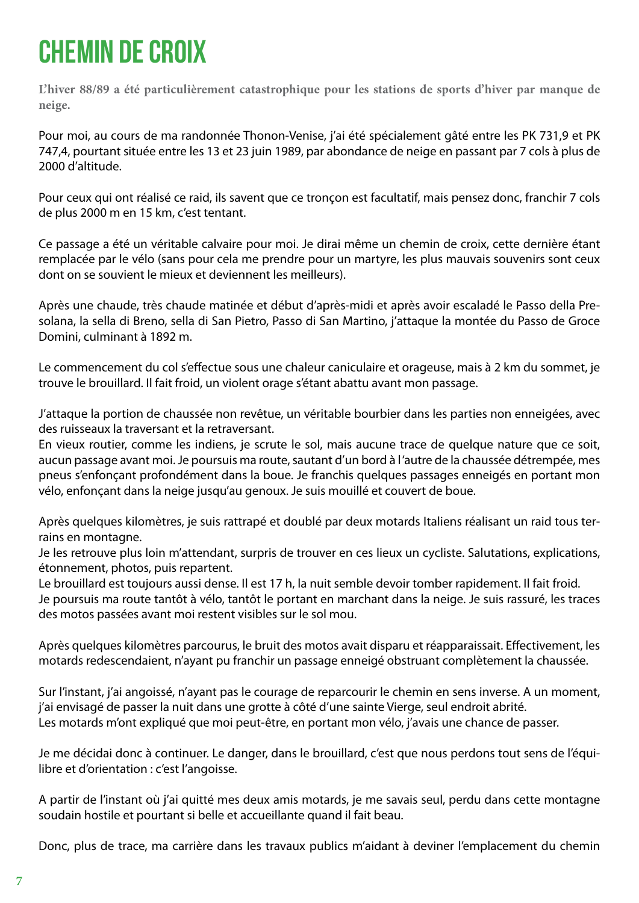# CHEMIN DE CROIX

**L'hiver 88/89 a été particulièrement catastrophique pour les stations de sports d'hiver par manque de neige.**

Pour moi, au cours de ma randonnée Thonon-Venise, j'ai été spécialement gâté entre les PK 731,9 et PK 747,4, pourtant située entre les 13 et 23 juin 1989, par abondance de neige en passant par 7 cols à plus de 2000 d'altitude.

Pour ceux qui ont réalisé ce raid, ils savent que ce tronçon est facultatif, mais pensez donc, franchir 7 cols de plus 2000 m en 15 km, c'est tentant.

Ce passage a été un véritable calvaire pour moi. Je dirai même un chemin de croix, cette dernière étant remplacée par le vélo (sans pour cela me prendre pour un martyre, les plus mauvais souvenirs sont ceux dont on se souvient le mieux et deviennent les meilleurs).

Après une chaude, très chaude matinée et début d'après-midi et après avoir escaladé le Passo della Presolana, la sella di Breno, sella di San Pietro, Passo di San Martino, j'attaque la montée du Passo de Groce Domini, culminant à 1892 m.

Le commencement du col s'effectue sous une chaleur caniculaire et orageuse, mais à 2 km du sommet, je trouve le brouillard. Il fait froid, un violent orage s'étant abattu avant mon passage.

J'attaque la portion de chaussée non revêtue, un véritable bourbier dans les parties non enneigées, avec des ruisseaux la traversant et la retraversant.
En vieux routier, comme les indiens, je scrute le sol, mais aucune trace de quelque nature que ce soit, aucun passage avant moi. Je poursuis ma route, sautant d'un bord à l'autre de la chaussée détrempée, mes pneus s'enfonçant profondément dans la boue. Je franchis quelques passages enneigés en portant mon vélo, enfonçant dans la neige jusqu'au genoux. Je suis mouillé et couvert de boue.

Après quelques kilomètres, je suis rattrapé et doublé par deux motards Italiens réalisant un raid tous terrains en montagne.
Je les retrouve plus loin m'attendant, surpris de trouver en ces lieux un cycliste. Salutations, explications, étonnement, photos, puis repartent.
Le brouillard est toujours aussi dense. Il est 17 h, la nuit semble devoir tomber rapidement. Il fait froid.
Je poursuis ma route tantôt à vélo, tantôt le portant en marchant dans la neige. Je suis rassuré, les traces des motos passées avant moi restent visibles sur le sol mou.

Après quelques kilomètres parcourus, le bruit des motos avait disparu et réapparaissait. Effectivement, les motards redescendaient, n'ayant pu franchir un passage enneigé obstruant complètement la chaussée.

Sur l'instant, j'ai angoissé, n'ayant pas le courage de reparcourir le chemin en sens inverse. A un moment, j'ai envisagé de passer la nuit dans une grotte à côté d'une sainte Vierge, seul endroit abrité.
Les motards m'ont expliqué que moi peut-être, en portant mon vélo, j'avais une chance de passer.

Je me décidai donc à continuer. Le danger, dans le brouillard, c'est que nous perdons tout sens de l'équilibre et d'orientation : c'est l'angoisse.

A partir de l'instant où j'ai quitté mes deux amis motards, je me savais seul, perdu dans cette montagne soudain hostile et pourtant si belle et accueillante quand il fait beau.

Donc, plus de trace, ma carrière dans les travaux publics m'aidant à deviner l'emplacement du chemin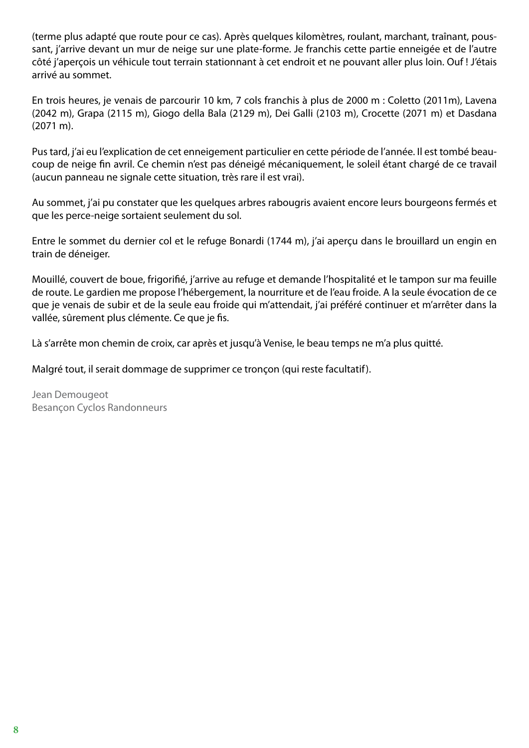(terme plus adapté que route pour ce cas). Après quelques kilomètres, roulant, marchant, traînant, poussant, j'arrive devant un mur de neige sur une plate-forme. Je franchis cette partie enneigée et de l'autre côté j'aperçois un véhicule tout terrain stationnant à cet endroit et ne pouvant aller plus loin. Ouf ! J'étais arrivé au sommet.

En trois heures, je venais de parcourir 10 km, 7 cols franchis à plus de 2000 m : Coletto (2011m), Lavena (2042 m), Grapa (2115 m), Giogo della Bala (2129 m), Dei Galli (2103 m), Crocette (2071 m) et Dasdana (2071 m).

Pus tard, j'ai eu l'explication de cet enneigement particulier en cette période de l'année. Il est tombé beaucoup de neige fin avril. Ce chemin n'est pas déneigé mécaniquement, le soleil étant chargé de ce travail (aucun panneau ne signale cette situation, très rare il est vrai).

Au sommet, j'ai pu constater que les quelques arbres rabougris avaient encore leurs bourgeons fermés et que les perce-neige sortaient seulement du sol.

Entre le sommet du dernier col et le refuge Bonardi (1744 m), j'ai aperçu dans le brouillard un engin en train de déneiger.

Mouillé, couvert de boue, frigorifié, j'arrive au refuge et demande l'hospitalité et le tampon sur ma feuille de route. Le gardien me propose l'hébergement, la nourriture et de l'eau froide. A la seule évocation de ce que je venais de subir et de la seule eau froide qui m'attendait, j'ai préféré continuer et m'arrêter dans la vallée, sûrement plus clémente. Ce que je fis.

Là s'arrête mon chemin de croix, car après et jusqu'à Venise, le beau temps ne m'a plus quitté.

Malgré tout, il serait dommage de supprimer ce tronçon (qui reste facultatif).

Jean Demougeot
Besançon Cyclos Randonneurs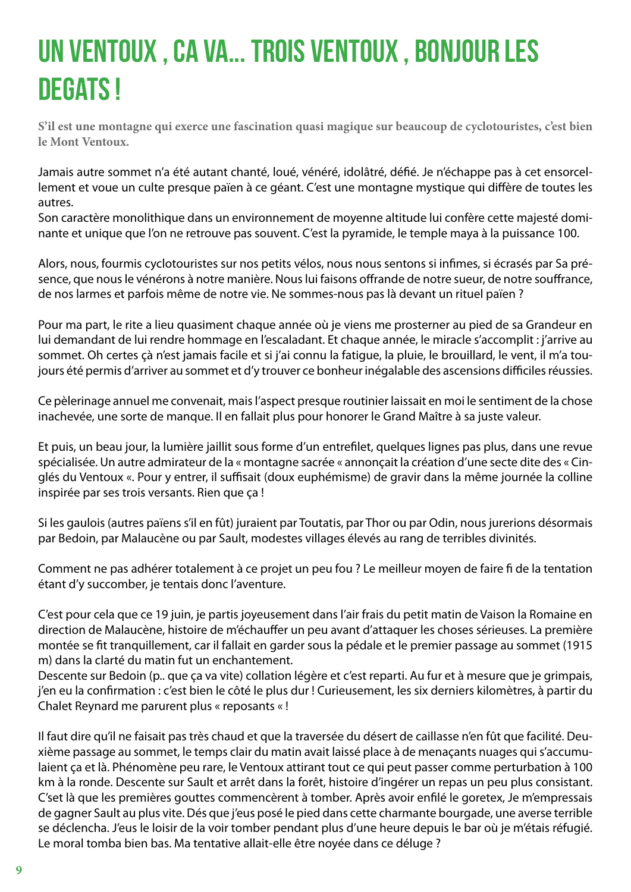# UN VENTOUX , CA VA... TROIS VENTOUX , BONJOUR LES DEGATS !

**S'il est une montagne qui exerce une fascination quasi magique sur beaucoup de cyclotouristes, c'est bien le Mont Ventoux.**

Jamais autre sommet n'a été autant chanté, loué, vénéré, idolâtré, défié. Je n'échappe pas à cet ensorcellement et voue un culte presque païen à ce géant. C'est une montagne mystique qui diffère de toutes les autres.
Son caractère monolithique dans un environnement de moyenne altitude lui confère cette majesté dominante et unique que l'on ne retrouve pas souvent. C'est la pyramide, le temple maya à la puissance 100.

Alors, nous, fourmis cyclotouristes sur nos petits vélos, nous nous sentons si infimes, si écrasés par Sa présence, que nous le vénérons à notre manière. Nous lui faisons offrande de notre sueur, de notre souffrance, de nos larmes et parfois même de notre vie. Ne sommes-nous pas là devant un rituel païen ?

Pour ma part, le rite a lieu quasiment chaque année où je viens me prosterner au pied de sa Grandeur en lui demandant de lui rendre hommage en l'escaladant. Et chaque année, le miracle s'accomplit : j'arrive au sommet. Oh certes çà n'est jamais facile et si j'ai connu la fatigue, la pluie, le brouillard, le vent, il m'a toujours été permis d'arriver au sommet et d'y trouver ce bonheur inégalable des ascensions difficiles réussies.

Ce pèlerinage annuel me convenait, mais l'aspect presque routinier laissait en moi le sentiment de la chose inachevée, une sorte de manque. Il en fallait plus pour honorer le Grand Maître à sa juste valeur.

Et puis, un beau jour, la lumière jaillit sous forme d'un entrefilet, quelques lignes pas plus, dans une revue spécialisée. Un autre admirateur de la « montagne sacrée « annonçait la création d'une secte dite des « Cinglés du Ventoux «. Pour y entrer, il suffisait (doux euphémisme) de gravir dans la même journée la colline inspirée par ses trois versants. Rien que ça !

Si les gaulois (autres païens s'il en fût) juraient par Toutatis, par Thor ou par Odin, nous jurerions désormais par Bedoin, par Malaucène ou par Sault, modestes villages élevés au rang de terribles divinités.

Comment ne pas adhérer totalement à ce projet un peu fou ? Le meilleur moyen de faire fi de la tentation étant d'y succomber, je tentais donc l'aventure.

C'est pour cela que ce 19 juin, je partis joyeusement dans l'air frais du petit matin de Vaison la Romaine en direction de Malaucène, histoire de m'échauffer un peu avant d'attaquer les choses sérieuses. La première montée se fit tranquillement, car il fallait en garder sous la pédale et le premier passage au sommet (1915 m) dans la clarté du matin fut un enchantement.
Descente sur Bedoin (p.. que ça va vite) collation légère et c'est reparti. Au fur et à mesure que je grimpais, j'en eu la confirmation : c'est bien le côté le plus dur ! Curieusement, les six derniers kilomètres, à partir du Chalet Reynard me parurent plus « reposants « !

Il faut dire qu'il ne faisait pas très chaud et que la traversée du désert de caillasse n'en fût que facilité. Deuxième passage au sommet, le temps clair du matin avait laissé place à de menaçants nuages qui s'accumulaient ça et là. Phénomène peu rare, le Ventoux attirant tout ce qui peut passer comme perturbation à 100 km à la ronde. Descente sur Sault et arrêt dans la forêt, histoire d'ingérer un repas un peu plus consistant. C'set là que les premières gouttes commencèrent à tomber. Après avoir enfilé le goretex, Je m'empressais de gagner Sault au plus vite. Dés que j'eus posé le pied dans cette charmante bourgade, une averse terrible se déclencha. J'eus le loisir de la voir tomber pendant plus d'une heure depuis le bar où je m'étais réfugié. Le moral tomba bien bas. Ma tentative allait-elle être noyée dans ce déluge ?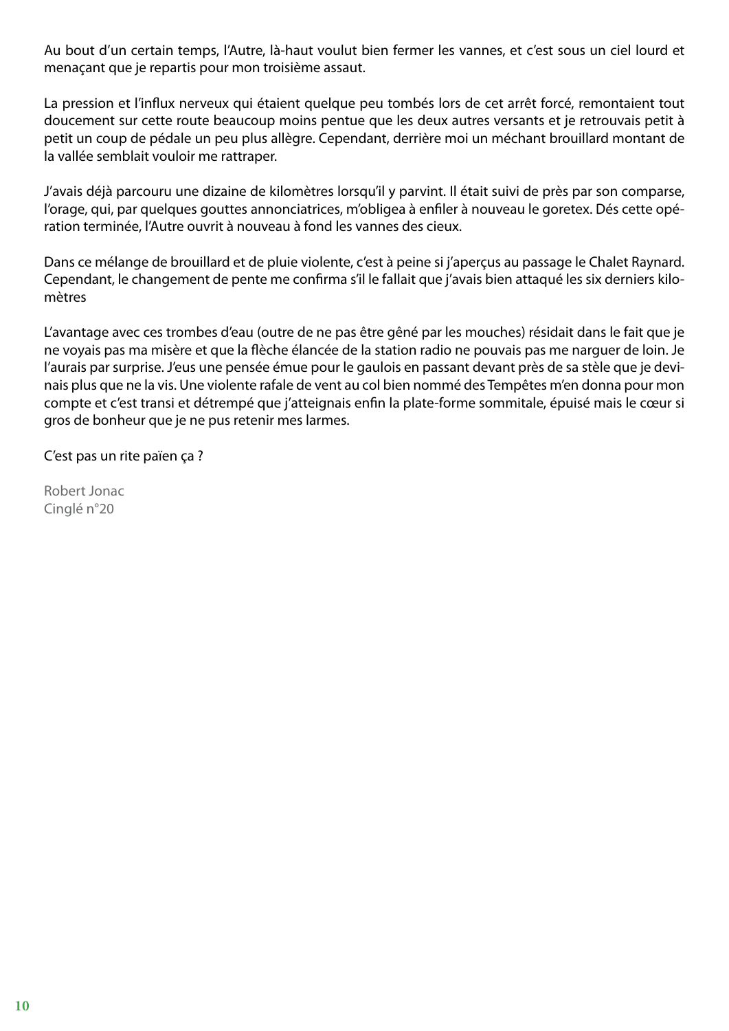Au bout d'un certain temps, l'Autre, là-haut voulut bien fermer les vannes, et c'est sous un ciel lourd et menaçant que je repartis pour mon troisième assaut.

La pression et l'influx nerveux qui étaient quelque peu tombés lors de cet arrêt forcé, remontaient tout doucement sur cette route beaucoup moins pentue que les deux autres versants et je retrouvais petit à petit un coup de pédale un peu plus allègre. Cependant, derrière moi un méchant brouillard montant de la vallée semblait vouloir me rattraper.

J'avais déjà parcouru une dizaine de kilomètres lorsqu'il y parvint. Il était suivi de près par son comparse, l'orage, qui, par quelques gouttes annonciatrices, m'obligea à enfiler à nouveau le goretex. Dés cette opération terminée, l'Autre ouvrit à nouveau à fond les vannes des cieux.

Dans ce mélange de brouillard et de pluie violente, c'est à peine si j'aperçus au passage le Chalet Raynard. Cependant, le changement de pente me confirma s'il le fallait que j'avais bien attaqué les six derniers kilomètres

L'avantage avec ces trombes d'eau (outre de ne pas être gêné par les mouches) résidait dans le fait que je ne voyais pas ma misère et que la flèche élancée de la station radio ne pouvais pas me narguer de loin. Je l'aurais par surprise. J'eus une pensée émue pour le gaulois en passant devant près de sa stèle que je devinais plus que ne la vis. Une violente rafale de vent au col bien nommé des Tempêtes m'en donna pour mon compte et c'est transi et détrempé que j'atteignais enfin la plate-forme sommitale, épuisé mais le cœur si gros de bonheur que je ne pus retenir mes larmes.

C'est pas un rite païen ça ?

Robert Jonac
Cinglé n°20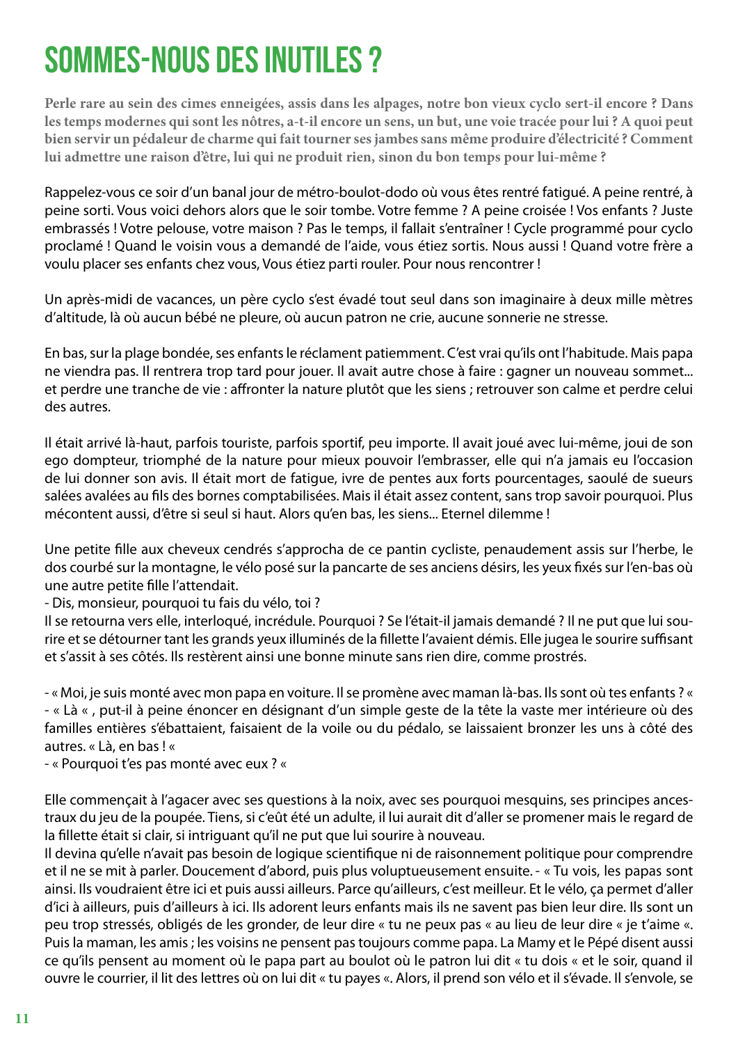# SOMMES-NOUS DES INUTILES ?

**Perle rare au sein des cimes enneigées, assis dans les alpages, notre bon vieux cyclo sert-il encore ? Dans les temps modernes qui sont les nôtres, a-t-il encore un sens, un but, une voie tracée pour lui ? A quoi peut bien servir un pédaleur de charme qui fait tourner ses jambes sans même produire d'électricité ? Comment lui admettre une raison d'être, lui qui ne produit rien, sinon du bon temps pour lui-même ?**

Rappelez-vous ce soir d'un banal jour de métro-boulot-dodo où vous êtes rentré fatigué. A peine rentré, à peine sorti. Vous voici dehors alors que le soir tombe. Votre femme ? A peine croisée ! Vos enfants ? Juste embrassés ! Votre pelouse, votre maison ? Pas le temps, il fallait s'entraîner ! Cycle programmé pour cyclo proclamé ! Quand le voisin vous a demandé de l'aide, vous étiez sortis. Nous aussi ! Quand votre frère a voulu placer ses enfants chez vous, Vous étiez parti rouler. Pour nous rencontrer !

Un après-midi de vacances, un père cyclo s'est évadé tout seul dans son imaginaire à deux mille mètres d'altitude, là où aucun bébé ne pleure, où aucun patron ne crie, aucune sonnerie ne stresse.

En bas, sur la plage bondée, ses enfants le réclament patiemment. C'est vrai qu'ils ont l'habitude. Mais papa ne viendra pas. Il rentrera trop tard pour jouer. Il avait autre chose à faire : gagner un nouveau sommet... et perdre une tranche de vie : affronter la nature plutôt que les siens ; retrouver son calme et perdre celui des autres.

Il était arrivé là-haut, parfois touriste, parfois sportif, peu importe. Il avait joué avec lui-même, joui de son ego dompteur, triomphé de la nature pour mieux pouvoir l'embrasser, elle qui n'a jamais eu l'occasion de lui donner son avis. Il était mort de fatigue, ivre de pentes aux forts pourcentages, saoulé de sueurs salées avalées au fils des bornes comptabilisées. Mais il était assez content, sans trop savoir pourquoi. Plus mécontent aussi, d'être si seul si haut. Alors qu'en bas, les siens... Eternel dilemme !

Une petite fille aux cheveux cendrés s'approcha de ce pantin cycliste, penaudement assis sur l'herbe, le dos courbé sur la montagne, le vélo posé sur la pancarte de ses anciens désirs, les yeux fixés sur l'en-bas où une autre petite fille l'attendait.

- Dis, monsieur, pourquoi tu fais du vélo, toi ?

Il se retourna vers elle, interloqué, incrédule. Pourquoi ? Se l'était-il jamais demandé ? Il ne put que lui sourire et se détourner tant les grands yeux illuminés de la fillette l'avaient démis. Elle jugea le sourire suffisant et s'assit à ses côtés. Ils restèrent ainsi une bonne minute sans rien dire, comme prostrés.

- « Moi, je suis monté avec mon papa en voiture. Il se promène avec maman là-bas. Ils sont où tes enfants ? «
- « Là « , put-il à peine énoncer en désignant d'un simple geste de la tête la vaste mer intérieure où des familles entières s'ébattaient, faisaient de la voile ou du pédalo, se laissaient bronzer les uns à côté des autres. « Là, en bas ! «
- « Pourquoi t'es pas monté avec eux ? «

Elle commençait à l'agacer avec ses questions à la noix, avec ses pourquoi mesquins, ses principes ancestraux du jeu de la poupée. Tiens, si c'eût été un adulte, il lui aurait dit d'aller se promener mais le regard de la fillette était si clair, si intriguant qu'il ne put que lui sourire à nouveau.

Il devina qu'elle n'avait pas besoin de logique scientifique ni de raisonnement politique pour comprendre et il ne se mit à parler. Doucement d'abord, puis plus voluptueusement ensuite. - « Tu vois, les papas sont ainsi. Ils voudraient être ici et puis aussi ailleurs. Parce qu'ailleurs, c'est meilleur. Et le vélo, ça permet d'aller d'ici à ailleurs, puis d'ailleurs à ici. Ils adorent leurs enfants mais ils ne savent pas bien leur dire. Ils sont un peu trop stressés, obligés de les gronder, de leur dire « tu ne peux pas « au lieu de leur dire « je t'aime «. Puis la maman, les amis ; les voisins ne pensent pas toujours comme papa. La Mamy et le Pépé disent aussi ce qu'ils pensent au moment où le papa part au boulot où le patron lui dit « tu dois « et le soir, quand il ouvre le courrier, il lit des lettres où on lui dit « tu payes «. Alors, il prend son vélo et il s'évade. Il s'envole, se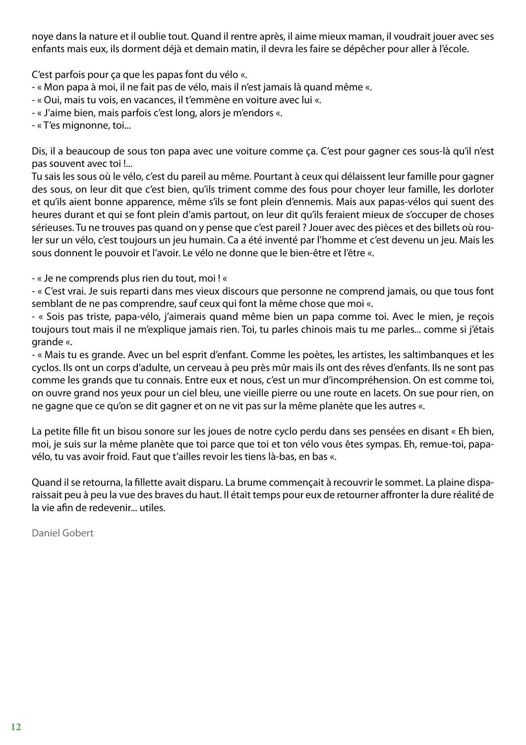noye dans la nature et il oublie tout. Quand il rentre après, il aime mieux maman, il voudrait jouer avec ses enfants mais eux, ils dorment déjà et demain matin, il devra les faire se dépêcher pour aller à l'école.

C'est parfois pour ça que les papas font du vélo «.

- « Mon papa à moi, il ne fait pas de vélo, mais il n'est jamais là quand même «.
- « Oui, mais tu vois, en vacances, il t'emmène en voiture avec lui «.
- « J'aime bien, mais parfois c'est long, alors je m'endors «.
- « T'es mignonne, toi...

Dis, il a beaucoup de sous ton papa avec une voiture comme ça. C'est pour gagner ces sous-là qu'il n'est pas souvent avec toi !...

Tu sais les sous où le vélo, c'est du pareil au même. Pourtant à ceux qui délaissent leur famille pour gagner des sous, on leur dit que c'est bien, qu'ils triment comme des fous pour choyer leur famille, les dorloter et qu'ils aient bonne apparence, même s'ils se font plein d'ennemis. Mais aux papas-vélos qui suent des heures durant et qui se font plein d'amis partout, on leur dit qu'ils feraient mieux de s'occuper de choses sérieuses. Tu ne trouves pas quand on y pense que c'est pareil ? Jouer avec des pièces et des billets où rouler sur un vélo, c'est toujours un jeu humain. Ca a été inventé par l'homme et c'est devenu un jeu. Mais les sous donnent le pouvoir et l'avoir. Le vélo ne donne que le bien-être et l'être «.

- « Je ne comprends plus rien du tout, moi ! «
- « C'est vrai. Je suis reparti dans mes vieux discours que personne ne comprend jamais, ou que tous font semblant de ne pas comprendre, sauf ceux qui font la même chose que moi «.
- « Sois pas triste, papa-vélo, j'aimerais quand même bien un papa comme toi. Avec le mien, je reçois toujours tout mais il ne m'explique jamais rien. Toi, tu parles chinois mais tu me parles... comme si j'étais grande «.
- « Mais tu es grande. Avec un bel esprit d'enfant. Comme les poètes, les artistes, les saltimbanques et les cyclos. Ils ont un corps d'adulte, un cerveau à peu près mûr mais ils ont des rêves d'enfants. Ils ne sont pas comme les grands que tu connais. Entre eux et nous, c'est un mur d'incompréhension. On est comme toi, on ouvre grand nos yeux pour un ciel bleu, une vieille pierre ou une route en lacets. On sue pour rien, on ne gagne que ce qu'on se dit gagner et on ne vit pas sur la même planète que les autres «.

La petite fille fit un bisou sonore sur les joues de notre cyclo perdu dans ses pensées en disant « Eh bien, moi, je suis sur la même planète que toi parce que toi et ton vélo vous êtes sympas. Eh, remue-toi, papa-vélo, tu vas avoir froid. Faut que t'ailles revoir les tiens là-bas, en bas «.

Quand il se retourna, la fillette avait disparu. La brume commençait à recouvrir le sommet. La plaine disparaissait peu à peu la vue des braves du haut. Il était temps pour eux de retourner affronter la dure réalité de la vie afin de redevenir... utiles.

Daniel Gobert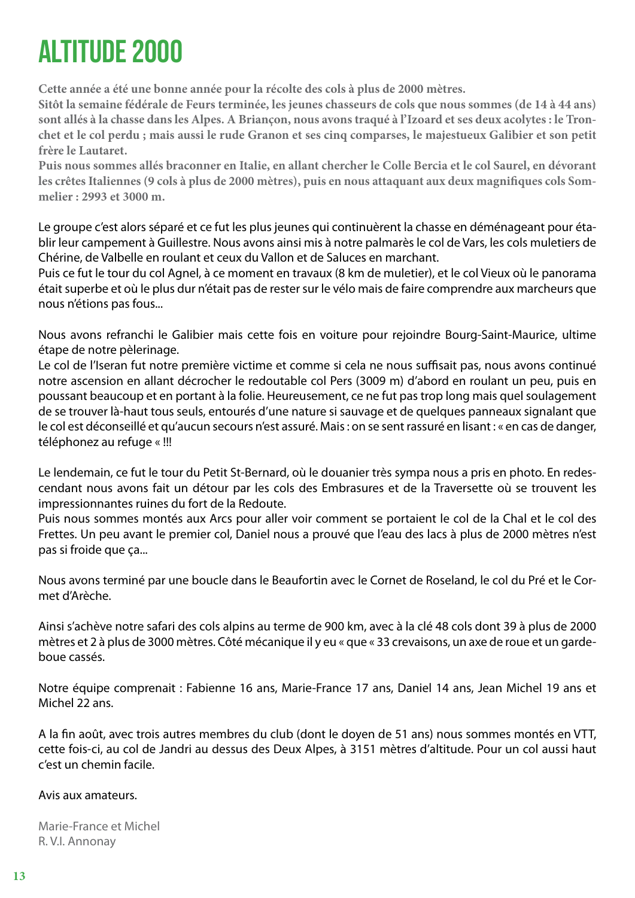# ALTITUDE 2000

**Cette année a été une bonne année pour la récolte des cols à plus de 2000 mètres.**
**Sitôt la semaine fédérale de Feurs terminée, les jeunes chasseurs de cols que nous sommes (de 14 à 44 ans) sont allés à la chasse dans les Alpes. A Briançon, nous avons traqué à l'Izoard et ses deux acolytes : le Tronchet et le col perdu ; mais aussi le rude Granon et ses cinq comparses, le majestueux Galibier et son petit frère le Lautaret.**
**Puis nous sommes allés braconner en Italie, en allant chercher le Colle Bercia et le col Saurel, en dévorant les crêtes Italiennes (9 cols à plus de 2000 mètres), puis en nous attaquant aux deux magnifiques cols Sommelier : 2993 et 3000 m.**

Le groupe c'est alors séparé et ce fut les plus jeunes qui continuèrent la chasse en déménageant pour établir leur campement à Guillestre. Nous avons ainsi mis à notre palmarès le col de Vars, les cols muletiers de Chérine, de Valbelle en roulant et ceux du Vallon et de Saluces en marchant.
Puis ce fut le tour du col Agnel, à ce moment en travaux (8 km de muletier), et le col Vieux où le panorama était superbe et où le plus dur n'était pas de rester sur le vélo mais de faire comprendre aux marcheurs que nous n'étions pas fous...

Nous avons refranchi le Galibier mais cette fois en voiture pour rejoindre Bourg-Saint-Maurice, ultime étape de notre pèlerinage.
Le col de l'Iseran fut notre première victime et comme si cela ne nous suffisait pas, nous avons continué notre ascension en allant décrocher le redoutable col Pers (3009 m) d'abord en roulant un peu, puis en poussant beaucoup et en portant à la folie. Heureusement, ce ne fut pas trop long mais quel soulagement de se trouver là-haut tous seuls, entourés d'une nature si sauvage et de quelques panneaux signalant que le col est déconseillé et qu'aucun secours n'est assuré. Mais : on se sent rassuré en lisant : « en cas de danger, téléphonez au refuge « !!!

Le lendemain, ce fut le tour du Petit St-Bernard, où le douanier très sympa nous a pris en photo. En redescendant nous avons fait un détour par les cols des Embrasures et de la Traversette où se trouvent les impressionnantes ruines du fort de la Redoute.
Puis nous sommes montés aux Arcs pour aller voir comment se portaient le col de la Chal et le col des Frettes. Un peu avant le premier col, Daniel nous a prouvé que l'eau des lacs à plus de 2000 mètres n'est pas si froide que ça...

Nous avons terminé par une boucle dans le Beaufortin avec le Cornet de Roseland, le col du Pré et le Cormet d'Arèche.

Ainsi s'achève notre safari des cols alpins au terme de 900 km, avec à la clé 48 cols dont 39 à plus de 2000 mètres et 2 à plus de 3000 mètres. Côté mécanique il y eu « que « 33 crevaisons, un axe de roue et un garde-boue cassés.

Notre équipe comprenait : Fabienne 16 ans, Marie-France 17 ans, Daniel 14 ans, Jean Michel 19 ans et Michel 22 ans.

A la fin août, avec trois autres membres du club (dont le doyen de 51 ans) nous sommes montés en VTT, cette fois-ci, au col de Jandri au dessus des Deux Alpes, à 3151 mètres d'altitude. Pour un col aussi haut c'est un chemin facile.

Avis aux amateurs.

Marie-France et Michel
R. V.I. Annonay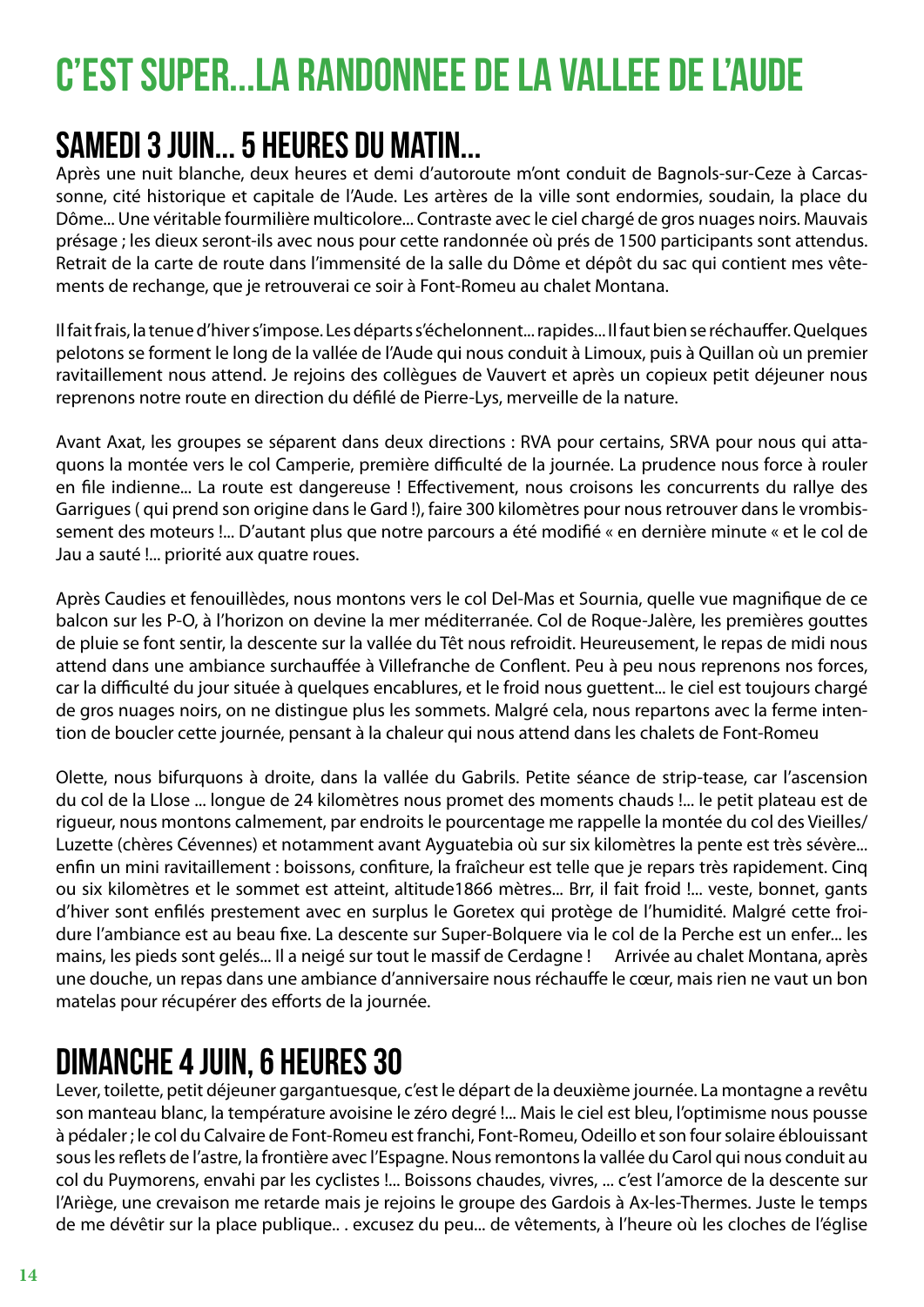# C'EST SUPER...LA RANDONNEE DE LA VALLEE DE L'AUDE

## SAMEDI 3 JUIN... 5 HEURES DU MATIN...

Après une nuit blanche, deux heures et demi d'autoroute m'ont conduit de Bagnols-sur-Ceze à Carcassonne, cité historique et capitale de l'Aude. Les artères de la ville sont endormies, soudain, la place du Dôme... Une véritable fourmilière multicolore... Contraste avec le ciel chargé de gros nuages noirs. Mauvais présage ; les dieux seront-ils avec nous pour cette randonnée où prés de 1500 participants sont attendus. Retrait de la carte de route dans l'immensité de la salle du Dôme et dépôt du sac qui contient mes vêtements de rechange, que je retrouverai ce soir à Font-Romeu au chalet Montana.

Il fait frais, la tenue d'hiver s'impose. Les départs s'échelonnent... rapides... Il faut bien se réchauffer. Quelques pelotons se forment le long de la vallée de l'Aude qui nous conduit à Limoux, puis à Quillan où un premier ravitaillement nous attend. Je rejoins des collègues de Vauvert et après un copieux petit déjeuner nous reprenons notre route en direction du défilé de Pierre-Lys, merveille de la nature.

Avant Axat, les groupes se séparent dans deux directions : RVA pour certains, SRVA pour nous qui attaquons la montée vers le col Camperie, première difficulté de la journée. La prudence nous force à rouler en file indienne... La route est dangereuse ! Effectivement, nous croisons les concurrents du rallye des Garrigues ( qui prend son origine dans le Gard !), faire 300 kilomètres pour nous retrouver dans le vrombissement des moteurs !... D'autant plus que notre parcours a été modifié « en dernière minute « et le col de Jau a sauté !... priorité aux quatre roues.

Après Caudies et fenouillèdes, nous montons vers le col Del-Mas et Sournia, quelle vue magnifique de ce balcon sur les P-O, à l'horizon on devine la mer méditerranée. Col de Roque-Jalère, les premières gouttes de pluie se font sentir, la descente sur la vallée du Têt nous refroidit. Heureusement, le repas de midi nous attend dans une ambiance surchauffée à Villefranche de Conflent. Peu à peu nous reprenons nos forces, car la difficulté du jour située à quelques encablures, et le froid nous guettent... le ciel est toujours chargé de gros nuages noirs, on ne distingue plus les sommets. Malgré cela, nous repartons avec la ferme intention de boucler cette journée, pensant à la chaleur qui nous attend dans les chalets de Font-Romeu

Olette, nous bifurquons à droite, dans la vallée du Gabrils. Petite séance de strip-tease, car l'ascension du col de la Llose ... longue de 24 kilomètres nous promet des moments chauds !... le petit plateau est de rigueur, nous montons calmement, par endroits le pourcentage me rappelle la montée du col des Vieilles/Luzette (chères Cévennes) et notamment avant Ayguatebia où sur six kilomètres la pente est très sévère... enfin un mini ravitaillement : boissons, confiture, la fraîcheur est telle que je repars très rapidement. Cinq ou six kilomètres et le sommet est atteint, altitude1866 mètres... Brr, il fait froid !... veste, bonnet, gants d'hiver sont enfilés prestement avec en surplus le Goretex qui protège de l'humidité. Malgré cette froidure l'ambiance est au beau fixe. La descente sur Super-Bolquere via le col de la Perche est un enfer... les mains, les pieds sont gelés... Il a neigé sur tout le massif de Cerdagne ! Arrivée au chalet Montana, après une douche, un repas dans une ambiance d'anniversaire nous réchauffe le cœur, mais rien ne vaut un bon matelas pour récupérer des efforts de la journée.

## DIMANCHE 4 JUIN, 6 HEURES 30

Lever, toilette, petit déjeuner gargantuesque, c'est le départ de la deuxième journée. La montagne a revêtu son manteau blanc, la température avoisine le zéro degré !... Mais le ciel est bleu, l'optimisme nous pousse à pédaler ; le col du Calvaire de Font-Romeu est franchi, Font-Romeu, Odeillo et son four solaire éblouissant sous les reflets de l'astre, la frontière avec l'Espagne. Nous remontons la vallée du Carol qui nous conduit au col du Puymorens, envahi par les cyclistes !... Boissons chaudes, vivres, ... c'est l'amorce de la descente sur l'Ariège, une crevaison me retarde mais je rejoins le groupe des Gardois à Ax-les-Thermes. Juste le temps de me dévêtir sur la place publique.. . excusez du peu... de vêtements, à l'heure où les cloches de l'église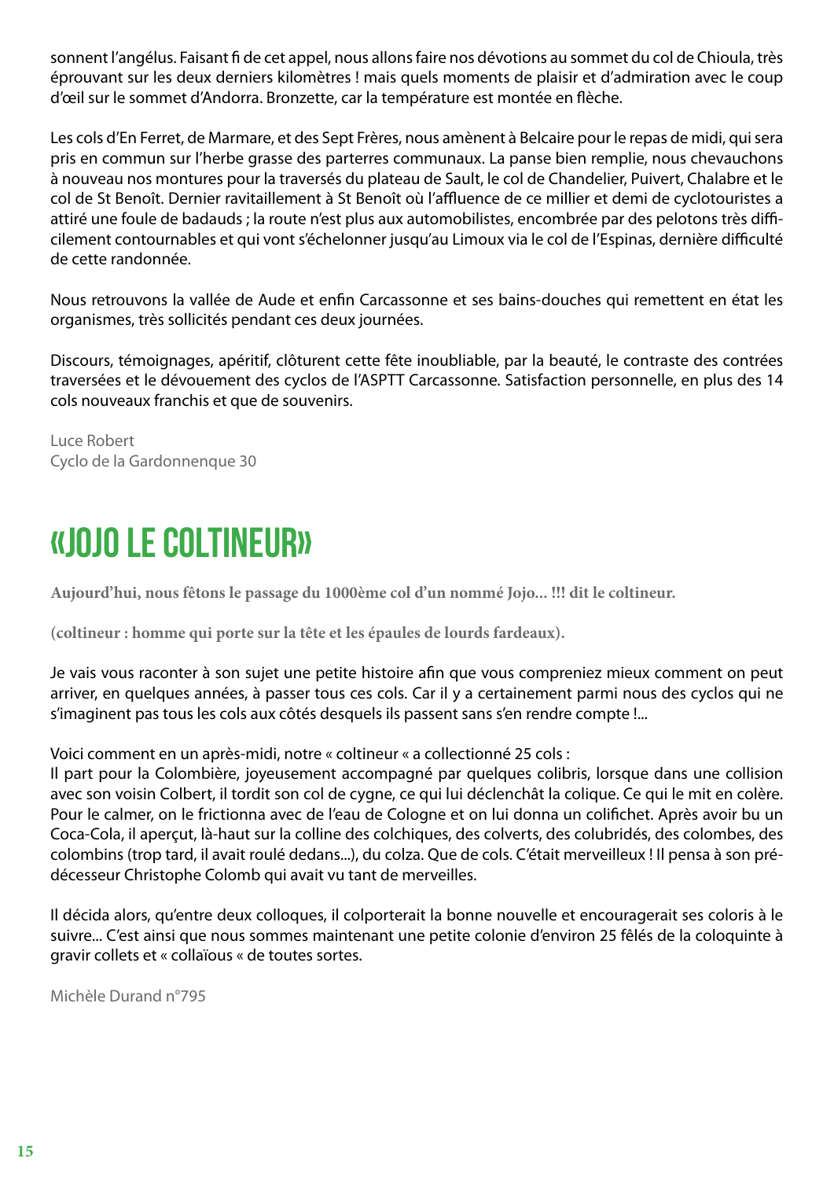sonnent l'angélus. Faisant fi de cet appel, nous allons faire nos dévotions au sommet du col de Chioula, très éprouvant sur les deux derniers kilomètres ! mais quels moments de plaisir et d'admiration avec le coup d'œil sur le sommet d'Andorra. Bronzette, car la température est montée en flèche.

Les cols d'En Ferret, de Marmare, et des Sept Frères, nous amènent à Belcaire pour le repas de midi, qui sera pris en commun sur l'herbe grasse des parterres communaux. La panse bien remplie, nous chevauchons à nouveau nos montures pour la traversés du plateau de Sault, le col de Chandelier, Puivert, Chalabre et le col de St Benoît. Dernier ravitaillement à St Benoît où l'affluence de ce millier et demi de cyclotouristes a attiré une foule de badauds ; la route n'est plus aux automobilistes, encombrée par des pelotons très difficilement contournables et qui vont s'échelonner jusqu'au Limoux via le col de l'Espinas, dernière difficulté de cette randonnée.

Nous retrouvons la vallée de Aude et enfin Carcassonne et ses bains-douches qui remettent en état les organismes, très sollicités pendant ces deux journées.

Discours, témoignages, apéritif, clôturent cette fête inoubliable, par la beauté, le contraste des contrées traversées et le dévouement des cyclos de l'ASPTT Carcassonne. Satisfaction personnelle, en plus des 14 cols nouveaux franchis et que de souvenirs.

Luce Robert
Cyclo de la Gardonnenque 30

# «Jojo le coltineur»

**Aujourd'hui, nous fêtons le passage du 1000ème col d'un nommé Jojo... !!! dit le coltineur.**

**(coltineur : homme qui porte sur la tête et les épaules de lourds fardeaux).**

Je vais vous raconter à son sujet une petite histoire afin que vous compreniez mieux comment on peut arriver, en quelques années, à passer tous ces cols. Car il y a certainement parmi nous des cyclos qui ne s'imaginent pas tous les cols aux côtés desquels ils passent sans s'en rendre compte !...

Voici comment en un après-midi, notre « coltineur « a collectionné 25 cols :
Il part pour la Colombière, joyeusement accompagné par quelques colibris, lorsque dans une collision avec son voisin Colbert, il tordit son col de cygne, ce qui lui déclenchât la colique. Ce qui le mit en colère. Pour le calmer, on le frictionna avec de l'eau de Cologne et on lui donna un colifichet. Après avoir bu un Coca-Cola, il aperçut, là-haut sur la colline des colchiques, des colverts, des colubridés, des colombes, des colombins (trop tard, il avait roulé dedans...), du colza. Que de cols. C'était merveilleux ! Il pensa à son prédécesseur Christophe Colomb qui avait vu tant de merveilles.

Il décida alors, qu'entre deux colloques, il colporterait la bonne nouvelle et encouragerait ses coloris à le suivre... C'est ainsi que nous sommes maintenant une petite colonie d'environ 25 fêlés de la coloquinte à gravir collets et « collaïous « de toutes sortes.

Michèle Durand n°795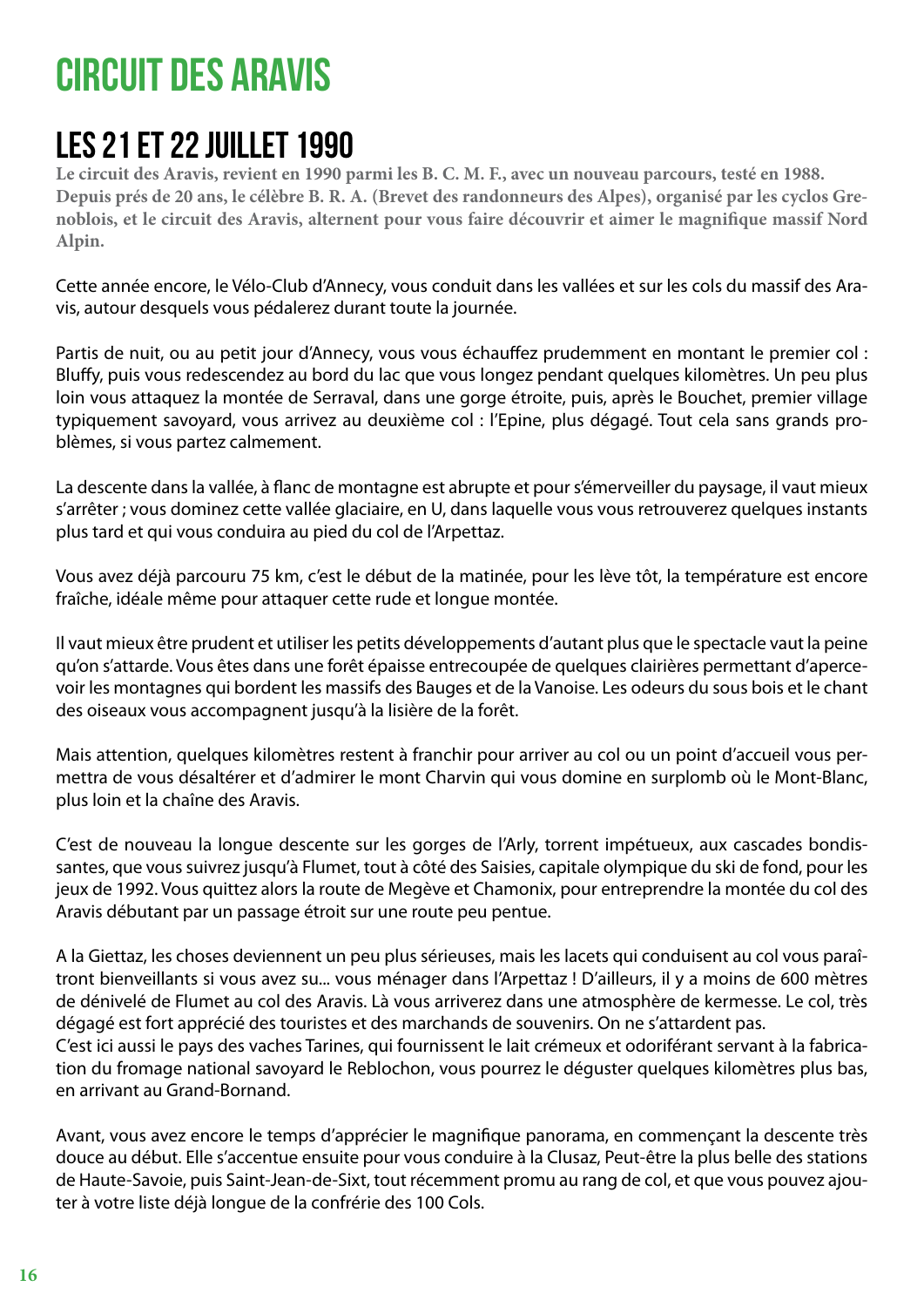# CIRCUIT DES ARAVIS

## LES 21 ET 22 JUILLET 1990

**Le circuit des Aravis, revient en 1990 parmi les B. C. M. F., avec un nouveau parcours, testé en 1988. Depuis prés de 20 ans, le célèbre B. R. A. (Brevet des randonneurs des Alpes), organisé par les cyclos Grenoblois, et le circuit des Aravis, alternent pour vous faire découvrir et aimer le magnifique massif Nord Alpin.**

Cette année encore, le Vélo-Club d'Annecy, vous conduit dans les vallées et sur les cols du massif des Aravis, autour desquels vous pédalerez durant toute la journée.

Partis de nuit, ou au petit jour d'Annecy, vous vous échauffez prudemment en montant le premier col : Bluffy, puis vous redescendez au bord du lac que vous longez pendant quelques kilomètres. Un peu plus loin vous attaquez la montée de Serraval, dans une gorge étroite, puis, après le Bouchet, premier village typiquement savoyard, vous arrivez au deuxième col : l'Epine, plus dégagé. Tout cela sans grands problèmes, si vous partez calmement.

La descente dans la vallée, à flanc de montagne est abrupte et pour s'émerveiller du paysage, il vaut mieux s'arrêter ; vous dominez cette vallée glaciaire, en U, dans laquelle vous vous retrouverez quelques instants plus tard et qui vous conduira au pied du col de l'Arpettaz.

Vous avez déjà parcouru 75 km, c'est le début de la matinée, pour les lève tôt, la température est encore fraîche, idéale même pour attaquer cette rude et longue montée.

Il vaut mieux être prudent et utiliser les petits développements d'autant plus que le spectacle vaut la peine qu'on s'attarde. Vous êtes dans une forêt épaisse entrecoupée de quelques clairières permettant d'apercevoir les montagnes qui bordent les massifs des Bauges et de la Vanoise. Les odeurs du sous bois et le chant des oiseaux vous accompagnent jusqu'à la lisière de la forêt.

Mais attention, quelques kilomètres restent à franchir pour arriver au col ou un point d'accueil vous permettra de vous désaltérer et d'admirer le mont Charvin qui vous domine en surplomb où le Mont-Blanc, plus loin et la chaîne des Aravis.

C'est de nouveau la longue descente sur les gorges de l'Arly, torrent impétueux, aux cascades bondissantes, que vous suivrez jusqu'à Flumet, tout à côté des Saisies, capitale olympique du ski de fond, pour les jeux de 1992. Vous quittez alors la route de Megève et Chamonix, pour entreprendre la montée du col des Aravis débutant par un passage étroit sur une route peu pentue.

A la Giettaz, les choses deviennent un peu plus sérieuses, mais les lacets qui conduisent au col vous paraîtront bienveillants si vous avez su... vous ménager dans l'Arpettaz ! D'ailleurs, il y a moins de 600 mètres de dénivelé de Flumet au col des Aravis. Là vous arriverez dans une atmosphère de kermesse. Le col, très dégagé est fort apprécié des touristes et des marchands de souvenirs. On ne s'attardent pas.
C'est ici aussi le pays des vaches Tarines, qui fournissent le lait crémeux et odoriférant servant à la fabrication du fromage national savoyard le Reblochon, vous pourrez le déguster quelques kilomètres plus bas, en arrivant au Grand-Bornand.

Avant, vous avez encore le temps d'apprécier le magnifique panorama, en commençant la descente très douce au début. Elle s'accentue ensuite pour vous conduire à la Clusaz, Peut-être la plus belle des stations de Haute-Savoie, puis Saint-Jean-de-Sixt, tout récemment promu au rang de col, et que vous pouvez ajouter à votre liste déjà longue de la confrérie des 100 Cols.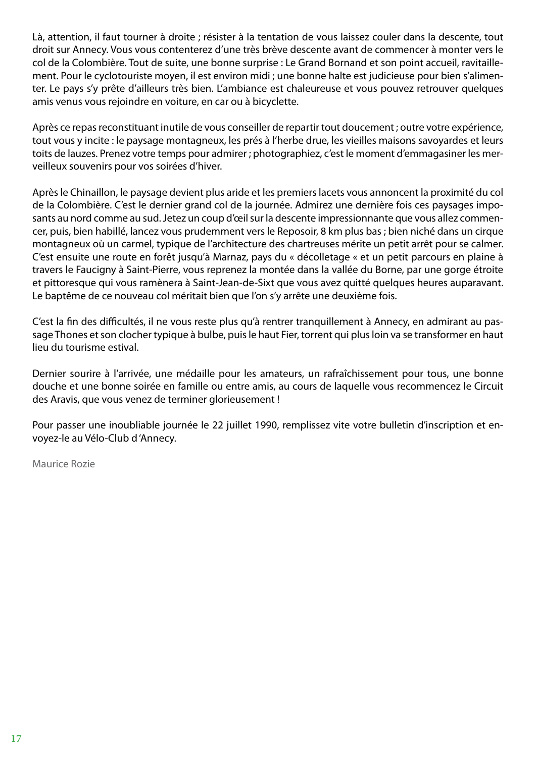Là, attention, il faut tourner à droite ; résister à la tentation de vous laissez couler dans la descente, tout droit sur Annecy. Vous vous contenterez d'une très brève descente avant de commencer à monter vers le col de la Colombière. Tout de suite, une bonne surprise : Le Grand Bornand et son point accueil, ravitaillement. Pour le cyclotouriste moyen, il est environ midi ; une bonne halte est judicieuse pour bien s'alimenter. Le pays s'y prête d'ailleurs très bien. L'ambiance est chaleureuse et vous pouvez retrouver quelques amis venus vous rejoindre en voiture, en car ou à bicyclette.

Après ce repas reconstituant inutile de vous conseiller de repartir tout doucement ; outre votre expérience, tout vous y incite : le paysage montagneux, les prés à l'herbe drue, les vieilles maisons savoyardes et leurs toits de lauzes. Prenez votre temps pour admirer ; photographiez, c'est le moment d'emmagasiner les merveilleux souvenirs pour vos soirées d'hiver.

Après le Chinaillon, le paysage devient plus aride et les premiers lacets vous annoncent la proximité du col de la Colombière. C'est le dernier grand col de la journée. Admirez une dernière fois ces paysages imposants au nord comme au sud. Jetez un coup d'œil sur la descente impressionnante que vous allez commencer, puis, bien habillé, lancez vous prudemment vers le Reposoir, 8 km plus bas ; bien niché dans un cirque montagneux où un carmel, typique de l'architecture des chartreuses mérite un petit arrêt pour se calmer. C'est ensuite une route en forêt jusqu'à Marnaz, pays du « décolletage « et un petit parcours en plaine à travers le Faucigny à Saint-Pierre, vous reprenez la montée dans la vallée du Borne, par une gorge étroite et pittoresque qui vous ramènera à Saint-Jean-de-Sixt que vous avez quitté quelques heures auparavant. Le baptême de ce nouveau col méritait bien que l'on s'y arrête une deuxième fois.

C'est la fin des difficultés, il ne vous reste plus qu'à rentrer tranquillement à Annecy, en admirant au passage Thones et son clocher typique à bulbe, puis le haut Fier, torrent qui plus loin va se transformer en haut lieu du tourisme estival.

Dernier sourire à l'arrivée, une médaille pour les amateurs, un rafraîchissement pour tous, une bonne douche et une bonne soirée en famille ou entre amis, au cours de laquelle vous recommencez le Circuit des Aravis, que vous venez de terminer glorieusement !

Pour passer une inoubliable journée le 22 juillet 1990, remplissez vite votre bulletin d'inscription et envoyez-le au Vélo-Club d 'Annecy.

Maurice Rozie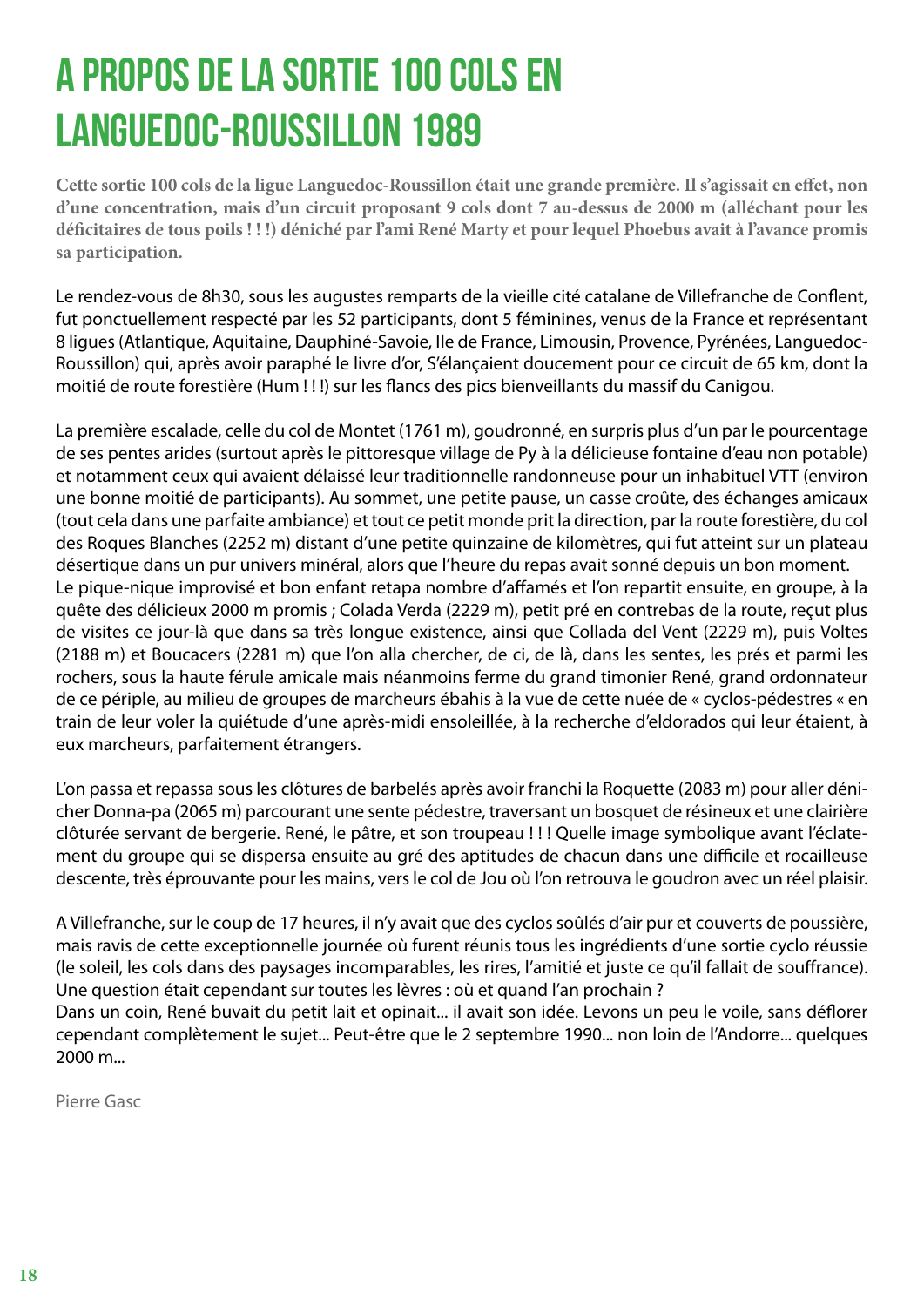# A PROPOS DE LA SORTIE 100 COLS EN LANGUEDOC-ROUSSILLON 1989

**Cette sortie 100 cols de la ligue Languedoc-Roussillon était une grande première. Il s'agissait en effet, non d'une concentration, mais d'un circuit proposant 9 cols dont 7 au-dessus de 2000 m (alléchant pour les déficitaires de tous poils ! ! !) déniché par l'ami René Marty et pour lequel Phoebus avait à l'avance promis sa participation.**

Le rendez-vous de 8h30, sous les augustes remparts de la vieille cité catalane de Villefranche de Conflent, fut ponctuellement respecté par les 52 participants, dont 5 féminines, venus de la France et représentant 8 ligues (Atlantique, Aquitaine, Dauphiné-Savoie, Ile de France, Limousin, Provence, Pyrénées, Languedoc-Roussillon) qui, après avoir paraphé le livre d'or, S'élançaient doucement pour ce circuit de 65 km, dont la moitié de route forestière (Hum ! ! !) sur les flancs des pics bienveillants du massif du Canigou.

La première escalade, celle du col de Montet (1761 m), goudronné, en surpris plus d'un par le pourcentage de ses pentes arides (surtout après le pittoresque village de Py à la délicieuse fontaine d'eau non potable) et notamment ceux qui avaient délaissé leur traditionnelle randonneuse pour un inhabituel VTT (environ une bonne moitié de participants). Au sommet, une petite pause, un casse croûte, des échanges amicaux (tout cela dans une parfaite ambiance) et tout ce petit monde prit la direction, par la route forestière, du col des Roques Blanches (2252 m) distant d'une petite quinzaine de kilomètres, qui fut atteint sur un plateau désertique dans un pur univers minéral, alors que l'heure du repas avait sonné depuis un bon moment.
Le pique-nique improvisé et bon enfant retapa nombre d'affamés et l'on repartit ensuite, en groupe, à la quête des délicieux 2000 m promis ; Colada Verda (2229 m), petit pré en contrebas de la route, reçut plus de visites ce jour-là que dans sa très longue existence, ainsi que Collada del Vent (2229 m), puis Voltes (2188 m) et Boucacers (2281 m) que l'on alla chercher, de ci, de là, dans les sentes, les prés et parmi les rochers, sous la haute férule amicale mais néanmoins ferme du grand timonier René, grand ordonnateur de ce périple, au milieu de groupes de marcheurs ébahis à la vue de cette nuée de « cyclos-pédestres « en train de leur voler la quiétude d'une après-midi ensoleillée, à la recherche d'eldorados qui leur étaient, à eux marcheurs, parfaitement étrangers.

L'on passa et repassa sous les clôtures de barbelés après avoir franchi la Roquette (2083 m) pour aller dénicher Donna-pa (2065 m) parcourant une sente pédestre, traversant un bosquet de résineux et une clairière clôturée servant de bergerie. René, le pâtre, et son troupeau ! ! ! Quelle image symbolique avant l'éclatement du groupe qui se dispersa ensuite au gré des aptitudes de chacun dans une difficile et rocailleuse descente, très éprouvante pour les mains, vers le col de Jou où l'on retrouva le goudron avec un réel plaisir.

A Villefranche, sur le coup de 17 heures, il n'y avait que des cyclos soûlés d'air pur et couverts de poussière, mais ravis de cette exceptionnelle journée où furent réunis tous les ingrédients d'une sortie cyclo réussie (le soleil, les cols dans des paysages incomparables, les rires, l'amitié et juste ce qu'il fallait de souffrance). Une question était cependant sur toutes les lèvres : où et quand l'an prochain ?
Dans un coin, René buvait du petit lait et opinait... il avait son idée. Levons un peu le voile, sans déflorer cependant complètement le sujet... Peut-être que le 2 septembre 1990... non loin de l'Andorre... quelques 2000 m...

Pierre Gasc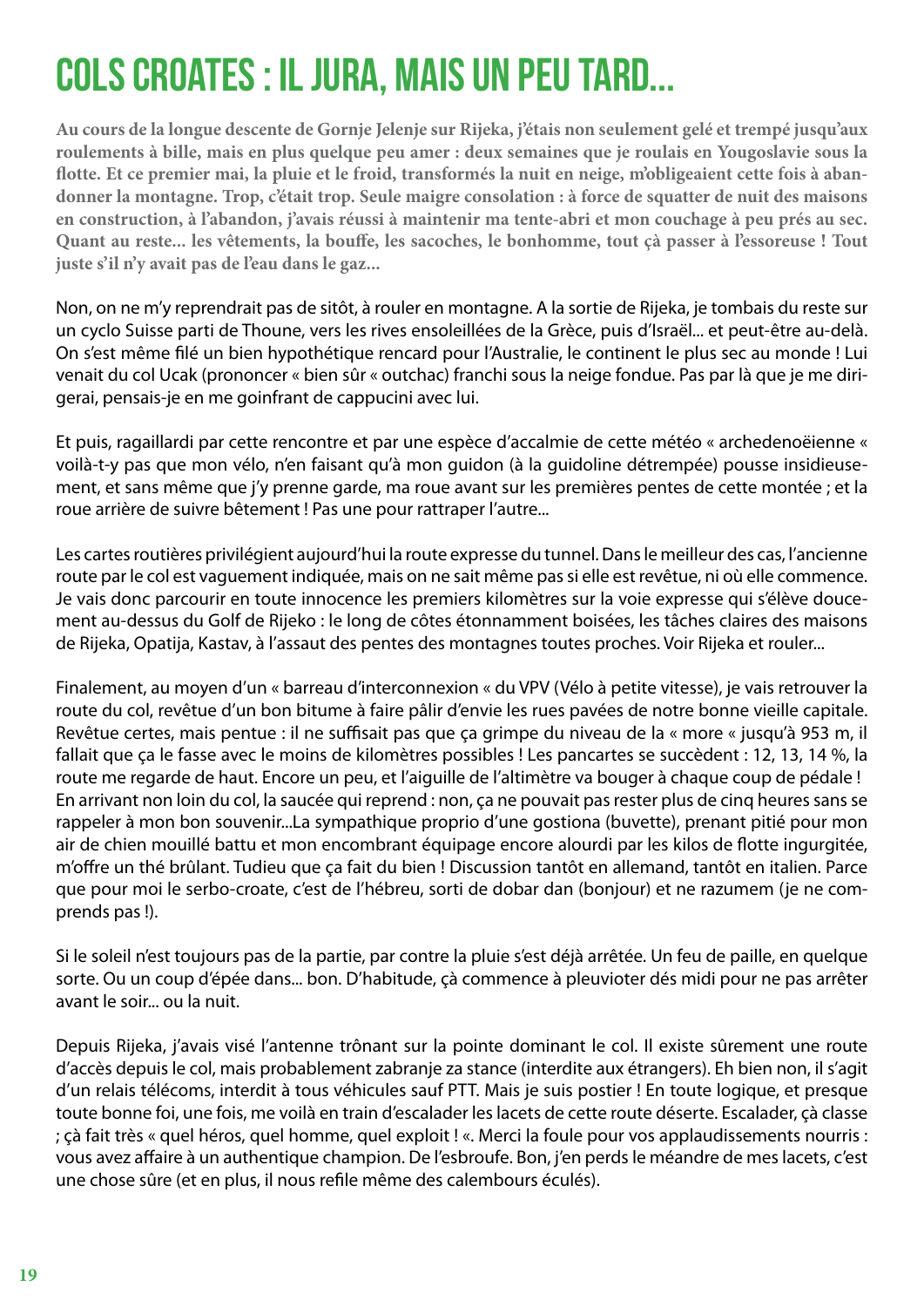# COLS CROATES : IL JURA, MAIS UN PEU TARD...

**Au cours de la longue descente de Gornje Jelenje sur Rijeka, j'étais non seulement gelé et trempé jusqu'aux roulements à bille, mais en plus quelque peu amer : deux semaines que je roulais en Yougoslavie sous la flotte. Et ce premier mai, la pluie et le froid, transformés la nuit en neige, m'obligeaient cette fois à abandonner la montagne. Trop, c'était trop. Seule maigre consolation : à force de squatter de nuit des maisons en construction, à l'abandon, j'avais réussi à maintenir ma tente-abri et mon couchage à peu prés au sec. Quant au reste... les vêtements, la bouffe, les sacoches, le bonhomme, tout çà passer à l'essoreuse ! Tout juste s'il n'y avait pas de l'eau dans le gaz...**

Non, on ne m'y reprendrait pas de sitôt, à rouler en montagne. A la sortie de Rijeka, je tombais du reste sur un cyclo Suisse parti de Thoune, vers les rives ensoleillées de la Grèce, puis d'Israël... et peut-être au-delà. On s'est même filé un bien hypothétique rencard pour l'Australie, le continent le plus sec au monde ! Lui venait du col Ucak (prononcer « bien sûr « outchac) franchi sous la neige fondue. Pas par là que je me dirigerai, pensais-je en me goinfrant de cappucini avec lui.

Et puis, ragaillardi par cette rencontre et par une espèce d'accalmie de cette météo « archedenoëienne « voilà-t-y pas que mon vélo, n'en faisant qu'à mon guidon (à la guidoline détrempée) pousse insidieusement, et sans même que j'y prenne garde, ma roue avant sur les premières pentes de cette montée ; et la roue arrière de suivre bêtement ! Pas une pour rattraper l'autre...

Les cartes routières privilégient aujourd'hui la route expresse du tunnel. Dans le meilleur des cas, l'ancienne route par le col est vaguement indiquée, mais on ne sait même pas si elle est revêtue, ni où elle commence. Je vais donc parcourir en toute innocence les premiers kilomètres sur la voie expresse qui s'élève doucement au-dessus du Golf de Rijeko : le long de côtes étonnamment boisées, les tâches claires des maisons de Rijeka, Opatija, Kastav, à l'assaut des pentes des montagnes toutes proches. Voir Rijeka et rouler...

Finalement, au moyen d'un « barreau d'interconnexion « du VPV (Vélo à petite vitesse), je vais retrouver la route du col, revêtue d'un bon bitume à faire pâlir d'envie les rues pavées de notre bonne vieille capitale. Revêtue certes, mais pentue : il ne suffisait pas que ça grimpe du niveau de la « more « jusqu'à 953 m, il fallait que ça le fasse avec le moins de kilomètres possibles ! Les pancartes se succèdent : 12, 13, 14 %, la route me regarde de haut. Encore un peu, et l'aiguille de l'altimètre va bouger à chaque coup de pédale !
En arrivant non loin du col, la saucée qui reprend : non, ça ne pouvait pas rester plus de cinq heures sans se rappeler à mon bon souvenir...La sympathique proprio d'une gostiona (buvette), prenant pitié pour mon air de chien mouillé battu et mon encombrant équipage encore alourdi par les kilos de flotte ingurgitée, m'offre un thé brûlant. Tudieu que ça fait du bien ! Discussion tantôt en allemand, tantôt en italien. Parce que pour moi le serbo-croate, c'est de l'hébreu, sorti de dobar dan (bonjour) et ne razumem (je ne comprends pas !).

Si le soleil n'est toujours pas de la partie, par contre la pluie s'est déjà arrêtée. Un feu de paille, en quelque sorte. Ou un coup d'épée dans... bon. D'habitude, çà commence à pleuvioter dés midi pour ne pas arrêter avant le soir... ou la nuit.

Depuis Rijeka, j'avais visé l'antenne trônant sur la pointe dominant le col. Il existe sûrement une route d'accès depuis le col, mais probablement zabranje za stance (interdite aux étrangers). Eh bien non, il s'agit d'un relais télécoms, interdit à tous véhicules sauf PTT. Mais je suis postier ! En toute logique, et presque toute bonne foi, une fois, me voilà en train d'escalader les lacets de cette route déserte. Escalader, çà classe ; çà fait très « quel héros, quel homme, quel exploit ! «. Merci la foule pour vos applaudissements nourris : vous avez affaire à un authentique champion. De l'esbroufe. Bon, j'en perds le méandre de mes lacets, c'est une chose sûre (et en plus, il nous refile même des calembours éculés).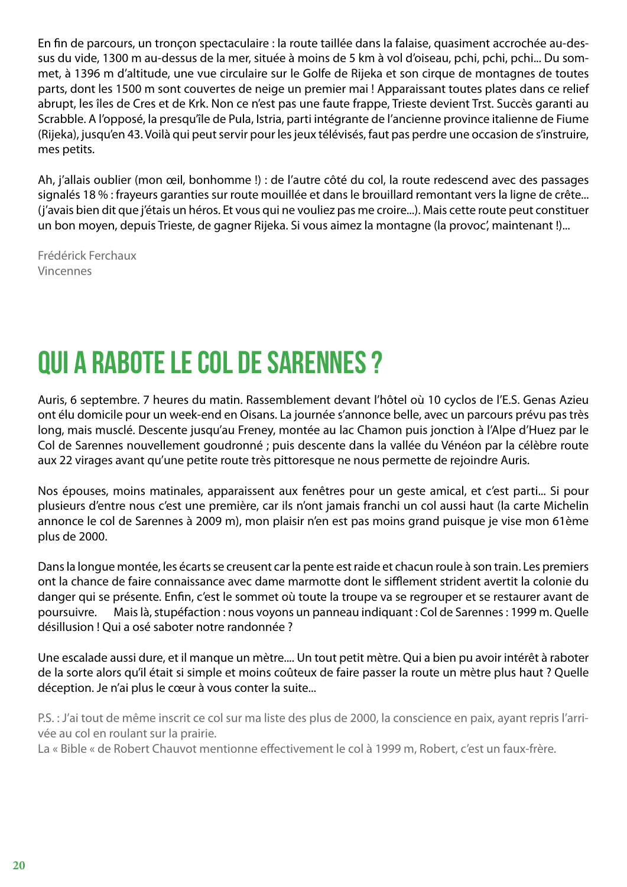En fin de parcours, un tronçon spectaculaire : la route taillée dans la falaise, quasiment accrochée au-dessus du vide, 1300 m au-dessus de la mer, située à moins de 5 km à vol d'oiseau, pchi, pchi, pchi... Du sommet, à 1396 m d'altitude, une vue circulaire sur le Golfe de Rijeka et son cirque de montagnes de toutes parts, dont les 1500 m sont couvertes de neige un premier mai ! Apparaissant toutes plates dans ce relief abrupt, les îles de Cres et de Krk. Non ce n'est pas une faute frappe, Trieste devient Trst. Succès garanti au Scrabble. A l'opposé, la presqu'île de Pula, Istria, parti intégrante de l'ancienne province italienne de Fiume (Rijeka), jusqu'en 43. Voilà qui peut servir pour les jeux télévisés, faut pas perdre une occasion de s'instruire, mes petits.

Ah, j'allais oublier (mon œil, bonhomme !) : de l'autre côté du col, la route redescend avec des passages signalés 18 % : frayeurs garanties sur route mouillée et dans le brouillard remontant vers la ligne de crête... (j'avais bien dit que j'étais un héros. Et vous qui ne vouliez pas me croire...). Mais cette route peut constituer un bon moyen, depuis Trieste, de gagner Rijeka. Si vous aimez la montagne (la provoc', maintenant !)...

Frédérick Ferchaux
Vincennes

# QUI A RABOTE LE COL DE SARENNES ?

Auris, 6 septembre. 7 heures du matin. Rassemblement devant l'hôtel où 10 cyclos de l'E.S. Genas Azieu ont élu domicile pour un week-end en Oisans. La journée s'annonce belle, avec un parcours prévu pas très long, mais musclé. Descente jusqu'au Freney, montée au lac Chamon puis jonction à l'Alpe d'Huez par le Col de Sarennes nouvellement goudronné ; puis descente dans la vallée du Vénéon par la célèbre route aux 22 virages avant qu'une petite route très pittoresque ne nous permette de rejoindre Auris.

Nos épouses, moins matinales, apparaissent aux fenêtres pour un geste amical, et c'est parti... Si pour plusieurs d'entre nous c'est une première, car ils n'ont jamais franchi un col aussi haut (la carte Michelin annonce le col de Sarennes à 2009 m), mon plaisir n'en est pas moins grand puisque je vise mon 61ème plus de 2000.

Dans la longue montée, les écarts se creusent car la pente est raide et chacun roule à son train. Les premiers ont la chance de faire connaissance avec dame marmotte dont le sifflement strident avertit la colonie du danger qui se présente. Enfin, c'est le sommet où toute la troupe va se regrouper et se restaurer avant de poursuivre. Mais là, stupéfaction : nous voyons un panneau indiquant : Col de Sarennes : 1999 m. Quelle désillusion ! Qui a osé saboter notre randonnée ?

Une escalade aussi dure, et il manque un mètre.... Un tout petit mètre. Qui a bien pu avoir intérêt à raboter de la sorte alors qu'il était si simple et moins coûteux de faire passer la route un mètre plus haut ? Quelle déception. Je n'ai plus le cœur à vous conter la suite...

P.S. : J'ai tout de même inscrit ce col sur ma liste des plus de 2000, la conscience en paix, ayant repris l'arrivée au col en roulant sur la prairie.
La « Bible « de Robert Chauvot mentionne effectivement le col à 1999 m, Robert, c'est un faux-frère.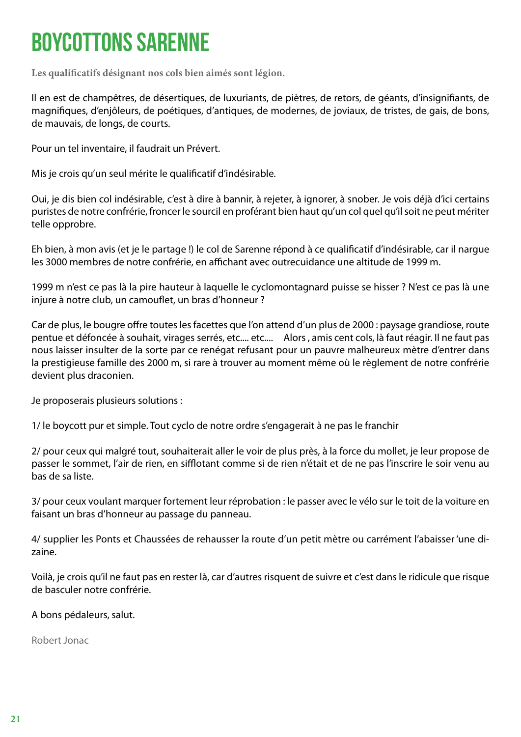# BOYCOTTONS SARENNE

**Les qualificatifs désignant nos cols bien aimés sont légion.**

Il en est de champêtres, de désertiques, de luxuriants, de piètres, de retors, de géants, d'insignifiants, de magnifiques, d'enjôleurs, de poétiques, d'antiques, de modernes, de joviaux, de tristes, de gais, de bons, de mauvais, de longs, de courts.

Pour un tel inventaire, il faudrait un Prévert.

Mis je crois qu'un seul mérite le qualificatif d'indésirable.

Oui, je dis bien col indésirable, c'est à dire à bannir, à rejeter, à ignorer, à snober. Je vois déjà d'ici certains puristes de notre confrérie, froncer le sourcil en proférant bien haut qu'un col quel qu'il soit ne peut mériter telle opprobre.

Eh bien, à mon avis (et je le partage !) le col de Sarenne répond à ce qualificatif d'indésirable, car il nargue les 3000 membres de notre confrérie, en affichant avec outrecuidance une altitude de 1999 m.

1999 m n'est ce pas là la pire hauteur à laquelle le cyclomontagnard puisse se hisser ? N'est ce pas là une injure à notre club, un camouflet, un bras d'honneur ?

Car de plus, le bougre offre toutes les facettes que l'on attend d'un plus de 2000 : paysage grandiose, route pentue et défoncée à souhait, virages serrés, etc.... etc.... Alors , amis cent cols, là faut réagir. Il ne faut pas nous laisser insulter de la sorte par ce renégat refusant pour un pauvre malheureux mètre d'entrer dans la prestigieuse famille des 2000 m, si rare à trouver au moment même où le règlement de notre confrérie devient plus draconien.

Je proposerais plusieurs solutions :

1/ le boycott pur et simple. Tout cyclo de notre ordre s'engagerait à ne pas le franchir

2/ pour ceux qui malgré tout, souhaiterait aller le voir de plus près, à la force du mollet, je leur propose de passer le sommet, l'air de rien, en sifflotant comme si de rien n'était et de ne pas l'inscrire le soir venu au bas de sa liste.

3/ pour ceux voulant marquer fortement leur réprobation : le passer avec le vélo sur le toit de la voiture en faisant un bras d'honneur au passage du panneau.

4/ supplier les Ponts et Chaussées de rehausser la route d'un petit mètre ou carrément l'abaisser 'une dizaine.

Voilà, je crois qu'il ne faut pas en rester là, car d'autres risquent de suivre et c'est dans le ridicule que risque de basculer notre confrérie.

A bons pédaleurs, salut.

Robert Jonac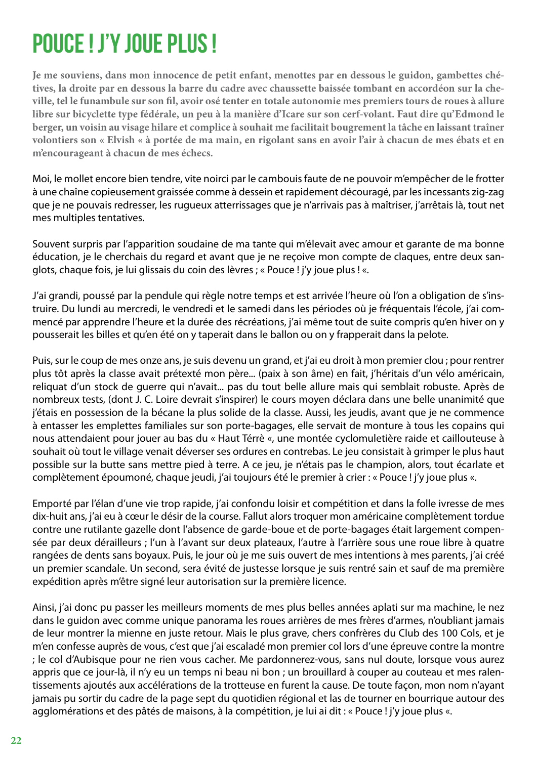# POUCE ! J'Y JOUE PLUS !

**Je me souviens, dans mon innocence de petit enfant, menottes par en dessous le guidon, gambettes chétives, la droite par en dessous la barre du cadre avec chaussette baissée tombant en accordéon sur la cheville, tel le funambule sur son fil, avoir osé tenter en totale autonomie mes premiers tours de roues à allure libre sur bicyclette type fédérale, un peu à la manière d'Icare sur son cerf-volant. Faut dire qu'Edmond le berger, un voisin au visage hilare et complice à souhait me facilitait bougrement la tâche en laissant traîner volontiers son « Elvish « à portée de ma main, en rigolant sans en avoir l'air à chacun de mes ébats et en m'encourageant à chacun de mes échecs.**

Moi, le mollet encore bien tendre, vite noirci par le cambouis faute de ne pouvoir m'empêcher de le frotter à une chaîne copieusement graissée comme à dessein et rapidement découragé, par les incessants zig-zag que je ne pouvais redresser, les rugueux atterrissages que je n'arrivais pas à maîtriser, j'arrêtais là, tout net mes multiples tentatives.

Souvent surpris par l'apparition soudaine de ma tante qui m'élevait avec amour et garante de ma bonne éducation, je le cherchais du regard et avant que je ne reçoive mon compte de claques, entre deux sanglots, chaque fois, je lui glissais du coin des lèvres ; « Pouce ! j'y joue plus ! «.

J'ai grandi, poussé par la pendule qui règle notre temps et est arrivée l'heure où l'on a obligation de s'instruire. Du lundi au mercredi, le vendredi et le samedi dans les périodes où je fréquentais l'école, j'ai commencé par apprendre l'heure et la durée des récréations, j'ai même tout de suite compris qu'en hiver on y pousserait les billes et qu'en été on y taperait dans le ballon ou on y frapperait dans la pelote.

Puis, sur le coup de mes onze ans, je suis devenu un grand, et j'ai eu droit à mon premier clou ; pour rentrer plus tôt après la classe avait prétexté mon père... (paix à son âme) en fait, j'héritais d'un vélo américain, reliquat d'un stock de guerre qui n'avait... pas du tout belle allure mais qui semblait robuste. Après de nombreux tests, (dont J. C. Loire devrait s'inspirer) le cours moyen déclara dans une belle unanimité que j'étais en possession de la bécane la plus solide de la classe. Aussi, les jeudis, avant que je ne commence à entasser les emplettes familiales sur son porte-bagages, elle servait de monture à tous les copains qui nous attendaient pour jouer au bas du « Haut Térrè «, une montée cyclomuletière raide et caillouteuse à souhait où tout le village venait déverser ses ordures en contrebas. Le jeu consistait à grimper le plus haut possible sur la butte sans mettre pied à terre. A ce jeu, je n'étais pas le champion, alors, tout écarlate et complètement époumoné, chaque jeudi, j'ai toujours été le premier à crier : « Pouce ! j'y joue plus «.

Emporté par l'élan d'une vie trop rapide, j'ai confondu loisir et compétition et dans la folle ivresse de mes dix-huit ans, j'ai eu à cœur le désir de la course. Fallut alors troquer mon américaine complètement tordue contre une rutilante gazelle dont l'absence de garde-boue et de porte-bagages était largement compensée par deux dérailleurs ; l'un à l'avant sur deux plateaux, l'autre à l'arrière sous une roue libre à quatre rangées de dents sans boyaux. Puis, le jour où je me suis ouvert de mes intentions à mes parents, j'ai créé un premier scandale. Un second, sera évité de justesse lorsque je suis rentré sain et sauf de ma première expédition après m'être signé leur autorisation sur la première licence.

Ainsi, j'ai donc pu passer les meilleurs moments de mes plus belles années aplati sur ma machine, le nez dans le guidon avec comme unique panorama les roues arrières de mes frères d'armes, n'oubliant jamais de leur montrer la mienne en juste retour. Mais le plus grave, chers confrères du Club des 100 Cols, et je m'en confesse auprès de vous, c'est que j'ai escaladé mon premier col lors d'une épreuve contre la montre ; le col d'Aubisque pour ne rien vous cacher. Me pardonnerez-vous, sans nul doute, lorsque vous aurez appris que ce jour-là, il n'y eu un temps ni beau ni bon ; un brouillard à couper au couteau et mes ralentissements ajoutés aux accélérations de la trotteuse en furent la cause. De toute façon, mon nom n'ayant jamais pu sortir du cadre de la page sept du quotidien régional et las de tourner en bourrique autour des agglomérations et des pâtés de maisons, à la compétition, je lui ai dit : « Pouce ! j'y joue plus «.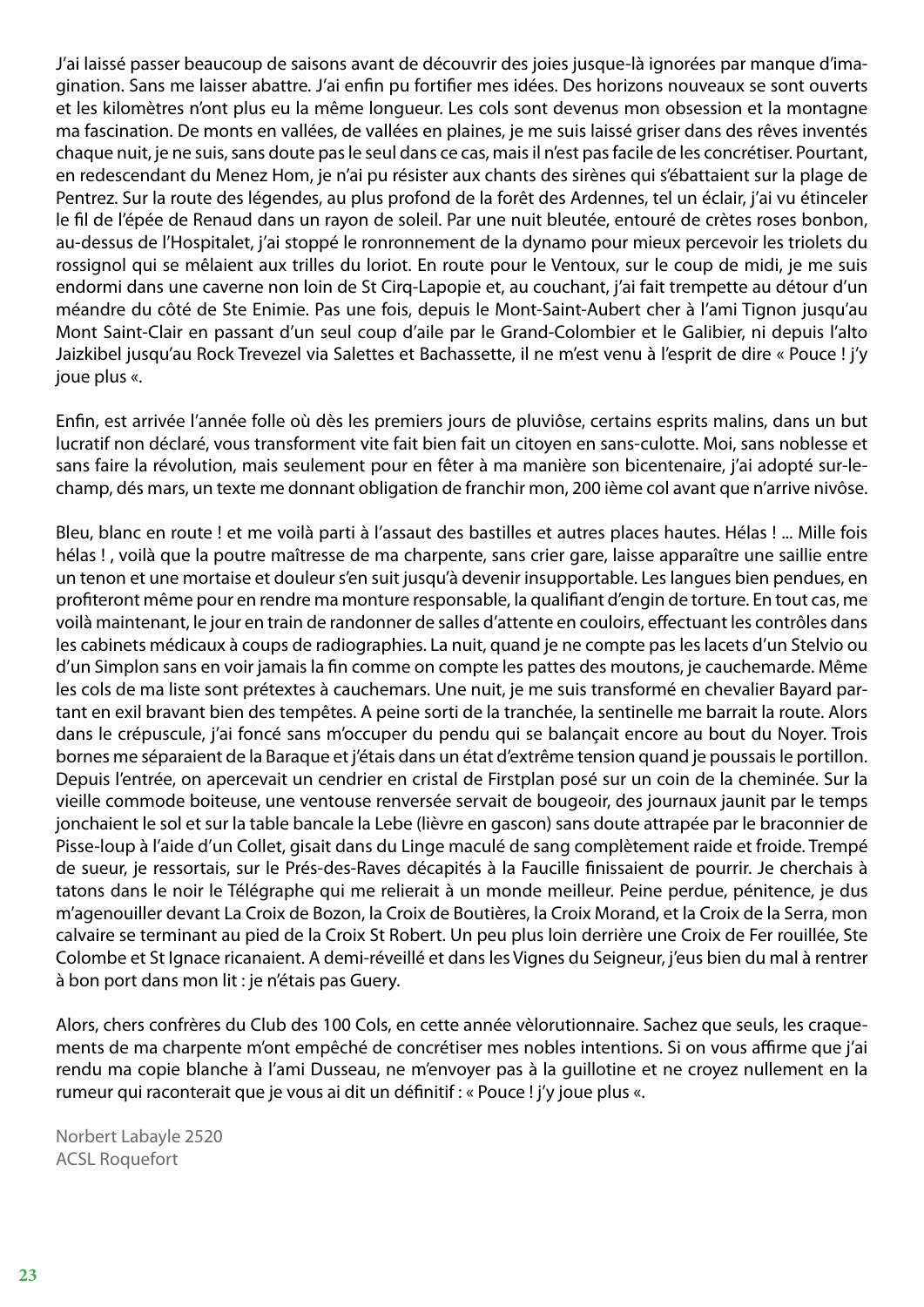J'ai laissé passer beaucoup de saisons avant de découvrir des joies jusque-là ignorées par manque d'imagination. Sans me laisser abattre. J'ai enfin pu fortifier mes idées. Des horizons nouveaux se sont ouverts et les kilomètres n'ont plus eu la même longueur. Les cols sont devenus mon obsession et la montagne ma fascination. De monts en vallées, de vallées en plaines, je me suis laissé griser dans des rêves inventés chaque nuit, je ne suis, sans doute pas le seul dans ce cas, mais il n'est pas facile de les concrétiser.. Pourtant, en redescendant du Menez Hom, je n'ai pu résister aux chants des sirènes qui s'ébattaient sur la plage de Pentrez. Sur la route des légendes, au plus profond de la forêt des Ardennes, tel un éclair, j'ai vu étinceler le fil de l'épée de Renaud dans un rayon de soleil. Par une nuit bleutée, entouré de crètes roses bonbon, au-dessus de l'Hospitalet, j'ai stoppé le ronronnement de la dynamo pour mieux percevoir les triolets du rossignol qui se mêlaient aux trilles du loriot. En route pour le Ventoux, sur le coup de midi, je me suis endormi dans une caverne non loin de St Cirq-Lapopie et, au couchant, j'ai fait trempette au détour d'un méandre du côté de Ste Enimie. Pas une fois, depuis le Mont-Saint-Aubert cher à l'ami Tignon jusqu'au Mont Saint-Clair en passant d'un seul coup d'aile par le Grand-Colombier et le Galibier, ni depuis l'alto Jaizkibel jusqu'au Rock Trevezel via Salettes et Bachassette, il ne m'est venu à l'esprit de dire « Pouce ! j'y joue plus «.

Enfin, est arrivée l'année folle où dès les premiers jours de pluviôse, certains esprits malins, dans un but lucratif non déclaré, vous transforment vite fait bien fait un citoyen en sans-culotte. Moi, sans noblesse et sans faire la révolution, mais seulement pour en fêter à ma manière son bicentenaire, j'ai adopté sur-le-champ, dés mars, un texte me donnant obligation de franchir mon, 200 ième col avant que n'arrive nivôse.

Bleu, blanc en route ! et me voilà parti à l'assaut des bastilles et autres places hautes. Hélas ! ... Mille fois hélas ! , voilà que la poutre maîtresse de ma charpente, sans crier gare, laisse apparaître une saillie entre un tenon et une mortaise et douleur s'en suit jusqu'à devenir insupportable. Les langues bien pendues, en profiteront même pour en rendre ma monture responsable, la qualifiant d'engin de torture. En tout cas, me voilà maintenant, le jour en train de randonner de salles d'attente en couloirs, effectuant les contrôles dans les cabinets médicaux à coups de radiographies. La nuit, quand je ne compte pas les lacets d'un Stelvio ou d'un Simplon sans en voir jamais la fin comme on compte les pattes des moutons, je cauchemarde. Même les cols de ma liste sont prétextes à cauchemars. Une nuit, je me suis transformé en chevalier Bayard partant en exil bravant bien des tempêtes. A peine sorti de la tranchée, la sentinelle me barrait la route. Alors dans le crépuscule, j'ai foncé sans m'occuper du pendu qui se balançait encore au bout du Noyer. Trois bornes me séparaient de la Baraque et j'étais dans un état d'extrême tension quand je poussais le portillon. Depuis l'entrée, on apercevait un cendrier en cristal de Firstplan posé sur un coin de la cheminée. Sur la vieille commode boiteuse, une ventouse renversée servait de bougeoir, des journaux jaunit par le temps jonchaient le sol et sur la table bancale la Lebe (lièvre en gascon) sans doute attrapée par le braconnier de Pisse-loup à l'aide d'un Collet, gisait dans du Linge maculé de sang complètement raide et froide. Trempé de sueur, je ressortais, sur le Prés-des-Raves décapités à la Faucille finissaient de pourrir. Je cherchais à tatons dans le noir le Télégraphe qui me relierait à un monde meilleur. Peine perdue, pénitence, je dus m'agenouiller devant La Croix de Bozon, la Croix de Boutières, la Croix Morand, et la Croix de la Serra, mon calvaire se terminant au pied de la Croix St Robert. Un peu plus loin derrière une Croix de Fer rouillée, Ste Colombe et St Ignace ricanaient. A demi-réveillé et dans les Vignes du Seigneur, j'eus bien du mal à rentrer à bon port dans mon lit : je n'étais pas Guery.

Alors, chers confrères du Club des 100 Cols, en cette année vèlorutionnaire. Sachez que seuls, les craquements de ma charpente m'ont empêché de concrétiser mes nobles intentions. Si on vous affirme que j'ai rendu ma copie blanche à l'ami Dusseau, ne m'envoyer pas à la guillotine et ne croyez nullement en la rumeur qui raconterait que je vous ai dit un définitif : « Pouce ! j'y joue plus «.

Norbert Labayle 2520
ACSL Roquefort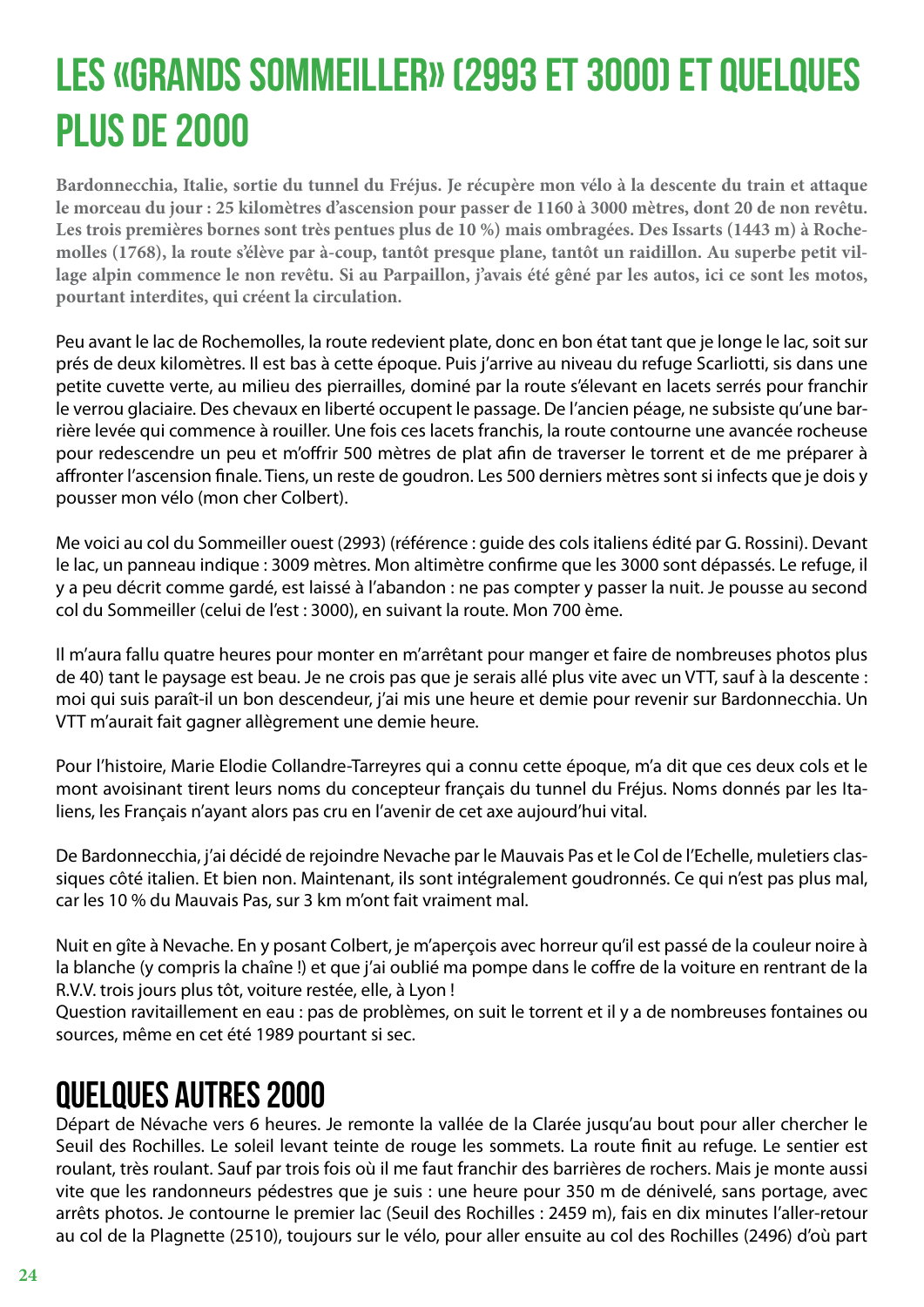# Les «Grands Sommeiller» (2993 et 3000) et quelques plus de 2000

**Bardonnecchia, Italie, sortie du tunnel du Fréjus. Je récupère mon vélo à la descente du train et attaque le morceau du jour : 25 kilomètres d'ascension pour passer de 1160 à 3000 mètres, dont 20 de non revêtu. Les trois premières bornes sont très pentues plus de 10 %) mais ombragées. Des Issarts (1443 m) à Rochemolles (1768), la route s'élève par à-coup, tantôt presque plane, tantôt un raidillon. Au superbe petit village alpin commence le non revêtu. Si au Parpaillon, j'avais été gêné par les autos, ici ce sont les motos, pourtant interdites, qui créent la circulation.**

Peu avant le lac de Rochemolles, la route redevient plate, donc en bon état tant que je longe le lac, soit sur prés de deux kilomètres. Il est bas à cette époque. Puis j'arrive au niveau du refuge Scarliotti, sis dans une petite cuvette verte, au milieu des pierrailles, dominé par la route s'élevant en lacets serrés pour franchir le verrou glaciaire. Des chevaux en liberté occupent le passage. De l'ancien péage, ne subsiste qu'une barrière levée qui commence à rouiller. Une fois ces lacets franchis, la route contourne une avancée rocheuse pour redescendre un peu et m'offrir 500 mètres de plat afin de traverser le torrent et de me préparer à affronter l'ascension finale. Tiens, un reste de goudron. Les 500 derniers mètres sont si infects que je dois y pousser mon vélo (mon cher Colbert).

Me voici au col du Sommeiller ouest (2993) (référence : guide des cols italiens édité par G. Rossini). Devant le lac, un panneau indique : 3009 mètres. Mon altimètre confirme que les 3000 sont dépassés. Le refuge, il y a peu décrit comme gardé, est laissé à l'abandon : ne pas compter y passer la nuit. Je pousse au second col du Sommeiller (celui de l'est : 3000), en suivant la route. Mon 700 ème.

Il m'aura fallu quatre heures pour monter en m'arrêtant pour manger et faire de nombreuses photos plus de 40) tant le paysage est beau. Je ne crois pas que je serais allé plus vite avec un VTT, sauf à la descente : moi qui suis paraît-il un bon descendeur, j'ai mis une heure et demie pour revenir sur Bardonnecchia. Un VTT m'aurait fait gagner allègrement une demie heure.

Pour l'histoire, Marie Elodie Collandre-Tarreyres qui a connu cette époque, m'a dit que ces deux cols et le mont avoisinant tirent leurs noms du concepteur français du tunnel du Fréjus. Noms donnés par les Italiens, les Français n'ayant alors pas cru en l'avenir de cet axe aujourd'hui vital.

De Bardonnecchia, j'ai décidé de rejoindre Nevache par le Mauvais Pas et le Col de l'Echelle, muletiers classiques côté italien. Et bien non. Maintenant, ils sont intégralement goudronnés. Ce qui n'est pas plus mal, car les 10 % du Mauvais Pas, sur 3 km m'ont fait vraiment mal.

Nuit en gîte à Nevache. En y posant Colbert, je m'aperçois avec horreur qu'il est passé de la couleur noire à la blanche (y compris la chaîne !) et que j'ai oublié ma pompe dans le coffre de la voiture en rentrant de la R.V.V. trois jours plus tôt, voiture restée, elle, à Lyon !
Question ravitaillement en eau : pas de problèmes, on suit le torrent et il y a de nombreuses fontaines ou sources, même en cet été 1989 pourtant si sec.

# Quelques autres 2000

Départ de Névache vers 6 heures. Je remonte la vallée de la Clarée jusqu'au bout pour aller chercher le Seuil des Rochilles. Le soleil levant teinte de rouge les sommets. La route finit au refuge. Le sentier est roulant, très roulant. Sauf par trois fois où il me faut franchir des barrières de rochers. Mais je monte aussi vite que les randonneurs pédestres que je suis : une heure pour 350 m de dénivelé, sans portage, avec arrêts photos. Je contourne le premier lac (Seuil des Rochilles : 2459 m), fais en dix minutes l'aller-retour au col de la Plagnette (2510), toujours sur le vélo, pour aller ensuite au col des Rochilles (2496) d'où part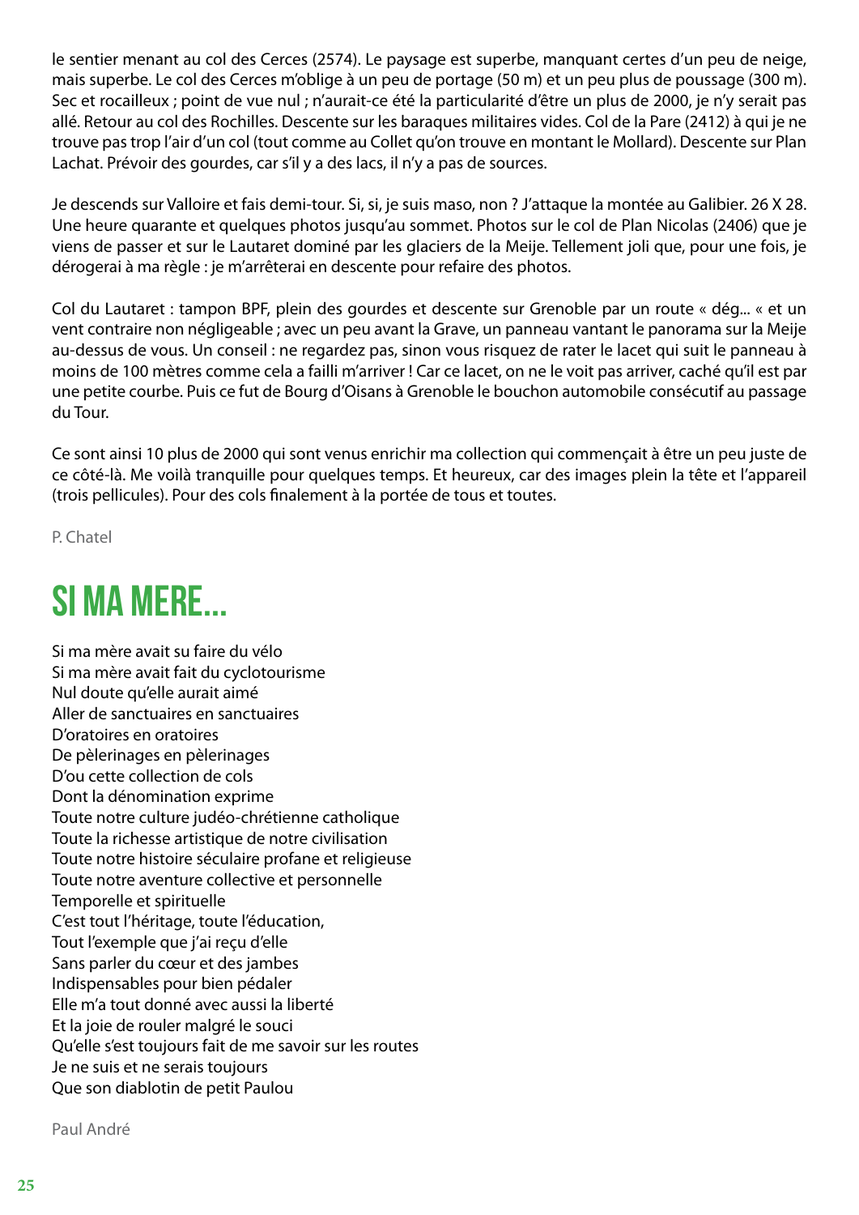le sentier menant au col des Cerces (2574). Le paysage est superbe, manquant certes d'un peu de neige, mais superbe. Le col des Cerces m'oblige à un peu de portage (50 m) et un peu plus de poussage (300 m). Sec et rocailleux ; point de vue nul ; n'aurait-ce été la particularité d'être un plus de 2000, je n'y serait pas allé. Retour au col des Rochilles. Descente sur les baraques militaires vides. Col de la Pare (2412) à qui je ne trouve pas trop l'air d'un col (tout comme au Collet qu'on trouve en montant le Mollard). Descente sur Plan Lachat. Prévoir des gourdes, car s'il y a des lacs, il n'y a pas de sources.

Je descends sur Valloire et fais demi-tour. Si, si, je suis maso, non ? J'attaque la montée au Galibier. 26 X 28. Une heure quarante et quelques photos jusqu'au sommet. Photos sur le col de Plan Nicolas (2406) que je viens de passer et sur le Lautaret dominé par les glaciers de la Meije. Tellement joli que, pour une fois, je dérogerai à ma règle : je m'arrêterai en descente pour refaire des photos.

Col du Lautaret : tampon BPF, plein des gourdes et descente sur Grenoble par un route « dég... « et un vent contraire non négligeable ; avec un peu avant la Grave, un panneau vantant le panorama sur la Meije au-dessus de vous. Un conseil : ne regardez pas, sinon vous risquez de rater le lacet qui suit le panneau à moins de 100 mètres comme cela a failli m'arriver ! Car ce lacet, on ne le voit pas arriver, caché qu'il est par une petite courbe. Puis ce fut de Bourg d'Oisans à Grenoble le bouchon automobile consécutif au passage du Tour.

Ce sont ainsi 10 plus de 2000 qui sont venus enrichir ma collection qui commençait à être un peu juste de ce côté-là. Me voilà tranquille pour quelques temps. Et heureux, car des images plein la tête et l'appareil (trois pellicules). Pour des cols finalement à la portée de tous et toutes.

P. Chatel

# SI MA MERE...

Si ma mère avait su faire du vélo
Si ma mère avait fait du cyclotourisme
Nul doute qu'elle aurait aimé
Aller de sanctuaires en sanctuaires
D'oratoires en oratoires
De pèlerinages en pèlerinages
D'ou cette collection de cols
Dont la dénomination exprime
Toute notre culture judéo-chrétienne catholique
Toute la richesse artistique de notre civilisation
Toute notre histoire séculaire profane et religieuse
Toute notre aventure collective et personnelle
Temporelle et spirituelle
C'est tout l'héritage, toute l'éducation,
Tout l'exemple que j'ai reçu d'elle
Sans parler du cœur et des jambes
Indispensables pour bien pédaler
Elle m'a tout donné avec aussi la liberté
Et la joie de rouler malgré le souci
Qu'elle s'est toujours fait de me savoir sur les routes
Je ne suis et ne serais toujours
Que son diablotin de petit Paulou

Paul André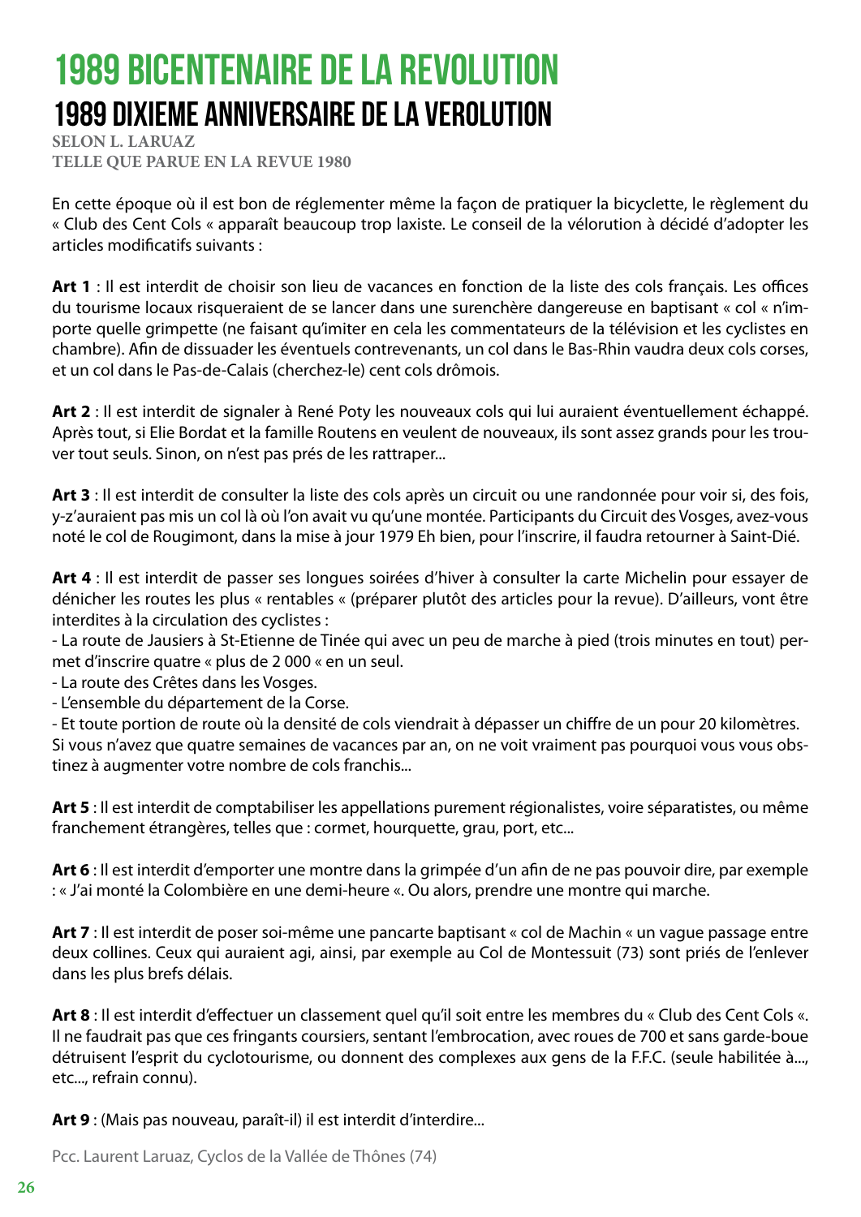# 1989 BICENTENAIRE DE LA REVOLUTION

## 1989 DIXIEME ANNIVERSAIRE DE LA VEROLUTION

**SELON L. LARUAZ**
**TELLE QUE PARUE EN LA REVUE 1980**

En cette époque où il est bon de réglementer même la façon de pratiquer la bicyclette, le règlement du « Club des Cent Cols « apparaît beaucoup trop laxiste. Le conseil de la vélorution à décidé d'adopter les articles modificatifs suivants :

**Art 1** : Il est interdit de choisir son lieu de vacances en fonction de la liste des cols français. Les offices du tourisme locaux risqueraient de se lancer dans une surenchère dangereuse en baptisant « col « n'importe quelle grimpette (ne faisant qu'imiter en cela les commentateurs de la télévision et les cyclistes en chambre). Afin de dissuader les éventuels contrevenants, un col dans le Bas-Rhin vaudra deux cols corses, et un col dans le Pas-de-Calais (cherchez-le) cent cols drômois.

**Art 2** : Il est interdit de signaler à René Poty les nouveaux cols qui lui auraient éventuellement échappé. Après tout, si Elie Bordat et la famille Routens en veulent de nouveaux, ils sont assez grands pour les trouver tout seuls. Sinon, on n'est pas prés de les rattraper...

**Art 3** : Il est interdit de consulter la liste des cols après un circuit ou une randonnée pour voir si, des fois, y-z'auraient pas mis un col là où l'on avait vu qu'une montée. Participants du Circuit des Vosges, avez-vous noté le col de Rougimont, dans la mise à jour 1979 Eh bien, pour l'inscrire, il faudra retourner à Saint-Dié.

**Art 4** : Il est interdit de passer ses longues soirées d'hiver à consulter la carte Michelin pour essayer de dénicher les routes les plus « rentables « (préparer plutôt des articles pour la revue). D'ailleurs, vont être interdites à la circulation des cyclistes :

- La route de Jausiers à St-Etienne de Tinée qui avec un peu de marche à pied (trois minutes en tout) permet d'inscrire quatre « plus de 2 000 « en un seul.
- La route des Crêtes dans les Vosges.
- L'ensemble du département de la Corse.
- Et toute portion de route où la densité de cols viendrait à dépasser un chiffre de un pour 20 kilomètres.

Si vous n'avez que quatre semaines de vacances par an, on ne voit vraiment pas pourquoi vous vous obstinez à augmenter votre nombre de cols franchis...

**Art 5** : Il est interdit de comptabiliser les appellations purement régionalistes, voire séparatistes, ou même franchement étrangères, telles que : cormet, hourquette, grau, port, etc...

**Art 6** : Il est interdit d'emporter une montre dans la grimpée d'un afin de ne pas pouvoir dire, par exemple : « J'ai monté la Colombière en une demi-heure «. Ou alors, prendre une montre qui marche.

**Art 7** : Il est interdit de poser soi-même une pancarte baptisant « col de Machin « un vague passage entre deux collines. Ceux qui auraient agi, ainsi, par exemple au Col de Montessuit (73) sont priés de l'enlever dans les plus brefs délais.

**Art 8** : Il est interdit d'effectuer un classement quel qu'il soit entre les membres du « Club des Cent Cols «. Il ne faudrait pas que ces fringants coursiers, sentant l'embrocation, avec roues de 700 et sans garde-boue détruisent l'esprit du cyclotourisme, ou donnent des complexes aux gens de la F.F.C. (seule habilitée à..., etc..., refrain connu).

**Art 9** : (Mais pas nouveau, paraît-il) il est interdit d'interdire...

Pcc. Laurent Laruaz, Cyclos de la Vallée de Thônes (74)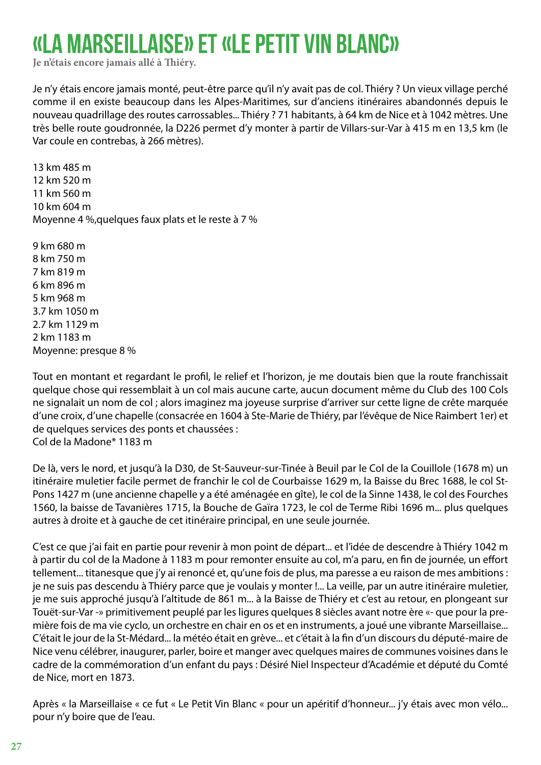# «LA MARSEILLAISE» ET «LE PETIT VIN BLANC»

**Je n'étais encore jamais allé à Thiéry.**

Je n'y étais encore jamais monté, peut-être parce qu'il n'y avait pas de col. Thiéry ? Un vieux village perché comme il en existe beaucoup dans les Alpes-Maritimes, sur d'anciens itinéraires abandonnés depuis le nouveau quadrillage des routes carrossables... Thiéry ? 71 habitants, à 64 km de Nice et à 1042 mètres. Une très belle route goudronnée, la D226 permet d'y monter à partir de Villars-sur-Var à 415 m en 13,5 km (le Var coule en contrebas, à 266 mètres).

13 km 485 m
12 km 520 m
11 km 560 m
10 km 604 m
Moyenne 4 %,quelques faux plats et le reste à 7 %

9 km 680 m
8 km 750 m
7 km 819 m
6 km 896 m
5 km 968 m
3.7 km 1050 m
2.7 km 1129 m
2 km 1183 m
Moyenne: presque 8 %

Tout en montant et regardant le profil, le relief et l'horizon, je me doutais bien que la route franchissait quelque chose qui ressemblait à un col mais aucune carte, aucun document même du Club des 100 Cols ne signalait un nom de col ; alors imaginez ma joyeuse surprise d'arriver sur cette ligne de crête marquée d'une croix, d'une chapelle (consacrée en 1604 à Ste-Marie de Thiéry, par l'évêque de Nice Raimbert 1er) et de quelques services des ponts et chaussées :
Col de la Madone* 1183 m

De là, vers le nord, et jusqu'à la D30, de St-Sauveur-sur-Tinée à Beuil par le Col de la Couillole (1678 m) un itinéraire muletier facile permet de franchir le col de Courbaisse 1629 m, la Baisse du Brec 1688, le col St-Pons 1427 m (une ancienne chapelle y a été aménagée en gîte), le col de la Sinne 1438, le col des Fourches 1560, la baisse de Tavanières 1715, la Bouche de Gaïra 1723, le col de Terme Ribi 1696 m... plus quelques autres à droite et à gauche de cet itinéraire principal, en une seule journée.

C'est ce que j'ai fait en partie pour revenir à mon point de départ... et l'idée de descendre à Thiéry 1042 m à partir du col de la Madone à 1183 m pour remonter ensuite au col, m'a paru, en fin de journée, un effort tellement... titanesque que j'y ai renoncé et, qu'une fois de plus, ma paresse a eu raison de mes ambitions : je ne suis pas descendu à Thiéry parce que je voulais y monter !... La veille, par un autre itinéraire muletier, je me suis approché jusqu'à l'altitude de 861 m... à la Baisse de Thiéry et c'est au retour, en plongeant sur Touët-sur-Var -» primitivement peuplé par les ligures quelques 8 siècles avant notre ère «- que pour la première fois de ma vie cyclo, un orchestre en chair en os et en instruments, a joué une vibrante Marseillaise... C'était le jour de la St-Médard... la météo était en grève... et c'était à la fin d'un discours du député-maire de Nice venu célébrer, inaugurer, parler, boire et manger avec quelques maires de communes voisines dans le cadre de la commémoration d'un enfant du pays : Désiré Niel Inspecteur d'Académie et député du Comté de Nice, mort en 1873.

Après « la Marseillaise « ce fut « Le Petit Vin Blanc « pour un apéritif d'honneur... j'y étais avec mon vélo... pour n'y boire que de l'eau.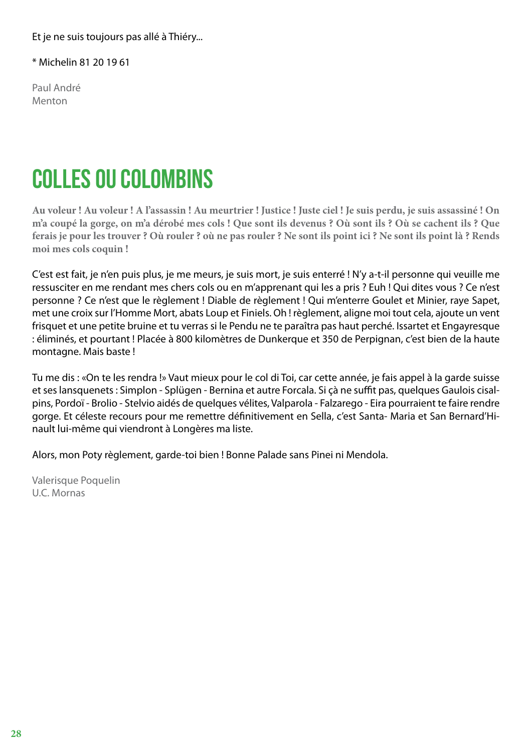Et je ne suis toujours pas allé à Thiéry...

* Michelin 81 20 19 61

Paul André
Menton

# COLLES OU COLOMBINS

**Au voleur ! Au voleur ! A l'assassin ! Au meurtrier ! Justice ! Juste ciel ! Je suis perdu, je suis assassiné ! On m'a coupé la gorge, on m'a dérobé mes cols ! Que sont ils devenus ? Où sont ils ? Où se cachent ils ? Que ferais je pour les trouver ? Où rouler ? où ne pas rouler ? Ne sont ils point ici ? Ne sont ils point là ? Rends moi mes cols coquin !**

C'est est fait, je n'en puis plus, je me meurs, je suis mort, je suis enterré ! N'y a-t-il personne qui veuille me ressusciter en me rendant mes chers cols ou en m'apprenant qui les a pris ? Euh ! Qui dites vous ? Ce n'est personne ? Ce n'est que le règlement ! Diable de règlement ! Qui m'enterre Goulet et Minier, raye Sapet, met une croix sur l'Homme Mort, abats Loup et Finiels. Oh ! règlement, aligne moi tout cela, ajoute un vent frisquet et une petite bruine et tu verras si le Pendu ne te paraîtra pas haut perché. Issartet et Engayresque : éliminés, et pourtant ! Placée à 800 kilomètres de Dunkerque et 350 de Perpignan, c'est bien de la haute montagne. Mais baste !

Tu me dis : «On te les rendra !» Vaut mieux pour le col di Toi, car cette année, je fais appel à la garde suisse et ses lansquenets : Simplon - Splügen - Bernina et autre Forcala. Si çà ne suffit pas, quelques Gaulois cisalpins, Pordoï - Brolio - Stelvio aidés de quelques vélites, Valparola - Falzarego - Eira pourraient te faire rendre gorge. Et céleste recours pour me remettre définitivement en Sella, c'est Santa- Maria et San Bernard'Hinault lui-même qui viendront à Longères ma liste.

Alors, mon Poty règlement, garde-toi bien ! Bonne Palade sans Pinei ni Mendola.

Valerisque Poquelin
U.C. Mornas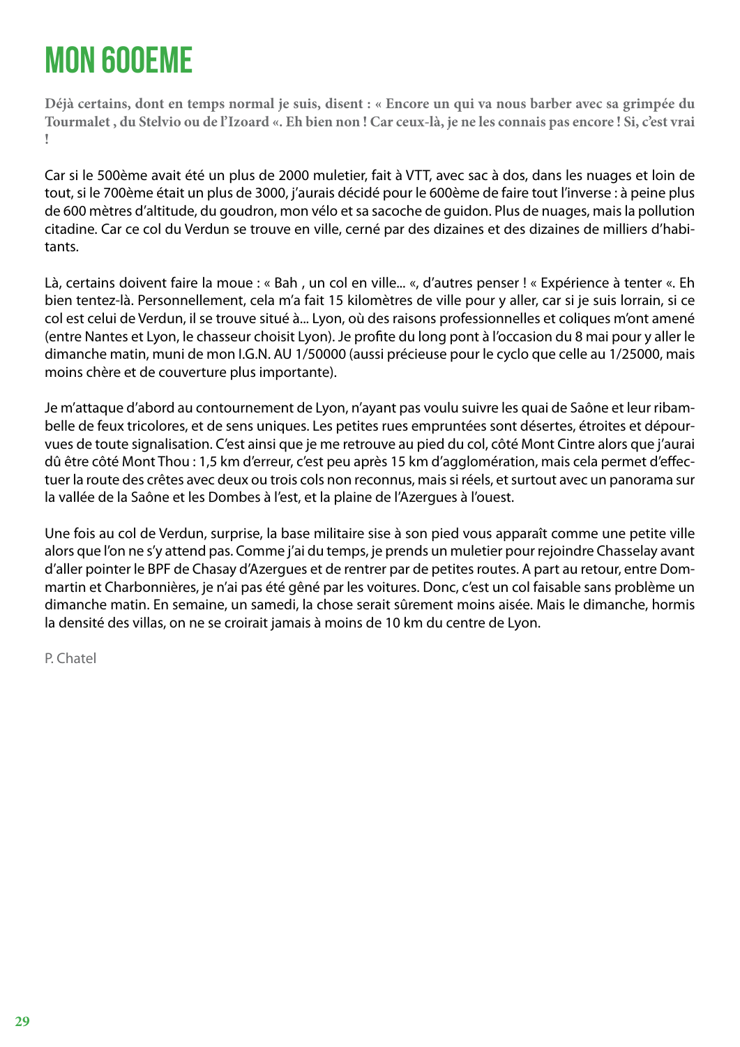# MON 600EME

**Déjà certains, dont en temps normal je suis, disent : « Encore un qui va nous barber avec sa grimpée du Tourmalet , du Stelvio ou de l'Izoard «. Eh bien non ! Car ceux-là, je ne les connais pas encore ! Si, c'est vrai !**

Car si le 500ème avait été un plus de 2000 muletier, fait à VTT, avec sac à dos, dans les nuages et loin de tout, si le 700ème était un plus de 3000, j'aurais décidé pour le 600ème de faire tout l'inverse : à peine plus de 600 mètres d'altitude, du goudron, mon vélo et sa sacoche de guidon. Plus de nuages, mais la pollution citadine. Car ce col du Verdun se trouve en ville, cerné par des dizaines et des dizaines de milliers d'habitants.

Là, certains doivent faire la moue : « Bah , un col en ville... «, d'autres penser ! « Expérience à tenter «. Eh bien tentez-là. Personnellement, cela m'a fait 15 kilomètres de ville pour y aller, car si je suis lorrain, si ce col est celui de Verdun, il se trouve situé à... Lyon, où des raisons professionnelles et coliques m'ont amené (entre Nantes et Lyon, le chasseur choisit Lyon). Je profite du long pont à l'occasion du 8 mai pour y aller le dimanche matin, muni de mon I.G.N. AU 1/50000 (aussi précieuse pour le cyclo que celle au 1/25000, mais moins chère et de couverture plus importante).

Je m'attaque d'abord au contournement de Lyon, n'ayant pas voulu suivre les quai de Saône et leur ribambelle de feux tricolores, et de sens uniques. Les petites rues empruntées sont désertes, étroites et dépourvues de toute signalisation. C'est ainsi que je me retrouve au pied du col, côté Mont Cintre alors que j'aurai dû être côté Mont Thou : 1,5 km d'erreur, c'est peu après 15 km d'agglomération, mais cela permet d'effectuer la route des crêtes avec deux ou trois cols non reconnus, mais si réels, et surtout avec un panorama sur la vallée de la Saône et les Dombes à l'est, et la plaine de l'Azergues à l'ouest.

Une fois au col de Verdun, surprise, la base militaire sise à son pied vous apparaît comme une petite ville alors que l'on ne s'y attend pas. Comme j'ai du temps, je prends un muletier pour rejoindre Chasselay avant d'aller pointer le BPF de Chasay d'Azergues et de rentrer par de petites routes. A part au retour, entre Dommartin et Charbonnières, je n'ai pas été gêné par les voitures. Donc, c'est un col faisable sans problème un dimanche matin. En semaine, un samedi, la chose serait sûrement moins aisée. Mais le dimanche, hormis la densité des villas, on ne se croirait jamais à moins de 10 km du centre de Lyon.

P. Chatel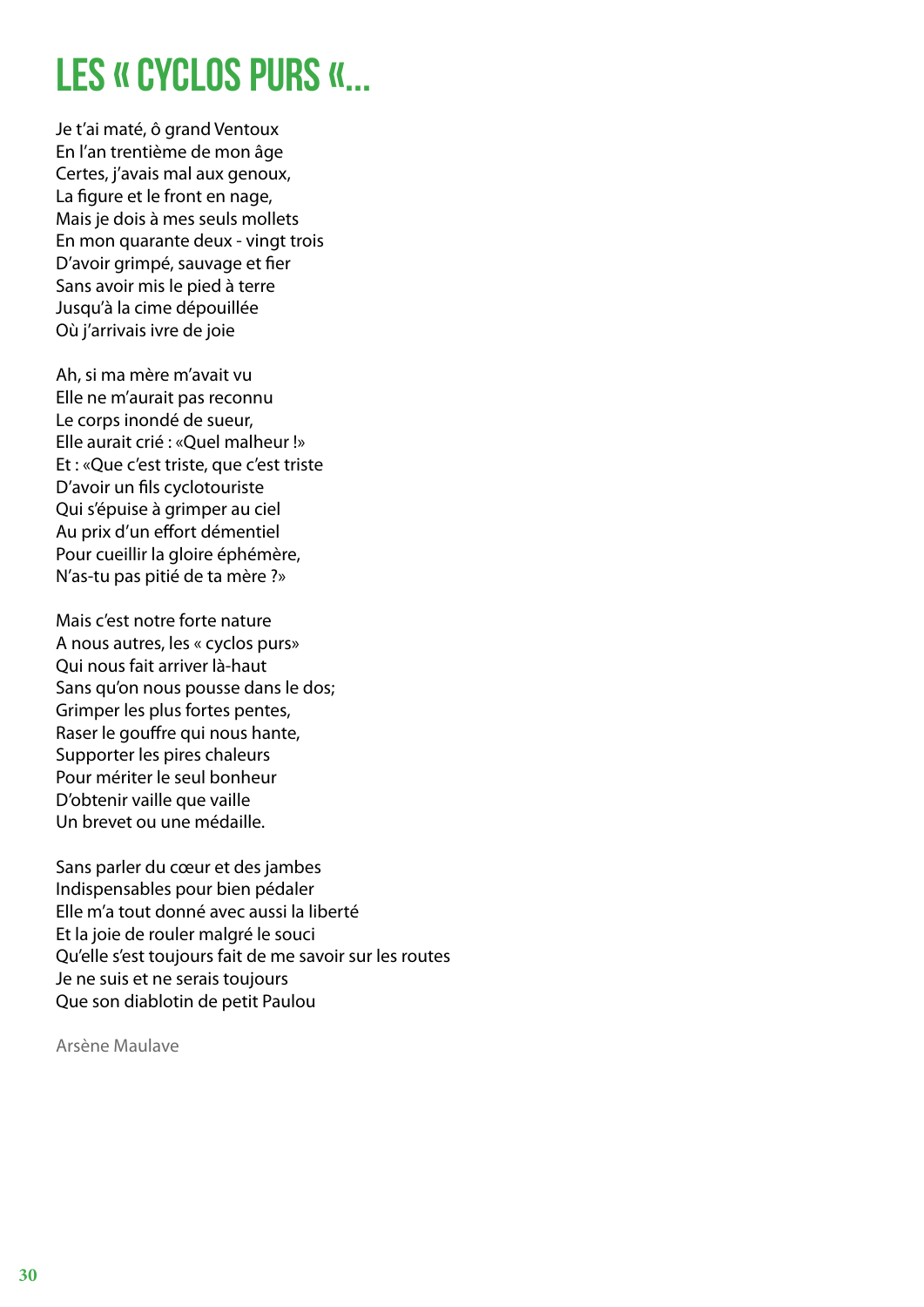# Les « Cyclos purs «...

Je t'ai maté, ô grand Ventoux
En l'an trentième de mon âge
Certes, j'avais mal aux genoux,
La figure et le front en nage,
Mais je dois à mes seuls mollets
En mon quarante deux - vingt trois
D'avoir grimpé, sauvage et fier
Sans avoir mis le pied à terre
Jusqu'à la cime dépouillée
Où j'arrivais ivre de joie

Ah, si ma mère m'avait vu
Elle ne m'aurait pas reconnu
Le corps inondé de sueur,
Elle aurait crié : «Quel malheur !»
Et : «Que c'est triste, que c'est triste
D'avoir un fils cyclotouriste
Qui s'épuise à grimper au ciel
Au prix d'un effort démentiel
Pour cueillir la gloire éphémère,
N'as-tu pas pitié de ta mère ?»

Mais c'est notre forte nature
A nous autres, les « cyclos purs»
Qui nous fait arriver là-haut
Sans qu'on nous pousse dans le dos;
Grimper les plus fortes pentes,
Raser le gouffre qui nous hante,
Supporter les pires chaleurs
Pour mériter le seul bonheur
D'obtenir vaille que vaille
Un brevet ou une médaille.

Sans parler du cœur et des jambes
Indispensables pour bien pédaler
Elle m'a tout donné avec aussi la liberté
Et la joie de rouler malgré le souci
Qu'elle s'est toujours fait de me savoir sur les routes
Je ne suis et ne serais toujours
Que son diablotin de petit Paulou

Arsène Maulave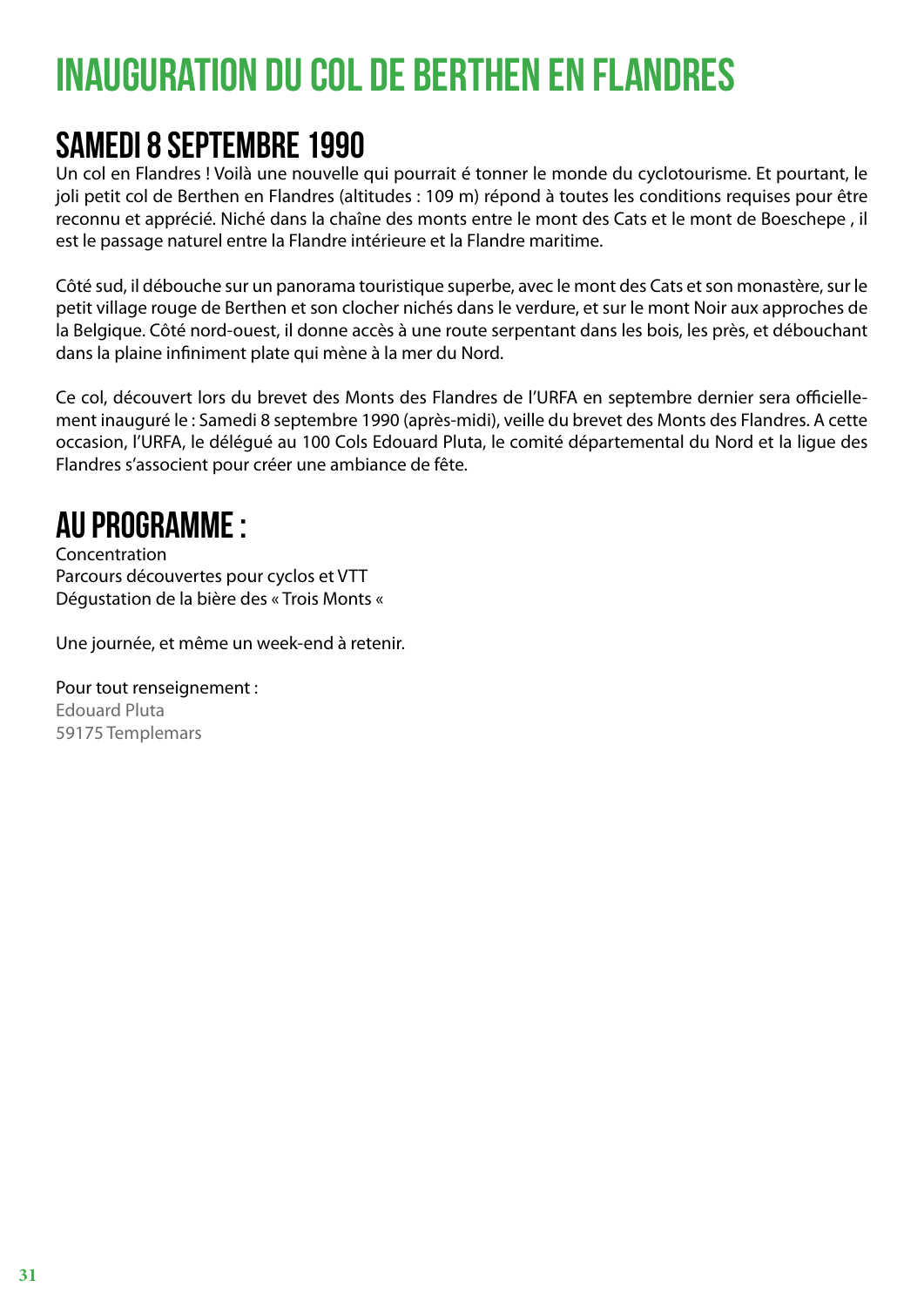# INAUGURATION DU COL DE BERTHEN EN FLANDRES

## SAMEDI 8 SEPTEMBRE 1990

Un col en Flandres ! Voilà une nouvelle qui pourrait é tonner le monde du cyclotourisme. Et pourtant, le joli petit col de Berthen en Flandres (altitudes : 109 m) répond à toutes les conditions requises pour être reconnu et apprécié. Niché dans la chaîne des monts entre le mont des Cats et le mont de Boeschepe , il est le passage naturel entre la Flandre intérieure et la Flandre maritime.

Côté sud, il débouche sur un panorama touristique superbe, avec le mont des Cats et son monastère, sur le petit village rouge de Berthen et son clocher nichés dans le verdure, et sur le mont Noir aux approches de la Belgique. Côté nord-ouest, il donne accès à une route serpentant dans les bois, les prés, et débouchant dans la plaine infiniment plate qui mène à la mer du Nord.

Ce col, découvert lors du brevet des Monts des Flandres de l'URFA en septembre dernier sera officiellement inauguré le : Samedi 8 septembre 1990 (après-midi), veille du brevet des Monts des Flandres. A cette occasion, l'URFA, le délégué au 100 Cols Edouard Pluta, le comité départemental du Nord et la ligue des Flandres s'associent pour créer une ambiance de fête.

## AU PROGRAMME :

Concentration
Parcours découvertes pour cyclos et VTT
Dégustation de la bière des « Trois Monts «

Une journée, et même un week-end à retenir.

Pour tout renseignement :
Edouard Pluta
59175 Templemars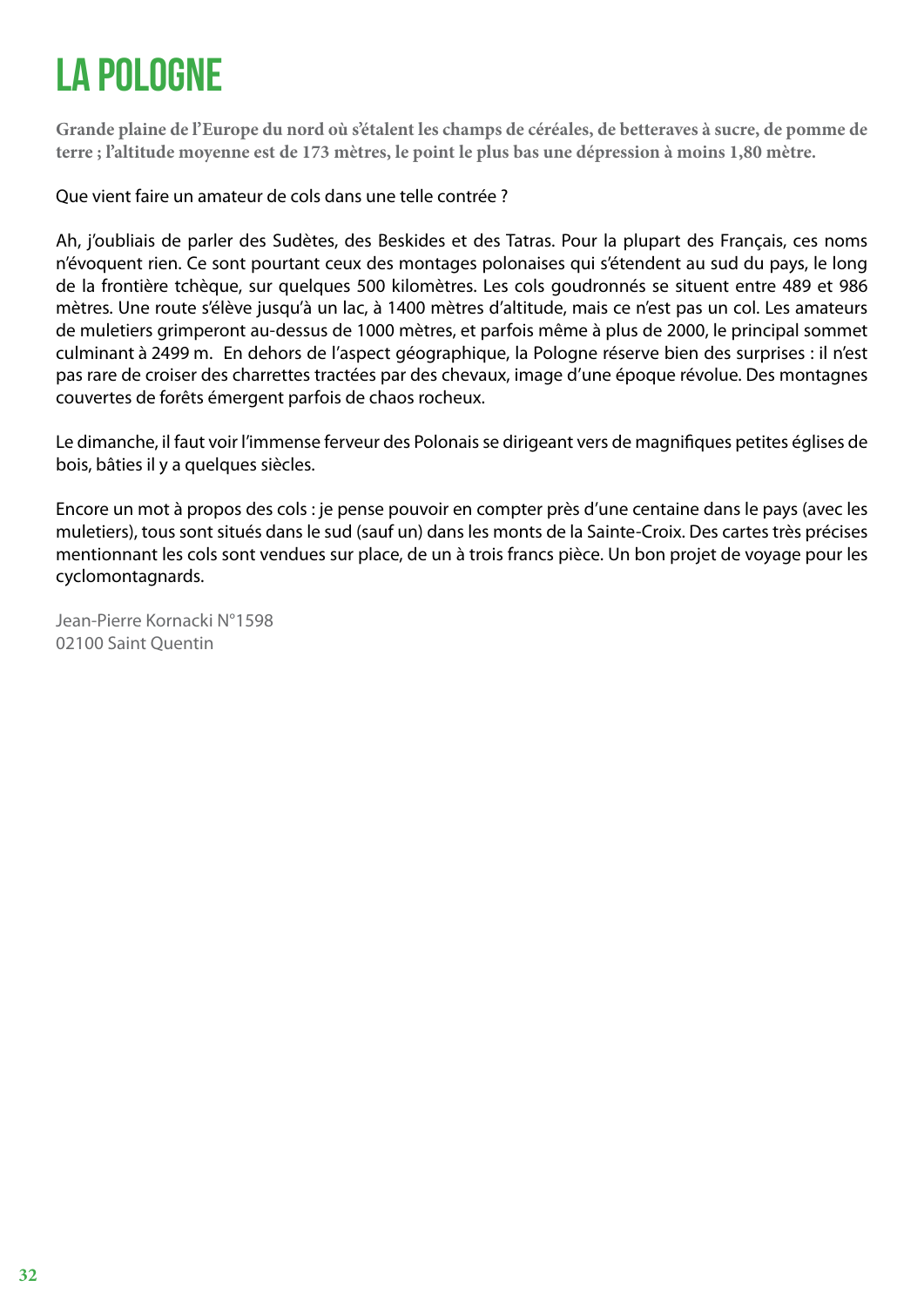# LA POLOGNE

**Grande plaine de l'Europe du nord où s'étalent les champs de céréales, de betteraves à sucre, de pomme de terre ; l'altitude moyenne est de 173 mètres, le point le plus bas une dépression à moins 1,80 mètre.**

Que vient faire un amateur de cols dans une telle contrée ?

Ah, j'oubliais de parler des Sudètes, des Beskides et des Tatras. Pour la plupart des Français, ces noms n'évoquent rien. Ce sont pourtant ceux des montages polonaises qui s'étendent au sud du pays, le long de la frontière tchèque, sur quelques 500 kilomètres. Les cols goudronnés se situent entre 489 et 986 mètres. Une route s'élève jusqu'à un lac, à 1400 mètres d'altitude, mais ce n'est pas un col. Les amateurs de muletiers grimperont au-dessus de 1000 mètres, et parfois même à plus de 2000, le principal sommet culminant à 2499 m. En dehors de l'aspect géographique, la Pologne réserve bien des surprises : il n'est pas rare de croiser des charrettes tractées par des chevaux, image d'une époque révolue. Des montagnes couvertes de forêts émergent parfois de chaos rocheux.

Le dimanche, il faut voir l'immense ferveur des Polonais se dirigeant vers de magnifiques petites églises de bois, bâties il y a quelques siècles.

Encore un mot à propos des cols : je pense pouvoir en compter près d'une centaine dans le pays (avec les muletiers), tous sont situés dans le sud (sauf un) dans les monts de la Sainte-Croix. Des cartes très précises mentionnant les cols sont vendues sur place, de un à trois francs pièce. Un bon projet de voyage pour les cyclomontagnards.

Jean-Pierre Kornacki N°1598
02100 Saint Quentin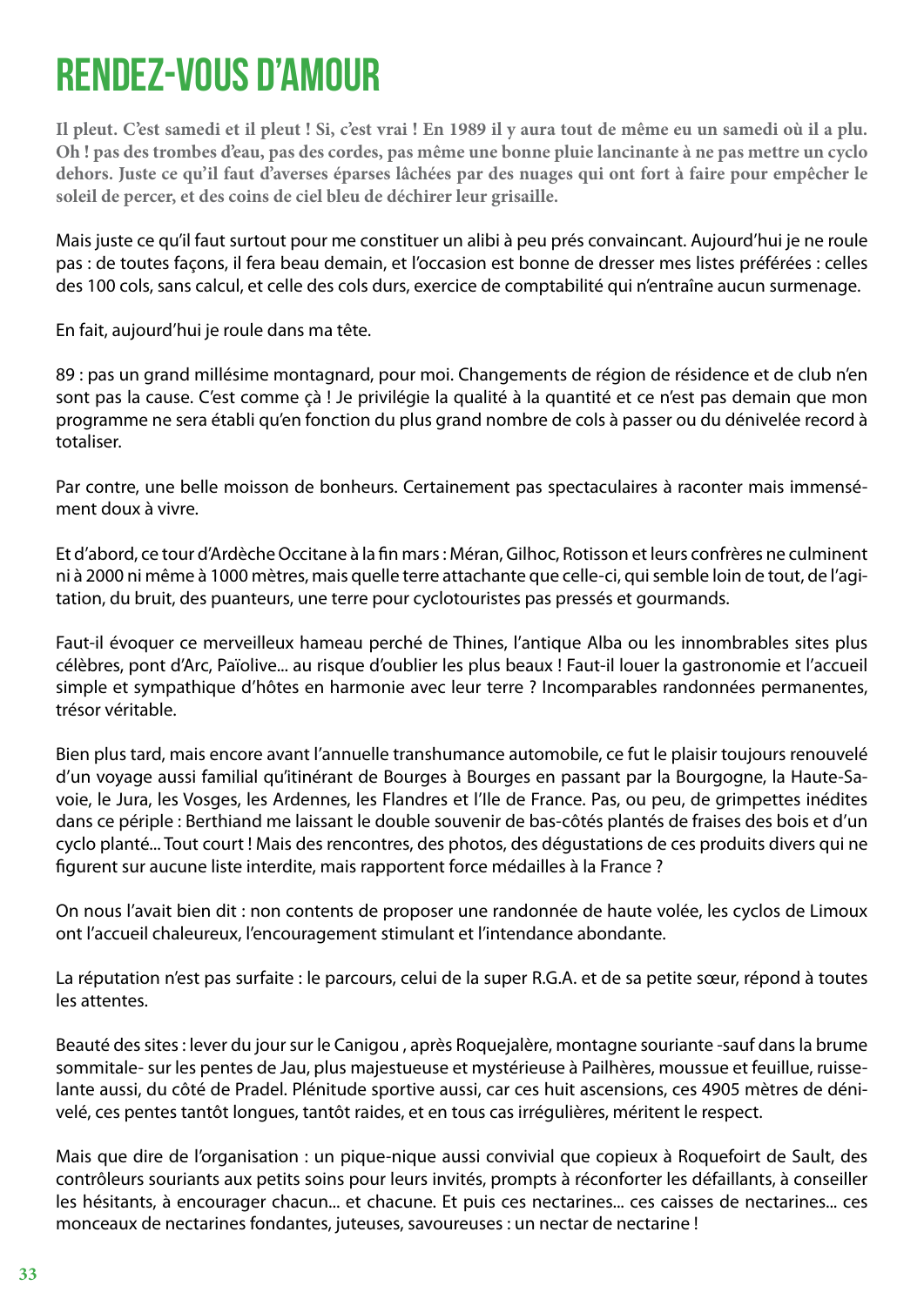# RENDEZ-VOUS D'AMOUR

**Il pleut. C'est samedi et il pleut ! Si, c'est vrai ! En 1989 il y aura tout de même eu un samedi où il a plu. Oh ! pas des trombes d'eau, pas des cordes, pas même une bonne pluie lancinante à ne pas mettre un cyclo dehors. Juste ce qu'il faut d'averses éparses lâchées par des nuages qui ont fort à faire pour empêcher le soleil de percer, et des coins de ciel bleu de déchirer leur grisaille.**

Mais juste ce qu'il faut surtout pour me constituer un alibi à peu prés convaincant. Aujourd'hui je ne roule pas : de toutes façons, il fera beau demain, et l'occasion est bonne de dresser mes listes préférées : celles des 100 cols, sans calcul, et celle des cols durs, exercice de comptabilité qui n'entraîne aucun surmenage.

En fait, aujourd'hui je roule dans ma tête.

89 : pas un grand millésime montagnard, pour moi. Changements de région de résidence et de club n'en sont pas la cause. C'est comme çà ! Je privilégie la qualité à la quantité et ce n'est pas demain que mon programme ne sera établi qu'en fonction du plus grand nombre de cols à passer ou du dénivelée record à totaliser.

Par contre, une belle moisson de bonheurs. Certainement pas spectaculaires à raconter mais immensément doux à vivre.

Et d'abord, ce tour d'Ardèche Occitane à la fin mars : Méran, Gilhoc, Rotisson et leurs confrères ne culminent ni à 2000 ni même à 1000 mètres, mais quelle terre attachante que celle-ci, qui semble loin de tout, de l'agitation, du bruit, des puanteurs, une terre pour cyclotouristes pas pressés et gourmands.

Faut-il évoquer ce merveilleux hameau perché de Thines, l'antique Alba ou les innombrables sites plus célèbres, pont d'Arc, Païolive... au risque d'oublier les plus beaux ! Faut-il louer la gastronomie et l'accueil simple et sympathique d'hôtes en harmonie avec leur terre ? Incomparables randonnées permanentes, trésor véritable.

Bien plus tard, mais encore avant l'annuelle transhumance automobile, ce fut le plaisir toujours renouvelé d'un voyage aussi familial qu'itinérant de Bourges à Bourges en passant par la Bourgogne, la Haute-Savoie, le Jura, les Vosges, les Ardennes, les Flandres et l'Ile de France. Pas, ou peu, de grimpettes inédites dans ce périple : Berthiand me laissant le double souvenir de bas-côtés plantés de fraises des bois et d'un cyclo planté... Tout court ! Mais des rencontres, des photos, des dégustations de ces produits divers qui ne figurent sur aucune liste interdite, mais rapportent force médailles à la France ?

On nous l'avait bien dit : non contents de proposer une randonnée de haute volée, les cyclos de Limoux ont l'accueil chaleureux, l'encouragement stimulant et l'intendance abondante.

La réputation n'est pas surfaite : le parcours, celui de la super R.G.A. et de sa petite sœur, répond à toutes les attentes.

Beauté des sites : lever du jour sur le Canigou , après Roquejalère, montagne souriante -sauf dans la brume sommitale- sur les pentes de Jau, plus majestueuse et mystérieuse à Pailhères, moussue et feuillue, ruisselante aussi, du côté de Pradel. Plénitude sportive aussi, car ces huit ascensions, ces 4905 mètres de dénivelé, ces pentes tantôt longues, tantôt raides, et en tous cas irrégulières, méritent le respect.

Mais que dire de l'organisation : un pique-nique aussi convivial que copieux à Roquefoirt de Sault, des contrôleurs souriants aux petits soins pour leurs invités, prompts à réconforter les défaillants, à conseiller les hésitants, à encourager chacun... et chacune. Et puis ces nectarines... ces caisses de nectarines... ces monceaux de nectarines fondantes, juteuses, savoureuses : un nectar de nectarine !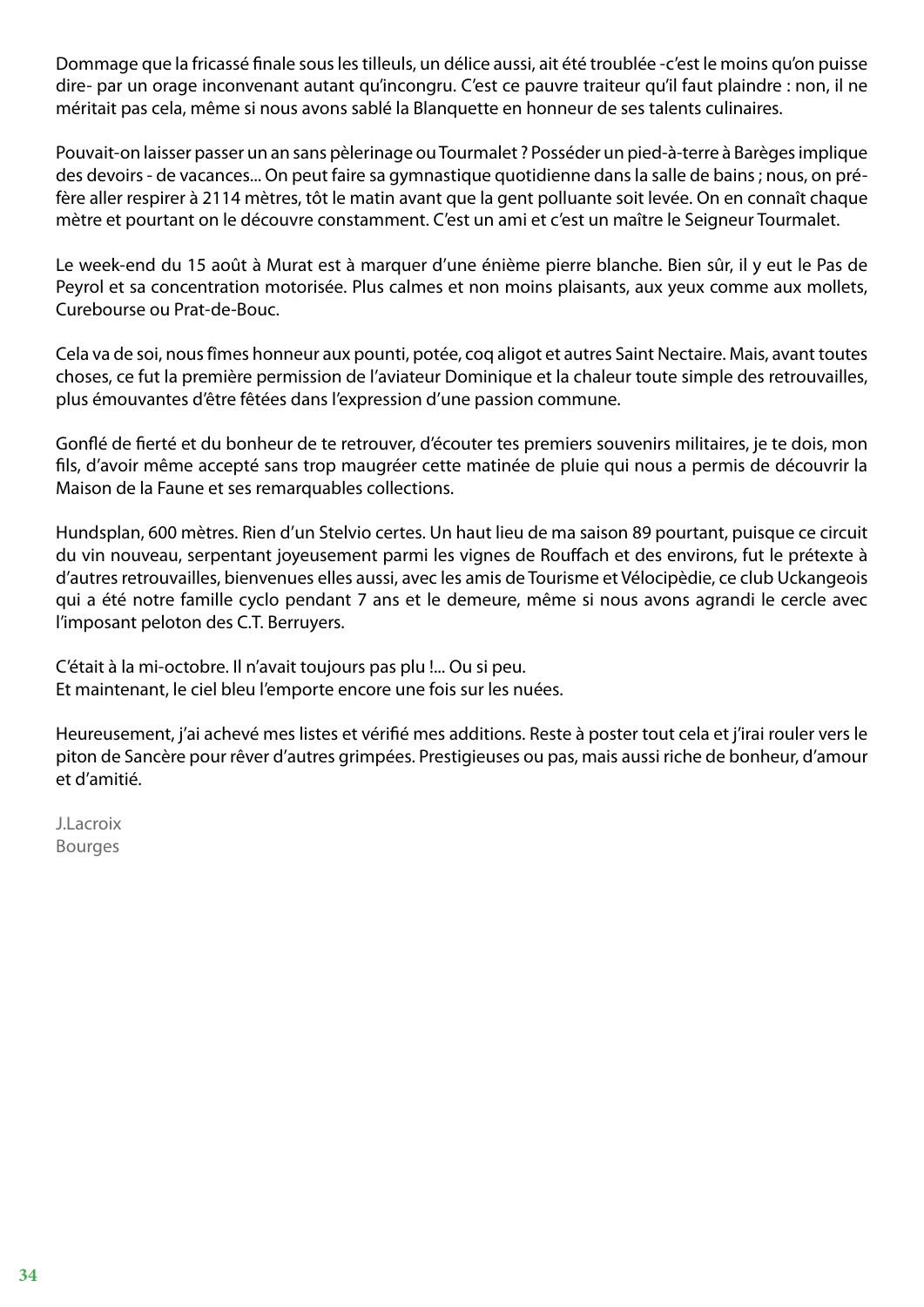Dommage que la fricassé finale sous les tilleuls, un délice aussi, ait été troublée -c'est le moins qu'on puisse dire- par un orage inconvenant autant qu'incongru. C'est ce pauvre traiteur qu'il faut plaindre : non, il ne méritait pas cela, même si nous avons sablé la Blanquette en honneur de ses talents culinaires.

Pouvait-on laisser passer un an sans pèlerinage ou Tourmalet ? Posséder un pied-à-terre à Barèges implique des devoirs - de vacances... On peut faire sa gymnastique quotidienne dans la salle de bains ; nous, on préfère aller respirer à 2114 mètres, tôt le matin avant que la gent polluante soit levée. On en connaît chaque mètre et pourtant on le découvre constamment. C'est un ami et c'est un maître le Seigneur Tourmalet.

Le week-end du 15 août à Murat est à marquer d'une énième pierre blanche. Bien sûr, il y eut le Pas de Peyrol et sa concentration motorisée. Plus calmes et non moins plaisants, aux yeux comme aux mollets, Curebourse ou Prat-de-Bouc.

Cela va de soi, nous fîmes honneur aux pounti, potée, coq aligot et autres Saint Nectaire. Mais, avant toutes choses, ce fut la première permission de l'aviateur Dominique et la chaleur toute simple des retrouvailles, plus émouvantes d'être fêtées dans l'expression d'une passion commune.

Gonflé de fierté et du bonheur de te retrouver, d'écouter tes premiers souvenirs militaires, je te dois, mon fils, d'avoir même accepté sans trop maugréer cette matinée de pluie qui nous a permis de découvrir la Maison de la Faune et ses remarquables collections.

Hundsplan, 600 mètres. Rien d'un Stelvio certes. Un haut lieu de ma saison 89 pourtant, puisque ce circuit du vin nouveau, serpentant joyeusement parmi les vignes de Rouffach et des environs, fut le prétexte à d'autres retrouvailles, bienvenues elles aussi, avec les amis de Tourisme et Vélocipèdie, ce club Uckangeois qui a été notre famille cyclo pendant 7 ans et le demeure, même si nous avons agrandi le cercle avec l'imposant peloton des C.T. Berruyers.

C'était à la mi-octobre. Il n'avait toujours pas plu !... Ou si peu.
Et maintenant, le ciel bleu l'emporte encore une fois sur les nuées.

Heureusement, j'ai achevé mes listes et vérifié mes additions. Reste à poster tout cela et j'irai rouler vers le piton de Sancère pour rêver d'autres grimpées. Prestigieuses ou pas, mais aussi riche de bonheur, d'amour et d'amitié.

J.Lacroix
Bourges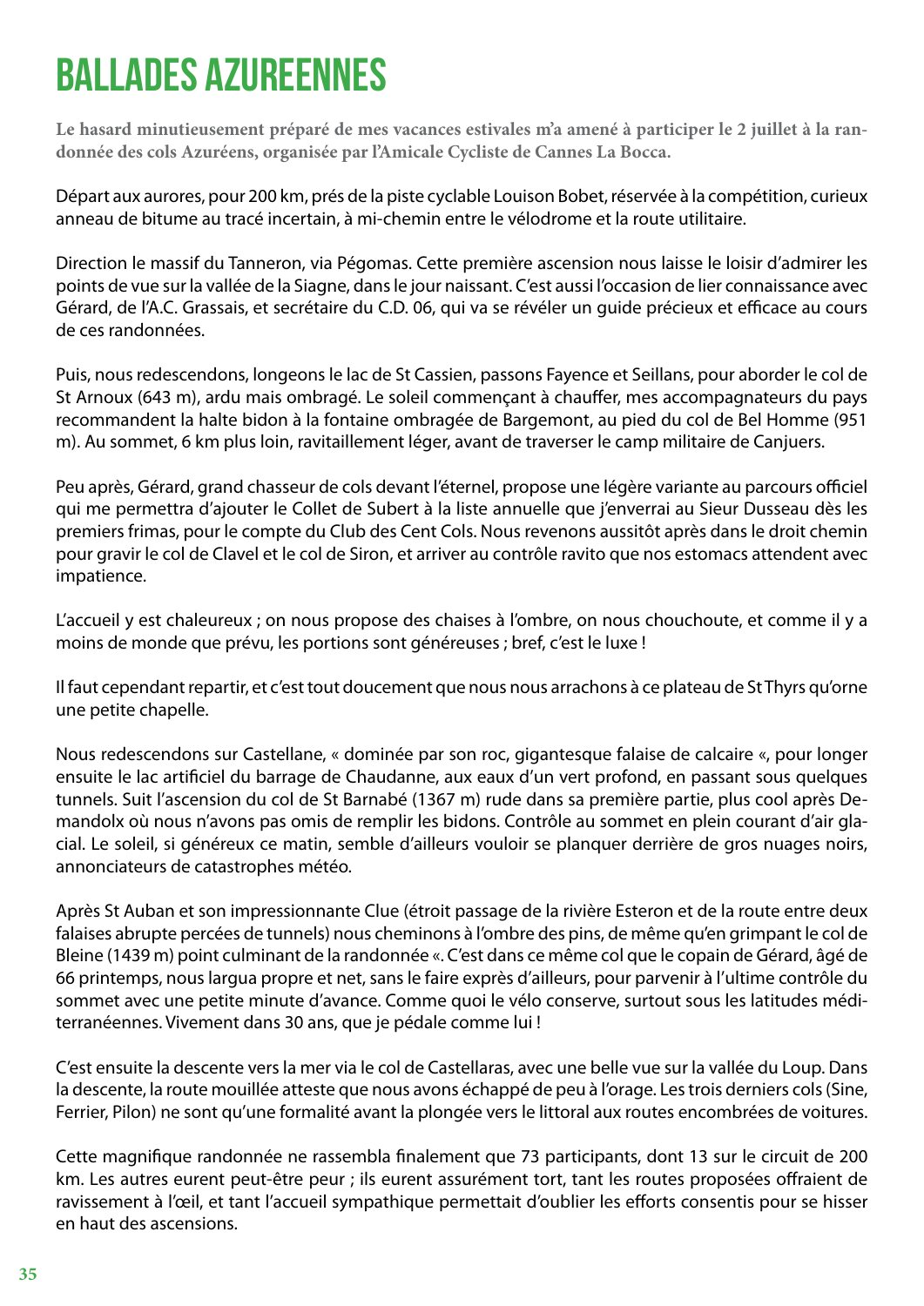# BALLADES AZUREENNES

**Le hasard minutieusement préparé de mes vacances estivales m'a amené à participer le 2 juillet à la randonnée des cols Azuréens, organisée par l'Amicale Cycliste de Cannes La Bocca.**

Départ aux aurores, pour 200 km, prés de la piste cyclable Louison Bobet, réservée à la compétition, curieux anneau de bitume au tracé incertain, à mi-chemin entre le vélodrome et la route utilitaire.

Direction le massif du Tanneron, via Pégomas. Cette première ascension nous laisse le loisir d'admirer les points de vue sur la vallée de la Siagne, dans le jour naissant. C'est aussi l'occasion de lier connaissance avec Gérard, de l'A.C. Grassais, et secrétaire du C.D. 06, qui va se révéler un guide précieux et efficace au cours de ces randonnées.

Puis, nous redescendons, longeons le lac de St Cassien, passons Fayence et Seillans, pour aborder le col de St Arnoux (643 m), ardu mais ombragé. Le soleil commençant à chauffer, mes accompagnateurs du pays recommandent la halte bidon à la fontaine ombragée de Bargemont, au pied du col de Bel Homme (951 m). Au sommet, 6 km plus loin, ravitaillement léger, avant de traverser le camp militaire de Canjuers.

Peu après, Gérard, grand chasseur de cols devant l'éternel, propose une légère variante au parcours officiel qui me permettra d'ajouter le Collet de Subert à la liste annuelle que j'enverrai au Sieur Dusseau dès les premiers frimas, pour le compte du Club des Cent Cols. Nous revenons aussitôt après dans le droit chemin pour gravir le col de Clavel et le col de Siron, et arriver au contrôle ravito que nos estomacs attendent avec impatience.

L'accueil y est chaleureux ; on nous propose des chaises à l'ombre, on nous chouchoute, et comme il y a moins de monde que prévu, les portions sont généreuses ; bref, c'est le luxe !

Il faut cependant repartir, et c'est tout doucement que nous nous arrachons à ce plateau de St Thyrs qu'orne une petite chapelle.

Nous redescendons sur Castellane, « dominée par son roc, gigantesque falaise de calcaire «, pour longer ensuite le lac artificiel du barrage de Chaudanne, aux eaux d'un vert profond, en passant sous quelques tunnels. Suit l'ascension du col de St Barnabé (1367 m) rude dans sa première partie, plus cool après Demandolx où nous n'avons pas omis de remplir les bidons. Contrôle au sommet en plein courant d'air glacial. Le soleil, si généreux ce matin, semble d'ailleurs vouloir se planquer derrière de gros nuages noirs, annonciateurs de catastrophes météo.

Après St Auban et son impressionnante Clue (étroit passage de la rivière Esteron et de la route entre deux falaises abrupte percées de tunnels) nous cheminons à l'ombre des pins, de même qu'en grimpant le col de Bleine (1439 m) point culminant de la randonnée «. C'est dans ce même col que le copain de Gérard, âgé de 66 printemps, nous largua propre et net, sans le faire exprès d'ailleurs, pour parvenir à l'ultime contrôle du sommet avec une petite minute d'avance. Comme quoi le vélo conserve, surtout sous les latitudes méditerranéennes. Vivement dans 30 ans, que je pédale comme lui !

C'est ensuite la descente vers la mer via le col de Castellaras, avec une belle vue sur la vallée du Loup. Dans la descente, la route mouillée atteste que nous avons échappé de peu à l'orage. Les trois derniers cols (Sine, Ferrier, Pilon) ne sont qu'une formalité avant la plongée vers le littoral aux routes encombrées de voitures.

Cette magnifique randonnée ne rassembla finalement que 73 participants, dont 13 sur le circuit de 200 km. Les autres eurent peut-être peur ; ils eurent assurément tort, tant les routes proposées offraient de ravissement à l'œil, et tant l'accueil sympathique permettait d'oublier les efforts consentis pour se hisser en haut des ascensions.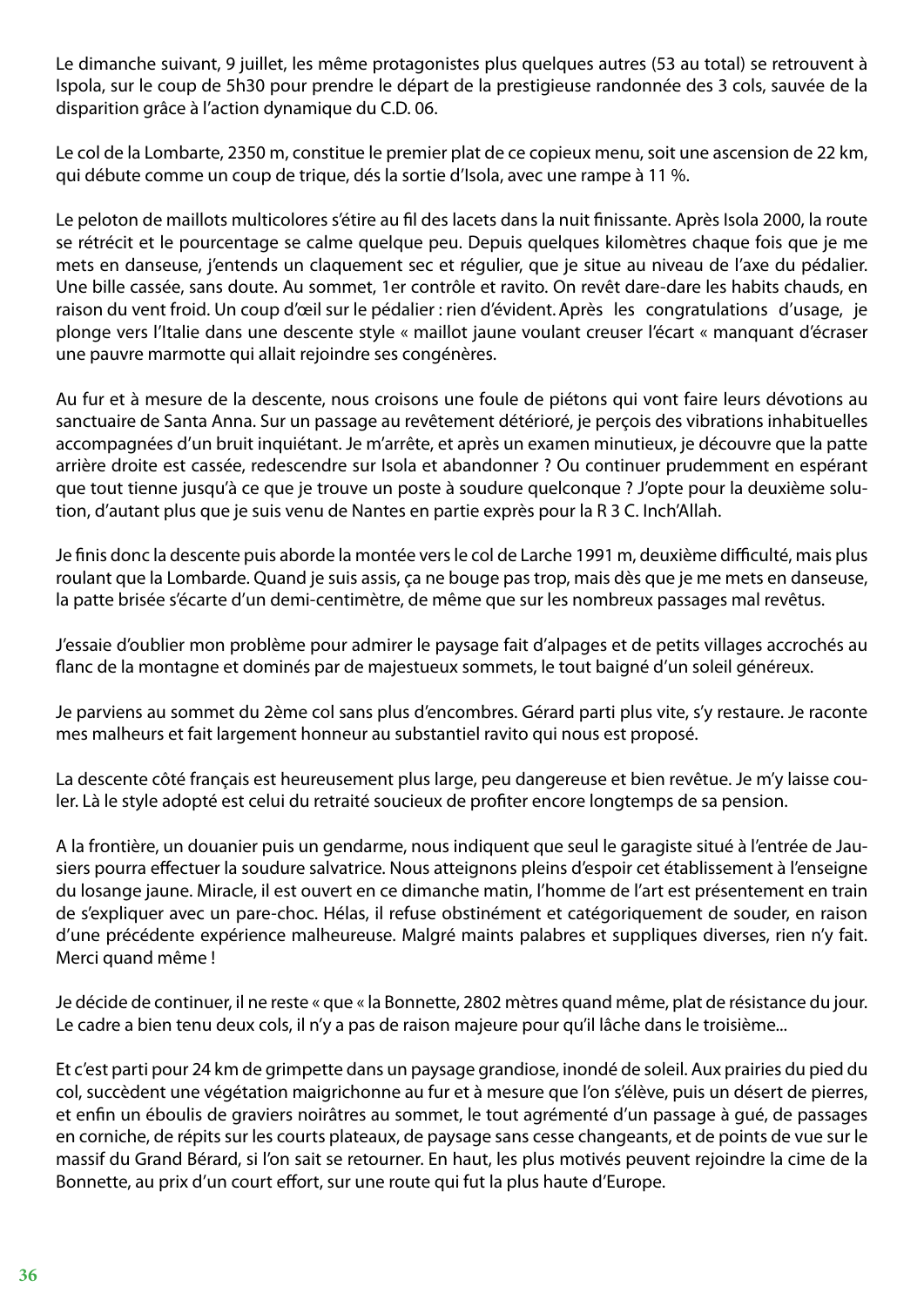Le dimanche suivant, 9 juillet, les même protagonistes plus quelques autres (53 au total) se retrouvent à Ispola, sur le coup de 5h30 pour prendre le départ de la prestigieuse randonnée des 3 cols, sauvée de la disparition grâce à l'action dynamique du C.D. 06.

Le col de la Lombarte, 2350 m, constitue le premier plat de ce copieux menu, soit une ascension de 22 km, qui débute comme un coup de trique, dés la sortie d'Isola, avec une rampe à 11 %.

Le peloton de maillots multicolores s'étire au fil des lacets dans la nuit finissante. Après Isola 2000, la route se rétrécit et le pourcentage se calme quelque peu. Depuis quelques kilomètres chaque fois que je me mets en danseuse, j'entends un claquement sec et régulier, que je situe au niveau de l'axe du pédalier. Une bille cassée, sans doute. Au sommet, 1er contrôle et ravito. On revêt dare-dare les habits chauds, en raison du vent froid. Un coup d'œil sur le pédalier : rien d'évident. Après les congratulations d'usage, je plonge vers l'Italie dans une descente style « maillot jaune voulant creuser l'écart « manquant d'écraser une pauvre marmotte qui allait rejoindre ses congénères.

Au fur et à mesure de la descente, nous croisons une foule de piétons qui vont faire leurs dévotions au sanctuaire de Santa Anna. Sur un passage au revêtement détérioré, je perçois des vibrations inhabituelles accompagnées d'un bruit inquiétant. Je m'arrête, et après un examen minutieux, je découvre que la patte arrière droite est cassée, redescendre sur Isola et abandonner ? Ou continuer prudemment en espérant que tout tienne jusqu'à ce que je trouve un poste à soudure quelconque ? J'opte pour la deuxième solution, d'autant plus que je suis venu de Nantes en partie exprès pour la R 3 C. Inch'Allah.

Je finis donc la descente puis aborde la montée vers le col de Larche 1991 m, deuxième difficulté, mais plus roulant que la Lombarde. Quand je suis assis, ça ne bouge pas trop, mais dès que je me mets en danseuse, la patte brisée s'écarte d'un demi-centimètre, de même que sur les nombreux passages mal revêtus.

J'essaie d'oublier mon problème pour admirer le paysage fait d'alpages et de petits villages accrochés au flanc de la montagne et dominés par de majestueux sommets, le tout baigné d'un soleil généreux.

Je parviens au sommet du 2ème col sans plus d'encombres. Gérard parti plus vite, s'y restaure. Je raconte mes malheurs et fait largement honneur au substantiel ravito qui nous est proposé.

La descente côté français est heureusement plus large, peu dangereuse et bien revêtue. Je m'y laisse couler. Là le style adopté est celui du retraité soucieux de profiter encore longtemps de sa pension.

A la frontière, un douanier puis un gendarme, nous indiquent que seul le garagiste situé à l'entrée de Jausiers pourra effectuer la soudure salvatrice. Nous atteignons pleins d'espoir cet établissement à l'enseigne du losange jaune. Miracle, il est ouvert en ce dimanche matin, l'homme de l'art est présentement en train de s'expliquer avec un pare-choc. Hélas, il refuse obstinément et catégoriquement de souder, en raison d'une précédente expérience malheureuse. Malgré maints palabres et suppliques diverses, rien n'y fait. Merci quand même !

Je décide de continuer, il ne reste « que « la Bonnette, 2802 mètres quand même, plat de résistance du jour. Le cadre a bien tenu deux cols, il n'y a pas de raison majeure pour qu'il lâche dans le troisième...

Et c'est parti pour 24 km de grimpette dans un paysage grandiose, inondé de soleil. Aux prairies du pied du col, succèdent une végétation maigrichonne au fur et à mesure que l'on s'élève, puis un désert de pierres, et enfin un éboulis de graviers noirâtres au sommet, le tout agrémenté d'un passage à gué, de passages en corniche, de répits sur les courts plateaux, de paysage sans cesse changeants, et de points de vue sur le massif du Grand Bérard, si l'on sait se retourner. En haut, les plus motivés peuvent rejoindre la cime de la Bonnette, au prix d'un court effort, sur une route qui fut la plus haute d'Europe.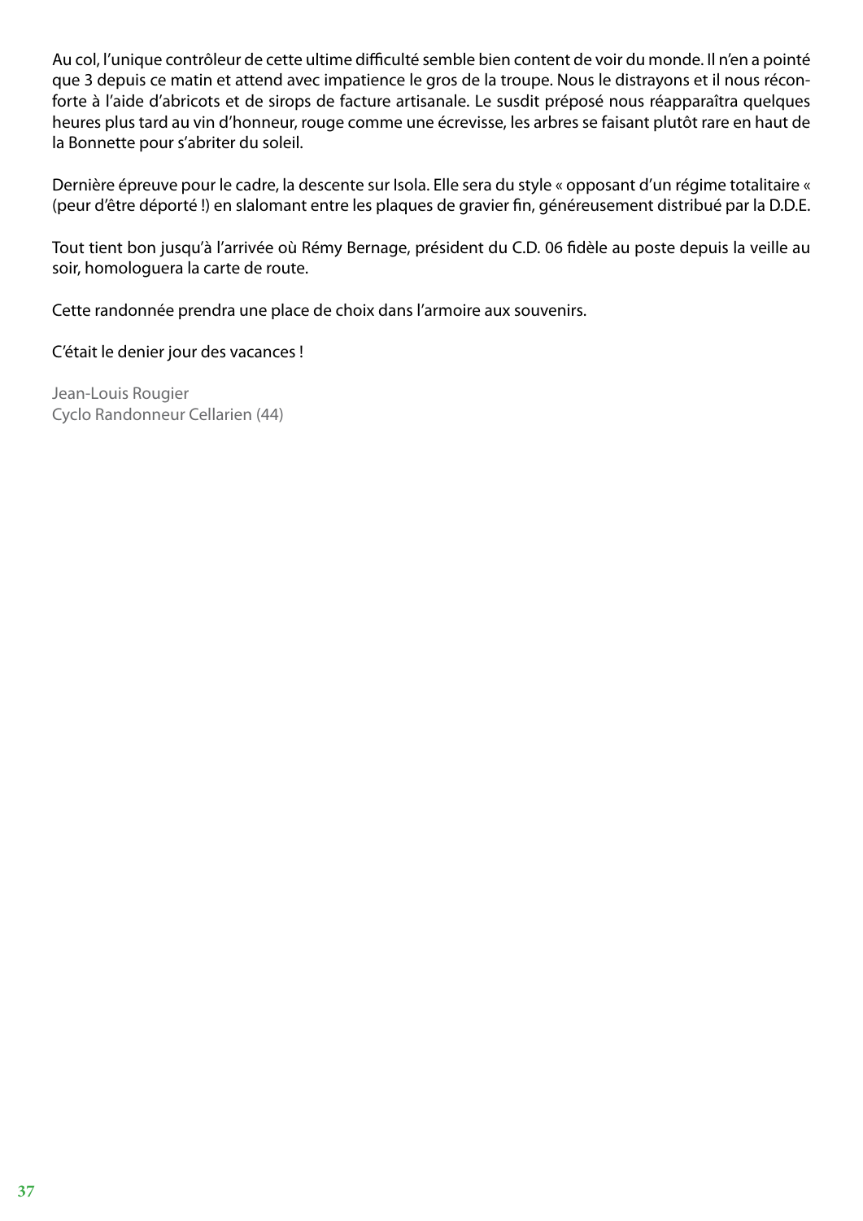Au col, l'unique contrôleur de cette ultime difficulté semble bien content de voir du monde. Il n'en a pointé que 3 depuis ce matin et attend avec impatience le gros de la troupe. Nous le distrayons et il nous réconforte à l'aide d'abricots et de sirops de facture artisanale. Le susdit préposé nous réapparaîtra quelques heures plus tard au vin d'honneur, rouge comme une écrevisse, les arbres se faisant plutôt rare en haut de la Bonnette pour s'abriter du soleil.

Dernière épreuve pour le cadre, la descente sur Isola. Elle sera du style « opposant d'un régime totalitaire « (peur d'être déporté !) en slalomant entre les plaques de gravier fin, généreusement distribué par la D.D.E.

Tout tient bon jusqu'à l'arrivée où Rémy Bernage, président du C.D. 06 fidèle au poste depuis la veille au soir, homologuera la carte de route.

Cette randonnée prendra une place de choix dans l'armoire aux souvenirs.

C'était le denier jour des vacances !

Jean-Louis Rougier
Cyclo Randonneur Cellarien (44)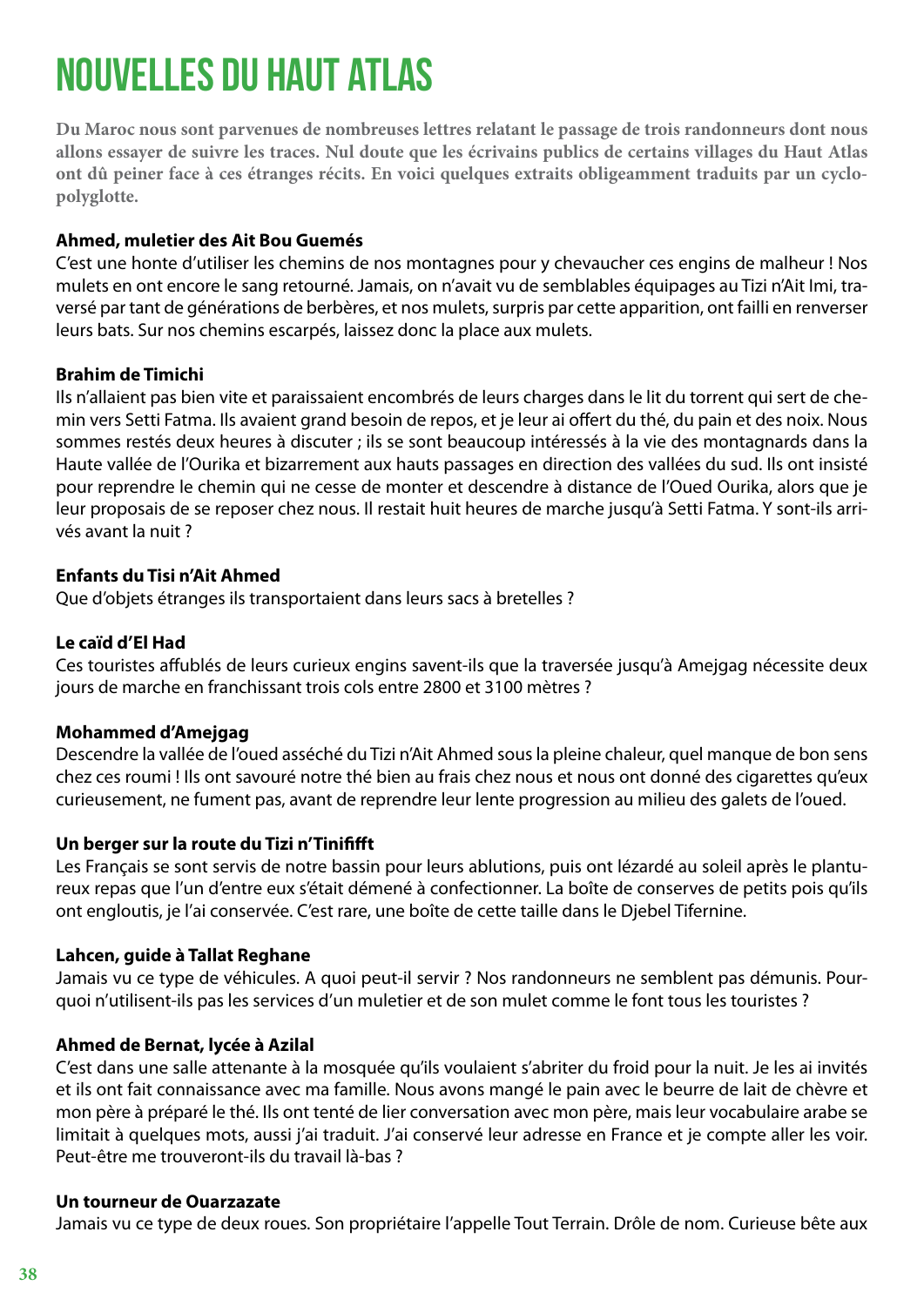# NOUVELLES DU HAUT ATLAS

**Du Maroc nous sont parvenues de nombreuses lettres relatant le passage de trois randonneurs dont nous allons essayer de suivre les traces. Nul doute que les écrivains publics de certains villages du Haut Atlas ont dû peiner face à ces étranges récits. En voici quelques extraits obligeamment traduits par un cyclo-polyglotte.**

**Ahmed, muletier des Ait Bou Guemés**

C'est une honte d'utiliser les chemins de nos montagnes pour y chevaucher ces engins de malheur ! Nos mulets en ont encore le sang retourné. Jamais, on n'avait vu de semblables équipages au Tizi n'Ait Imi, traversé par tant de générations de berbères, et nos mulets, surpris par cette apparition, ont failli en renverser leurs bats. Sur nos chemins escarpés, laissez donc la place aux mulets.

**Brahim de Timichi**

Ils n'allaient pas bien vite et paraissaient encombrés de leurs charges dans le lit du torrent qui sert de chemin vers Setti Fatma. Ils avaient grand besoin de repos, et je leur ai offert du thé, du pain et des noix. Nous sommes restés deux heures à discuter ; ils se sont beaucoup intéressés à la vie des montagnards dans la Haute vallée de l'Ourika et bizarrement aux hauts passages en direction des vallées du sud. Ils ont insisté pour reprendre le chemin qui ne cesse de monter et descendre à distance de l'Oued Ourika, alors que je leur proposais de se reposer chez nous. Il restait huit heures de marche jusqu'à Setti Fatma. Y sont-ils arrivés avant la nuit ?

**Enfants du Tisi n'Ait Ahmed**

Que d'objets étranges ils transportaient dans leurs sacs à bretelles ?

**Le caïd d'El Had**

Ces touristes affublés de leurs curieux engins savent-ils que la traversée jusqu'à Amejgag nécessite deux jours de marche en franchissant trois cols entre 2800 et 3100 mètres ?

**Mohammed d'Amejgag**

Descendre la vallée de l'oued asséché du Tizi n'Ait Ahmed sous la pleine chaleur, quel manque de bon sens chez ces roumi ! Ils ont savouré notre thé bien au frais chez nous et nous ont donné des cigarettes qu'eux curieusement, ne fument pas, avant de reprendre leur lente progression au milieu des galets de l'oued.

**Un berger sur la route du Tizi n'Tinifift**

Les Français se sont servis de notre bassin pour leurs ablutions, puis ont lézardé au soleil après le plantureux repas que l'un d'entre eux s'était démené à confectionner. La boîte de conserves de petits pois qu'ils ont engloutis, je l'ai conservée. C'est rare, une boîte de cette taille dans le Djebel Tifernine.

**Lahcen, guide à Tallat Reghane**

Jamais vu ce type de véhicules. A quoi peut-il servir ? Nos randonneurs ne semblent pas démunis. Pourquoi n'utilisent-ils pas les services d'un muletier et de son mulet comme le font tous les touristes ?

**Ahmed de Bernat, lycée à Azilal**

C'est dans une salle attenante à la mosquée qu'ils voulaient s'abriter du froid pour la nuit. Je les ai invités et ils ont fait connaissance avec ma famille. Nous avons mangé le pain avec le beurre de lait de chèvre et mon père à préparé le thé. Ils ont tenté de lier conversation avec mon père, mais leur vocabulaire arabe se limitait à quelques mots, aussi j'ai traduit. J'ai conservé leur adresse en France et je compte aller les voir. Peut-être me trouveront-ils du travail là-bas ?

**Un tourneur de Ouarzazate**

Jamais vu ce type de deux roues. Son propriétaire l'appelle Tout Terrain. Drôle de nom. Curieuse bête aux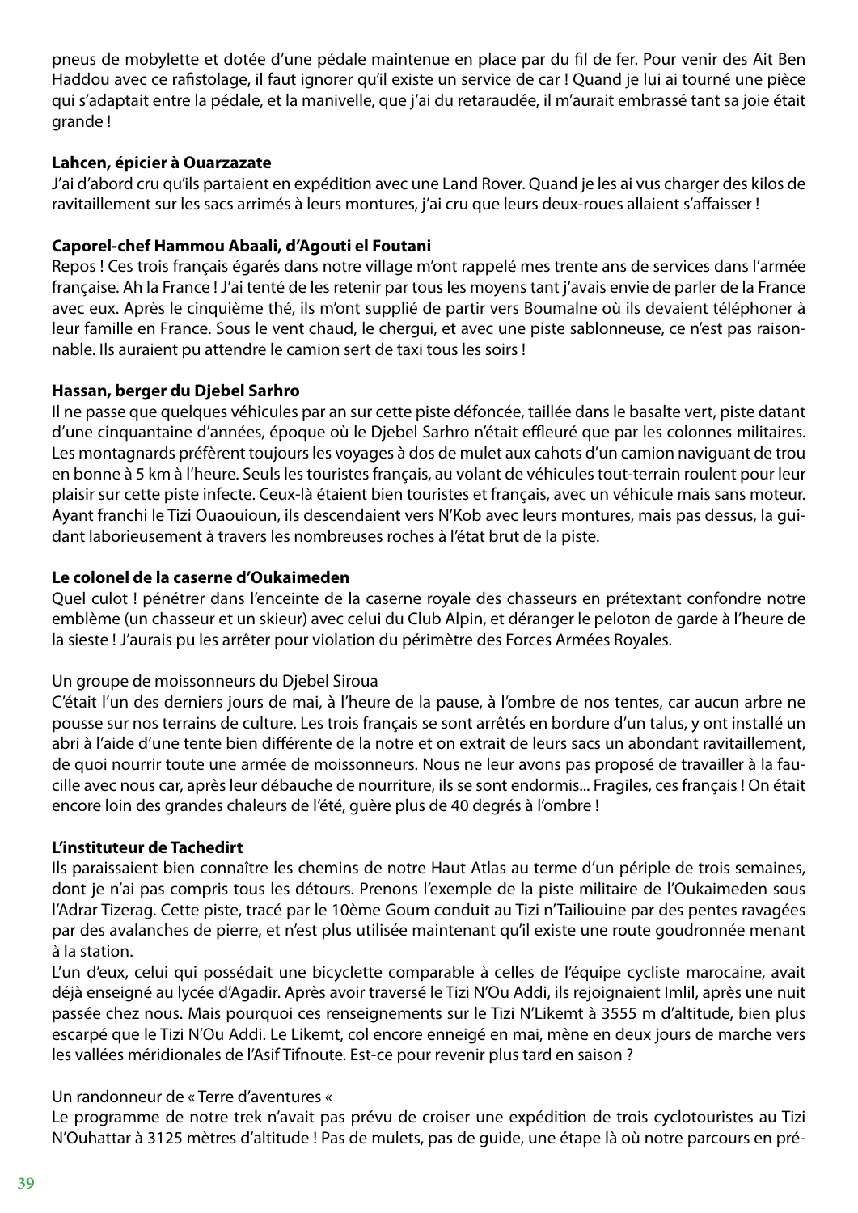pneus de mobylette et dotée d'une pédale maintenue en place par du fil de fer. Pour venir des Ait Ben Haddou avec ce rafistolage, il faut ignorer qu'il existe un service de car ! Quand je lui ai tourné une pièce qui s'adaptait entre la pédale, et la manivelle, que j'ai du retaraudée, il m'aurait embrassé tant sa joie était grande !

**Lahcen, épicier à Ouarzazate**

J'ai d'abord cru qu'ils partaient en expédition avec une Land Rover. Quand je les ai vus charger des kilos de ravitaillement sur les sacs arrimés à leurs montures, j'ai cru que leurs deux-roues allaient s'affaisser !

**Caporel-chef Hammou Abaali, d'Agouti el Foutani**

Repos ! Ces trois français égarés dans notre village m'ont rappelé mes trente ans de services dans l'armée française. Ah la France ! J'ai tenté de les retenir par tous les moyens tant j'avais envie de parler de la France avec eux. Après le cinquième thé, ils m'ont supplié de partir vers Boumalne où ils devaient téléphoner à leur famille en France. Sous le vent chaud, le chergui, et avec une piste sablonneuse, ce n'est pas raisonnable. Ils auraient pu attendre le camion sert de taxi tous les soirs !

**Hassan, berger du Djebel Sarhro**

Il ne passe que quelques véhicules par an sur cette piste défoncée, taillée dans le basalte vert, piste datant d'une cinquantaine d'années, époque où le Djebel Sarhro n'était effleuré que par les colonnes militaires. Les montagnards préfèrent toujours les voyages à dos de mulet aux cahots d'un camion naviguant de trou en bonne à 5 km à l'heure. Seuls les touristes français, au volant de véhicules tout-terrain roulent pour leur plaisir sur cette piste infecte. Ceux-là étaient bien touristes et français, avec un véhicule mais sans moteur. Ayant franchi le Tizi Ouaouioun, ils descendaient vers N'Kob avec leurs montures, mais pas dessus, la guidant laborieusement à travers les nombreuses roches à l'état brut de la piste.

**Le colonel de la caserne d'Oukaimeden**

Quel culot ! pénétrer dans l'enceinte de la caserne royale des chasseurs en prétextant confondre notre emblème (un chasseur et un skieur) avec celui du Club Alpin, et déranger le peloton de garde à l'heure de la sieste ! J'aurais pu les arrêter pour violation du périmètre des Forces Armées Royales.

Un groupe de moissonneurs du Djebel Siroua

C'était l'un des derniers jours de mai, à l'heure de la pause, à l'ombre de nos tentes, car aucun arbre ne pousse sur nos terrains de culture. Les trois français se sont arrêtés en bordure d'un talus, y ont installé un abri à l'aide d'une tente bien différente de la notre et on extrait de leurs sacs un abondant ravitaillement, de quoi nourrir toute une armée de moissonneurs. Nous ne leur avons pas proposé de travailler à la faucille avec nous car, après leur débauche de nourriture, ils se sont endormis... Fragiles, ces français ! On était encore loin des grandes chaleurs de l'été, guère plus de 40 degrés à l'ombre !

**L'instituteur de Tachedirt**

Ils paraissaient bien connaître les chemins de notre Haut Atlas au terme d'un périple de trois semaines, dont je n'ai pas compris tous les détours. Prenons l'exemple de la piste militaire de l'Oukaimeden sous l'Adrar Tizerag. Cette piste, tracé par le 10ème Goum conduit au Tizi n'Tailiouine par des pentes ravagées par des avalanches de pierre, et n'est plus utilisée maintenant qu'il existe une route goudronnée menant à la station.

L'un d'eux, celui qui possédait une bicyclette comparable à celles de l'équipe cycliste marocaine, avait déjà enseigné au lycée d'Agadir. Après avoir traversé le Tizi N'Ou Addi, ils rejoignaient Imlil, après une nuit passée chez nous. Mais pourquoi ces renseignements sur le Tizi N'Likemt à 3555 m d'altitude, bien plus escarpé que le Tizi N'Ou Addi. Le Likemt, col encore enneigé en mai, mène en deux jours de marche vers les vallées méridionales de l'Asif Tifnoute. Est-ce pour revenir plus tard en saison ?

Un randonneur de « Terre d'aventures «

Le programme de notre trek n'avait pas prévu de croiser une expédition de trois cyclotouristes au Tizi N'Ouhattar à 3125 mètres d'altitude ! Pas de mulets, pas de guide, une étape là où notre parcours en pré-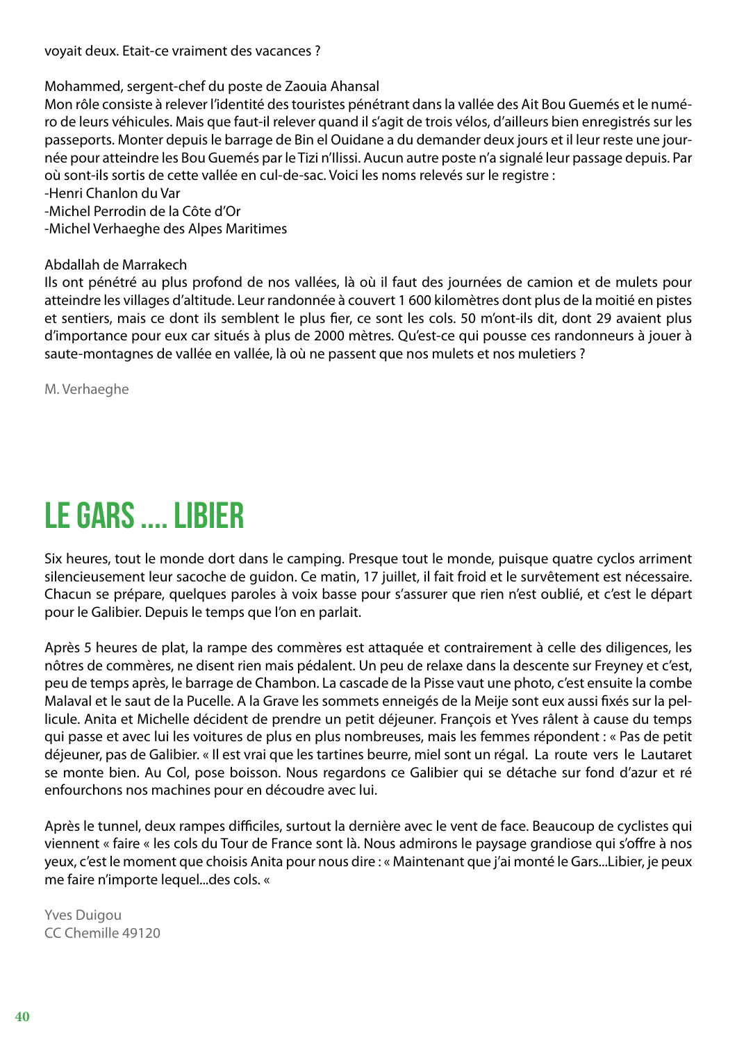voyait deux. Etait-ce vraiment des vacances ?

Mohammed, sergent-chef du poste de Zaouia Ahansal
Mon rôle consiste à relever l'identité des touristes pénétrant dans la vallée des Ait Bou Guemés et le numéro de leurs véhicules. Mais que faut-il relever quand il s'agit de trois vélos, d'ailleurs bien enregistrés sur les passeports. Monter depuis le barrage de Bin el Ouidane a du demander deux jours et il leur reste une journée pour atteindre les Bou Guemés par le Tizi n'Ilissi. Aucun autre poste n'a signalé leur passage depuis. Par où sont-ils sortis de cette vallée en cul-de-sac. Voici les noms relevés sur le registre :
-Henri Chanlon du Var
-Michel Perrodin de la Côte d'Or
-Michel Verhaeghe des Alpes Maritimes

Abdallah de Marrakech
Ils ont pénétré au plus profond de nos vallées, là où il faut des journées de camion et de mulets pour atteindre les villages d'altitude. Leur randonnée a couvert 1 600 kilomètres dont plus de la moitié en pistes et sentiers, mais ce dont ils semblent le plus fier, ce sont les cols. 50 m'ont-ils dit, dont 29 avaient plus d'importance pour eux car situés à plus de 2000 mètres. Qu'est-ce qui pousse ces randonneurs à jouer à saute-montagnes de vallée en vallée, là où ne passent que nos mulets et nos muletiers ?

M. Verhaeghe

# LE GARS .... LIBIER

Six heures, tout le monde dort dans le camping. Presque tout le monde, puisque quatre cyclos arriment silencieusement leur sacoche de guidon. Ce matin, 17 juillet, il fait froid et le survêtement est nécessaire. Chacun se prépare, quelques paroles à voix basse pour s'assurer que rien n'est oublié, et c'est le départ pour le Galibier. Depuis le temps que l'on en parlait.

Après 5 heures de plat, la rampe des commères est attaquée et contrairement à celle des diligences, les nôtres de commères, ne disent rien mais pédalent. Un peu de relaxe dans la descente sur Freyney et c'est, peu de temps après, le barrage de Chambon. La cascade de la Pisse vaut une photo, c'est ensuite la combe Malaval et le saut de la Pucelle. A la Grave les sommets enneigés de la Meije sont eux aussi fixés sur la pellicule. Anita et Michelle décident de prendre un petit déjeuner. François et Yves râlent à cause du temps qui passe et avec lui les voitures de plus en plus nombreuses, mais les femmes répondent : « Pas de petit déjeuner, pas de Galibier. « Il est vrai que les tartines beurre, miel sont un régal.  La route vers le Lautaret se monte bien. Au Col, pose boisson. Nous regardons ce Galibier qui se détache sur fond d'azur et ré enfourchons nos machines pour en découdre avec lui.

Après le tunnel, deux rampes difficiles, surtout la dernière avec le vent de face. Beaucoup de cyclistes qui viennent « faire « les cols du Tour de France sont là. Nous admirons le paysage grandiose qui s'offre à nos yeux, c'est le moment que choisis Anita pour nous dire : « Maintenant que j'ai monté le Gars...Libier, je peux me faire n'importe lequel...des cols. «

Yves Duigou
CC Chemille 49120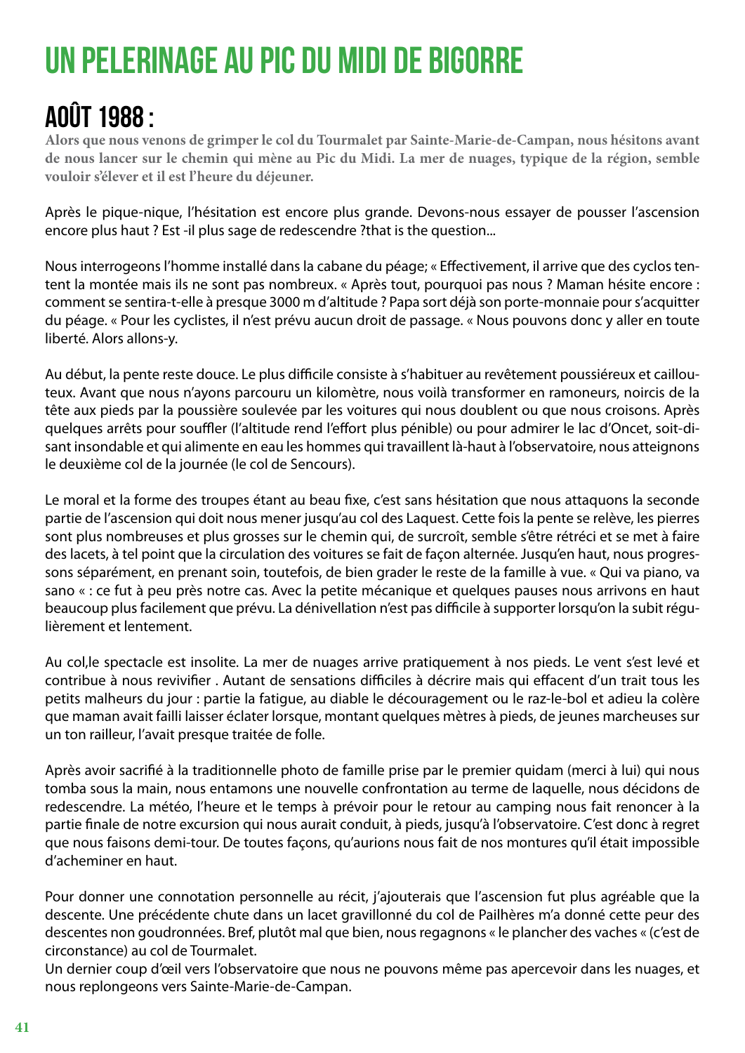# UN PELERINAGE AU PIC DU MIDI DE BIGORRE

## AOÛT 1988 :

**Alors que nous venons de grimper le col du Tourmalet par Sainte-Marie-de-Campan, nous hésitons avant de nous lancer sur le chemin qui mène au Pic du Midi. La mer de nuages, typique de la région, semble vouloir s'élever et il est l'heure du déjeuner.**

Après le pique-nique, l'hésitation est encore plus grande. Devons-nous essayer de pousser l'ascension encore plus haut ? Est -il plus sage de redescendre ?that is the question...

Nous interrogeons l'homme installé dans la cabane du péage; « Effectivement, il arrive que des cyclos tentent la montée mais ils ne sont pas nombreux. « Après tout, pourquoi pas nous ? Maman hésite encore : comment se sentira-t-elle à presque 3000 m d'altitude ? Papa sort déjà son porte-monnaie pour s'acquitter du péage. « Pour les cyclistes, il n'est prévu aucun droit de passage. « Nous pouvons donc y aller en toute liberté. Alors allons-y.

Au début, la pente reste douce. Le plus difficile consiste à s'habituer au revêtement poussiéreux et caillouteux. Avant que nous n'ayons parcouru un kilomètre, nous voilà transformer en ramoneurs, noircis de la tête aux pieds par la poussière soulevée par les voitures qui nous doublent ou que nous croisons. Après quelques arrêts pour souffler (l'altitude rend l'effort plus pénible) ou pour admirer le lac d'Oncet, soit-disant insondable et qui alimente en eau les hommes qui travaillent là-haut à l'observatoire, nous atteignons le deuxième col de la journée (le col de Sencours).

Le moral et la forme des troupes étant au beau fixe, c'est sans hésitation que nous attaquons la seconde partie de l'ascension qui doit nous mener jusqu'au col des Laquest. Cette fois la pente se relève, les pierres sont plus nombreuses et plus grosses sur le chemin qui, de surcroît, semble s'être rétréci et se met à faire des lacets, à tel point que la circulation des voitures se fait de façon alternée. Jusqu'en haut, nous progressons séparément, en prenant soin, toutefois, de bien grader le reste de la famille à vue. « Qui va piano, va sano « : ce fut à peu près notre cas. Avec la petite mécanique et quelques pauses nous arrivons en haut beaucoup plus facilement que prévu. La dénivellation n'est pas difficile à supporter lorsqu'on la subit régulièrement et lentement.

Au col,le spectacle est insolite. La mer de nuages arrive pratiquement à nos pieds. Le vent s'est levé et contribue à nous revivifier . Autant de sensations difficiles à décrire mais qui effacent d'un trait tous les petits malheurs du jour : partie la fatigue, au diable le découragement ou le raz-le-bol et adieu la colère que maman avait failli laisser éclater lorsque, montant quelques mètres à pieds, de jeunes marcheuses sur un ton railleur, l'avait presque traitée de folle.

Après avoir sacrifié à la traditionnelle photo de famille prise par le premier quidam (merci à lui) qui nous tomba sous la main, nous entamons une nouvelle confrontation au terme de laquelle, nous décidons de redescendre. La météo, l'heure et le temps à prévoir pour le retour au camping nous fait renoncer à la partie finale de notre excursion qui nous aurait conduit, à pieds, jusqu'à l'observatoire. C'est donc à regret que nous faisons demi-tour. De toutes façons, qu'aurions nous fait de nos montures qu'il était impossible d'acheminer en haut.

Pour donner une connotation personnelle au récit, j'ajouterais que l'ascension fut plus agréable que la descente. Une précédente chute dans un lacet gravillonné du col de Pailhères m'a donné cette peur des descentes non goudronnées. Bref, plutôt mal que bien, nous regagnons « le plancher des vaches « (c'est de circonstance) au col de Tourmalet.
Un dernier coup d'œil vers l'observatoire que nous ne pouvons même pas apercevoir dans les nuages, et nous replongeons vers Sainte-Marie-de-Campan.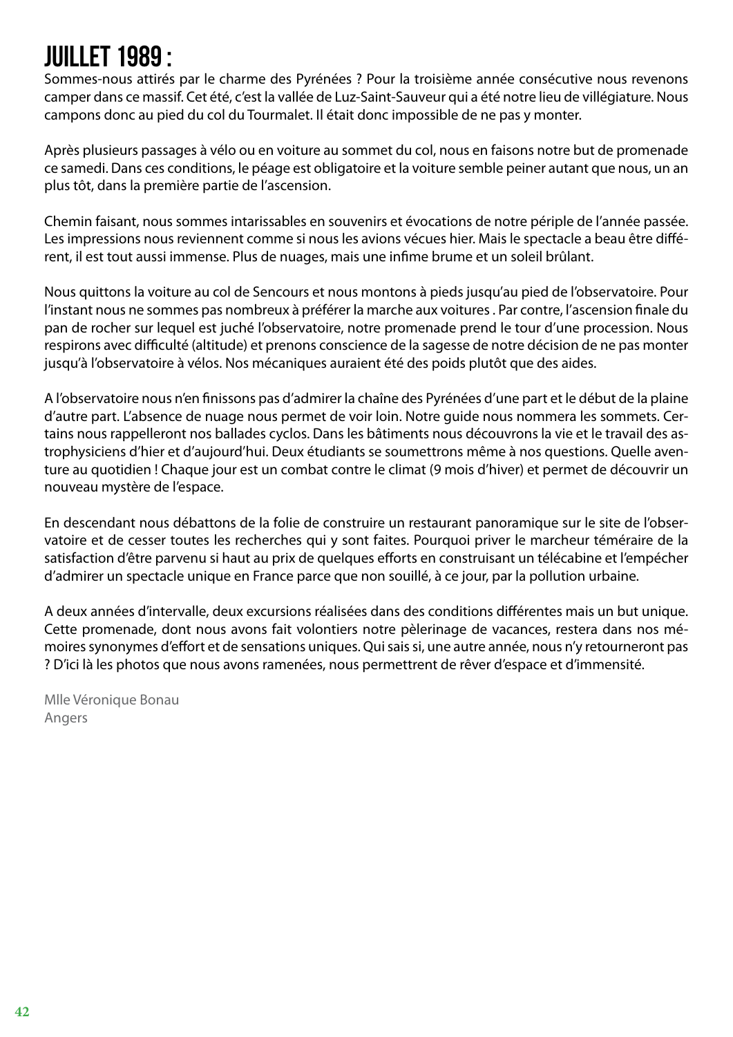# JUILLET 1989 :

Sommes-nous attirés par le charme des Pyrénées ? Pour la troisième année consécutive nous revenons camper dans ce massif. Cet été, c'est la vallée de Luz-Saint-Sauveur qui a été notre lieu de villégiature. Nous campons donc au pied du col du Tourmalet. Il était donc impossible de ne pas y monter.

Après plusieurs passages à vélo ou en voiture au sommet du col, nous en faisons notre but de promenade ce samedi. Dans ces conditions, le péage est obligatoire et la voiture semble peiner autant que nous, un an plus tôt, dans la première partie de l'ascension.

Chemin faisant, nous sommes intarissables en souvenirs et évocations de notre périple de l'année passée. Les impressions nous reviennent comme si nous les avions vécues hier. Mais le spectacle a beau être différent, il est tout aussi immense. Plus de nuages, mais une infime brume et un soleil brûlant.

Nous quittons la voiture au col de Sencours et nous montons à pieds jusqu'au pied de l'observatoire. Pour l'instant nous ne sommes pas nombreux à préférer la marche aux voitures . Par contre, l'ascension finale du pan de rocher sur lequel est juché l'observatoire, notre promenade prend le tour d'une procession. Nous respirons avec difficulté (altitude) et prenons conscience de la sagesse de notre décision de ne pas monter jusqu'à l'observatoire à vélos. Nos mécaniques auraient été des poids plutôt que des aides.

A l'observatoire nous n'en finissons pas d'admirer la chaîne des Pyrénées d'une part et le début de la plaine d'autre part. L'absence de nuage nous permet de voir loin. Notre guide nous nommera les sommets. Certains nous rappelleront nos ballades cyclos. Dans les bâtiments nous découvrons la vie et le travail des astrophysiciens d'hier et d'aujourd'hui. Deux étudiants se soumettrons même à nos questions. Quelle aventure au quotidien ! Chaque jour est un combat contre le climat (9 mois d'hiver) et permet de découvrir un nouveau mystère de l'espace.

En descendant nous débattons de la folie de construire un restaurant panoramique sur le site de l'observatoire et de cesser toutes les recherches qui y sont faites. Pourquoi priver le marcheur téméraire de la satisfaction d'être parvenu si haut au prix de quelques efforts en construisant un télécabine et l'empêcher d'admirer un spectacle unique en France parce que non souillé, à ce jour, par la pollution urbaine.

A deux années d'intervalle, deux excursions réalisées dans des conditions différentes mais un but unique. Cette promenade, dont nous avons fait volontiers notre pèlerinage de vacances, restera dans nos mémoires synonymes d'effort et de sensations uniques. Qui sais si, une autre année, nous n'y retourneront pas ? D'ici là les photos que nous avons ramenées, nous permettrent de rêver d'espace et d'immensité.

Mlle Véronique Bonau
Angers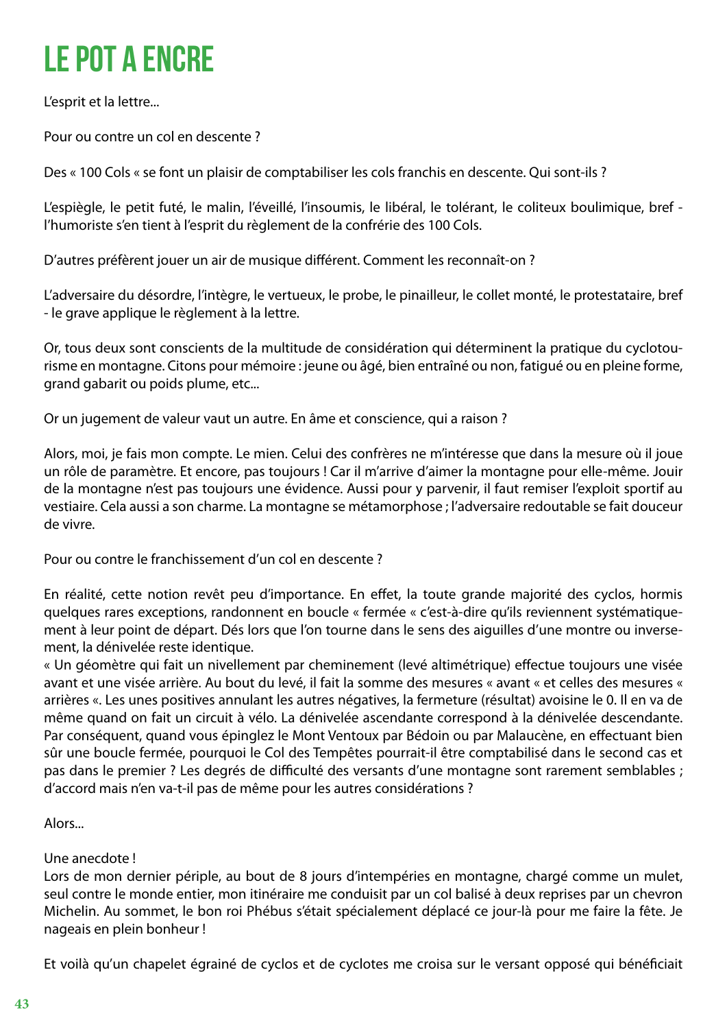# LE POT A ENCRE

L'esprit et la lettre...

Pour ou contre un col en descente ?

Des « 100 Cols « se font un plaisir de comptabiliser les cols franchis en descente. Qui sont-ils ?

L'espiègle, le petit futé, le malin, l'éveillé, l'insoumis, le libéral, le tolérant, le coliteux boulimique, bref - l'humoriste s'en tient à l'esprit du règlement de la confrérie des 100 Cols.

D'autres préfèrent jouer un air de musique différent. Comment les reconnaît-on ?

L'adversaire du désordre, l'intègre, le vertueux, le probe, le pinailleur, le collet monté, le protestataire, bref - le grave applique le règlement à la lettre.

Or, tous deux sont conscients de la multitude de considération qui déterminent la pratique du cyclotourisme en montagne. Citons pour mémoire : jeune ou âgé, bien entraîné ou non, fatigué ou en pleine forme, grand gabarit ou poids plume, etc...

Or un jugement de valeur vaut un autre. En âme et conscience, qui a raison ?

Alors, moi, je fais mon compte. Le mien. Celui des confrères ne m'intéresse que dans la mesure où il joue un rôle de paramètre. Et encore, pas toujours ! Car il m'arrive d'aimer la montagne pour elle-même. Jouir de la montagne n'est pas toujours une évidence. Aussi pour y parvenir, il faut remiser l'exploit sportif au vestiaire. Cela aussi a son charme. La montagne se métamorphose ; l'adversaire redoutable se fait douceur de vivre.

Pour ou contre le franchissement d'un col en descente ?

En réalité, cette notion revêt peu d'importance. En effet, la toute grande majorité des cyclos, hormis quelques rares exceptions, randonnent en boucle « fermée « c'est-à-dire qu'ils reviennent systématiquement à leur point de départ. Dés lors que l'on tourne dans le sens des aiguilles d'une montre ou inversement, la dénivelée reste identique.
« Un géomètre qui fait un nivellement par cheminement (levé altimétrique) effectue toujours une visée avant et une visée arrière. Au bout du levé, il fait la somme des mesures « avant « et celles des mesures « arrières «. Les unes positives annulant les autres négatives, la fermeture (résultat) avoisine le 0. Il en va de même quand on fait un circuit à vélo. La dénivelée ascendante correspond à la dénivelée descendante. Par conséquent, quand vous épinglez le Mont Ventoux par Bédoin ou par Malaucène, en effectuant bien sûr une boucle fermée, pourquoi le Col des Tempêtes pourrait-il être comptabilisé dans le second cas et pas dans le premier ? Les degrés de difficulté des versants d'une montagne sont rarement semblables ; d'accord mais n'en va-t-il pas de même pour les autres considérations ?

Alors...

Une anecdote !
Lors de mon dernier périple, au bout de 8 jours d'intempéries en montagne, chargé comme un mulet, seul contre le monde entier, mon itinéraire me conduisit par un col balisé à deux reprises par un chevron Michelin. Au sommet, le bon roi Phébus s'était spécialement déplacé ce jour-là pour me faire la fête. Je nageais en plein bonheur !

Et voilà qu'un chapelet égrainé de cyclos et de cyclotes me croisa sur le versant opposé qui bénéficiait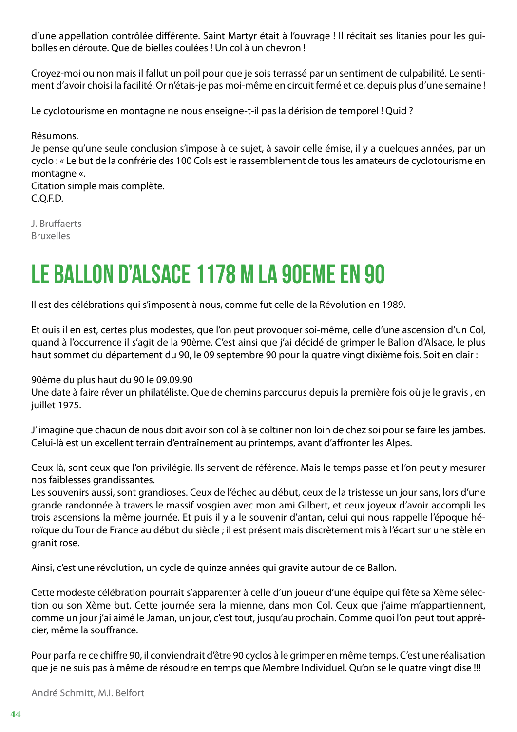d'une appellation contrôlée différente. Saint Martyr était à l'ouvrage ! Il récitait ses litanies pour les guibolles en déroute. Que de bielles coulées ! Un col à un chevron !

Croyez-moi ou non mais il fallut un poil pour que je sois terrassé par un sentiment de culpabilité. Le sentiment d'avoir choisi la facilité. Or n'étais-je pas moi-même en circuit fermé et ce, depuis plus d'une semaine !

Le cyclotourisme en montagne ne nous enseigne-t-il pas la dérision de temporel ! Quid ?

Résumons.
Je pense qu'une seule conclusion s'impose à ce sujet, à savoir celle émise, il y a quelques années, par un cyclo : « Le but de la confrérie des 100 Cols est le rassemblement de tous les amateurs de cyclotourisme en montagne «.
Citation simple mais complète.
C.Q.F.D.

J. Bruffaerts
Bruxelles

# LE BALLON D'ALSACE 1178 M LA 90EME EN 90

Il est des célébrations qui s'imposent à nous, comme fut celle de la Révolution en 1989.

Et ouis il en est, certes plus modestes, que l'on peut provoquer soi-même, celle d'une ascension d'un Col, quand à l'occurrence il s'agit de la 90ème. C'est ainsi que j'ai décidé de grimper le Ballon d'Alsace, le plus haut sommet du département du 90, le 09 septembre 90 pour la quatre vingt dixième fois. Soit en clair :

90ème du plus haut du 90 le 09.09.90
Une date à faire rêver un philatéliste. Que de chemins parcourus depuis la première fois où je le gravis , en juillet 1975.

J' imagine que chacun de nous doit avoir son col à se coltiner non loin de chez soi pour se faire les jambes. Celui-là est un excellent terrain d'entraînement au printemps, avant d'affronter les Alpes.

Ceux-là, sont ceux que l'on privilégie. Ils servent de référence. Mais le temps passe et l'on peut y mesurer nos faiblesses grandissantes.
Les souvenirs aussi, sont grandioses. Ceux de l'échec au début, ceux de la tristesse un jour sans, lors d'une grande randonnée à travers le massif vosgien avec mon ami Gilbert, et ceux joyeux d'avoir accompli les trois ascensions la même journée. Et puis il y a le souvenir d'antan, celui qui nous rappelle l'époque héroïque du Tour de France au début du siècle ; il est présent mais discrètement mis à l'écart sur une stèle en granit rose.

Ainsi, c'est une révolution, un cycle de quinze années qui gravite autour de ce Ballon.

Cette modeste célébration pourrait s'apparenter à celle d'un joueur d'une équipe qui fête sa Xème sélection ou son Xème but. Cette journée sera la mienne, dans mon Col. Ceux que j'aime m'appartiennent, comme un jour j'ai aimé le Jaman, un jour, c'est tout, jusqu'au prochain. Comme quoi l'on peut tout apprécier, même la souffrance.

Pour parfaire ce chiffre 90, il conviendrait d'être 90 cyclos à le grimper en même temps. C'est une réalisation que je ne suis pas à même de résoudre en temps que Membre Individuel. Qu'on se le quatre vingt dise !!!

André Schmitt, M.I. Belfort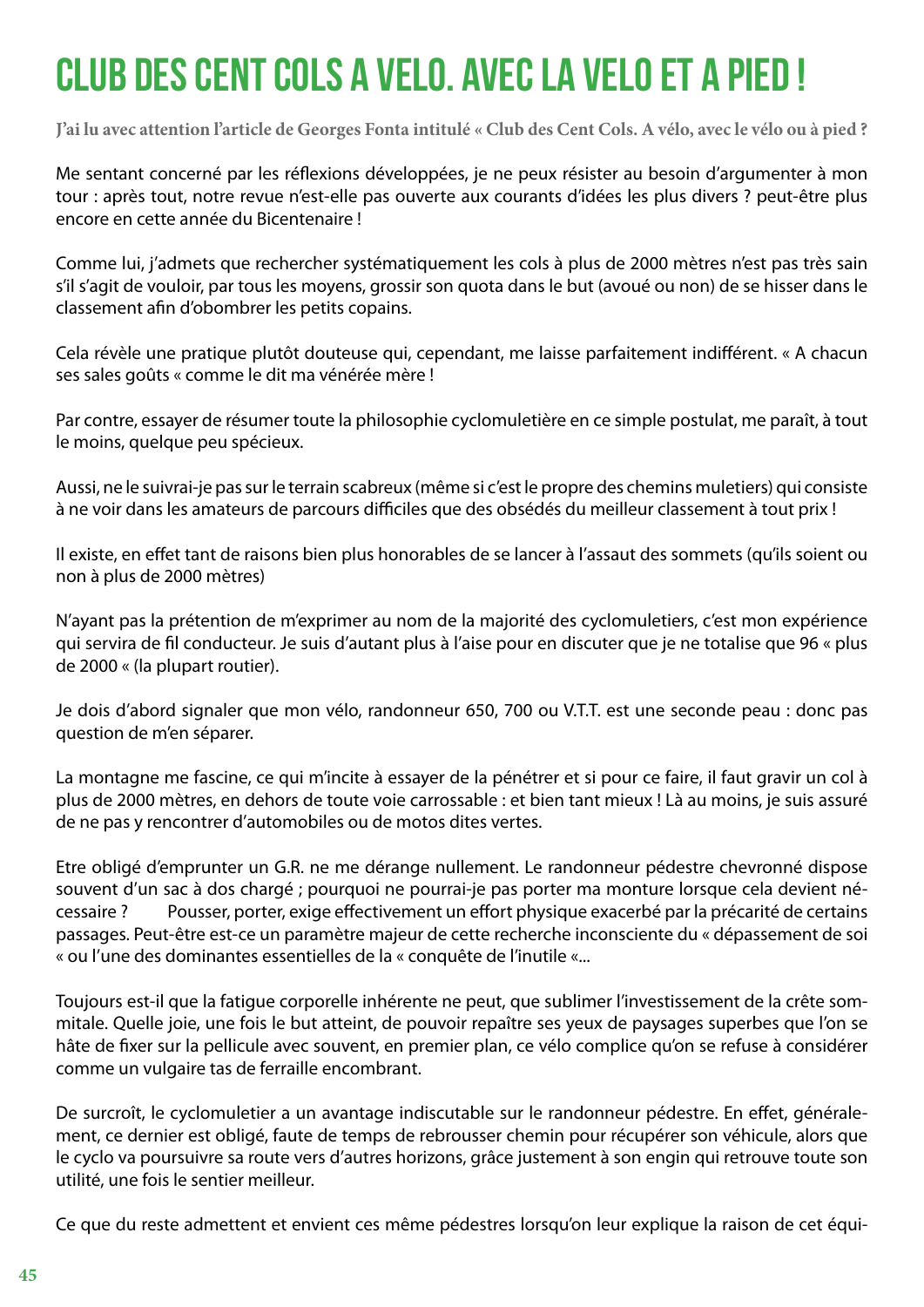# CLUB DES CENT COLS A VELO. AVEC LA VELO ET A PIED !

**J'ai lu avec attention l'article de Georges Fonta intitulé « Club des Cent Cols. A vélo, avec le vélo ou à pied ?**

Me sentant concerné par les réflexions développées, je ne peux résister au besoin d'argumenter à mon tour : après tout, notre revue n'est-elle pas ouverte aux courants d'idées les plus divers ? peut-être plus encore en cette année du Bicentenaire !

Comme lui, j'admets que rechercher systématiquement les cols à plus de 2000 mètres n'est pas très sain s'il s'agit de vouloir, par tous les moyens, grossir son quota dans le but (avoué ou non) de se hisser dans le classement afin d'obombrer les petits copains.

Cela révèle une pratique plutôt douteuse qui, cependant, me laisse parfaitement indifférent. « A chacun ses sales goûts « comme le dit ma vénérée mère !

Par contre, essayer de résumer toute la philosophie cyclomuletière en ce simple postulat, me paraît, à tout le moins, quelque peu spécieux.

Aussi, ne le suivrai-je pas sur le terrain scabreux (même si c'est le propre des chemins muletiers) qui consiste à ne voir dans les amateurs de parcours difficiles que des obsédés du meilleur classement à tout prix !

Il existe, en effet tant de raisons bien plus honorables de se lancer à l'assaut des sommets (qu'ils soient ou non à plus de 2000 mètres)

N'ayant pas la prétention de m'exprimer au nom de la majorité des cyclomuletiers, c'est mon expérience qui servira de fil conducteur. Je suis d'autant plus à l'aise pour en discuter que je ne totalise que 96 « plus de 2000 « (la plupart routier).

Je dois d'abord signaler que mon vélo, randonneur 650, 700 ou V.T.T. est une seconde peau : donc pas question de m'en séparer.

La montagne me fascine, ce qui m'incite à essayer de la pénétrer et si pour ce faire, il faut gravir un col à plus de 2000 mètres, en dehors de toute voie carrossable : et bien tant mieux ! Là au moins, je suis assuré de ne pas y rencontrer d'automobiles ou de motos dites vertes.

Etre obligé d'emprunter un G.R. ne me dérange nullement. Le randonneur pédestre chevronné dispose souvent d'un sac à dos chargé ; pourquoi ne pourrai-je pas porter ma monture lorsque cela devient nécessaire ? Pousser, porter, exige effectivement un effort physique exacerbé par la précarité de certains passages. Peut-être est-ce un paramètre majeur de cette recherche inconsciente du « dépassement de soi « ou l'une des dominantes essentielles de la « conquête de l'inutile «...

Toujours est-il que la fatigue corporelle inhérente ne peut, que sublimer l'investissement de la crête sommitale. Quelle joie, une fois le but atteint, de pouvoir repaître ses yeux de paysages superbes que l'on se hâte de fixer sur la pellicule avec souvent, en premier plan, ce vélo complice qu'on se refuse à considérer comme un vulgaire tas de ferraille encombrant.

De surcroît, le cyclomuletier a un avantage indiscutable sur le randonneur pédestre. En effet, généralement, ce dernier est obligé, faute de temps de rebrousser chemin pour récupérer son véhicule, alors que le cyclo va poursuivre sa route vers d'autres horizons, grâce justement à son engin qui retrouve toute son utilité, une fois le sentier meilleur.

Ce que du reste admettent et envient ces même pédestres lorsqu'on leur explique la raison de cet équi-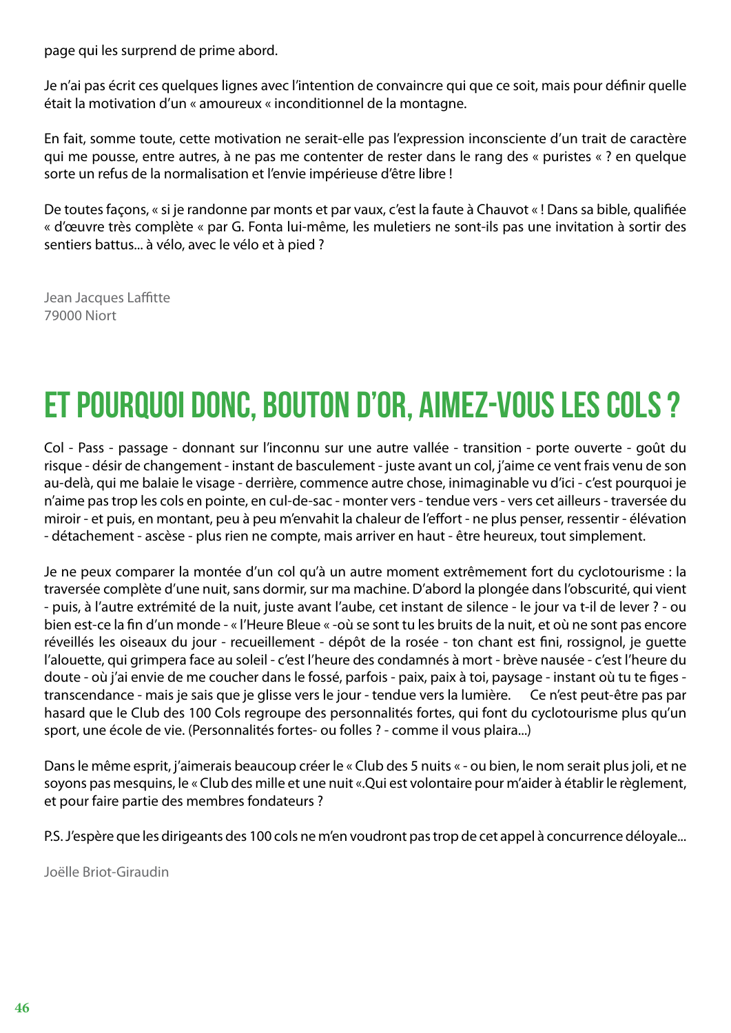page qui les surprend de prime abord.

Je n'ai pas écrit ces quelques lignes avec l'intention de convaincre qui que ce soit, mais pour définir quelle était la motivation d'un « amoureux « inconditionnel de la montagne.

En fait, somme toute, cette motivation ne serait-elle pas l'expression inconsciente d'un trait de caractère qui me pousse, entre autres, à ne pas me contenter de rester dans le rang des « puristes « ? en quelque sorte un refus de la normalisation et l'envie impérieuse d'être libre !

De toutes façons, « si je randonne par monts et par vaux, c'est la faute à Chauvot « ! Dans sa bible, qualifiée « d'œuvre très complète « par G. Fonta lui-même, les muletiers ne sont-ils pas une invitation à sortir des sentiers battus... à vélo, avec le vélo et à pied ?

Jean Jacques Laffitte
79000 Niort

# ET POURQUOI DONC, BOUTON D'OR, AIMEZ-VOUS LES COLS ?

Col - Pass - passage - donnant sur l'inconnu sur une autre vallée - transition - porte ouverte - goût du risque - désir de changement - instant de basculement - juste avant un col, j'aime ce vent frais venu de son au-delà, qui me balaie le visage - derrière, commence autre chose, inimaginable vu d'ici - c'est pourquoi je n'aime pas trop les cols en pointe, en cul-de-sac - monter vers - tendue vers - vers cet ailleurs - traversée du miroir - et puis, en montant, peu à peu m'envahit la chaleur de l'effort - ne plus penser, ressentir - élévation - détachement - ascèse - plus rien ne compte, mais arriver en haut - être heureux, tout simplement.

Je ne peux comparer la montée d'un col qu'à un autre moment extrêmement fort du cyclotourisme : la traversée complète d'une nuit, sans dormir, sur ma machine. D'abord la plongée dans l'obscurité, qui vient - puis, à l'autre extrémité de la nuit, juste avant l'aube, cet instant de silence - le jour va t-il de lever ? - ou bien est-ce la fin d'un monde - « l'Heure Bleue « -où se sont tu les bruits de la nuit, et où ne sont pas encore réveillés les oiseaux du jour - recueillement - dépôt de la rosée - ton chant est fini, rossignol, je guette l'alouette, qui grimpera face au soleil - c'est l'heure des condamnés à mort - brève nausée - c'est l'heure du doute - où j'ai envie de me coucher dans le fossé, parfois - paix, paix à toi, paysage - instant où tu te figes - transcendance - mais je sais que je glisse vers le jour - tendue vers la lumière. Ce n'est peut-être pas par hasard que le Club des 100 Cols regroupe des personnalités fortes, qui font du cyclotourisme plus qu'un sport, une école de vie. (Personnalités fortes- ou folles ? - comme il vous plaira...)

Dans le même esprit, j'aimerais beaucoup créer le « Club des 5 nuits « - ou bien, le nom serait plus joli, et ne soyons pas mesquins, le « Club des mille et une nuit «.Qui est volontaire pour m'aider à établir le règlement, et pour faire partie des membres fondateurs ?

P.S. J'espère que les dirigeants des 100 cols ne m'en voudront pas trop de cet appel à concurrence déloyale...

Joëlle Briot-Giraudin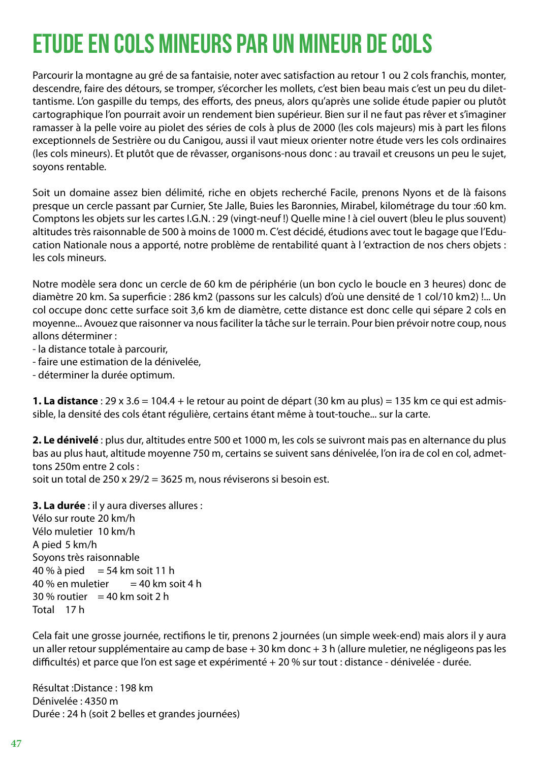# ETUDE EN COLS MINEURS PAR UN MINEUR DE COLS

Parcourir la montagne au gré de sa fantaisie, noter avec satisfaction au retour 1 ou 2 cols franchis, monter, descendre, faire des détours, se tromper, s'écorcher les mollets, c'est bien beau mais c'est un peu du dilettantisme. L'on gaspille du temps, des efforts, des pneus, alors qu'après une solide étude papier ou plutôt cartographique l'on pourrait avoir un rendement bien supérieur. Bien sur il ne faut pas rêver et s'imaginer ramasser à la pelle voire au piolet des séries de cols à plus de 2000 (les cols majeurs) mis à part les filons exceptionnels de Sestrière ou du Canigou, aussi il vaut mieux orienter notre étude vers les cols ordinaires (les cols mineurs). Et plutôt que de rêvasser, organisons-nous donc : au travail et creusons un peu le sujet, soyons rentable.

Soit un domaine assez bien délimité, riche en objets recherché Facile, prenons Nyons et de là faisons presque un cercle passant par Curnier, Ste Jalle, Buies les Baronnies, Mirabel, kilométrage du tour :60 km. Comptons les objets sur les cartes I.G.N. : 29 (vingt-neuf !) Quelle mine ! à ciel ouvert (bleu le plus souvent) altitudes très raisonnable de 500 à moins de 1000 m. C'est décidé, étudions avec tout le bagage que l'Education Nationale nous a apporté, notre problème de rentabilité quant à l 'extraction de nos chers objets : les cols mineurs.

Notre modèle sera donc un cercle de 60 km de périphérie (un bon cyclo le boucle en 3 heures) donc de diamètre 20 km. Sa superficie : 286 km2 (passons sur les calculs) d'où une densité de 1 col/10 km2) !... Un col occupe donc cette surface soit 3,6 km de diamètre, cette distance est donc celle qui sépare 2 cols en moyenne... Avouez que raisonner va nous faciliter la tâche sur le terrain. Pour bien prévoir notre coup, nous allons déterminer :

- la distance totale à parcourir,
- faire une estimation de la dénivelée,
- déterminer la durée optimum.

**1. La distance** : 29 x 3.6 = 104.4 + le retour au point de départ (30 km au plus) = 135 km ce qui est admissible, la densité des cols étant régulière, certains étant même à tout-touche... sur la carte.

**2. Le dénivelé** : plus dur, altitudes entre 500 et 1000 m, les cols se suivront mais pas en alternance du plus bas au plus haut, altitude moyenne 750 m, certains se suivent sans dénivelée, l'on ira de col en col, admettons 250m entre 2 cols :
soit un total de 250 x 29/2 = 3625 m, nous réviserons si besoin est.

**3. La durée** : il y aura diverses allures :
Vélo sur route 20 km/h
Vélo muletier 10 km/h
A pied 5 km/h
Soyons très raisonnable
40 % à pied = 54 km soit 11 h
40 % en muletier = 40 km soit 4 h
30 % routier = 40 km soit 2 h
Total 17 h

Cela fait une grosse journée, rectifions le tir, prenons 2 journées (un simple week-end) mais alors il y aura un aller retour supplémentaire au camp de base + 30 km donc + 3 h (allure muletier, ne négligeons pas les difficultés) et parce que l'on est sage et expérimenté + 20 % sur tout : distance - dénivelée - durée.

Résultat :Distance : 198 km
Dénivelée : 4350 m
Durée : 24 h (soit 2 belles et grandes journées)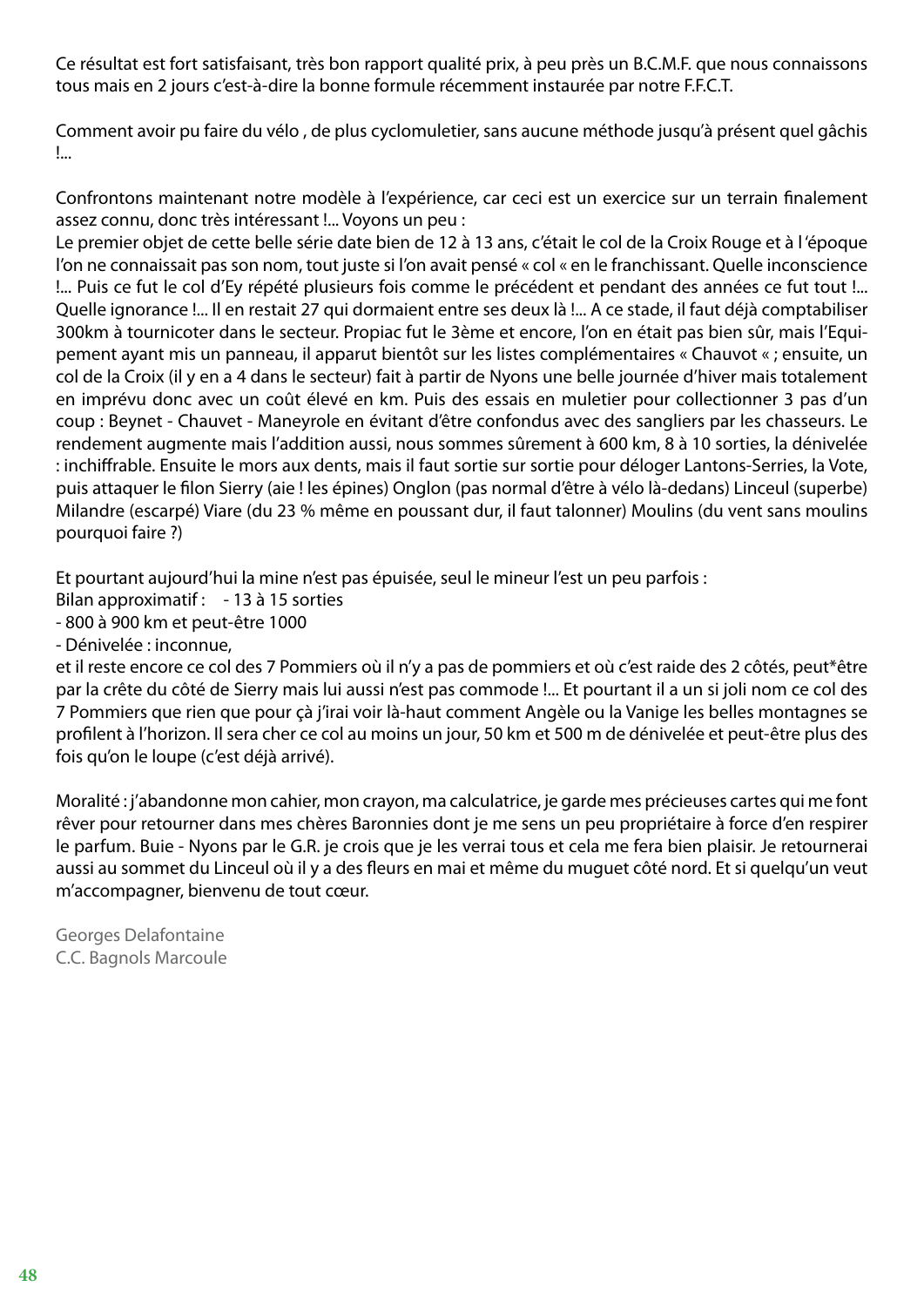Ce résultat est fort satisfaisant, très bon rapport qualité prix, à peu près un B.C.M.F. que nous connaissons tous mais en 2 jours c'est-à-dire la bonne formule récemment instaurée par notre F.F.C.T.

Comment avoir pu faire du vélo , de plus cyclomuletier, sans aucune méthode jusqu'à présent quel gâchis !...

Confrontons maintenant notre modèle à l'expérience, car ceci est un exercice sur un terrain finalement assez connu, donc très intéressant !... Voyons un peu :
Le premier objet de cette belle série date bien de 12 à 13 ans, c'était le col de la Croix Rouge et à l 'époque l'on ne connaissait pas son nom, tout juste si l'on avait pensé « col « en le franchissant. Quelle inconscience !... Puis ce fut le col d'Ey répété plusieurs fois comme le précédent et pendant des années ce fut tout !... Quelle ignorance !... Il en restait 27 qui dormaient entre ses deux là !... A ce stade, il faut déjà comptabiliser 300km à tournicoter dans le secteur. Propiac fut le 3ème et encore, l'on en était pas bien sûr, mais l'Equipement ayant mis un panneau, il apparut bientôt sur les listes complémentaires « Chauvot « ; ensuite, un col de la Croix (il y en a 4 dans le secteur) fait à partir de Nyons une belle journée d'hiver mais totalement en imprévu donc avec un coût élevé en km. Puis des essais en muletier pour collectionner 3 pas d'un coup : Beynet - Chauvet - Maneyrole en évitant d'être confondus avec des sangliers par les chasseurs. Le rendement augmente mais l'addition aussi, nous sommes sûrement à 600 km, 8 à 10 sorties, la dénivelée : inchiffrable. Ensuite le mors aux dents, mais il faut sortie sur sortie pour déloger Lantons-Serries, la Vote, puis attaquer le filon Sierry (aie ! les épines) Onglon (pas normal d'être à vélo là-dedans) Linceul (superbe) Milandre (escarpé) Viare (du 23 % même en poussant dur, il faut talonner) Moulins (du vent sans moulins pourquoi faire ?)

Et pourtant aujourd'hui la mine n'est pas épuisée, seul le mineur l'est un peu parfois :
Bilan approximatif : - 13 à 15 sorties
- 800 à 900 km et peut-être 1000
- Dénivelée : inconnue,
et il reste encore ce col des 7 Pommiers où il n'y a pas de pommiers et où c'est raide des 2 côtés, peut*être par la crête du côté de Sierry mais lui aussi n'est pas commode !... Et pourtant il a un si joli nom ce col des 7 Pommiers que rien que pour çà j'irai voir là-haut comment Angèle ou la Vanige les belles montagnes se profilent à l'horizon. Il sera cher ce col au moins un jour, 50 km et 500 m de dénivelée et peut-être plus des fois qu'on le loupe (c'est déjà arrivé).

Moralité : j'abandonne mon cahier, mon crayon, ma calculatrice, je garde mes précieuses cartes qui me font rêver pour retourner dans mes chères Baronnies dont je me sens un peu propriétaire à force d'en respirer le parfum. Buie - Nyons par le G.R. je crois que je les verrai tous et cela me fera bien plaisir. Je retournerai aussi au sommet du Linceul où il y a des fleurs en mai et même du muguet côté nord. Et si quelqu'un veut m'accompagner, bienvenu de tout cœur.

Georges Delafontaine
C.C. Bagnols Marcoule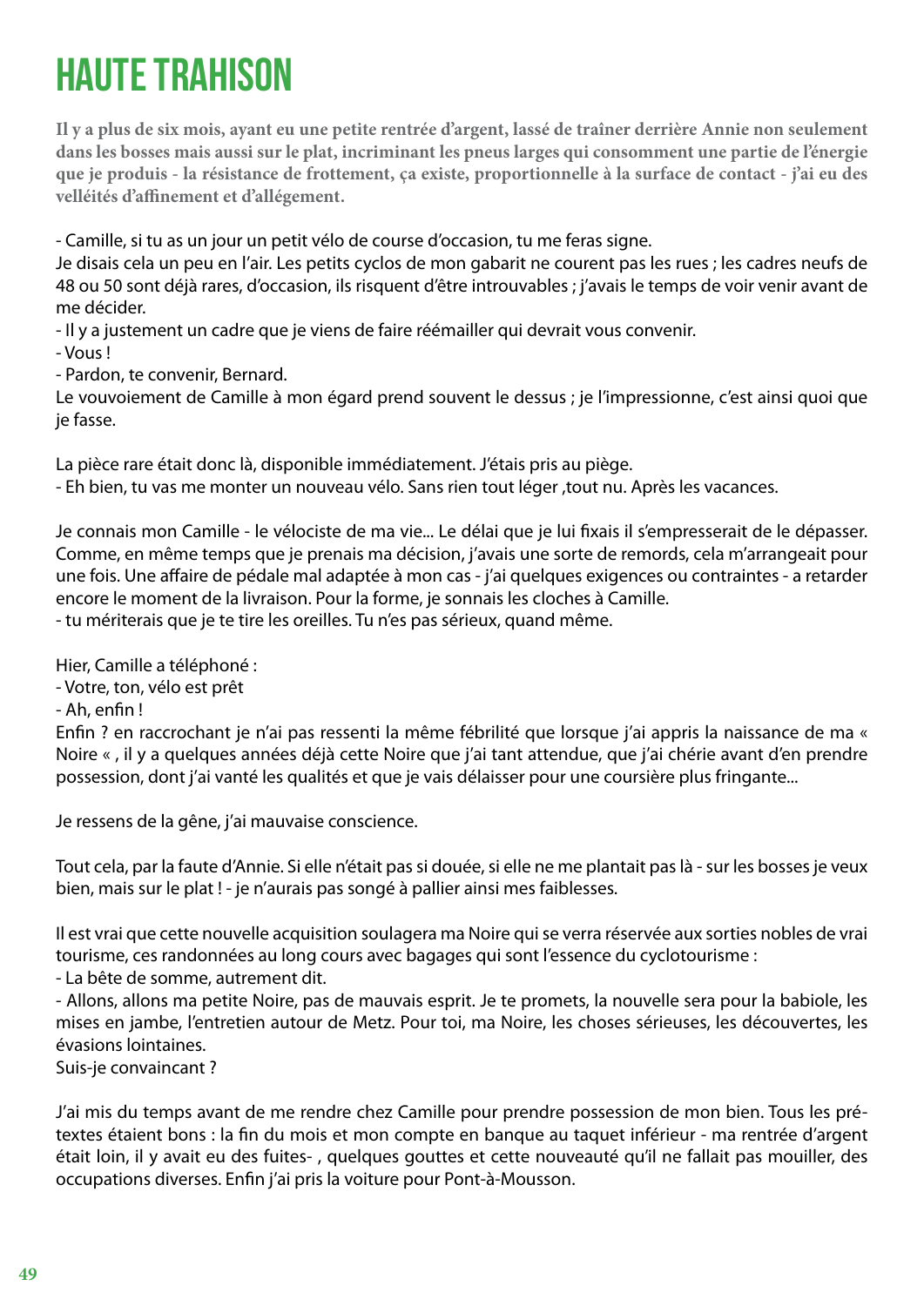# HAUTE TRAHISON

**Il y a plus de six mois, ayant eu une petite rentrée d'argent, lassé de traîner derrière Annie non seulement dans les bosses mais aussi sur le plat, incriminant les pneus larges qui consomment une partie de l'énergie que je produis - la résistance de frottement, ça existe, proportionnelle à la surface de contact - j'ai eu des velléités d'affinement et d'allégement.**

- Camille, si tu as un jour un petit vélo de course d'occasion, tu me feras signe.

Je disais cela un peu en l'air. Les petits cyclos de mon gabarit ne courent pas les rues ; les cadres neufs de 48 ou 50 sont déjà rares, d'occasion, ils risquent d'être introuvables ; j'avais le temps de voir venir avant de me décider.

- Il y a justement un cadre que je viens de faire réémailler qui devrait vous convenir.
- Vous !
- Pardon, te convenir, Bernard.

Le vouvoiement de Camille à mon égard prend souvent le dessus ; je l'impressionne, c'est ainsi quoi que je fasse.

La pièce rare était donc là, disponible immédiatement. J'étais pris au piège.

- Eh bien, tu vas me monter un nouveau vélo. Sans rien tout léger ,tout nu. Après les vacances.

Je connais mon Camille - le vélociste de ma vie... Le délai que je lui fixais il s'empresserait de le dépasser. Comme, en même temps que je prenais ma décision, j'avais une sorte de remords, cela m'arrangeait pour une fois. Une affaire de pédale mal adaptée à mon cas - j'ai quelques exigences ou contraintes - a retarder encore le moment de la livraison. Pour la forme, je sonnais les cloches à Camille.

- tu mériterais que je te tire les oreilles. Tu n'es pas sérieux, quand même.

Hier, Camille a téléphoné :

- Votre, ton, vélo est prêt
- Ah, enfin !

Enfin ? en raccrochant je n'ai pas ressenti la même fébrilité que lorsque j'ai appris la naissance de ma « Noire « , il y a quelques années déjà cette Noire que j'ai tant attendue, que j'ai chérie avant d'en prendre possession, dont j'ai vanté les qualités et que je vais délaisser pour une coursière plus fringante...

Je ressens de la gêne, j'ai mauvaise conscience.

Tout cela, par la faute d'Annie. Si elle n'était pas si douée, si elle ne me plantait pas là - sur les bosses je veux bien, mais sur le plat ! - je n'aurais pas songé à pallier ainsi mes faiblesses.

Il est vrai que cette nouvelle acquisition soulagera ma Noire qui se verra réservée aux sorties nobles de vrai tourisme, ces randonnées au long cours avec bagages qui sont l'essence du cyclotourisme :

- La bête de somme, autrement dit.
- Allons, allons ma petite Noire, pas de mauvais esprit. Je te promets, la nouvelle sera pour la babiole, les mises en jambe, l'entretien autour de Metz. Pour toi, ma Noire, les choses sérieuses, les découvertes, les évasions lointaines.

Suis-je convaincant ?

J'ai mis du temps avant de me rendre chez Camille pour prendre possession de mon bien. Tous les prétextes étaient bons : la fin du mois et mon compte en banque au taquet inférieur - ma rentrée d'argent était loin, il y avait eu des fuites- , quelques gouttes et cette nouveauté qu'il ne fallait pas mouiller, des occupations diverses. Enfin j'ai pris la voiture pour Pont-à-Mousson.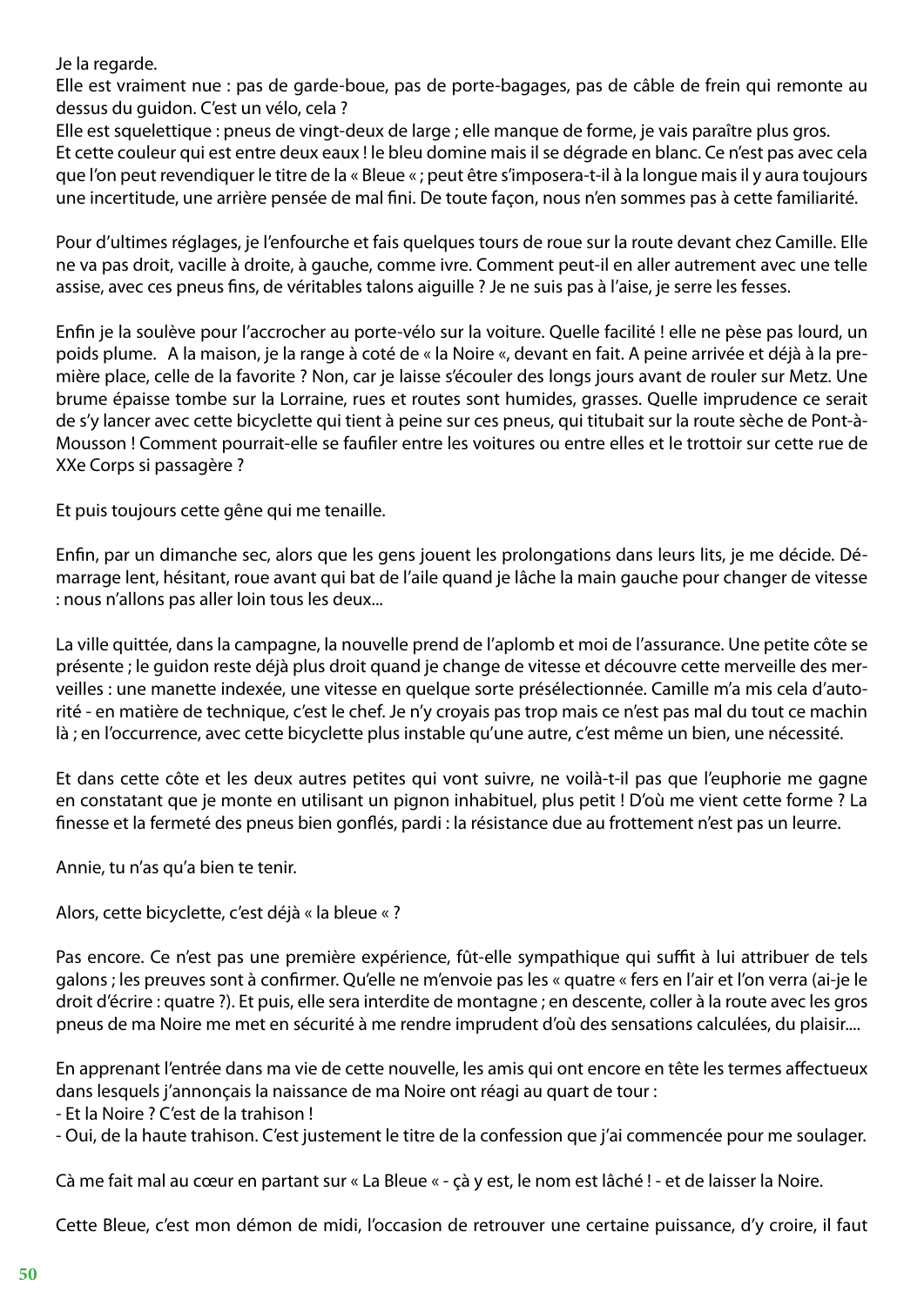Je la regarde.
Elle est vraiment nue : pas de garde-boue, pas de porte-bagages, pas de câble de frein qui remonte au dessus du guidon. C'est un vélo, cela ?
Elle est squelettique : pneus de vingt-deux de large ; elle manque de forme, je vais paraître plus gros.
Et cette couleur qui est entre deux eaux ! le bleu domine mais il se dégrade en blanc. Ce n'est pas avec cela que l'on peut revendiquer le titre de la « Bleue « ; peut être s'imposera-t-il à la longue mais il y aura toujours une incertitude, une arrière pensée de mal fini. De toute façon, nous n'en sommes pas à cette familiarité.

Pour d'ultimes réglages, je l'enfourche et fais quelques tours de roue sur la route devant chez Camille. Elle ne va pas droit, vacille à droite, à gauche, comme ivre. Comment peut-il en aller autrement avec une telle assise, avec ces pneus fins, de véritables talons aiguille ? Je ne suis pas à l'aise, je serre les fesses.

Enfin je la soulève pour l'accrocher au porte-vélo sur la voiture. Quelle facilité ! elle ne pèse pas lourd, un poids plume. A la maison, je la range à coté de « la Noire «, devant en fait. A peine arrivée et déjà à la première place, celle de la favorite ? Non, car je laisse s'écouler des longs jours avant de rouler sur Metz. Une brume épaisse tombe sur la Lorraine, rues et routes sont humides, grasses. Quelle imprudence ce serait de s'y lancer avec cette bicyclette qui tient à peine sur ces pneus, qui titubait sur la route sèche de Pont-à-Mousson ! Comment pourrait-elle se faufiler entre les voitures ou entre elles et le trottoir sur cette rue de XXe Corps si passagère ?

Et puis toujours cette gêne qui me tenaille.

Enfin, par un dimanche sec, alors que les gens jouent les prolongations dans leurs lits, je me décide. Démarrage lent, hésitant, roue avant qui bat de l'aile quand je lâche la main gauche pour changer de vitesse : nous n'allons pas aller loin tous les deux...

La ville quittée, dans la campagne, la nouvelle prend de l'aplomb et moi de l'assurance. Une petite côte se présente ; le guidon reste déjà plus droit quand je change de vitesse et découvre cette merveille des merveilles : une manette indexée, une vitesse en quelque sorte présélectionnée. Camille m'a mis cela d'autorité - en matière de technique, c'est le chef. Je n'y croyais pas trop mais ce n'est pas mal du tout ce machin là ; en l'occurrence, avec cette bicyclette plus instable qu'une autre, c'est même un bien, une nécessité.

Et dans cette côte et les deux autres petites qui vont suivre, ne voilà-t-il pas que l'euphorie me gagne en constatant que je monte en utilisant un pignon inhabituel, plus petit ! D'où me vient cette forme ? La finesse et la fermeté des pneus bien gonflés, pardi : la résistance due au frottement n'est pas un leurre.

Annie, tu n'as qu'a bien te tenir.

Alors, cette bicyclette, c'est déjà « la bleue « ?

Pas encore. Ce n'est pas une première expérience, fût-elle sympathique qui suffit à lui attribuer de tels galons ; les preuves sont à confirmer. Qu'elle ne m'envoie pas les « quatre « fers en l'air et l'on verra (ai-je le droit d'écrire : quatre ?). Et puis, elle sera interdite de montagne ; en descente, coller à la route avec les gros pneus de ma Noire me met en sécurité à me rendre imprudent d'où des sensations calculées, du plaisir....

En apprenant l'entrée dans ma vie de cette nouvelle, les amis qui ont encore en tête les termes affectueux dans lesquels j'annonçais la naissance de ma Noire ont réagi au quart de tour :
- Et la Noire ? C'est de la trahison !
- Oui, de la haute trahison. C'est justement le titre de la confession que j'ai commencée pour me soulager.

Cà me fait mal au cœur en partant sur « La Bleue « - çà y est, le nom est lâché ! - et de laisser la Noire.

Cette Bleue, c'est mon démon de midi, l'occasion de retrouver une certaine puissance, d'y croire, il faut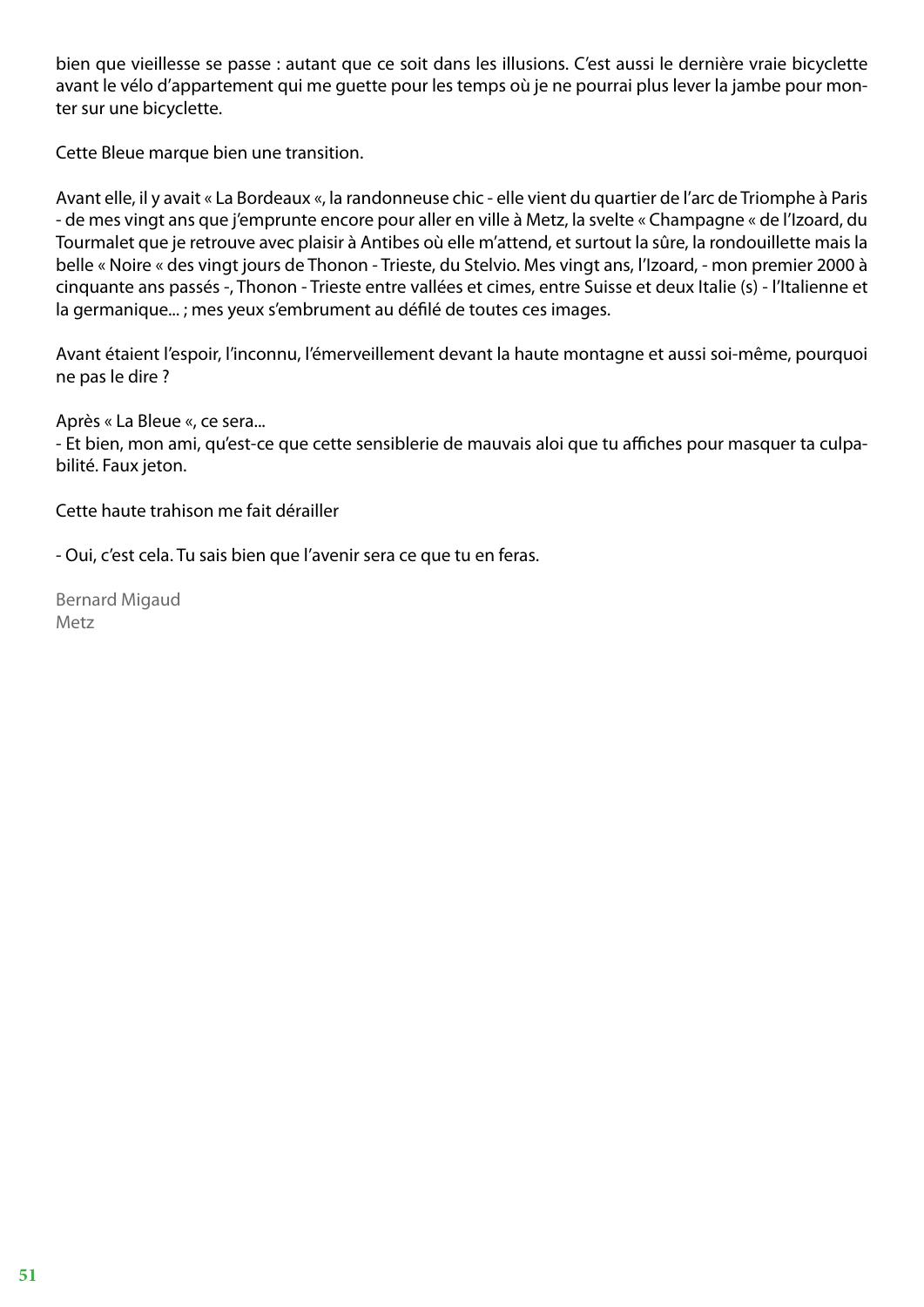bien que vieillesse se passe : autant que ce soit dans les illusions. C'est aussi le dernière vraie bicyclette avant le vélo d'appartement qui me guette pour les temps où je ne pourrai plus lever la jambe pour monter sur une bicyclette.

Cette Bleue marque bien une transition.

Avant elle, il y avait « La Bordeaux «, la randonneuse chic - elle vient du quartier de l'arc de Triomphe à Paris - de mes vingt ans que j'emprunte encore pour aller en ville à Metz, la svelte « Champagne « de l'Izoard, du Tourmalet que je retrouve avec plaisir à Antibes où elle m'attend, et surtout la sûre, la rondouillette mais la belle « Noire « des vingt jours de Thonon - Trieste, du Stelvio. Mes vingt ans, l'Izoard, - mon premier 2000 à cinquante ans passés -, Thonon - Trieste entre vallées et cimes, entre Suisse et deux Italie (s) - l'Italienne et la germanique... ; mes yeux s'embrument au défilé de toutes ces images.

Avant étaient l'espoir, l'inconnu, l'émerveillement devant la haute montagne et aussi soi-même, pourquoi ne pas le dire ?

Après « La Bleue «, ce sera...
- Et bien, mon ami, qu'est-ce que cette sensiblerie de mauvais aloi que tu affiches pour masquer ta culpabilité. Faux jeton.

Cette haute trahison me fait dérailler

- Oui, c'est cela. Tu sais bien que l'avenir sera ce que tu en feras.

Bernard Migaud
Metz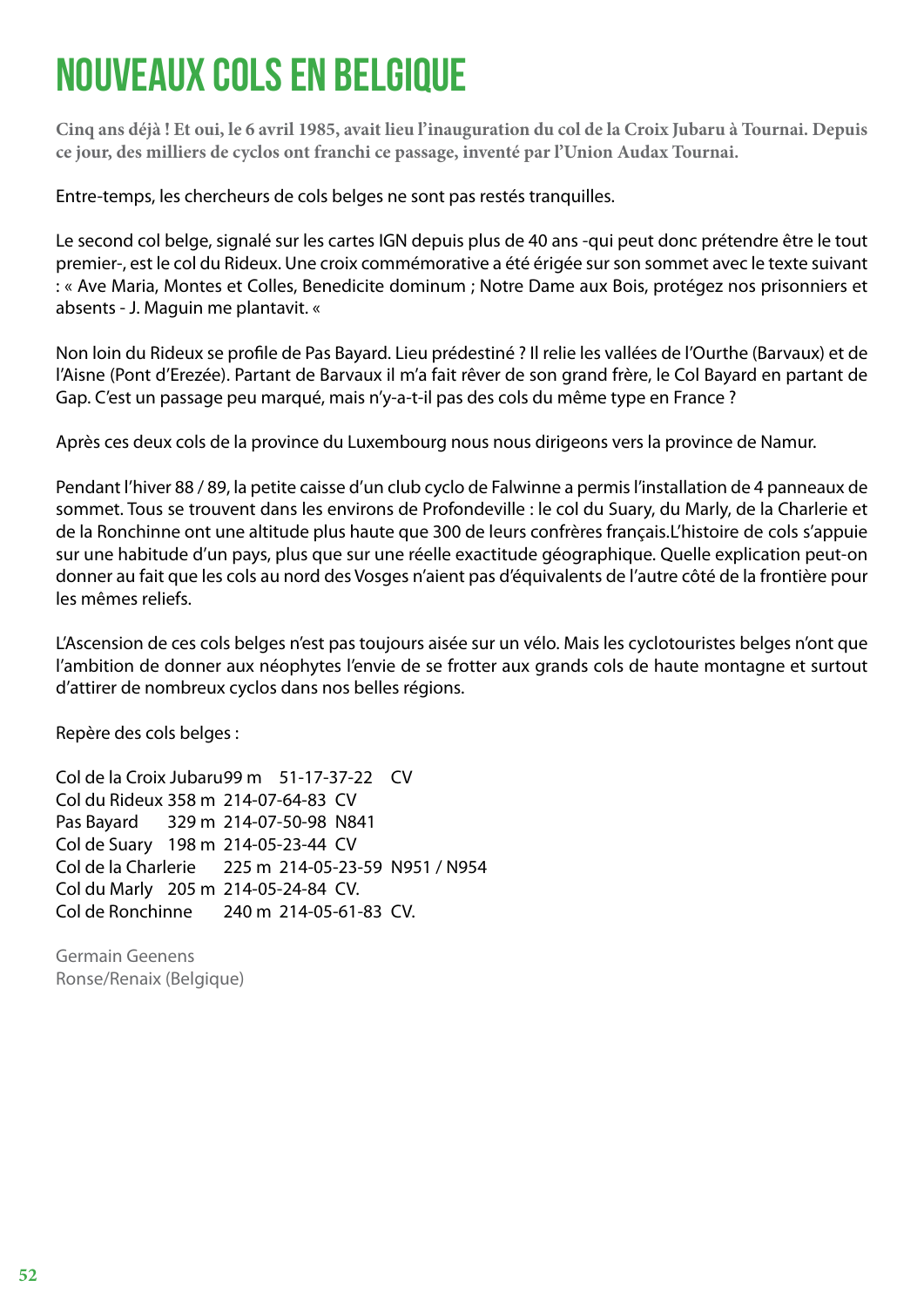# NOUVEAUX COLS EN BELGIQUE

**Cinq ans déjà ! Et oui, le 6 avril 1985, avait lieu l'inauguration du col de la Croix Jubaru à Tournai. Depuis ce jour, des milliers de cyclos ont franchi ce passage, inventé par l'Union Audax Tournai.**

Entre-temps, les chercheurs de cols belges ne sont pas restés tranquilles.

Le second col belge, signalé sur les cartes IGN depuis plus de 40 ans -qui peut donc prétendre être le tout premier-, est le col du Rideux. Une croix commémorative a été érigée sur son sommet avec le texte suivant : « Ave Maria, Montes et Colles, Benedicite dominum ; Notre Dame aux Bois, protégez nos prisonniers et absents - J. Maguin me plantavit. «

Non loin du Rideux se profile de Pas Bayard. Lieu prédestiné ? Il relie les vallées de l'Ourthe (Barvaux) et de l'Aisne (Pont d'Erezée). Partant de Barvaux il m'a fait rêver de son grand frère, le Col Bayard en partant de Gap. C'est un passage peu marqué, mais n'y-a-t-il pas des cols du même type en France ?

Après ces deux cols de la province du Luxembourg nous nous dirigeons vers la province de Namur.

Pendant l'hiver 88 / 89, la petite caisse d'un club cyclo de Falwinne a permis l'installation de 4 panneaux de sommet. Tous se trouvent dans les environs de Profondeville : le col du Suary, du Marly, de la Charlerie et de la Ronchinne ont une altitude plus haute que 300 de leurs confrères français.L'histoire de cols s'appuie sur une habitude d'un pays, plus que sur une réelle exactitude géographique. Quelle explication peut-on donner au fait que les cols au nord des Vosges n'aient pas d'équivalents de l'autre côté de la frontière pour les mêmes reliefs.

L'Ascension de ces cols belges n'est pas toujours aisée sur un vélo. Mais les cyclotouristes belges n'ont que l'ambition de donner aux néophytes l'envie de se frotter aux grands cols de haute montagne et surtout d'attirer de nombreux cyclos dans nos belles régions.

Repère des cols belges :

| | | | |
|---|---|---|---|
| Col de la Croix Jubaru | 99 m | 51-17-37-22 | CV |
| Col du Rideux | 358 m | 214-07-64-83 | CV |
| Pas Bayard | 329 m | 214-07-50-98 | N841 |
| Col de Suary | 198 m | 214-05-23-44 | CV |
| Col de la Charlerie | 225 m | 214-05-23-59 | N951 / N954 |
| Col du Marly | 205 m | 214-05-24-84 | CV. |
| Col de Ronchinne | 240 m | 214-05-61-83 | CV. |

Germain Geenens
Ronse/Renaix (Belgique)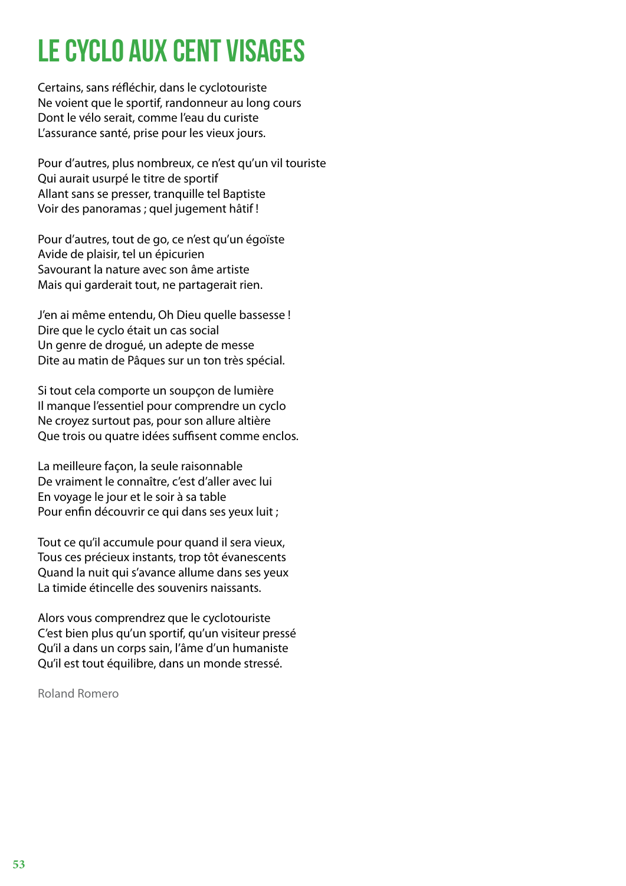# LE CYCLO AUX CENT VISAGES

Certains, sans réfléchir, dans le cyclotouriste  
Ne voient que le sportif, randonneur au long cours  
Dont le vélo serait, comme l'eau du curiste  
L'assurance santé, prise pour les vieux jours.

Pour d'autres, plus nombreux, ce n'est qu'un vil touriste  
Qui aurait usurpé le titre de sportif  
Allant sans se presser, tranquille tel Baptiste  
Voir des panoramas ; quel jugement hâtif !

Pour d'autres, tout de go, ce n'est qu'un égoïste  
Avide de plaisir, tel un épicurien  
Savourant la nature avec son âme artiste  
Mais qui garderait tout, ne partagerait rien.

J'en ai même entendu, Oh Dieu quelle bassesse !  
Dire que le cyclo était un cas social  
Un genre de drogué, un adepte de messe  
Dite au matin de Pâques sur un ton très spécial.

Si tout cela comporte un soupçon de lumière  
Il manque l'essentiel pour comprendre un cyclo  
Ne croyez surtout pas, pour son allure altière  
Que trois ou quatre idées suffisent comme enclos.

La meilleure façon, la seule raisonnable  
De vraiment le connaître, c'est d'aller avec lui  
En voyage le jour et le soir à sa table  
Pour enfin découvrir ce qui dans ses yeux luit ;

Tout ce qu'il accumule pour quand il sera vieux,  
Tous ces précieux instants, trop tôt évanescents  
Quand la nuit qui s'avance allume dans ses yeux  
La timide étincelle des souvenirs naissants.

Alors vous comprendrez que le cyclotouriste  
C'est bien plus qu'un sportif, qu'un visiteur pressé  
Qu'il a dans un corps sain, l'âme d'un humaniste  
Qu'il est tout équilibre, dans un monde stressé.

Roland Romero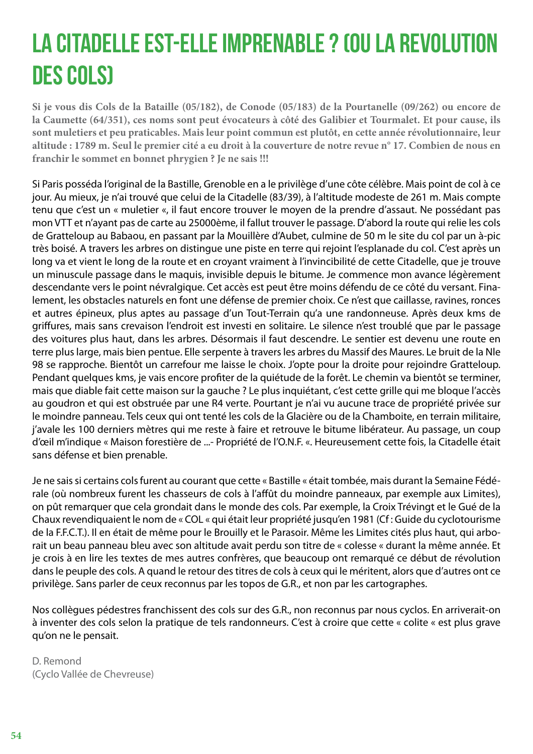# LA CITADELLE EST-ELLE IMPRENABLE ? (OU LA REVOLUTION DES COLS)

**Si je vous dis Cols de la Bataille (05/182), de Conode (05/183) de la Pourtanelle (09/262) ou encore de la Caumette (64/351), ces noms sont peut évocateurs à côté des Galibier et Tourmalet. Et pour cause, ils sont muletiers et peu praticables. Mais leur point commun est plutôt, en cette année révolutionnaire, leur altitude : 1789 m. Seul le premier cité a eu droit à la couverture de notre revue n° 17. Combien de nous en franchir le sommet en bonnet phrygien ? Je ne sais !!!**

Si Paris posséda l'original de la Bastille, Grenoble en a le privilège d'une côte célèbre. Mais point de col à ce jour. Au mieux, je n'ai trouvé que celui de la Citadelle (83/39), à l'altitude modeste de 261 m. Mais compte tenu que c'est un « muletier «, il faut encore trouver le moyen de la prendre d'assaut. Ne possédant pas mon VTT et n'ayant pas de carte au 25000ème, il fallut trouver le passage. D'abord la route qui relie les cols de Gratteloup au Babaou, en passant par la Mouillère d'Aubet, culmine de 50 m le site du col par un à-pic très boisé. A travers les arbres on distingue une piste en terre qui rejoint l'esplanade du col. C'est après un long va et vient le long de la route et en croyant vraiment à l'invincibilité de cette Citadelle, que je trouve un minuscule passage dans le maquis, invisible depuis le bitume. Je commence mon avance légèrement descendante vers le point névralgique. Cet accès est peut être moins défendu de ce côté du versant. Finalement, les obstacles naturels en font une défense de premier choix. Ce n'est que caillasse, ravines, ronces et autres épineux, plus aptes au passage d'un Tout-Terrain qu'a une randonneuse. Après deux kms de griffures, mais sans crevaison l'endroit est investi en solitaire. Le silence n'est troublé que par le passage des voitures plus haut, dans les arbres. Désormais il faut descendre. Le sentier est devenu une route en terre plus large, mais bien pentue. Elle serpente à travers les arbres du Massif des Maures. Le bruit de la Nle 98 se rapproche. Bientôt un carrefour me laisse le choix. J'opte pour la droite pour rejoindre Gratteloup. Pendant quelques kms, je vais encore profiter de la quiétude de la forêt. Le chemin va bientôt se terminer, mais que diable fait cette maison sur la gauche ? Le plus inquiétant, c'est cette grille qui me bloque l'accès au goudron et qui est obstruée par une R4 verte. Pourtant je n'ai vu aucune trace de propriété privée sur le moindre panneau. Tels ceux qui ont tenté les cols de la Glacière ou de la Chamboite, en terrain militaire, j'avale les 100 derniers mètres qui me reste à faire et retrouve le bitume libérateur. Au passage, un coup d'œil m'indique « Maison forestière de ...- Propriété de l'O.N.F. «. Heureusement cette fois, la Citadelle était sans défense et bien prenable.

Je ne sais si certains cols furent au courant que cette « Bastille « était tombée, mais durant la Semaine Fédérale (où nombreux furent les chasseurs de cols à l'affût du moindre panneaux, par exemple aux Limites), on pût remarquer que cela grondait dans le monde des cols. Par exemple, la Croix Trévingt et le Gué de la Chaux revendiquaient le nom de « COL « qui était leur propriété jusqu'en 1981 (Cf : Guide du cyclotourisme de la F.F.C.T.). Il en était de même pour le Brouilly et le Parasoir. Même les Limites cités plus haut, qui arborait un beau panneau bleu avec son altitude avait perdu son titre de « colesse « durant la même année. Et je crois à en lire les textes de mes autres confrères, que beaucoup ont remarqué ce début de révolution dans le peuple des cols. A quand le retour des titres de cols à ceux qui le méritent, alors que d'autres ont ce privilège. Sans parler de ceux reconnus par les topos de G.R., et non par les cartographes.

Nos collègues pédestres franchissent des cols sur des G.R., non reconnus par nous cyclos. En arriverait-on à inventer des cols selon la pratique de tels randonneurs. C'est à croire que cette « colite « est plus grave qu'on ne le pensait.

D. Remond
(Cyclo Vallée de Chevreuse)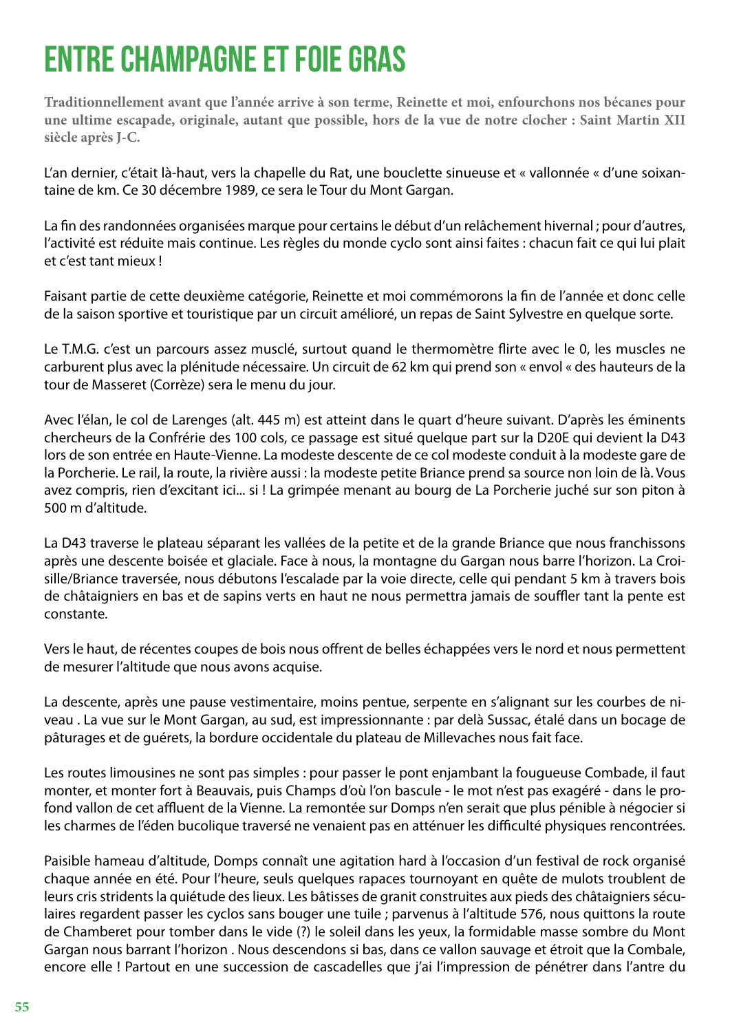# ENTRE CHAMPAGNE ET FOIE GRAS

**Traditionnellement avant que l'année arrive à son terme, Reinette et moi, enfourchons nos bécanes pour une ultime escapade, originale, autant que possible, hors de la vue de notre clocher : Saint Martin XII siècle après J-C.**

L'an dernier, c'était là-haut, vers la chapelle du Rat, une bouclette sinueuse et « vallonnée « d'une soixantaine de km. Ce 30 décembre 1989, ce sera le Tour du Mont Gargan.

La fin des randonnées organisées marque pour certains le début d'un relâchement hivernal ; pour d'autres, l'activité est réduite mais continue. Les règles du monde cyclo sont ainsi faites : chacun fait ce qui lui plait et c'est tant mieux !

Faisant partie de cette deuxième catégorie, Reinette et moi commémorons la fin de l'année et donc celle de la saison sportive et touristique par un circuit amélioré, un repas de Saint Sylvestre en quelque sorte.

Le T.M.G. c'est un parcours assez musclé, surtout quand le thermomètre flirte avec le 0, les muscles ne carburent plus avec la plénitude nécessaire. Un circuit de 62 km qui prend son « envol « des hauteurs de la tour de Masseret (Corrèze) sera le menu du jour.

Avec l'élan, le col de Larenges (alt. 445 m) est atteint dans le quart d'heure suivant. D'après les éminents chercheurs de la Confrérie des 100 cols, ce passage est situé quelque part sur la D20E qui devient la D43 lors de son entrée en Haute-Vienne. La modeste descente de ce col modeste conduit à la modeste gare de la Porcherie. Le rail, la route, la rivière aussi : la modeste petite Briance prend sa source non loin de là. Vous avez compris, rien d'excitant ici... si ! La grimpée menant au bourg de La Porcherie juché sur son piton à 500 m d'altitude.

La D43 traverse le plateau séparant les vallées de la petite et de la grande Briance que nous franchissons après une descente boisée et glaciale. Face à nous, la montagne du Gargan nous barre l'horizon. La Croisille/Briance traversée, nous débutons l'escalade par la voie directe, celle qui pendant 5 km à travers bois de châtaigniers en bas et de sapins verts en haut ne nous permettra jamais de souffler tant la pente est constante.

Vers le haut, de récentes coupes de bois nous offrent de belles échappées vers le nord et nous permettent de mesurer l'altitude que nous avons acquise.

La descente, après une pause vestimentaire, moins pentue, serpente en s'alignant sur les courbes de niveau . La vue sur le Mont Gargan, au sud, est impressionnante : par delà Sussac, étalé dans un bocage de pâturages et de guérets, la bordure occidentale du plateau de Millevaches nous fait face.

Les routes limousines ne sont pas simples : pour passer le pont enjambant la fougueuse Combade, il faut monter, et monter fort à Beauvais, puis Champs d'où l'on bascule - le mot n'est pas exagéré - dans le profond vallon de cet affluent de la Vienne. La remontée sur Domps n'en serait que plus pénible à négocier si les charmes de l'éden bucolique traversé ne venaient pas en atténuer les difficulté physiques rencontrées.

Paisible hameau d'altitude, Domps connaît une agitation hard à l'occasion d'un festival de rock organisé chaque année en été. Pour l'heure, seuls quelques rapaces tournoyant en quête de mulots troublent de leurs cris stridents la quiétude des lieux. Les bâtisses de granit construites aux pieds des châtaigniers séculaires regardent passer les cyclos sans bouger une tuile ; parvenus à l'altitude 576, nous quittons la route de Chamberet pour tomber dans le vide (?) le soleil dans les yeux, la formidable masse sombre du Mont Gargan nous barrant l'horizon . Nous descendons si bas, dans ce vallon sauvage et étroit que la Combale, encore elle ! Partout en une succession de cascadelles que j'ai l'impression de pénétrer dans l'antre du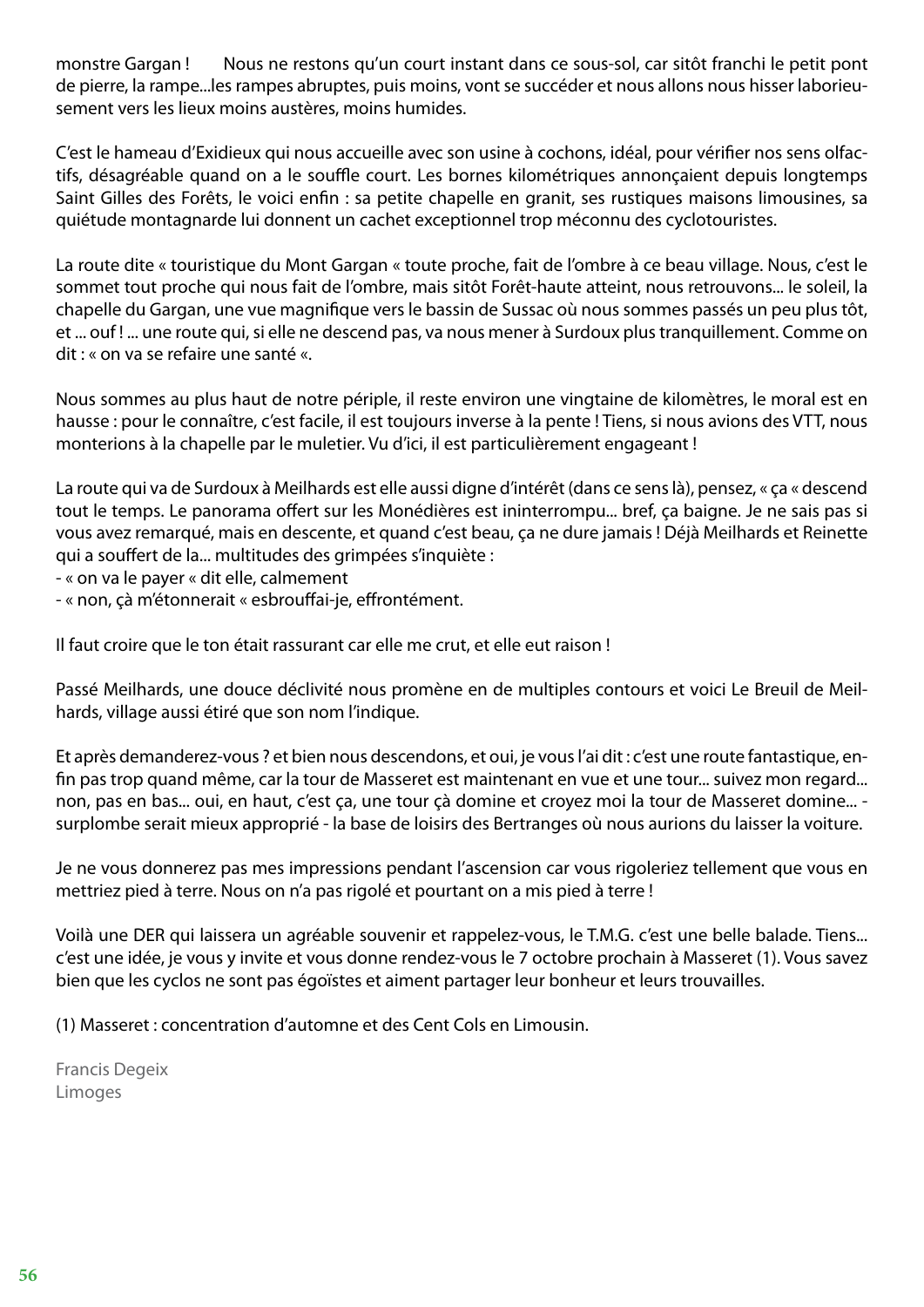monstre Gargan !  Nous ne restons qu'un court instant dans ce sous-sol, car sitôt franchi le petit pont de pierre, la rampe...les rampes abruptes, puis moins, vont se succéder et nous allons nous hisser laborieusement vers les lieux moins austères, moins humides.

C'est le hameau d'Exidieux qui nous accueille avec son usine à cochons, idéal, pour vérifier nos sens olfactifs, désagréable quand on a le souffle court. Les bornes kilométriques annonçaient depuis longtemps Saint Gilles des Forêts, le voici enfin : sa petite chapelle en granit, ses rustiques maisons limousines, sa quiétude montagnarde lui donnent un cachet exceptionnel trop méconnu des cyclotouristes.

La route dite « touristique du Mont Gargan « toute proche, fait de l'ombre à ce beau village. Nous, c'est le sommet tout proche qui nous fait de l'ombre, mais sitôt Forêt-haute atteint, nous retrouvons... le soleil, la chapelle du Gargan, une vue magnifique vers le bassin de Sussac où nous sommes passés un peu plus tôt, et ... ouf ! ... une route qui, si elle ne descend pas, va nous mener à Surdoux plus tranquillement. Comme on dit : « on va se refaire une santé «.

Nous sommes au plus haut de notre périple, il reste environ une vingtaine de kilomètres, le moral est en hausse : pour le connaître, c'est facile, il est toujours inverse à la pente ! Tiens, si nous avions des VTT, nous monterions à la chapelle par le muletier. Vu d'ici, il est particulièrement engageant !

La route qui va de Surdoux à Meilhards est elle aussi digne d'intérêt (dans ce sens là), pensez, « ça « descend tout le temps. Le panorama offert sur les Monédières est ininterrompu... bref, ça baigne. Je ne sais pas si vous avez remarqué, mais en descente, et quand c'est beau, ça ne dure jamais ! Déjà Meilhards et Reinette qui a souffert de la... multitudes des grimpées s'inquiète :
- « on va le payer « dit elle, calmement
- « non, çà m'étonnerait « esbrouffai-je, effrontément.

Il faut croire que le ton était rassurant car elle me crut, et elle eut raison !

Passé Meilhards, une douce déclivité nous promène en de multiples contours et voici Le Breuil de Meilhards, village aussi étiré que son nom l'indique.

Et après demanderez-vous ? et bien nous descendons, et oui, je vous l'ai dit : c'est une route fantastique, enfin pas trop quand même, car la tour de Masseret est maintenant en vue et une tour... suivez mon regard... non, pas en bas... oui, en haut, c'est ça, une tour çà domine et croyez moi la tour de Masseret domine... - surplombe serait mieux approprié - la base de loisirs des Bertranges où nous aurions du laisser la voiture.

Je ne vous donnerez pas mes impressions pendant l'ascension car vous rigoleriez tellement que vous en mettriez pied à terre. Nous on n'a pas rigolé et pourtant on a mis pied à terre !

Voilà une DER qui laissera un agréable souvenir et rappelez-vous, le T.M.G. c'est une belle balade. Tiens... c'est une idée, je vous y invite et vous donne rendez-vous le 7 octobre prochain à Masseret (1). Vous savez bien que les cyclos ne sont pas égoïstes et aiment partager leur bonheur et leurs trouvailles.

(1) Masseret : concentration d'automne et des Cent Cols en Limousin.

Francis Degeix
Limoges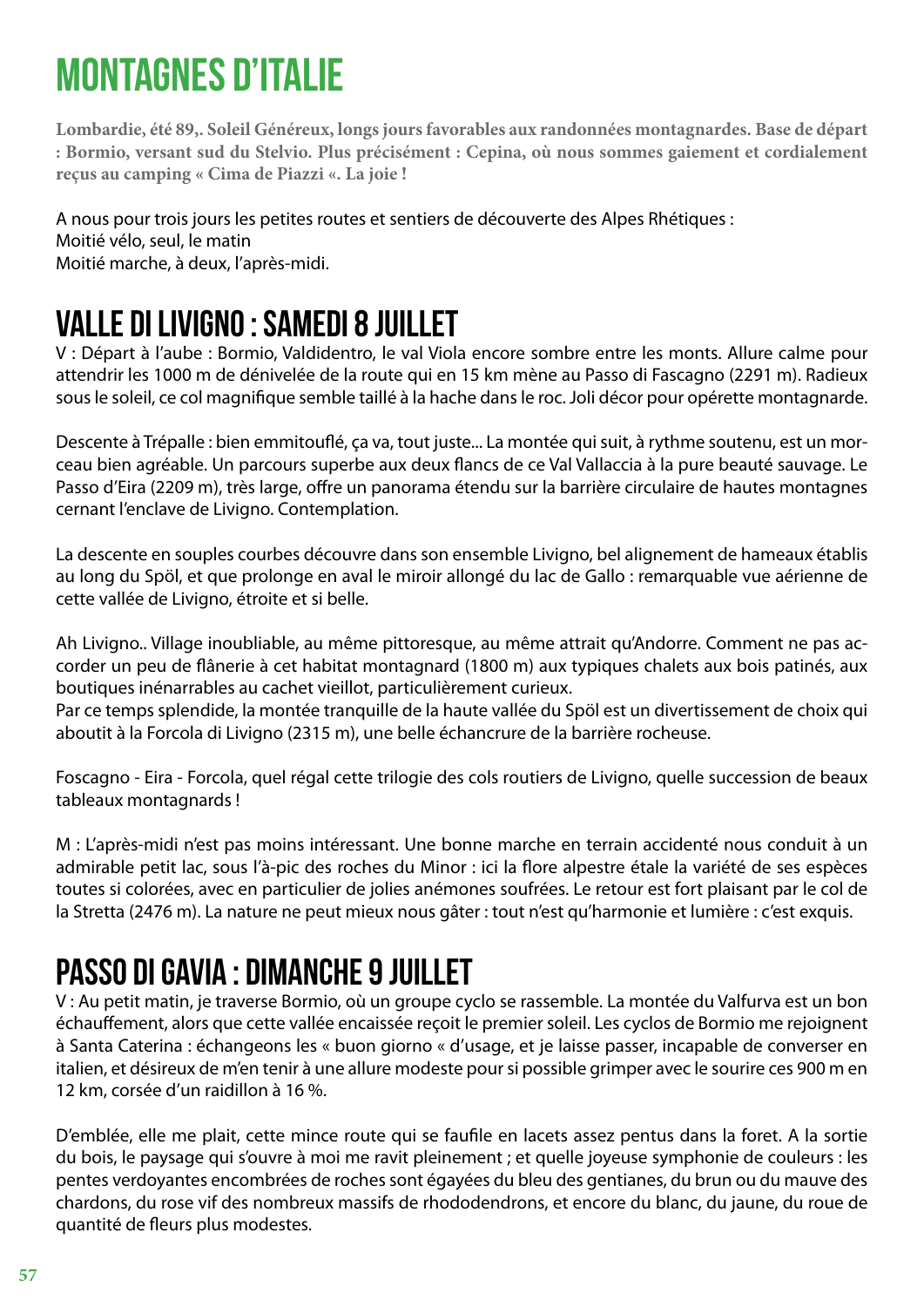# MONTAGNES D'ITALIE

**Lombardie, été 89,. Soleil Généreux, longs jours favorables aux randonnées montagnardes. Base de départ : Bormio, versant sud du Stelvio. Plus précisément : Cepina, où nous sommes gaiement et cordialement reçus au camping « Cima de Piazzi «. La joie !**

A nous pour trois jours les petites routes et sentiers de découverte des Alpes Rhétiques :
Moitié vélo, seul, le matin
Moitié marche, à deux, l'après-midi.

## VALLE DI LIVIGNO : SAMEDI 8 JUILLET

V : Départ à l'aube : Bormio, Valdidentro, le val Viola encore sombre entre les monts. Allure calme pour attendrir les 1000 m de dénivelée de la route qui en 15 km mène au Passo di Fascagno (2291 m). Radieux sous le soleil, ce col magnifique semble taillé à la hache dans le roc. Joli décor pour opérette montagnarde.

Descente à Trépalle : bien emmitouflé, ça va, tout juste... La montée qui suit, à rythme soutenu, est un morceau bien agréable. Un parcours superbe aux deux flancs de ce Val Vallaccia à la pure beauté sauvage. Le Passo d'Eira (2209 m), très large, offre un panorama étendu sur la barrière circulaire de hautes montagnes cernant l'enclave de Livigno. Contemplation.

La descente en souples courbes découvre dans son ensemble Livigno, bel alignement de hameaux établis au long du Spöl, et que prolonge en aval le miroir allongé du lac de Gallo : remarquable vue aérienne de cette vallée de Livigno, étroite et si belle.

Ah Livigno.. Village inoubliable, au même pittoresque, au même attrait qu'Andorre. Comment ne pas accorder un peu de flânerie à cet habitat montagnard (1800 m) aux typiques chalets aux bois patinés, aux boutiques inénarrables au cachet vieillot, particulièrement curieux.
Par ce temps splendide, la montée tranquille de la haute vallée du Spöl est un divertissement de choix qui aboutit à la Forcola di Livigno (2315 m), une belle échancrure de la barrière rocheuse.

Foscagno - Eira - Forcola, quel régal cette trilogie des cols routiers de Livigno, quelle succession de beaux tableaux montagnards !

M : L'après-midi n'est pas moins intéressant. Une bonne marche en terrain accidenté nous conduit à un admirable petit lac, sous l'à-pic des roches du Minor : ici la flore alpestre étale la variété de ses espèces toutes si colorées, avec en particulier de jolies anémones soufrées. Le retour est fort plaisant par le col de la Stretta (2476 m). La nature ne peut mieux nous gâter : tout n'est qu'harmonie et lumière : c'est exquis.

## PASSO DI GAVIA : DIMANCHE 9 JUILLET

V : Au petit matin, je traverse Bormio, où un groupe cyclo se rassemble. La montée du Valfurva est un bon échauffement, alors que cette vallée encaissée reçoit le premier soleil. Les cyclos de Bormio me rejoignent à Santa Caterina : échangeons les « buon giorno « d'usage, et je laisse passer, incapable de converser en italien, et désireux de m'en tenir à une allure modeste pour si possible grimper avec le sourire ces 900 m en 12 km, corsée d'un raidillon à 16 %.

D'emblée, elle me plait, cette mince route qui se faufile en lacets assez pentus dans la foret. A la sortie du bois, le paysage qui s'ouvre à moi me ravit pleinement ; et quelle joyeuse symphonie de couleurs : les pentes verdoyantes encombrées de roches sont égayées du bleu des gentianes, du brun ou du mauve des chardons, du rose vif des nombreux massifs de rhododendrons, et encore du blanc, du jaune, du roue de quantité de fleurs plus modestes.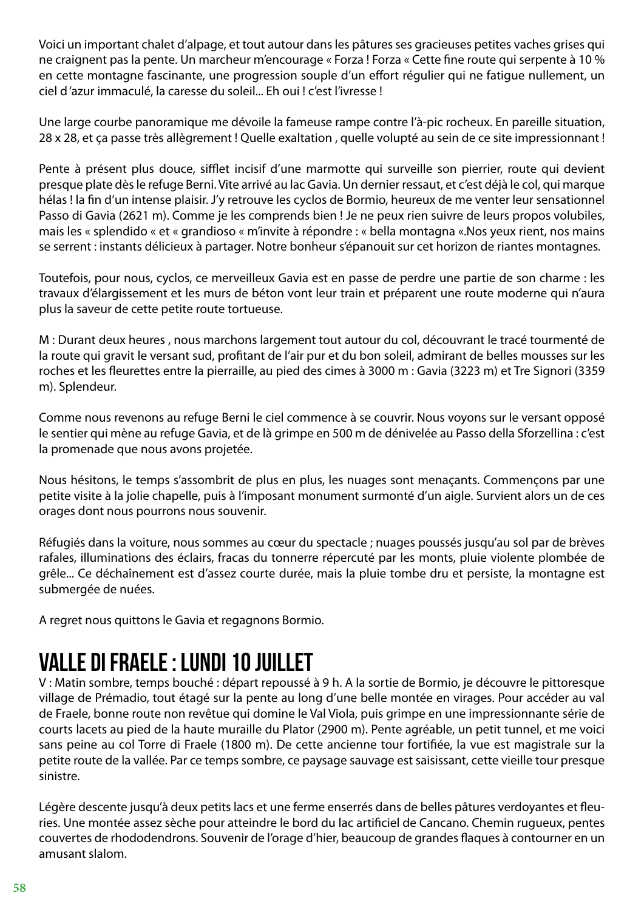Voici un important chalet d'alpage, et tout autour dans les pâtures ses gracieuses petites vaches grises qui ne craignent pas la pente. Un marcheur m'encourage « Forza ! Forza « Cette fine route qui serpente à 10 % en cette montagne fascinante, une progression souple d'un effort régulier qui ne fatigue nullement, un ciel d 'azur immaculé, la caresse du soleil... Eh oui ! c'est l'ivresse !

Une large courbe panoramique me dévoile la fameuse rampe contre l'à-pic rocheux. En pareille situation, 28 x 28, et ça passe très allègrement ! Quelle exaltation , quelle volupté au sein de ce site impressionnant !

Pente à présent plus douce, sifflet incisif d'une marmotte qui surveille son pierrier, route qui devient presque plate dès le refuge Berni. Vite arrivé au lac Gavia. Un dernier ressaut, et c'est déjà le col, qui marque hélas ! la fin d'un intense plaisir. J'y retrouve les cyclos de Bormio, heureux de me venter leur sensationnel Passo di Gavia (2621 m). Comme je les comprends bien ! Je ne peux rien suivre de leurs propos volubiles, mais les « splendido « et « grandioso « m'invite à répondre : « bella montagna «.Nos yeux rient, nos mains se serrent : instants délicieux à partager. Notre bonheur s'épanouit sur cet horizon de riantes montagnes.

Toutefois, pour nous, cyclos, ce merveilleux Gavia est en passe de perdre une partie de son charme : les travaux d'élargissement et les murs de béton vont leur train et préparent une route moderne qui n'aura plus la saveur de cette petite route tortueuse.

M : Durant deux heures , nous marchons largement tout autour du col, découvrant le tracé tourmenté de la route qui gravit le versant sud, profitant de l'air pur et du bon soleil, admirant de belles mousses sur les roches et les fleurettes entre la pierraille, au pied des cimes à 3000 m : Gavia (3223 m) et Tre Signori (3359 m). Splendeur.

Comme nous revenons au refuge Berni le ciel commence à se couvrir. Nous voyons sur le versant opposé le sentier qui mène au refuge Gavia, et de là grimpe en 500 m de dénivelée au Passo della Sforzellina : c'est la promenade que nous avons projetée.

Nous hésitons, le temps s'assombrit de plus en plus, les nuages sont menaçants. Commençons par une petite visite à la jolie chapelle, puis à l'imposant monument surmonté d'un aigle. Survient alors un de ces orages dont nous pourrons nous souvenir.

Réfugiés dans la voiture, nous sommes au cœur du spectacle ; nuages poussés jusqu'au sol par de brèves rafales, illuminations des éclairs, fracas du tonnerre répercuté par les monts, pluie violente plombée de grêle... Ce déchaînement est d'assez courte durée, mais la pluie tombe dru et persiste, la montagne est submergée de nuées.

A regret nous quittons le Gavia et regagnons Bormio.

# VALLE DI FRAELE : LUNDI 10 JUILLET

V : Matin sombre, temps bouché : départ repoussé à 9 h. A la sortie de Bormio, je découvre le pittoresque village de Prémadio, tout étagé sur la pente au long d'une belle montée en virages. Pour accéder au val de Fraele, bonne route non revêtue qui domine le Val Viola, puis grimpe en une impressionnante série de courts lacets au pied de la haute muraille du Plator (2900 m). Pente agréable, un petit tunnel, et me voici sans peine au col Torre di Fraele (1800 m). De cette ancienne tour fortifiée, la vue est magistrale sur la petite route de la vallée. Par ce temps sombre, ce paysage sauvage est saisissant, cette vieille tour presque sinistre.

Légère descente jusqu'à deux petits lacs et une ferme enserrés dans de belles pâtures verdoyantes et fleuries. Une montée assez sèche pour atteindre le bord du lac artificiel de Cancano. Chemin rugueux, pentes couvertes de rhododendrons. Souvenir de l'orage d'hier, beaucoup de grandes flaques à contourner en un amusant slalom.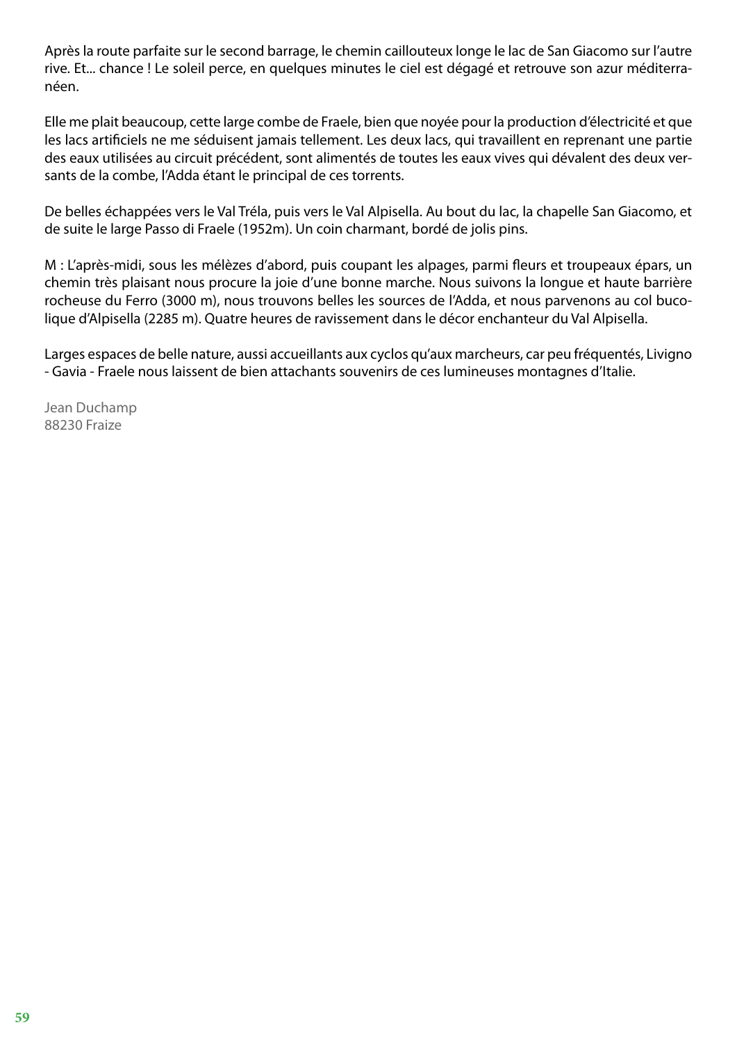Après la route parfaite sur le second barrage, le chemin caillouteux longe le lac de San Giacomo sur l'autre rive. Et... chance ! Le soleil perce, en quelques minutes le ciel est dégagé et retrouve son azur méditerranéen.

Elle me plait beaucoup, cette large combe de Fraele, bien que noyée pour la production d'électricité et que les lacs artificiels ne me séduisent jamais tellement. Les deux lacs, qui travaillent en reprenant une partie des eaux utilisées au circuit précédent, sont alimentés de toutes les eaux vives qui dévalent des deux versants de la combe, l'Adda étant le principal de ces torrents.

De belles échappées vers le Val Tréla, puis vers le Val Alpisella. Au bout du lac, la chapelle San Giacomo, et de suite le large Passo di Fraele (1952m). Un coin charmant, bordé de jolis pins.

M : L'après-midi, sous les mélèzes d'abord, puis coupant les alpages, parmi fleurs et troupeaux épars, un chemin très plaisant nous procure la joie d'une bonne marche. Nous suivons la longue et haute barrière rocheuse du Ferro (3000 m), nous trouvons belles les sources de l'Adda, et nous parvenons au col bucolique d'Alpisella (2285 m). Quatre heures de ravissement dans le décor enchanteur du Val Alpisella.

Larges espaces de belle nature, aussi accueillants aux cyclos qu'aux marcheurs, car peu fréquentés, Livigno - Gavia - Fraele nous laissent de bien attachants souvenirs de ces lumineuses montagnes d'Italie.

Jean Duchamp
88230 Fraize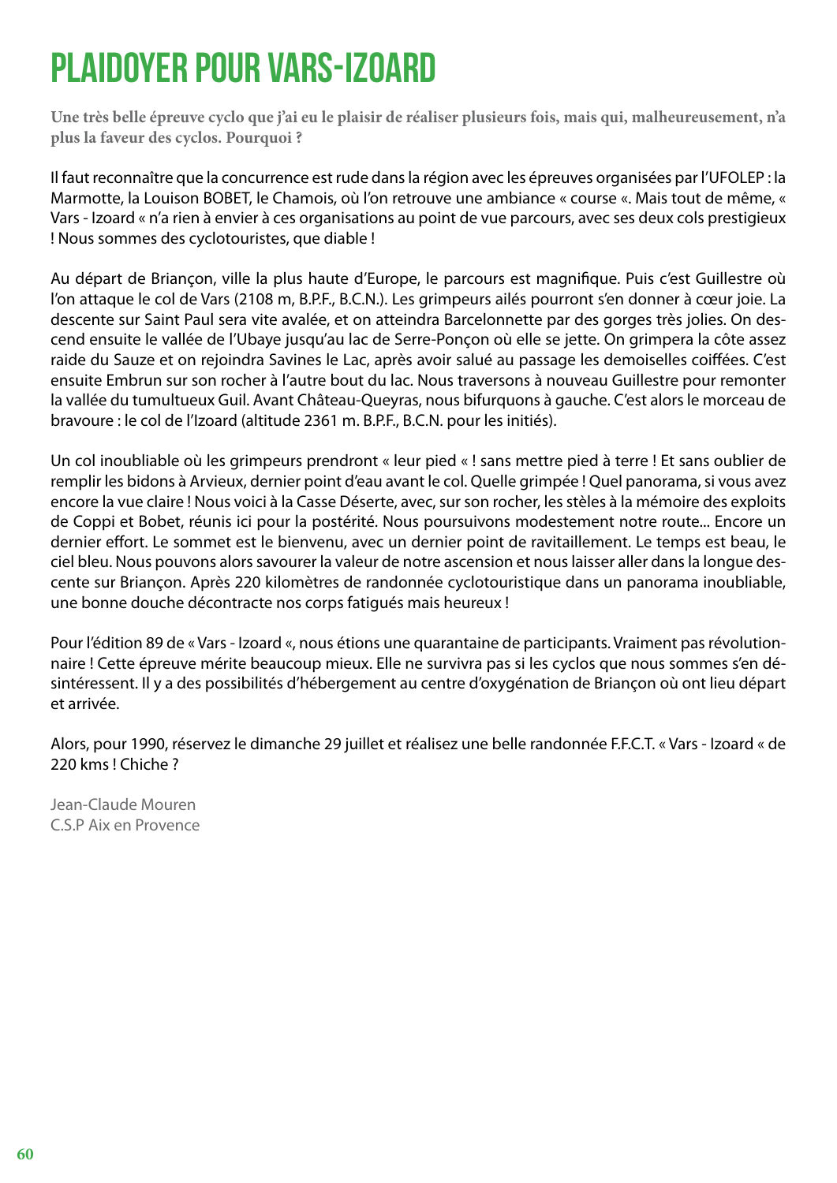# PLAIDOYER POUR VARS-IZOARD

**Une très belle épreuve cyclo que j'ai eu le plaisir de réaliser plusieurs fois, mais qui, malheureusement, n'a plus la faveur des cyclos. Pourquoi ?**

Il faut reconnaître que la concurrence est rude dans la région avec les épreuves organisées par l'UFOLEP : la Marmotte, la Louison BOBET, le Chamois, où l'on retrouve une ambiance « course «. Mais tout de même, « Vars - Izoard « n'a rien à envier à ces organisations au point de vue parcours, avec ses deux cols prestigieux ! Nous sommes des cyclotouristes, que diable !

Au départ de Briançon, ville la plus haute d'Europe, le parcours est magnifique. Puis c'est Guillestre où l'on attaque le col de Vars (2108 m, B.P.F., B.C.N.). Les grimpeurs ailés pourront s'en donner à cœur joie. La descente sur Saint Paul sera vite avalée, et on atteindra Barcelonnette par des gorges très jolies. On descend ensuite le vallée de l'Ubaye jusqu'au lac de Serre-Ponçon où elle se jette. On grimpera la côte assez raide du Sauze et on rejoindra Savines le Lac, après avoir salué au passage les demoiselles coiffées. C'est ensuite Embrun sur son rocher à l'autre bout du lac. Nous traversons à nouveau Guillestre pour remonter la vallée du tumultueux Guil. Avant Château-Queyras, nous bifurquons à gauche. C'est alors le morceau de bravoure : le col de l'Izoard (altitude 2361 m. B.P.F., B.C.N. pour les initiés).

Un col inoubliable où les grimpeurs prendront « leur pied « ! sans mettre pied à terre ! Et sans oublier de remplir les bidons à Arvieux, dernier point d'eau avant le col. Quelle grimpée ! Quel panorama, si vous avez encore la vue claire ! Nous voici à la Casse Déserte, avec, sur son rocher, les stèles à la mémoire des exploits de Coppi et Bobet, réunis ici pour la postérité. Nous poursuivons modestement notre route... Encore un dernier effort. Le sommet est le bienvenu, avec un dernier point de ravitaillement. Le temps est beau, le ciel bleu. Nous pouvons alors savourer la valeur de notre ascension et nous laisser aller dans la longue descente sur Briançon. Après 220 kilomètres de randonnée cyclotouristique dans un panorama inoubliable, une bonne douche décontracte nos corps fatigués mais heureux !

Pour l'édition 89 de « Vars - Izoard «, nous étions une quarantaine de participants. Vraiment pas révolutionnaire ! Cette épreuve mérite beaucoup mieux. Elle ne survivra pas si les cyclos que nous sommes s'en désintéressent. Il y a des possibilités d'hébergement au centre d'oxygénation de Briançon où ont lieu départ et arrivée.

Alors, pour 1990, réservez le dimanche 29 juillet et réalisez une belle randonnée F.F.C.T. « Vars - Izoard « de 220 kms ! Chiche ?

Jean-Claude Mouren
C.S.P Aix en Provence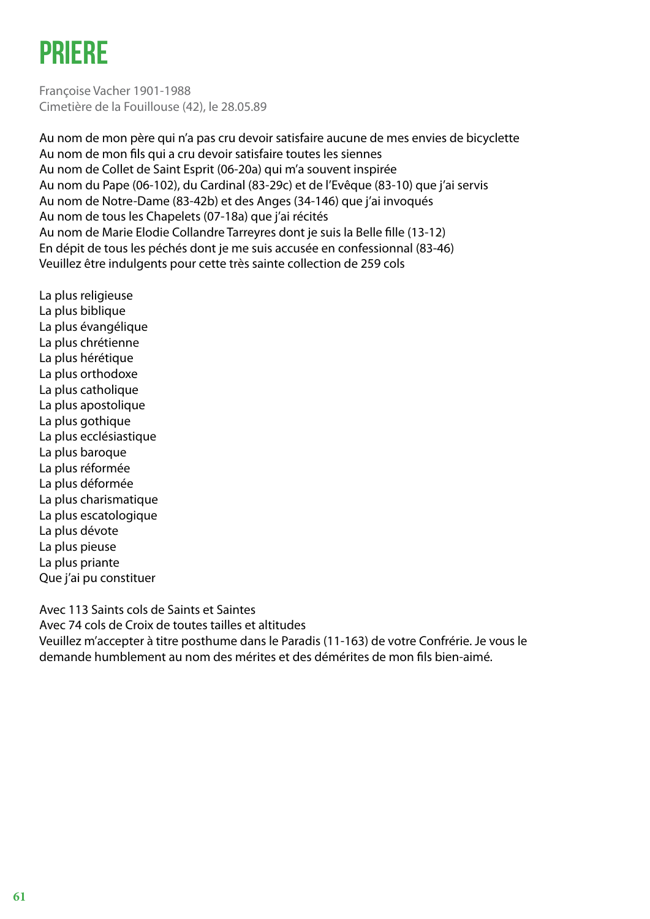# PRIERE

Françoise Vacher 1901-1988
Cimetière de la Fouillouse (42), le 28.05.89

Au nom de mon père qui n'a pas cru devoir satisfaire aucune de mes envies de bicyclette
Au nom de mon fils qui a cru devoir satisfaire toutes les siennes
Au nom de Collet de Saint Esprit (06-20a) qui m'a souvent inspirée
Au nom du Pape (06-102), du Cardinal (83-29c) et de l'Evêque (83-10) que j'ai servis
Au nom de Notre-Dame (83-42b) et des Anges (34-146) que j'ai invoqués
Au nom de tous les Chapelets (07-18a) que j'ai récités
Au nom de Marie Elodie Collandre Tarreyres dont je suis la Belle fille (13-12)
En dépit de tous les péchés dont je me suis accusée en confessionnal (83-46)
Veuillez être indulgents pour cette très sainte collection de 259 cols

La plus religieuse
La plus biblique
La plus évangélique
La plus chrétienne
La plus hérétique
La plus orthodoxe
La plus catholique
La plus apostolique
La plus gothique
La plus ecclésiastique
La plus baroque
La plus réformée
La plus déformée
La plus charismatique
La plus escatologique
La plus dévote
La plus pieuse
La plus priante
Que j'ai pu constituer

Avec 113 Saints cols de Saints et Saintes
Avec 74 cols de Croix de toutes tailles et altitudes
Veuillez m'accepter à titre posthume dans le Paradis (11-163) de votre Confrérie. Je vous le demande humblement au nom des mérites et des démérites de mon fils bien-aimé.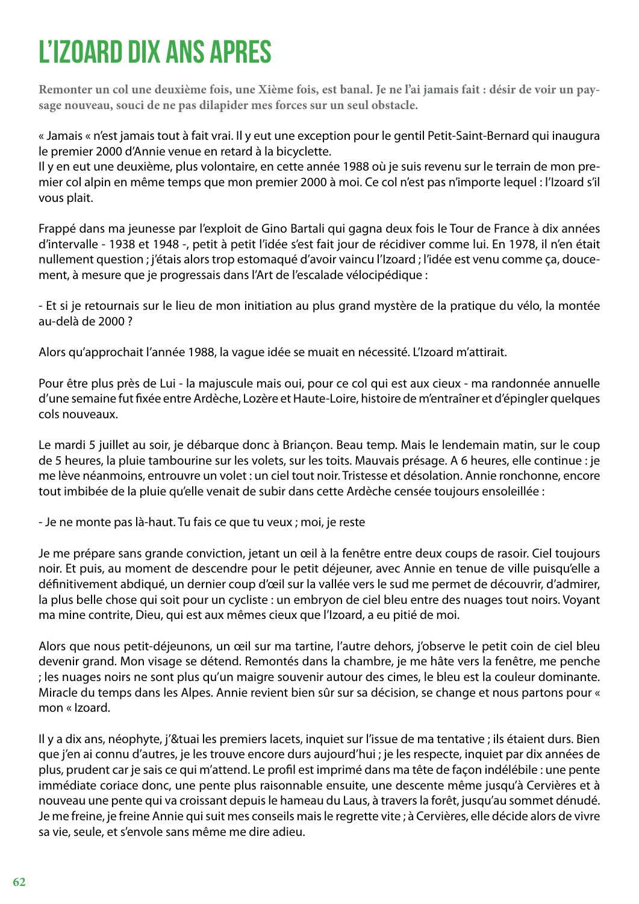# L'IZOARD DIX ANS APRES

**Remonter un col une deuxième fois, une Xième fois, est banal. Je ne l'ai jamais fait : désir de voir un paysage nouveau, souci de ne pas dilapider mes forces sur un seul obstacle.**

« Jamais « n'est jamais tout à fait vrai. Il y eut une exception pour le gentil Petit-Saint-Bernard qui inaugura le premier 2000 d'Annie venue en retard à la bicyclette.
Il y en eut une deuxième, plus volontaire, en cette année 1988 où je suis revenu sur le terrain de mon premier col alpin en même temps que mon premier 2000 à moi. Ce col n'est pas n'importe lequel : l'Izoard s'il vous plait.

Frappé dans ma jeunesse par l'exploit de Gino Bartali qui gagna deux fois le Tour de France à dix années d'intervalle - 1938 et 1948 -, petit à petit l'idée s'est fait jour de récidiver comme lui. En 1978, il n'en était nullement question ; j'étais alors trop estomaqué d'avoir vaincu l'Izoard ; l'idée est venu comme ça, doucement, à mesure que je progressais dans l'Art de l'escalade vélocipédique :

- Et si je retournais sur le lieu de mon initiation au plus grand mystère de la pratique du vélo, la montée au-delà de 2000 ?

Alors qu'approchait l'année 1988, la vague idée se muait en nécessité. L'Izoard m'attirait.

Pour être plus près de Lui - la majuscule mais oui, pour ce col qui est aux cieux - ma randonnée annuelle d'une semaine fut fixée entre Ardèche, Lozère et Haute-Loire, histoire de m'entraîner et d'épingler quelques cols nouveaux.

Le mardi 5 juillet au soir, je débarque donc à Briançon. Beau temp. Mais le lendemain matin, sur le coup de 5 heures, la pluie tambourine sur les volets, sur les toits. Mauvais présage. A 6 heures, elle continue : je me lève néanmoins, entrouvre un volet : un ciel tout noir. Tristesse et désolation. Annie ronchonne, encore tout imbibée de la pluie qu'elle venait de subir dans cette Ardèche censée toujours ensoleillée :

- Je ne monte pas là-haut. Tu fais ce que tu veux ; moi, je reste

Je me prépare sans grande conviction, jetant un œil à la fenêtre entre deux coups de rasoir. Ciel toujours noir. Et puis, au moment de descendre pour le petit déjeuner, avec Annie en tenue de ville puisqu'elle a définitivement abdiqué, un dernier coup d'œil sur la vallée vers le sud me permet de découvrir, d'admirer, la plus belle chose qui soit pour un cycliste : un embryon de ciel bleu entre des nuages tout noirs. Voyant ma mine contrite, Dieu, qui est aux mêmes cieux que l'Izoard, a eu pitié de moi.

Alors que nous petit-déjeunons, un œil sur ma tartine, l'autre dehors, j'observe le petit coin de ciel bleu devenir grand. Mon visage se détend. Remontés dans la chambre, je me hâte vers la fenêtre, me penche ; les nuages noirs ne sont plus qu'un maigre souvenir autour des cimes, le bleu est la couleur dominante. Miracle du temps dans les Alpes. Annie revient bien sûr sur sa décision, se change et nous partons pour « mon « Izoard.

Il y a dix ans, néophyte, j'&tuai les premiers lacets, inquiet sur l'issue de ma tentative ; ils étaient durs. Bien que j'en ai connu d'autres, je les trouve encore durs aujourd'hui ; je les respecte, inquiet par dix années de plus, prudent car je sais ce qui m'attend. Le profil est imprimé dans ma tête de façon indélébile : une pente immédiate coriace donc, une pente plus raisonnable ensuite, une descente même jusqu'à Cervières et à nouveau une pente qui va croissant depuis le hameau du Laus, à travers la forêt, jusqu'au sommet dénudé. Je me freine, je freine Annie qui suit mes conseils mais le regrette vite ; à Cervières, elle décide alors de vivre sa vie, seule, et s'envole sans même me dire adieu.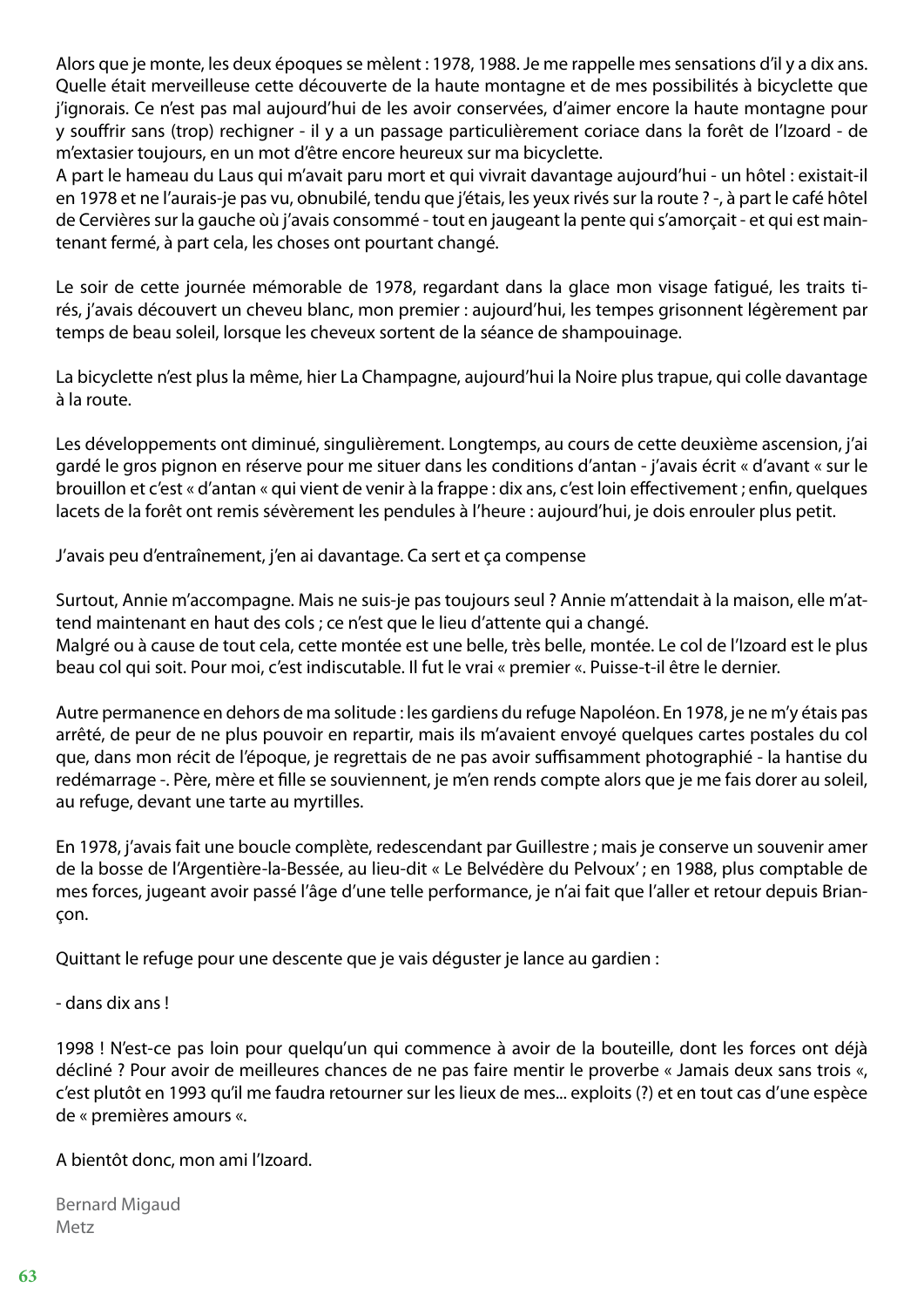Alors que je monte, les deux époques se mèlent : 1978, 1988. Je me rappelle mes sensations d'il y a dix ans. Quelle était merveilleuse cette découverte de la haute montagne et de mes possibilités à bicyclette que j'ignorais. Ce n'est pas mal aujourd'hui de les avoir conservées, d'aimer encore la haute montagne pour y souffrir sans (trop) rechigner - il y a un passage particulièrement coriace dans la forêt de l'Izoard - de m'extasier toujours, en un mot d'être encore heureux sur ma bicyclette.
A part le hameau du Laus qui m'avait paru mort et qui vivrait davantage aujourd'hui - un hôtel : existait-il en 1978 et ne l'aurais-je pas vu, obnubilé, tendu que j'étais, les yeux rivés sur la route ? -, à part le café hôtel de Cervières sur la gauche où j'avais consommé - tout en jaugeant la pente qui s'amorçait - et qui est maintenant fermé, à part cela, les choses ont pourtant changé.

Le soir de cette journée mémorable de 1978, regardant dans la glace mon visage fatigué, les traits tirés, j'avais découvert un cheveu blanc, mon premier : aujourd'hui, les tempes grisonnent légèrement par temps de beau soleil, lorsque les cheveux sortent de la séance de shampouinage.

La bicyclette n'est plus la même, hier La Champagne, aujourd'hui la Noire plus trapue, qui colle davantage à la route.

Les développements ont diminué, singulièrement. Longtemps, au cours de cette deuxième ascension, j'ai gardé le gros pignon en réserve pour me situer dans les conditions d'antan - j'avais écrit « d'avant « sur le brouillon et c'est « d'antan « qui vient de venir à la frappe : dix ans, c'est loin effectivement ; enfin, quelques lacets de la forêt ont remis sévèrement les pendules à l'heure : aujourd'hui, je dois enrouler plus petit.

J'avais peu d'entraînement, j'en ai davantage. Ca sert et ça compense

Surtout, Annie m'accompagne. Mais ne suis-je pas toujours seul ? Annie m'attendait à la maison, elle m'attend maintenant en haut des cols ; ce n'est que le lieu d'attente qui a changé.
Malgré ou à cause de tout cela, cette montée est une belle, très belle, montée. Le col de l'Izoard est le plus beau col qui soit. Pour moi, c'est indiscutable. Il fut le vrai « premier «. Puisse-t-il être le dernier.

Autre permanence en dehors de ma solitude : les gardiens du refuge Napoléon. En 1978, je ne m'y étais pas arrêté, de peur de ne plus pouvoir en repartir, mais ils m'avaient envoyé quelques cartes postales du col que, dans mon récit de l'époque, je regrettais de ne pas avoir suffisamment photographié - la hantise du redémarrage -. Père, mère et fille se souviennent, je m'en rends compte alors que je me fais dorer au soleil, au refuge, devant une tarte au myrtilles.

En 1978, j'avais fait une boucle complète, redescendant par Guillestre ; mais je conserve un souvenir amer de la bosse de l'Argentière-la-Bessée, au lieu-dit « Le Belvédère du Pelvoux' ; en 1988, plus comptable de mes forces, jugeant avoir passé l'âge d'une telle performance, je n'ai fait que l'aller et retour depuis Briançon.

Quittant le refuge pour une descente que je vais déguster je lance au gardien :

- dans dix ans !

1998 ! N'est-ce pas loin pour quelqu'un qui commence à avoir de la bouteille, dont les forces ont déjà décliné ? Pour avoir de meilleures chances de ne pas faire mentir le proverbe « Jamais deux sans trois «, c'est plutôt en 1993 qu'il me faudra retourner sur les lieux de mes... exploits (?) et en tout cas d'une espèce de « premières amours «.

A bientôt donc, mon ami l'Izoard.

Bernard Migaud
Metz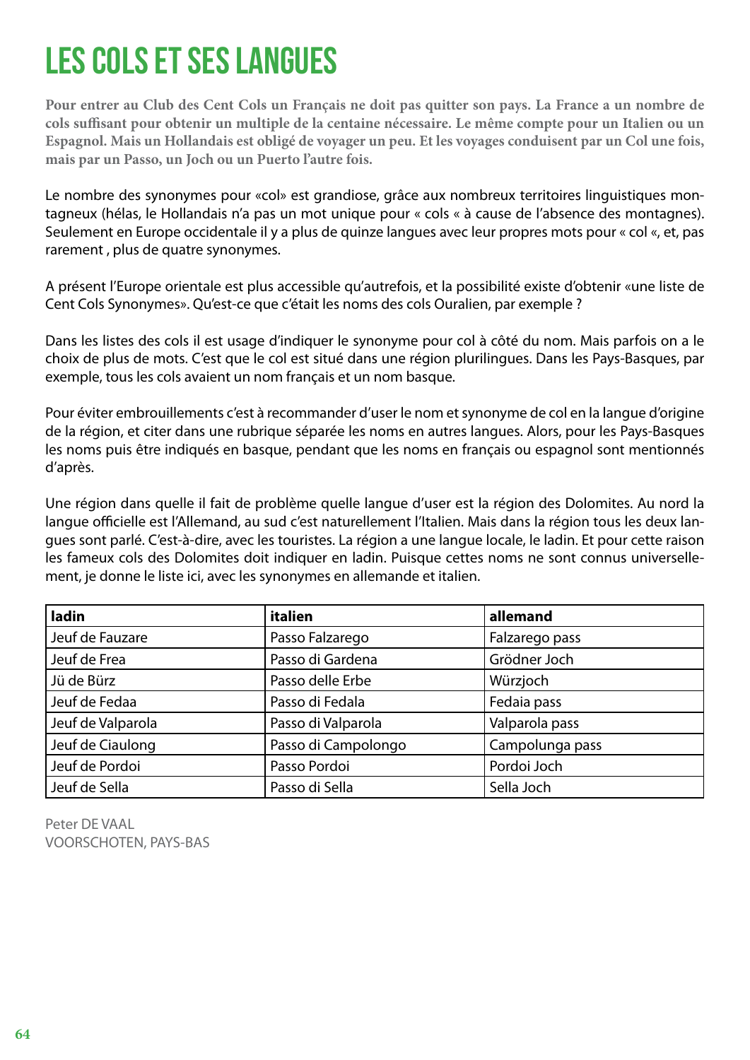# LES COLS ET SES LANGUES

**Pour entrer au Club des Cent Cols un Français ne doit pas quitter son pays. La France a un nombre de cols suffisant pour obtenir un multiple de la centaine nécessaire. Le même compte pour un Italien ou un Espagnol. Mais un Hollandais est obligé de voyager un peu. Et les voyages conduisent par un Col une fois, mais par un Passo, un Joch ou un Puerto l'autre fois.**

Le nombre des synonymes pour «col» est grandiose, grâce aux nombreux territoires linguistiques montagneux (hélas, le Hollandais n'a pas un mot unique pour « cols « à cause de l'absence des montagnes). Seulement en Europe occidentale il y a plus de quinze langues avec leur propres mots pour « col «, et, pas rarement , plus de quatre synonymes.

A présent l'Europe orientale est plus accessible qu'autrefois, et la possibilité existe d'obtenir «une liste de Cent Cols Synonymes». Qu'est-ce que c'était les noms des cols Ouralien, par exemple ?

Dans les listes des cols il est usage d'indiquer le synonyme pour col à côté du nom. Mais parfois on a le choix de plus de mots. C'est que le col est situé dans une région plurilingues. Dans les Pays-Basques, par exemple, tous les cols avaient un nom français et un nom basque.

Pour éviter embrouillements c'est à recommander d'user le nom et synonyme de col en la langue d'origine de la région, et citer dans une rubrique séparée les noms en autres langues. Alors, pour les Pays-Basques les noms puis être indiqués en basque, pendant que les noms en français ou espagnol sont mentionnés d'après.

Une région dans quelle il fait de problème quelle langue d'user est la région des Dolomites. Au nord la langue officielle est l'Allemand, au sud c'est naturellement l'Italien. Mais dans la région tous les deux langues sont parlé. C'est-à-dire, avec les touristes. La région a une langue locale, le ladin. Et pour cette raison les fameux cols des Dolomites doit indiquer en ladin. Puisque cettes noms ne sont connus universellement, je donne le liste ici, avec les synonymes en allemande et italien.

| ladin | italien | allemand |
|---|---|---|
| Jeuf de Fauzare | Passo Falzarego | Falzarego pass |
| Jeuf de Frea | Passo di Gardena | Grödner Joch |
| Jü de Bürz | Passo delle Erbe | Würzjoch |
| Jeuf de Fedaa | Passo di Fedala | Fedaia pass |
| Jeuf de Valparola | Passo di Valparola | Valparola pass |
| Jeuf de Ciaulong | Passo di Campolongo | Campolunga pass |
| Jeuf de Pordoi | Passo Pordoi | Pordoi Joch |
| Jeuf de Sella | Passo di Sella | Sella Joch |

Peter DE VAAL
VOORSCHOTEN, PAYS-BAS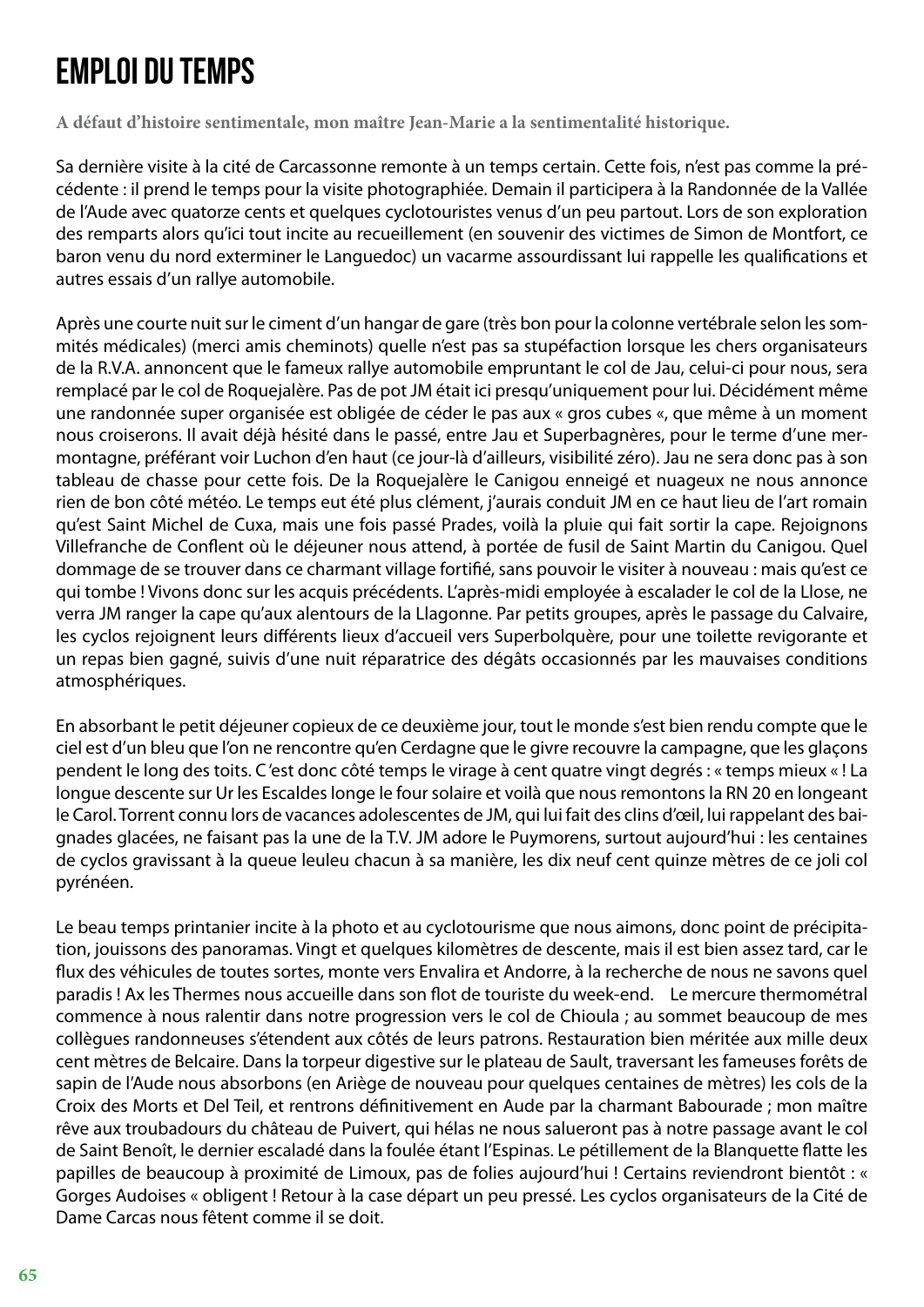# EMPLOI DU TEMPS

**A défaut d'histoire sentimentale, mon maître Jean-Marie a la sentimentalité historique.**

Sa dernière visite à la cité de Carcassonne remonte à un temps certain. Cette fois, n'est pas comme la précédente : il prend le temps pour la visite photographiée. Demain il participera à la Randonnée de la Vallée de l'Aude avec quatorze cents et quelques cyclotouristes venus d'un peu partout. Lors de son exploration des remparts alors qu'ici tout incite au recueillement (en souvenir des victimes de Simon de Montfort, ce baron venu du nord exterminer le Languedoc) un vacarme assourdissant lui rappelle les qualifications et autres essais d'un rallye automobile.

Après une courte nuit sur le ciment d'un hangar de gare (très bon pour la colonne vertébrale selon les sommités médicales) (merci amis cheminots) quelle n'est pas sa stupéfaction lorsque les chers organisateurs de la R.V.A. annoncent que le fameux rallye automobile empruntant le col de Jau, celui-ci pour nous, sera remplacé par le col de Roquejalère. Pas de pot JM était ici presqu'uniquement pour lui. Décidément même une randonnée super organisée est obligée de céder le pas aux « gros cubes «, que même à un moment nous croiserons. Il avait déjà hésité dans le passé, entre Jau et Superbagnères, pour le terme d'une mer-montagne, préférant voir Luchon d'en haut (ce jour-là d'ailleurs, visibilité zéro). Jau ne sera donc pas à son tableau de chasse pour cette fois. De la Roquejalère le Canigou enneigé et nuageux ne nous annonce rien de bon côté météo. Le temps eut été plus clément, j'aurais conduit JM en ce haut lieu de l'art romain qu'est Saint Michel de Cuxa, mais une fois passé Prades, voilà la pluie qui fait sortir la cape. Rejoignons Villefranche de Conflent où le déjeuner nous attend, à portée de fusil de Saint Martin du Canigou. Quel dommage de se trouver dans ce charmant village fortifié, sans pouvoir le visiter à nouveau : mais qu'est ce qui tombe ! Vivons donc sur les acquis précédents. L'après-midi employée à escalader le col de la Llose, ne verra JM ranger la cape qu'aux alentours de la Llagonne. Par petits groupes, après le passage du Calvaire, les cyclos rejoignent leurs différents lieux d'accueil vers Superbolquère, pour une toilette revigorante et un repas bien gagné, suivis d'une nuit réparatrice des dégâts occasionnés par les mauvaises conditions atmosphériques.

En absorbant le petit déjeuner copieux de ce deuxième jour, tout le monde s'est bien rendu compte que le ciel est d'un bleu que l'on ne rencontre qu'en Cerdagne que le givre recouvre la campagne, que les glaçons pendent le long des toits. C 'est donc côté temps le virage à cent quatre vingt degrés : « temps mieux « ! La longue descente sur Ur les Escaldes longe le four solaire et voilà que nous remontons la RN 20 en longeant le Carol. Torrent connu lors de vacances adolescentes de JM, qui lui fait des clins d'œil, lui rappelant des baignades glacées, ne faisant pas la une de la T.V. JM adore le Puymorens, surtout aujourd'hui : les centaines de cyclos gravissant à la queue leuleu chacun à sa manière, les dix neuf cent quinze mètres de ce joli col pyrénéen.

Le beau temps printanier incite à la photo et au cyclotourisme que nous aimons, donc point de précipitation, jouissons des panoramas. Vingt et quelques kilomètres de descente, mais il est bien assez tard, car le flux des véhicules de toutes sortes, monte vers Envalira et Andorre, à la recherche de nous ne savons quel paradis ! Ax les Thermes nous accueille dans son flot de touriste du week-end. Le mercure thermométral commence à nous ralentir dans notre progression vers le col de Chioula ; au sommet beaucoup de mes collègues randonneuses s'étendent aux côtés de leurs patrons. Restauration bien méritée aux mille deux cent mètres de Belcaire. Dans la torpeur digestive sur le plateau de Sault, traversant les fameuses forêts de sapin de l'Aude nous absorbons (en Ariège de nouveau pour quelques centaines de mètres) les cols de la Croix des Morts et Del Teil, et rentrons définitivement en Aude par la charmant Babourade ; mon maître rêve aux troubadours du château de Puivert, qui hélas ne nous salueront pas à notre passage avant le col de Saint Benoît, le dernier escaladé dans la foulée étant l'Espinas. Le pétillement de la Blanquette flatte les papilles de beaucoup à proximité de Limoux, pas de folies aujourd'hui ! Certains reviendront bientôt : « Gorges Audoises « obligent ! Retour à la case départ un peu pressé. Les cyclos organisateurs de la Cité de Dame Carcas nous fêtent comme il se doit.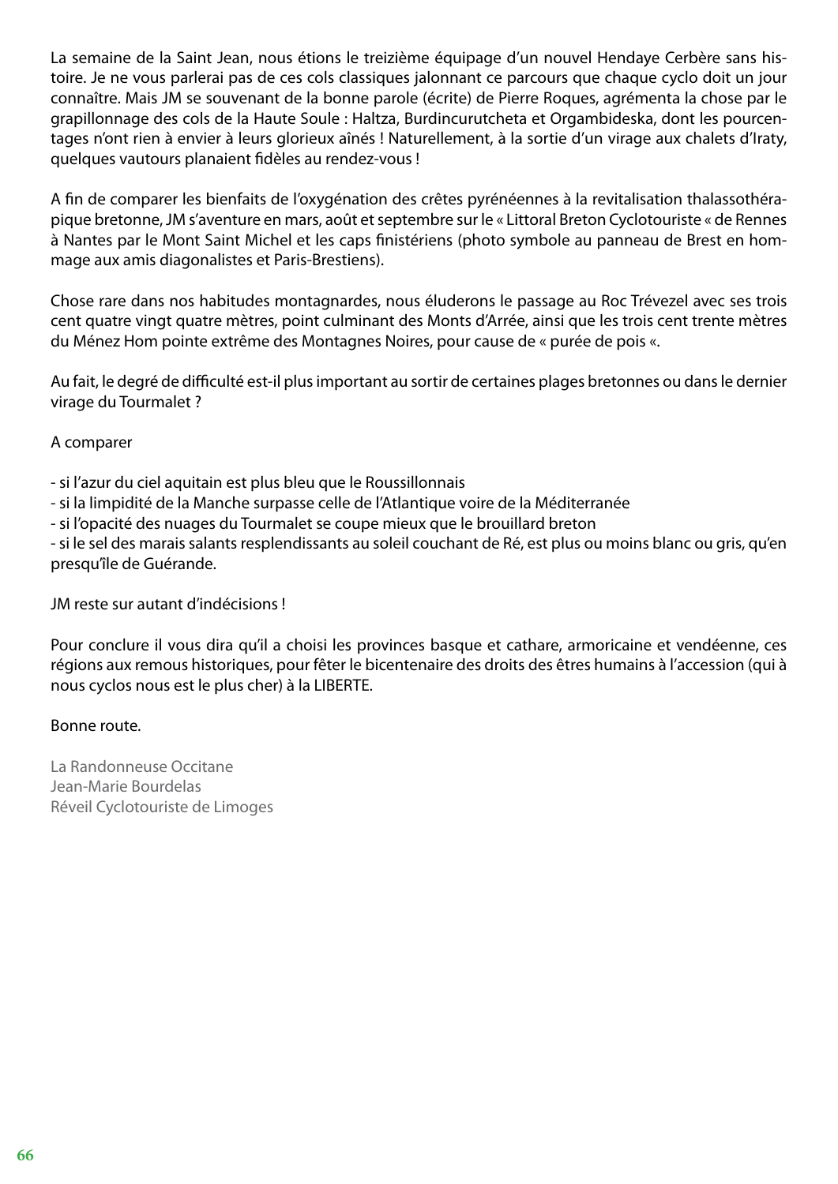La semaine de la Saint Jean, nous étions le treizième équipage d'un nouvel Hendaye Cerbère sans histoire. Je ne vous parlerai pas de ces cols classiques jalonnant ce parcours que chaque cyclo doit un jour connaître. Mais JM se souvenant de la bonne parole (écrite) de Pierre Roques, agrémenta la chose par le grapillonnage des cols de la Haute Soule : Haltza, Burdincurutcheta et Orgambideska, dont les pourcentages n'ont rien à envier à leurs glorieux aînés ! Naturellement, à la sortie d'un virage aux chalets d'Iraty, quelques vautours planaient fidèles au rendez-vous !

A fin de comparer les bienfaits de l'oxygénation des crêtes pyrénéennes à la revitalisation thalassothérapique bretonne, JM s'aventure en mars, août et septembre sur le « Littoral Breton Cyclotouriste « de Rennes à Nantes par le Mont Saint Michel et les caps finistériens (photo symbole au panneau de Brest en hommage aux amis diagonalistes et Paris-Brestiens).

Chose rare dans nos habitudes montagnardes, nous éluderons le passage au Roc Trévezel avec ses trois cent quatre vingt quatre mètres, point culminant des Monts d'Arrée, ainsi que les trois cent trente mètres du Ménez Hom pointe extrême des Montagnes Noires, pour cause de « purée de pois «.

Au fait, le degré de difficulté est-il plus important au sortir de certaines plages bretonnes ou dans le dernier virage du Tourmalet ?

A comparer

- si l'azur du ciel aquitain est plus bleu que le Roussillonnais
- si la limpidité de la Manche surpasse celle de l'Atlantique voire de la Méditerranée
- si l'opacité des nuages du Tourmalet se coupe mieux que le brouillard breton
- si le sel des marais salants resplendissants au soleil couchant de Ré, est plus ou moins blanc ou gris, qu'en presqu'île de Guérande.

JM reste sur autant d'indécisions !

Pour conclure il vous dira qu'il a choisi les provinces basque et cathare, armoricaine et vendéenne, ces régions aux remous historiques, pour fêter le bicentenaire des droits des êtres humains à l'accession (qui à nous cyclos nous est le plus cher) à la LIBERTE.

Bonne route.

La Randonneuse Occitane
Jean-Marie Bourdelas
Réveil Cyclotouriste de Limoges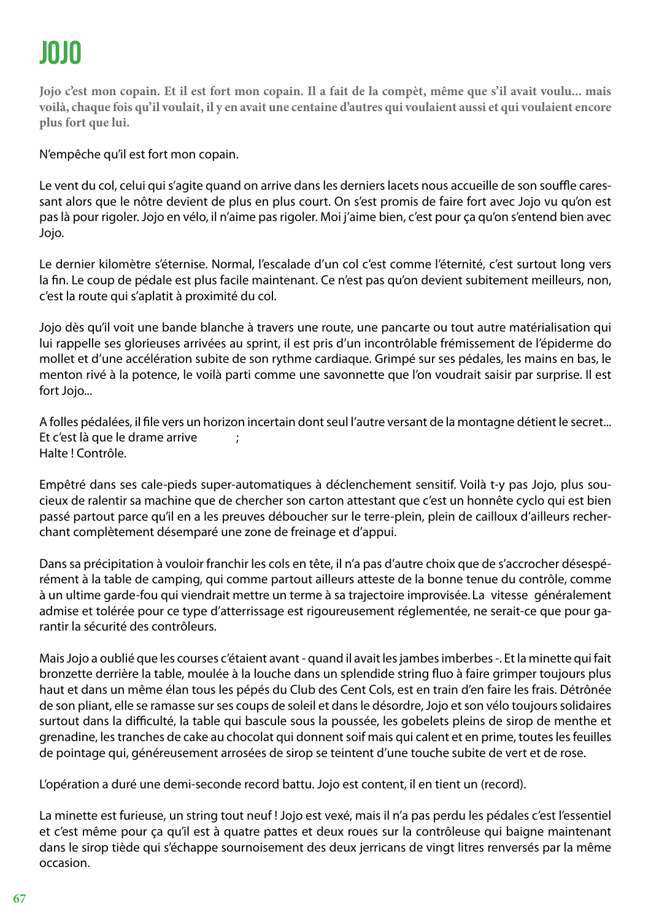# JOJO

**Jojo c'est mon copain. Et il est fort mon copain. Il a fait de la compèt, même que s'il avait voulu... mais voilà, chaque fois qu'il voulait, il y en avait une centaine d'autres qui voulaient aussi et qui voulaient encore plus fort que lui.**

N'empêche qu'il est fort mon copain.

Le vent du col, celui qui s'agite quand on arrive dans les derniers lacets nous accueille de son souffle caressant alors que le nôtre devient de plus en plus court. On s'est promis de faire fort avec Jojo vu qu'on est pas là pour rigoler. Jojo en vélo, il n'aime pas rigoler. Moi j'aime bien, c'est pour ça qu'on s'entend bien avec Jojo.

Le dernier kilomètre s'éternise. Normal, l'escalade d'un col c'est comme l'éternité, c'est surtout long vers la fin. Le coup de pédale est plus facile maintenant. Ce n'est pas qu'on devient subitement meilleurs, non, c'est la route qui s'aplatit à proximité du col.

Jojo dès qu'il voit une bande blanche à travers une route, une pancarte ou tout autre matérialisation qui lui rappelle ses glorieuses arrivées au sprint, il est pris d'un incontrôlable frémissement de l'épiderme do mollet et d'une accélération subite de son rythme cardiaque. Grimpé sur ses pédales, les mains en bas, le menton rivé à la potence, le voilà parti comme une savonnette que l'on voudrait saisir par surprise. Il est fort Jojo...

A folles pédalées, il file vers un horizon incertain dont seul l'autre versant de la montagne détient le secret...
Et c'est là que le drame arrive ;
Halte ! Contrôle.

Empêtré dans ses cale-pieds super-automatiques à déclenchement sensitif. Voilà t-y pas Jojo, plus soucieux de ralentir sa machine que de chercher son carton attestant que c'est un honnête cyclo qui est bien passé partout parce qu'il en a les preuves déboucher sur le terre-plein, plein de cailloux d'ailleurs recherchant complètement désemparé une zone de freinage et d'appui.

Dans sa précipitation à vouloir franchir les cols en tête, il n'a pas d'autre choix que de s'accrocher désespérément à la table de camping, qui comme partout ailleurs atteste de la bonne tenue du contrôle, comme à un ultime garde-fou qui viendrait mettre un terme à sa trajectoire improvisée. La vitesse généralement admise et tolérée pour ce type d'atterrissage est rigoureusement réglementée, ne serait-ce que pour garantir la sécurité des contrôleurs.

Mais Jojo a oublié que les courses c'étaient avant - quand il avait les jambes imberbes -. Et la minette qui fait bronzette derrière la table, moulée à la louche dans un splendide string fluo à faire grimper toujours plus haut et dans un même élan tous les pépés du Club des Cent Cols, est en train d'en faire les frais. Détrônée de son pliant, elle se ramasse sur ses coups de soleil et dans le désordre, Jojo et son vélo toujours solidaires surtout dans la difficulté, la table qui bascule sous la poussée, les gobelets pleins de sirop de menthe et grenadine, les tranches de cake au chocolat qui donnent soif mais qui calent et en prime, toutes les feuilles de pointage qui, généreusement arrosées de sirop se teintent d'une touche subite de vert et de rose.

L'opération a duré une demi-seconde record battu. Jojo est content, il en tient un (record).

La minette est furieuse, un string tout neuf ! Jojo est vexé, mais il n'a pas perdu les pédales c'est l'essentiel et c'est même pour ça qu'il est à quatre pattes et deux roues sur la contrôleuse qui baigne maintenant dans le sirop tiède qui s'échappe sournoisement des deux jerricans de vingt litres renversés par la même occasion.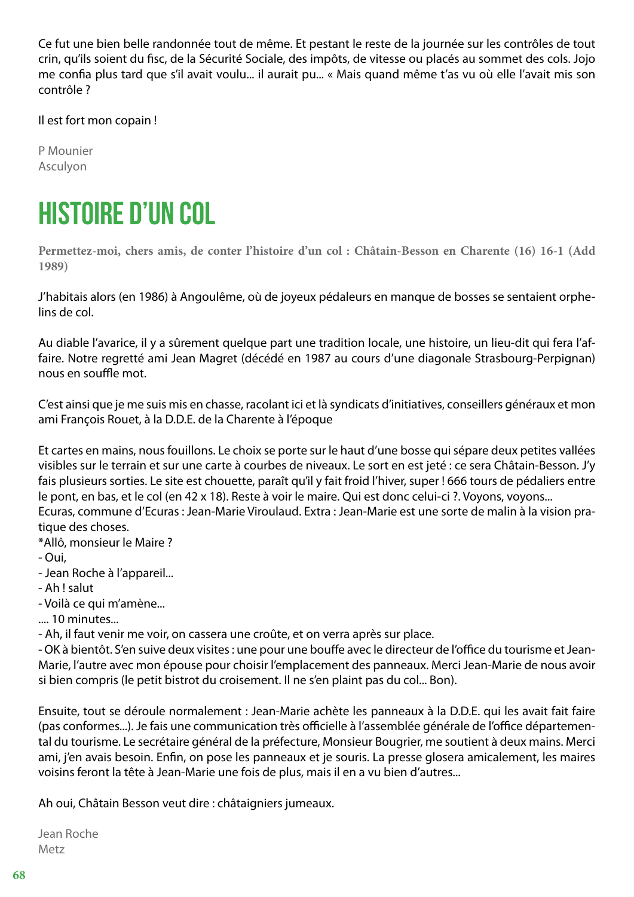Ce fut une bien belle randonnée tout de même. Et pestant le reste de la journée sur les contrôles de tout crin, qu'ils soient du fisc, de la Sécurité Sociale, des impôts, de vitesse ou placés au sommet des cols. Jojo me confia plus tard que s'il avait voulu... il aurait pu... « Mais quand même t'as vu où elle l'avait mis son contrôle ?

Il est fort mon copain !

P Mounier
Asculyon

# HISTOIRE D'UN COL

**Permettez-moi, chers amis, de conter l'histoire d'un col : Châtain-Besson en Charente (16) 16-1 (Add 1989)**

J'habitais alors (en 1986) à Angoulême, où de joyeux pédaleurs en manque de bosses se sentaient orphelins de col.

Au diable l'avarice, il y a sûrement quelque part une tradition locale, une histoire, un lieu-dit qui fera l'affaire. Notre regretté ami Jean Magret (décédé en 1987 au cours d'une diagonale Strasbourg-Perpignan) nous en souffle mot.

C'est ainsi que je me suis mis en chasse, racolant ici et là syndicats d'initiatives, conseillers généraux et mon ami François Rouet, à la D.D.E. de la Charente à l'époque

Et cartes en mains, nous fouillons. Le choix se porte sur le haut d'une bosse qui sépare deux petites vallées visibles sur le terrain et sur une carte à courbes de niveaux. Le sort en est jeté : ce sera Châtain-Besson. J'y fais plusieurs sorties. Le site est chouette, paraît qu'il y fait froid l'hiver, super ! 666 tours de pédaliers entre le pont, en bas, et le col (en 42 x 18). Reste à voir le maire. Qui est donc celui-ci ?. Voyons, voyons...
Ecuras, commune d'Ecuras : Jean-Marie Viroulaud. Extra : Jean-Marie est une sorte de malin à la vision pratique des choses.
*Allô, monsieur le Maire ?
- Oui,
- Jean Roche à l'appareil...
- Ah ! salut
- Voilà ce qui m'amène...
.... 10 minutes...
- Ah, il faut venir me voir, on cassera une croûte, et on verra après sur place.
- OK à bientôt. S'en suive deux visites : une pour une bouffe avec le directeur de l'office du tourisme et Jean-Marie, l'autre avec mon épouse pour choisir l'emplacement des panneaux. Merci Jean-Marie de nous avoir si bien compris (le petit bistrot du croisement. Il ne s'en plaint pas du col... Bon).

Ensuite, tout se déroule normalement : Jean-Marie achète les panneaux à la D.D.E. qui les avait fait faire (pas conformes...). Je fais une communication très officielle à l'assemblée générale de l'office départemental du tourisme. Le secrétaire général de la préfecture, Monsieur Bougrier, me soutient à deux mains. Merci ami, j'en avais besoin. Enfin, on pose les panneaux et je souris. La presse glosera amicalement, les maires voisins feront la tête à Jean-Marie une fois de plus, mais il en a vu bien d'autres...

Ah oui, Châtain Besson veut dire : châtaigniers jumeaux.

Jean Roche
Metz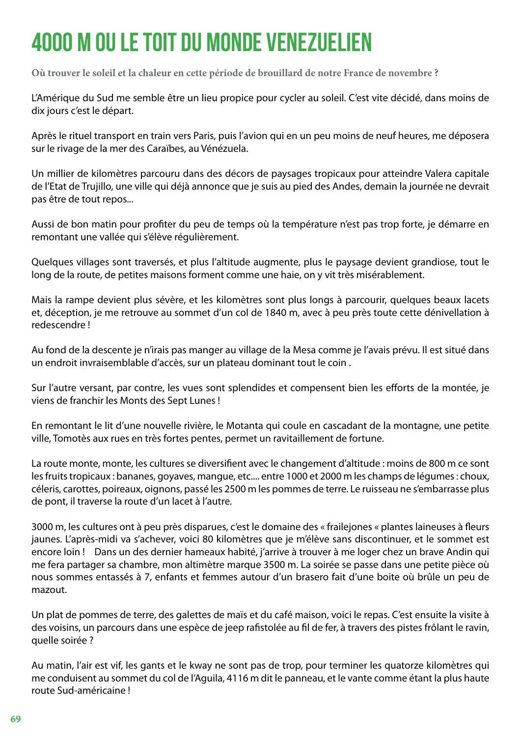# 4000 M OU LE TOIT DU MONDE VENEZUELIEN

**Où trouver le soleil et la chaleur en cette période de brouillard de notre France de novembre ?**

L'Amérique du Sud me semble être un lieu propice pour cycler au soleil. C'est vite décidé, dans moins de dix jours c'est le départ.

Après le rituel transport en train vers Paris, puis l'avion qui en un peu moins de neuf heures, me déposera sur le rivage de la mer des Caraïbes, au Vénézuela.

Un millier de kilomètres parcouru dans des décors de paysages tropicaux pour atteindre Valera capitale de l'Etat de Trujillo, une ville qui déjà annonce que je suis au pied des Andes, demain la journée ne devrait pas être de tout repos...

Aussi de bon matin pour profiter du peu de temps où la température n'est pas trop forte, je démarre en remontant une vallée qui s'élève régulièrement.

Quelques villages sont traversés, et plus l'altitude augmente, plus le paysage devient grandiose, tout le long de la route, de petites maisons forment comme une haie, on y vit très misérablement.

Mais la rampe devient plus sévère, et les kilomètres sont plus longs à parcourir, quelques beaux lacets et, déception, je me retrouve au sommet d'un col de 1840 m, avec à peu près toute cette dénivellation à redescendre !

Au fond de la descente je n'irais pas manger au village de la Mesa comme je l'avais prévu. Il est situé dans un endroit invraisemblable d'accès, sur un plateau dominant tout le coin .

Sur l'autre versant, par contre, les vues sont splendides et compensent bien les efforts de la montée, je viens de franchir les Monts des Sept Lunes !

En remontant le lit d'une nouvelle rivière, le Motanta qui coule en cascadant de la montagne, une petite ville, Tomotès aux rues en très fortes pentes, permet un ravitaillement de fortune.

La route monte, monte, les cultures se diversifient avec le changement d'altitude : moins de 800 m ce sont les fruits tropicaux : bananes, goyaves, mangue, etc.... entre 1000 et 2000 m les champs de légumes : choux, céleris, carottes, poireaux, oignons, passé les 2500 m les pommes de terre. Le ruisseau ne s'embarrasse plus de pont, il traverse la route d'un lacet à l'autre.

3000 m, les cultures ont à peu près disparues, c'est le domaine des « frailejones « plantes laineuses à fleurs jaunes. L'après-midi va s'achever, voici 80 kilomètres que je m'élève sans discontinuer, et le sommet est encore loin ! Dans un des dernier hameaux habité, j'arrive à trouver à me loger chez un brave Andin qui me fera partager sa chambre, mon altimètre marque 3500 m. La soirée se passe dans une petite pièce où nous sommes entassés à 7, enfants et femmes autour d'un brasero fait d'une boite où brûle un peu de mazout.

Un plat de pommes de terre, des galettes de maïs et du café maison, voici le repas. C'est ensuite la visite à des voisins, un parcours dans une espèce de jeep rafistolée au fil de fer, à travers des pistes frôlant le ravin, quelle soirée ?

Au matin, l'air est vif, les gants et le kway ne sont pas de trop, pour terminer les quatorze kilomètres qui me conduisent au sommet du col de l'Aguila, 4116 m dit le panneau, et le vante comme étant la plus haute route Sud-américaine !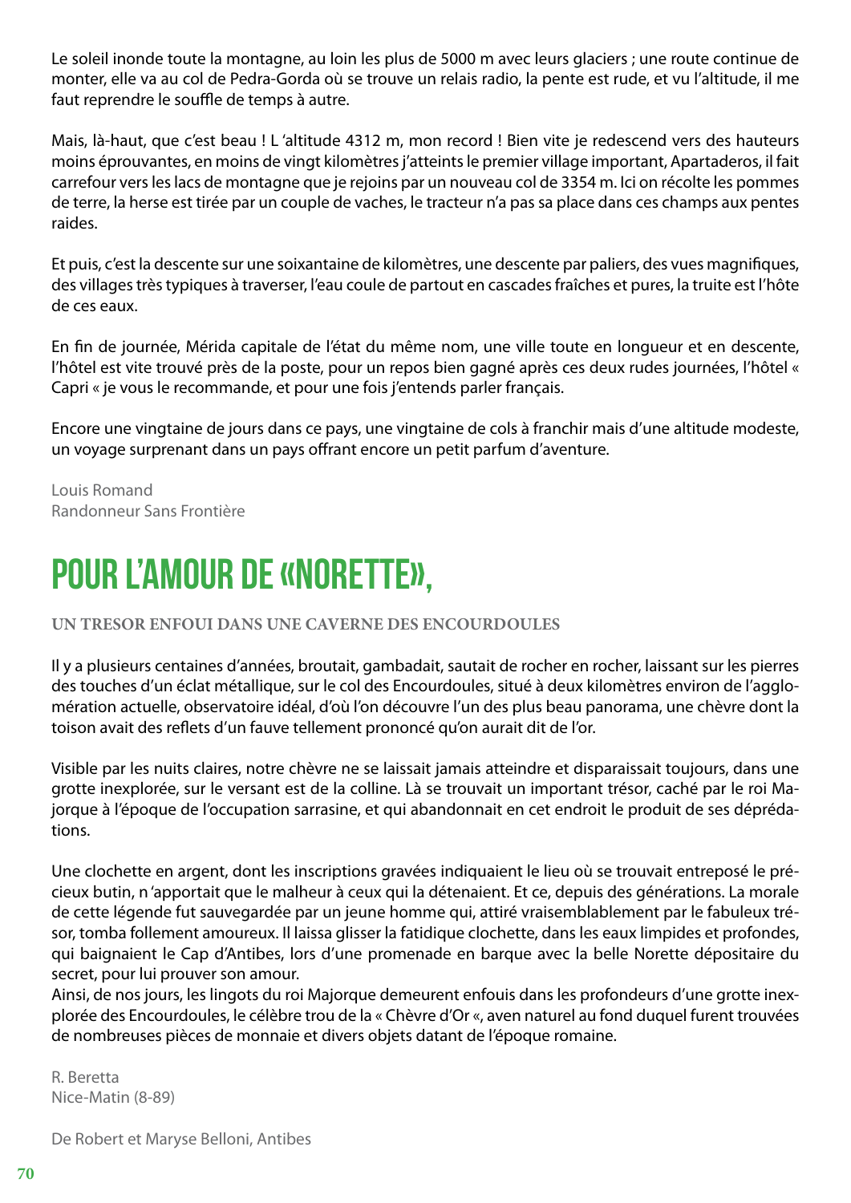Le soleil inonde toute la montagne, au loin les plus de 5000 m avec leurs glaciers ; une route continue de monter, elle va au col de Pedra-Gorda où se trouve un relais radio, la pente est rude, et vu l'altitude, il me faut reprendre le souffle de temps à autre.

Mais, là-haut, que c'est beau ! L 'altitude 4312 m, mon record ! Bien vite je redescend vers des hauteurs moins éprouvantes, en moins de vingt kilomètres j'atteints le premier village important, Apartaderos, il fait carrefour vers les lacs de montagne que je rejoins par un nouveau col de 3354 m. Ici on récolte les pommes de terre, la herse est tirée par un couple de vaches, le tracteur n'a pas sa place dans ces champs aux pentes raides.

Et puis, c'est la descente sur une soixantaine de kilomètres, une descente par paliers, des vues magnifiques, des villages très typiques à traverser, l'eau coule de partout en cascades fraîches et pures, la truite est l'hôte de ces eaux.

En fin de journée, Mérida capitale de l'état du même nom, une ville toute en longueur et en descente, l'hôtel est vite trouvé près de la poste, pour un repos bien gagné après ces deux rudes journées, l'hôtel « Capri « je vous le recommande, et pour une fois j'entends parler français.

Encore une vingtaine de jours dans ce pays, une vingtaine de cols à franchir mais d'une altitude modeste, un voyage surprenant dans un pays offrant encore un petit parfum d'aventure.

Louis Romand
Randonneur Sans Frontière

# POUR L'AMOUR DE «NORETTE»,

**UN TRESOR ENFOUI DANS UNE CAVERNE DES ENCOURDOULES**

Il y a plusieurs centaines d'années, broutait, gambadait, sautait de rocher en rocher, laissant sur les pierres des touches d'un éclat métallique, sur le col des Encourdoules, situé à deux kilomètres environ de l'agglomération actuelle, observatoire idéal, d'où l'on découvre l'un des plus beau panorama, une chèvre dont la toison avait des reflets d'un fauve tellement prononcé qu'on aurait dit de l'or.

Visible par les nuits claires, notre chèvre ne se laissait jamais atteindre et disparaissait toujours, dans une grotte inexplorée, sur le versant est de la colline. Là se trouvait un important trésor, caché par le roi Majorque à l'époque de l'occupation sarrasine, et qui abandonnait en cet endroit le produit de ses déprédations.

Une clochette en argent, dont les inscriptions gravées indiquaient le lieu où se trouvait entreposé le précieux butin, n 'apportait que le malheur à ceux qui la détenaient. Et ce, depuis des générations. La morale de cette légende fut sauvegardée par un jeune homme qui, attiré vraisemblablement par le fabuleux trésor, tomba follement amoureux. Il laissa glisser la fatidique clochette, dans les eaux limpides et profondes, qui baignaient le Cap d'Antibes, lors d'une promenade en barque avec la belle Norette dépositaire du secret, pour lui prouver son amour.
Ainsi, de nos jours, les lingots du roi Majorque demeurent enfouis dans les profondeurs d'une grotte inexplorée des Encourdoules, le célèbre trou de la « Chèvre d'Or «, aven naturel au fond duquel furent trouvées de nombreuses pièces de monnaie et divers objets datant de l'époque romaine.

R. Beretta
Nice-Matin (8-89)

De Robert et Maryse Belloni, Antibes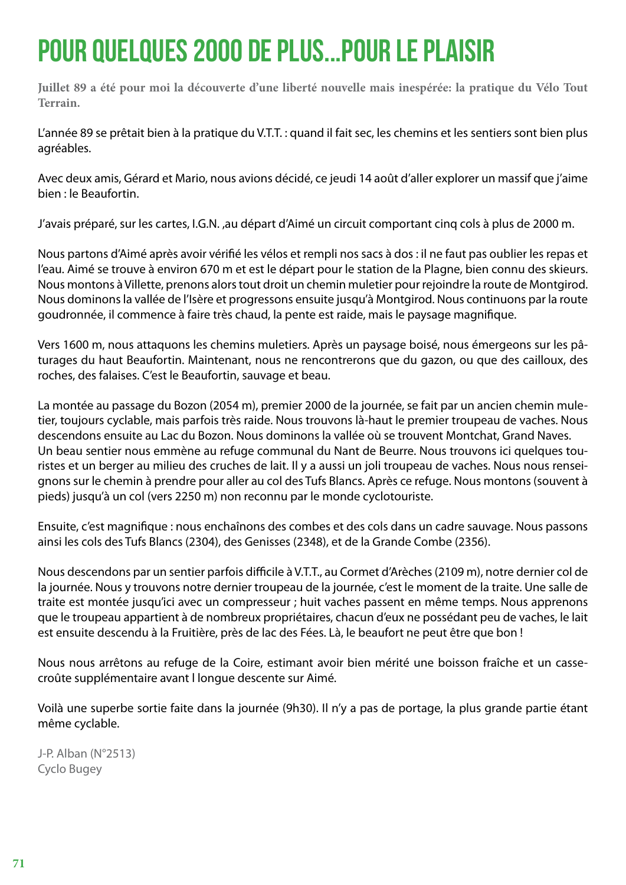# POUR QUELQUES 2000 DE PLUS...POUR LE PLAISIR

**Juillet 89 a été pour moi la découverte d'une liberté nouvelle mais inespérée: la pratique du Vélo Tout Terrain.**

L'année 89 se prêtait bien à la pratique du V.T.T. : quand il fait sec, les chemins et les sentiers sont bien plus agréables.

Avec deux amis, Gérard et Mario, nous avions décidé, ce jeudi 14 août d'aller explorer un massif que j'aime bien : le Beaufortin.

J'avais préparé, sur les cartes, I.G.N. ,au départ d'Aimé un circuit comportant cinq cols à plus de 2000 m.

Nous partons d'Aimé après avoir vérifié les vélos et rempli nos sacs à dos : il ne faut pas oublier les repas et l'eau. Aimé se trouve à environ 670 m et est le départ pour le station de la Plagne, bien connu des skieurs. Nous montons à Villette, prenons alors tout droit un chemin muletier pour rejoindre la route de Montgirod. Nous dominons la vallée de l'Isère et progressons ensuite jusqu'à Montgirod. Nous continuons par la route goudronnée, il commence à faire très chaud, la pente est raide, mais le paysage magnifique.

Vers 1600 m, nous attaquons les chemins muletiers. Après un paysage boisé, nous émergeons sur les pâturages du haut Beaufortin. Maintenant, nous ne rencontrerons que du gazon, ou que des cailloux, des roches, des falaises. C'est le Beaufortin, sauvage et beau.

La montée au passage du Bozon (2054 m), premier 2000 de la journée, se fait par un ancien chemin muletier, toujours cyclable, mais parfois très raide. Nous trouvons là-haut le premier troupeau de vaches. Nous descendons ensuite au Lac du Bozon. Nous dominons la vallée où se trouvent Montchat, Grand Naves.
Un beau sentier nous emmène au refuge communal du Nant de Beurre. Nous trouvons ici quelques touristes et un berger au milieu des cruches de lait. Il y a aussi un joli troupeau de vaches. Nous nous renseignons sur le chemin à prendre pour aller au col des Tufs Blancs. Après ce refuge. Nous montons (souvent à pieds) jusqu'à un col (vers 2250 m) non reconnu par le monde cyclotouriste.

Ensuite, c'est magnifique : nous enchaînons des combes et des cols dans un cadre sauvage. Nous passons ainsi les cols des Tufs Blancs (2304), des Genisses (2348), et de la Grande Combe (2356).

Nous descendons par un sentier parfois difficile à V.T.T., au Cormet d'Arèches (2109 m), notre dernier col de la journée. Nous y trouvons notre dernier troupeau de la journée, c'est le moment de la traite. Une salle de traite est montée jusqu'ici avec un compresseur ; huit vaches passent en même temps. Nous apprenons que le troupeau appartient à de nombreux propriétaires, chacun d'eux ne possédant peu de vaches, le lait est ensuite descendu à la Fruitière, près de lac des Fées. Là, le beaufort ne peut être que bon !

Nous nous arrêtons au refuge de la Coire, estimant avoir bien mérité une boisson fraîche et un casse-croûte supplémentaire avant l longue descente sur Aimé.

Voilà une superbe sortie faite dans la journée (9h30). Il n'y a pas de portage, la plus grande partie étant même cyclable.

J-P. Alban (N°2513)
Cyclo Bugey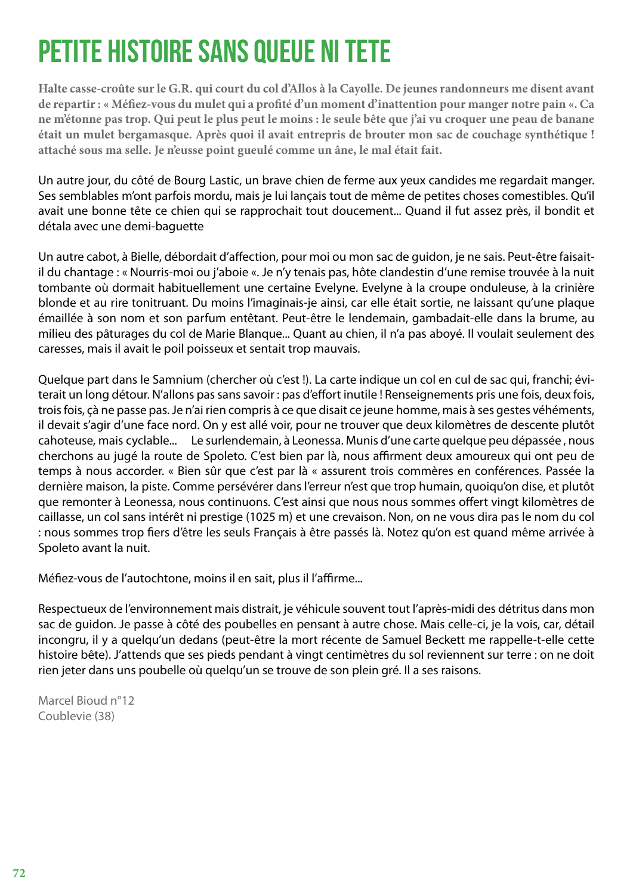# PETITE HISTOIRE SANS QUEUE NI TETE

**Halte casse-croûte sur le G.R. qui court du col d'Allos à la Cayolle. De jeunes randonneurs me disent avant de repartir : « Méfiez-vous du mulet qui a profité d'un moment d'inattention pour manger notre pain «. Ca ne m'étonne pas trop. Qui peut le plus peut le moins : le seule bête que j'ai vu croquer une peau de banane était un mulet bergamasque. Après quoi il avait entrepris de brouter mon sac de couchage synthétique ! attaché sous ma selle. Je n'eusse point gueulé comme un âne, le mal était fait.**

Un autre jour, du côté de Bourg Lastic, un brave chien de ferme aux yeux candides me regardait manger. Ses semblables m'ont parfois mordu, mais je lui lançais tout de même de petites choses comestibles. Qu'il avait une bonne tête ce chien qui se rapprochait tout doucement... Quand il fut assez près, il bondit et détala avec une demi-baguette

Un autre cabot, à Bielle, débordait d'affection, pour moi ou mon sac de guidon, je ne sais. Peut-être faisait-il du chantage : « Nourris-moi ou j'aboie «. Je n'y tenais pas, hôte clandestin d'une remise trouvée à la nuit tombante où dormait habituellement une certaine Evelyne. Evelyne à la croupe onduleuse, à la crinière blonde et au rire tonitruant. Du moins l'imaginais-je ainsi, car elle était sortie, ne laissant qu'une plaque émaillée à son nom et son parfum entêtant. Peut-être le lendemain, gambadait-elle dans la brume, au milieu des pâturages du col de Marie Blanque... Quant au chien, il n'a pas aboyé. Il voulait seulement des caresses, mais il avait le poil poisseux et sentait trop mauvais.

Quelque part dans le Samnium (chercher où c'est !). La carte indique un col en cul de sac qui, franchi; éviterait un long détour. N'allons pas sans savoir : pas d'effort inutile ! Renseignements pris une fois, deux fois, trois fois, çà ne passe pas. Je n'ai rien compris à ce que disait ce jeune homme, mais à ses gestes véhéments, il devait s'agir d'une face nord. On y est allé voir, pour ne trouver que deux kilomètres de descente plutôt cahoteuse, mais cyclable... Le surlendemain, à Leonessa. Munis d'une carte quelque peu dépassée , nous cherchons au jugé la route de Spoleto. C'est bien par là, nous affirment deux amoureux qui ont peu de temps à nous accorder. « Bien sûr que c'est par là « assurent trois commères en conférences. Passée la dernière maison, la piste. Comme persévérer dans l'erreur n'est que trop humain, quoiqu'on dise, et plutôt que remonter à Leonessa, nous continuons. C'est ainsi que nous nous sommes offert vingt kilomètres de caillasse, un col sans intérêt ni prestige (1025 m) et une crevaison. Non, on ne vous dira pas le nom du col : nous sommes trop fiers d'être les seuls Français à être passés là. Notez qu'on est quand même arrivée à Spoleto avant la nuit.

Méfiez-vous de l'autochtone, moins il en sait, plus il l'affirme...

Respectueux de l'environnement mais distrait, je véhicule souvent tout l'après-midi des détritus dans mon sac de guidon. Je passe à côté des poubelles en pensant à autre chose. Mais celle-ci, je la vois, car, détail incongru, il y a quelqu'un dedans (peut-être la mort récente de Samuel Beckett me rappelle-t-elle cette histoire bête). J'attends que ses pieds pendant à vingt centimètres du sol reviennent sur terre : on ne doit rien jeter dans uns poubelle où quelqu'un se trouve de son plein gré. Il a ses raisons.

Marcel Bioud n°12
Coublevie (38)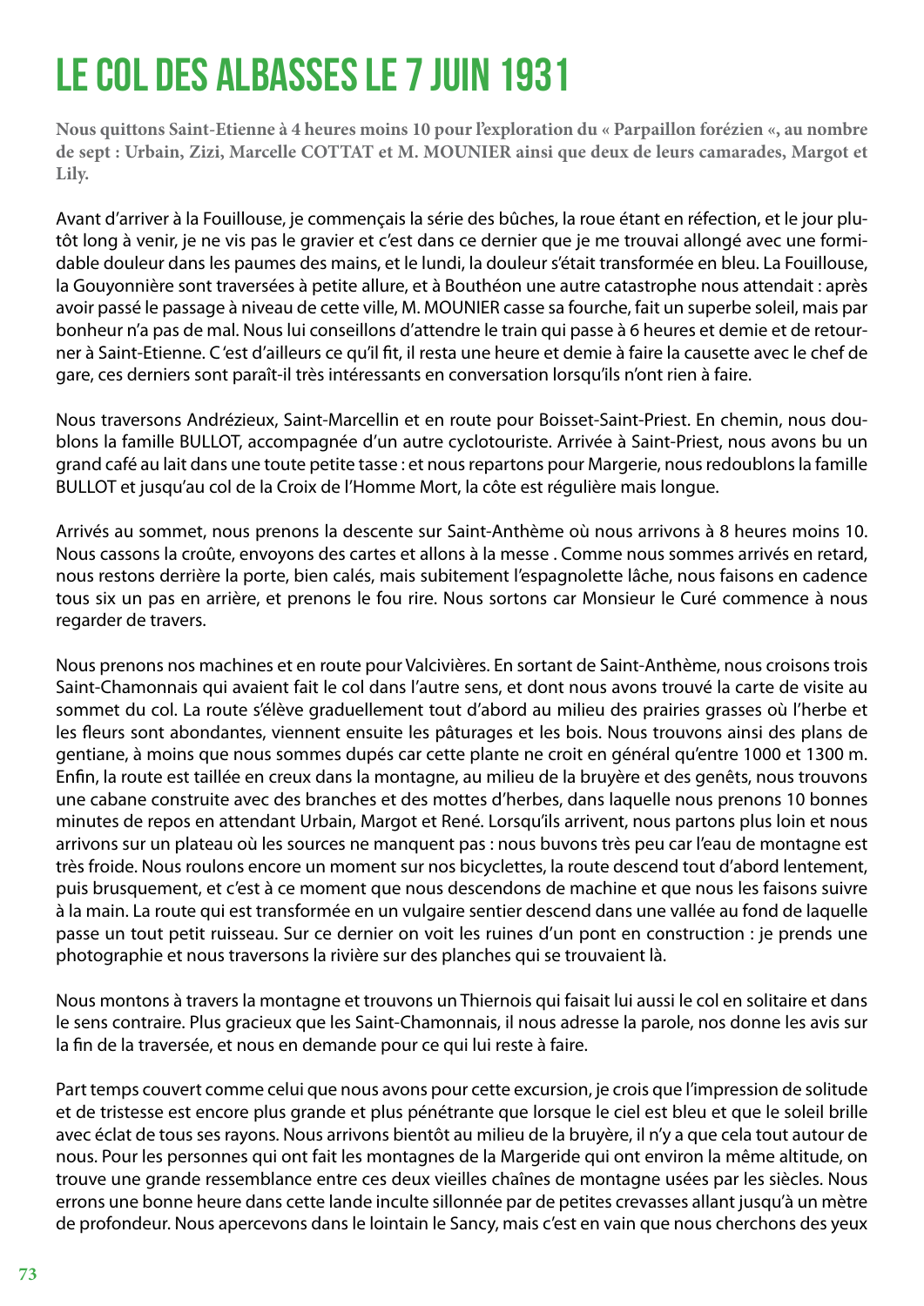# LE COL DES ALBASSES LE 7 JUIN 1931

**Nous quittons Saint-Etienne à 4 heures moins 10 pour l'exploration du « Parpaillon forézien «, au nombre de sept : Urbain, Zizi, Marcelle COTTAT et M. MOUNIER ainsi que deux de leurs camarades, Margot et Lily.**

Avant d'arriver à la Fouillouse, je commençais la série des bûches, la roue étant en réfection, et le jour plutôt long à venir, je ne vis pas le gravier et c'est dans ce dernier que je me trouvai allongé avec une formidable douleur dans les paumes des mains, et le lundi, la douleur s'était transformée en bleu. La Fouillouse, la Gouyonnière sont traversées à petite allure, et à Bouthéon une autre catastrophe nous attendait : après avoir passé le passage à niveau de cette ville, M. MOUNIER casse sa fourche, fait un superbe soleil, mais par bonheur n'a pas de mal. Nous lui conseillons d'attendre le train qui passe à 6 heures et demie et de retourner à Saint-Etienne. C 'est d'ailleurs ce qu'il fit, il resta une heure et demie à faire la causette avec le chef de gare, ces derniers sont paraît-il très intéressants en conversation lorsqu'ils n'ont rien à faire.

Nous traversons Andrézieux, Saint-Marcellin et en route pour Boisset-Saint-Priest. En chemin, nous doublons la famille BULLOT, accompagnée d'un autre cyclotouriste. Arrivée à Saint-Priest, nous avons bu un grand café au lait dans une toute petite tasse : et nous repartons pour Margerie, nous redoublons la famille BULLOT et jusqu'au col de la Croix de l'Homme Mort, la côte est régulière mais longue.

Arrivés au sommet, nous prenons la descente sur Saint-Anthème où nous arrivons à 8 heures moins 10. Nous cassons la croûte, envoyons des cartes et allons à la messe . Comme nous sommes arrivés en retard, nous restons derrière la porte, bien calés, mais subitement l'espagnolette lâche, nous faisons en cadence tous six un pas en arrière, et prenons le fou rire. Nous sortons car Monsieur le Curé commence à nous regarder de travers.

Nous prenons nos machines et en route pour Valcivières. En sortant de Saint-Anthème, nous croisons trois Saint-Chamonnais qui avaient fait le col dans l'autre sens, et dont nous avons trouvé la carte de visite au sommet du col. La route s'élève graduellement tout d'abord au milieu des prairies grasses où l'herbe et les fleurs sont abondantes, viennent ensuite les pâturages et les bois. Nous trouvons ainsi des plans de gentiane, à moins que nous sommes dupés car cette plante ne croit en général qu'entre 1000 et 1300 m. Enfin, la route est taillée en creux dans la montagne, au milieu de la bruyère et des genêts, nous trouvons une cabane construite avec des branches et des mottes d'herbes, dans laquelle nous prenons 10 bonnes minutes de repos en attendant Urbain, Margot et René. Lorsqu'ils arrivent, nous partons plus loin et nous arrivons sur un plateau où les sources ne manquent pas : nous buvons très peu car l'eau de montagne est très froide. Nous roulons encore un moment sur nos bicyclettes, la route descend tout d'abord lentement, puis brusquement, et c'est à ce moment que nous descendons de machine et que nous les faisons suivre à la main. La route qui est transformée en un vulgaire sentier descend dans une vallée au fond de laquelle passe un tout petit ruisseau. Sur ce dernier on voit les ruines d'un pont en construction : je prends une photographie et nous traversons la rivière sur des planches qui se trouvaient là.

Nous montons à travers la montagne et trouvons un Thiernois qui faisait lui aussi le col en solitaire et dans le sens contraire. Plus gracieux que les Saint-Chamonnais, il nous adresse la parole, nos donne les avis sur la fin de la traversée, et nous en demande pour ce qui lui reste à faire.

Part temps couvert comme celui que nous avons pour cette excursion, je crois que l'impression de solitude et de tristesse est encore plus grande et plus pénétrante que lorsque le ciel est bleu et que le soleil brille avec éclat de tous ses rayons. Nous arrivons bientôt au milieu de la bruyère, il n'y a que cela tout autour de nous. Pour les personnes qui ont fait les montagnes de la Margeride qui ont environ la même altitude, on trouve une grande ressemblance entre ces deux vieilles chaînes de montagne usées par les siècles. Nous errons une bonne heure dans cette lande inculte sillonnée par de petites crevasses allant jusqu'à un mètre de profondeur. Nous apercevons dans le lointain le Sancy, mais c'est en vain que nous cherchons des yeux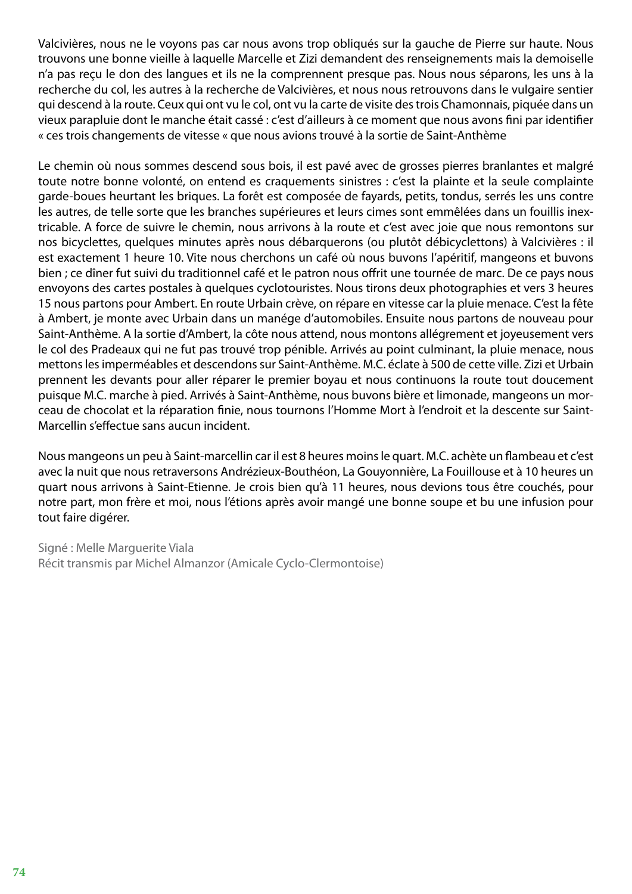Valcivières, nous ne le voyons pas car nous avons trop obliqués sur la gauche de Pierre sur haute. Nous trouvons une bonne vieille à laquelle Marcelle et Zizi demandent des renseignements mais la demoiselle n'a pas reçu le don des langues et ils ne la comprennent presque pas. Nous nous séparons, les uns à la recherche du col, les autres à la recherche de Valcivières, et nous nous retrouvons dans le vulgaire sentier qui descend à la route. Ceux qui ont vu le col, ont vu la carte de visite des trois Chamonnais, piquée dans un vieux parapluie dont le manche était cassé : c'est d'ailleurs à ce moment que nous avons fini par identifier « ces trois changements de vitesse « que nous avions trouvé à la sortie de Saint-Anthème

Le chemin où nous sommes descend sous bois, il est pavé avec de grosses pierres branlantes et malgré toute notre bonne volonté, on entend es craquements sinistres : c'est la plainte et la seule complainte garde-boues heurtant les briques. La forêt est composée de fayards, petits, tondus, serrés les uns contre les autres, de telle sorte que les branches supérieures et leurs cimes sont emmêlées dans un fouillis inextricable. A force de suivre le chemin, nous arrivons à la route et c'est avec joie que nous remontons sur nos bicyclettes, quelques minutes après nous débarquerons (ou plutôt débicyclettons) à Valcivières : il est exactement 1 heure 10. Vite nous cherchons un café où nous buvons l'apéritif, mangeons et buvons bien ; ce dîner fut suivi du traditionnel café et le patron nous offrit une tournée de marc. De ce pays nous envoyons des cartes postales à quelques cyclotouristes. Nous tirons deux photographies et vers 3 heures 15 nous partons pour Ambert. En route Urbain crève, on répare en vitesse car la pluie menace. C'est la fête à Ambert, je monte avec Urbain dans un manége d'automobiles. Ensuite nous partons de nouveau pour Saint-Anthème. A la sortie d'Ambert, la côte nous attend, nous montons allégrement et joyeusement vers le col des Pradeaux qui ne fut pas trouvé trop pénible. Arrivés au point culminant, la pluie menace, nous mettons les imperméables et descendons sur Saint-Anthème. M.C. éclate à 500 de cette ville. Zizi et Urbain prennent les devants pour aller réparer le premier boyau et nous continuons la route tout doucement puisque M.C. marche à pied. Arrivés à Saint-Anthème, nous buvons bière et limonade, mangeons un morceau de chocolat et la réparation finie, nous tournons l'Homme Mort à l'endroit et la descente sur Saint-Marcellin s'effectue sans aucun incident.

Nous mangeons un peu à Saint-marcellin car il est 8 heures moins le quart. M.C. achète un flambeau et c'est avec la nuit que nous retraversons Andrézieux-Bouthéon, La Gouyonnière, La Fouillouse et à 10 heures un quart nous arrivons à Saint-Etienne. Je crois bien qu'à 11 heures, nous devions tous être couchés, pour notre part, mon frère et moi, nous l'étions après avoir mangé une bonne soupe et bu une infusion pour tout faire digérer.

Signé : Melle Marguerite Viala
Récit transmis par Michel Almanzor (Amicale Cyclo-Clermontoise)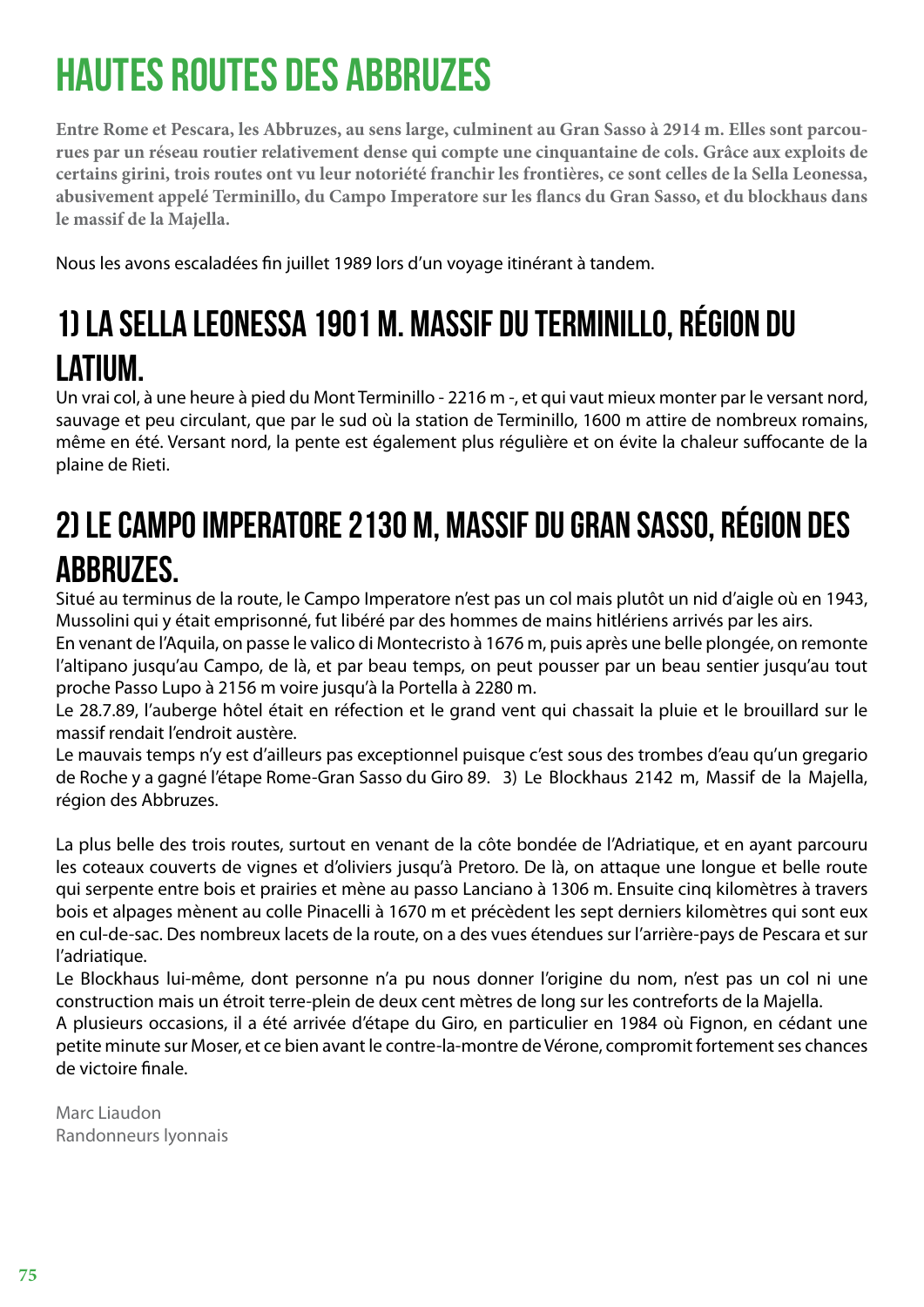# HAUTES ROUTES DES ABBRUZES

**Entre Rome et Pescara, les Abbruzes, au sens large, culminent au Gran Sasso à 2914 m. Elles sont parcourues par un réseau routier relativement dense qui compte une cinquantaine de cols. Grâce aux exploits de certains girini, trois routes ont vu leur notoriété franchir les frontières, ce sont celles de la Sella Leonessa, abusivement appelé Terminillo, du Campo Imperatore sur les flancs du Gran Sasso, et du blockhaus dans le massif de la Majella.**

Nous les avons escaladées fin juillet 1989 lors d'un voyage itinérant à tandem.

## 1) La Sella Leonessa 1901 m. Massif du Terminillo, région du Latium.

Un vrai col, à une heure à pied du Mont Terminillo - 2216 m -, et qui vaut mieux monter par le versant nord, sauvage et peu circulant, que par le sud où la station de Terminillo, 1600 m attire de nombreux romains, même en été. Versant nord, la pente est également plus régulière et on évite la chaleur suffocante de la plaine de Rieti.

## 2) Le Campo Imperatore 2130 m, Massif du Gran Sasso, région des Abbruzes.

Situé au terminus de la route, le Campo Imperatore n'est pas un col mais plutôt un nid d'aigle où en 1943, Mussolini qui y était emprisonné, fut libéré par des hommes de mains hitlériens arrivés par les airs.
En venant de l'Aquila, on passe le valico di Montecristo à 1676 m, puis après une belle plongée, on remonte l'altipano jusqu'au Campo, de là, et par beau temps, on peut pousser par un beau sentier jusqu'au tout proche Passo Lupo à 2156 m voire jusqu'à la Portella à 2280 m.
Le 28.7.89, l'auberge hôtel était en réfection et le grand vent qui chassait la pluie et le brouillard sur le massif rendait l'endroit austère.
Le mauvais temps n'y est d'ailleurs pas exceptionnel puisque c'est sous des trombes d'eau qu'un gregario de Roche y a gagné l'étape Rome-Gran Sasso du Giro 89. 3) Le Blockhaus 2142 m, Massif de la Majella, région des Abbruzes.

La plus belle des trois routes, surtout en venant de la côte bondée de l'Adriatique, et en ayant parcouru les coteaux couverts de vignes et d'oliviers jusqu'à Pretoro. De là, on attaque une longue et belle route qui serpente entre bois et prairies et mène au passo Lanciano à 1306 m. Ensuite cinq kilomètres à travers bois et alpages mènent au colle Pinacelli à 1670 m et précèdent les sept derniers kilomètres qui sont eux en cul-de-sac. Des nombreux lacets de la route, on a des vues étendues sur l'arrière-pays de Pescara et sur l'adriatique.
Le Blockhaus lui-même, dont personne n'a pu nous donner l'origine du nom, n'est pas un col ni une construction mais un étroit terre-plein de deux cent mètres de long sur les contreforts de la Majella.
A plusieurs occasions, il a été arrivée d'étape du Giro, en particulier en 1984 où Fignon, en cédant une petite minute sur Moser, et ce bien avant le contre-la-montre de Vérone, compromit fortement ses chances de victoire finale.

Marc Liaudon
Randonneurs lyonnais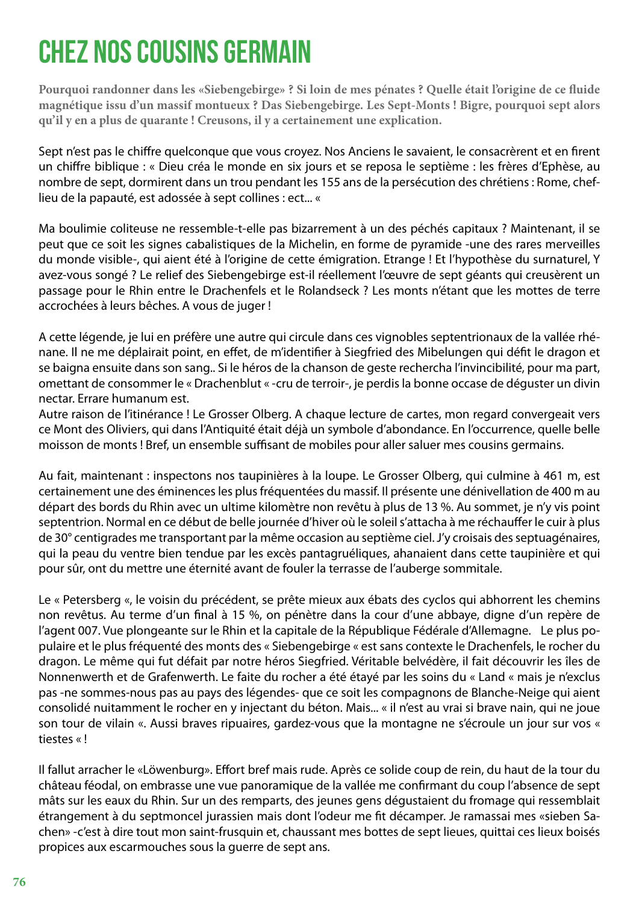# CHEZ NOS COUSINS GERMAIN

**Pourquoi randonner dans les «Siebengebirge» ? Si loin de mes pénates ? Quelle était l'origine de ce fluide magnétique issu d'un massif montueux ? Das Siebengebirge. Les Sept-Monts ! Bigre, pourquoi sept alors qu'il y en a plus de quarante ! Creusons, il y a certainement une explication.**

Sept n'est pas le chiffre quelconque que vous croyez. Nos Anciens le savaient, le consacrèrent et en firent un chiffre biblique : « Dieu créa le monde en six jours et se reposa le septième : les frères d'Ephèse, au nombre de sept, dormirent dans un trou pendant les 155 ans de la persécution des chrétiens : Rome, chef-lieu de la papauté, est adossée à sept collines : ect... «

Ma boulimie coliteuse ne ressemble-t-elle pas bizarrement à un des péchés capitaux ? Maintenant, il se peut que ce soit les signes cabalistiques de la Michelin, en forme de pyramide -une des rares merveilles du monde visible-, qui aient été à l'origine de cette émigration. Etrange ! Et l'hypothèse du surnaturel, Y avez-vous songé ? Le relief des Siebengebirge est-il réellement l'œuvre de sept géants qui creusèrent un passage pour le Rhin entre le Drachenfels et le Rolandseck ? Les monts n'étant que les mottes de terre accrochées à leurs bêches. A vous de juger !

A cette légende, je lui en préfère une autre qui circule dans ces vignobles septentrionaux de la vallée rhénane. Il ne me déplairait point, en effet, de m'identifier à Siegfried des Mibelungen qui défit le dragon et se baigna ensuite dans son sang.. Si le héros de la chanson de geste rechercha l'invincibilité, pour ma part, omettant de consommer le « Drachenblut « -cru de terroir-, je perdis la bonne occase de déguster un divin nectar. Errare humanum est.

Autre raison de l'itinérance ! Le Grosser Olberg. A chaque lecture de cartes, mon regard convergeait vers ce Mont des Oliviers, qui dans l'Antiquité était déjà un symbole d'abondance. En l'occurrence, quelle belle moisson de monts ! Bref, un ensemble suffisant de mobiles pour aller saluer mes cousins germains.

Au fait, maintenant : inspectons nos taupinières à la loupe. Le Grosser Olberg, qui culmine à 461 m, est certainement une des éminences les plus fréquentées du massif. Il présente une dénivellation de 400 m au départ des bords du Rhin avec un ultime kilomètre non revêtu à plus de 13 %. Au sommet, je n'y vis point septentrion. Normal en ce début de belle journée d'hiver où le soleil s'attacha à me réchauffer le cuir à plus de 30° centigrades me transportant par la même occasion au septième ciel. J'y croisais des septuagénaires, qui la peau du ventre bien tendue par les excès pantagruéliques, ahanaient dans cette taupinière et qui pour sûr, ont du mettre une éternité avant de fouler la terrasse de l'auberge sommitale.

Le « Petersberg «, le voisin du précédent, se prête mieux aux ébats des cyclos qui abhorrent les chemins non revêtus. Au terme d'un final à 15 %, on pénètre dans la cour d'une abbaye, digne d'un repère de l'agent 007. Vue plongeante sur le Rhin et la capitale de la République Fédérale d'Allemagne. Le plus populaire et le plus fréquenté des monts des « Siebengebirge « est sans contexte le Drachenfels, le rocher du dragon. Le même qui fut défait par notre héros Siegfried. Véritable belvédère, il fait découvrir les îles de Nonnenwerth et de Grafenwerth. Le faite du rocher a été étayé par les soins du « Land « mais je n'exclus pas -ne sommes-nous pas au pays des légendes- que ce soit les compagnons de Blanche-Neige qui aient consolidé nuitamment le rocher en y injectant du béton. Mais... « il n'est au vrai si brave nain, qui ne joue son tour de vilain «. Aussi braves ripuaires, gardez-vous que la montagne ne s'écroule un jour sur vos « tiestes « !

Il fallut arracher le «Löwenburg». Effort bref mais rude. Après ce solide coup de rein, du haut de la tour du château féodal, on embrasse une vue panoramique de la vallée me confirmant du coup l'absence de sept mâts sur les eaux du Rhin. Sur un des remparts, des jeunes gens dégustaient du fromage qui ressemblait étrangement à du septmoncel jurassien mais dont l'odeur me fit décamper. Je ramassai mes «sieben Sachen» -c'est à dire tout mon saint-frusquin et, chaussant mes bottes de sept lieues, quittai ces lieux boisés propices aux escarmouches sous la guerre de sept ans.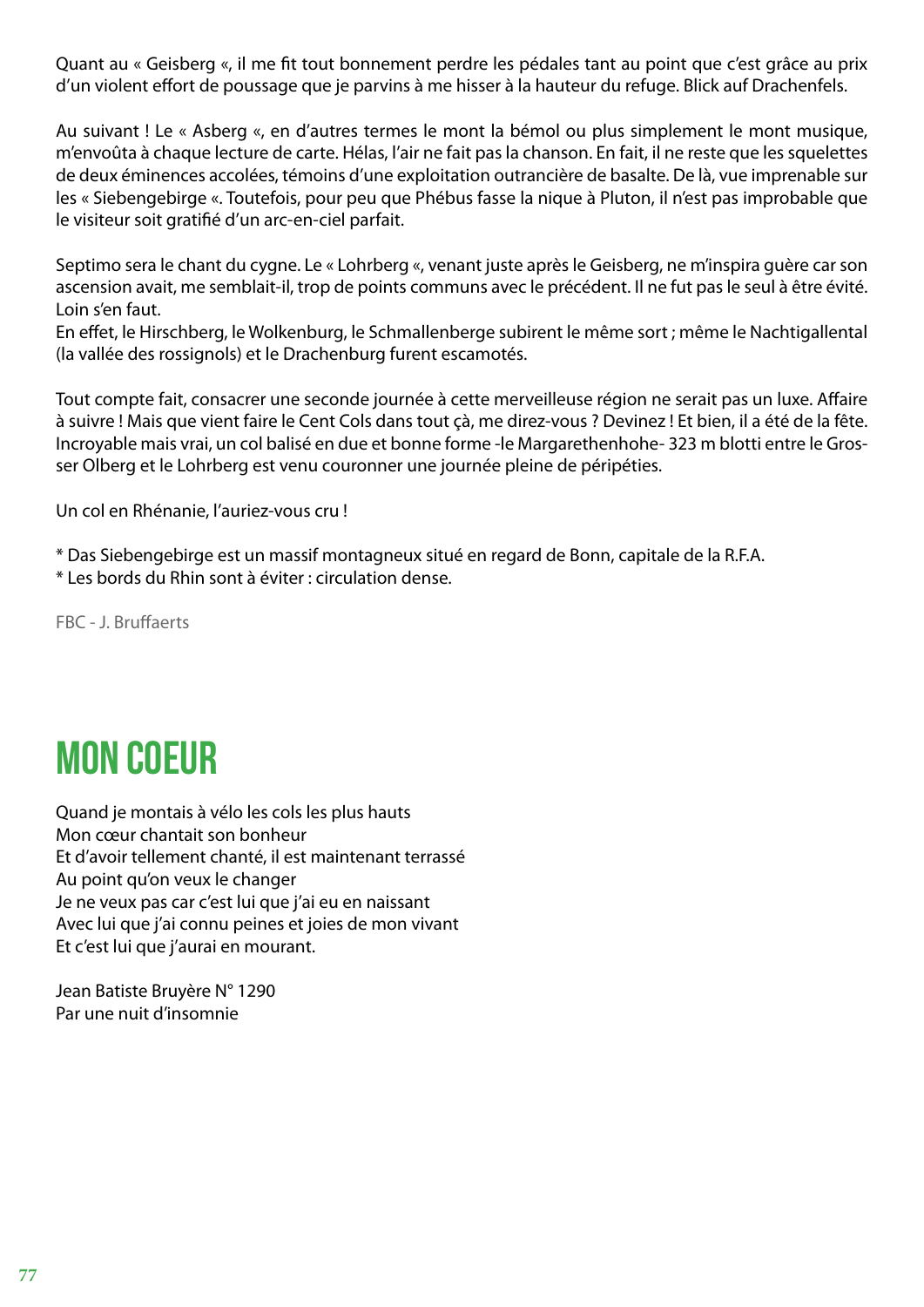Quant au « Geisberg «, il me fit tout bonnement perdre les pédales tant au point que c'est grâce au prix d'un violent effort de poussage que je parvins à me hisser à la hauteur du refuge. Blick auf Drachenfels.

Au suivant ! Le « Asberg «, en d'autres termes le mont la bémol ou plus simplement le mont musique, m'envoûta à chaque lecture de carte. Hélas, l'air ne fait pas la chanson. En fait, il ne reste que les squelettes de deux éminences accolées, témoins d'une exploitation outrancière de basalte. De là, vue imprenable sur les « Siebengebirge «. Toutefois, pour peu que Phébus fasse la nique à Pluton, il n'est pas improbable que le visiteur soit gratifié d'un arc-en-ciel parfait.

Septimo sera le chant du cygne. Le « Lohrberg «, venant juste après le Geisberg, ne m'inspira guère car son ascension avait, me semblait-il, trop de points communs avec le précédent. Il ne fut pas le seul à être évité. Loin s'en faut.
En effet, le Hirschberg, le Wolkenburg, le Schmallenberge subirent le même sort ; même le Nachtigallental (la vallée des rossignols) et le Drachenburg furent escamotés.

Tout compte fait, consacrer une seconde journée à cette merveilleuse région ne serait pas un luxe. Affaire à suivre ! Mais que vient faire le Cent Cols dans tout çà, me direz-vous ? Devinez ! Et bien, il a été de la fête. Incroyable mais vrai, un col balisé en due et bonne forme -le Margarethenhohe- 323 m blotti entre le Grosser Olberg et le Lohrberg est venu couronner une journée pleine de péripéties.

Un col en Rhénanie, l'auriez-vous cru !

* Das Siebengebirge est un massif montagneux situé en regard de Bonn, capitale de la R.F.A.
* Les bords du Rhin sont à éviter : circulation dense.

FBC - J. Bruffaerts

# MON COEUR

Quand je montais à vélo les cols les plus hauts
Mon cœur chantait son bonheur
Et d'avoir tellement chanté, il est maintenant terrassé
Au point qu'on veux le changer
Je ne veux pas car c'est lui que j'ai eu en naissant
Avec lui que j'ai connu peines et joies de mon vivant
Et c'est lui que j'aurai en mourant.

Jean Batiste Bruyère N° 1290
Par une nuit d'insomnie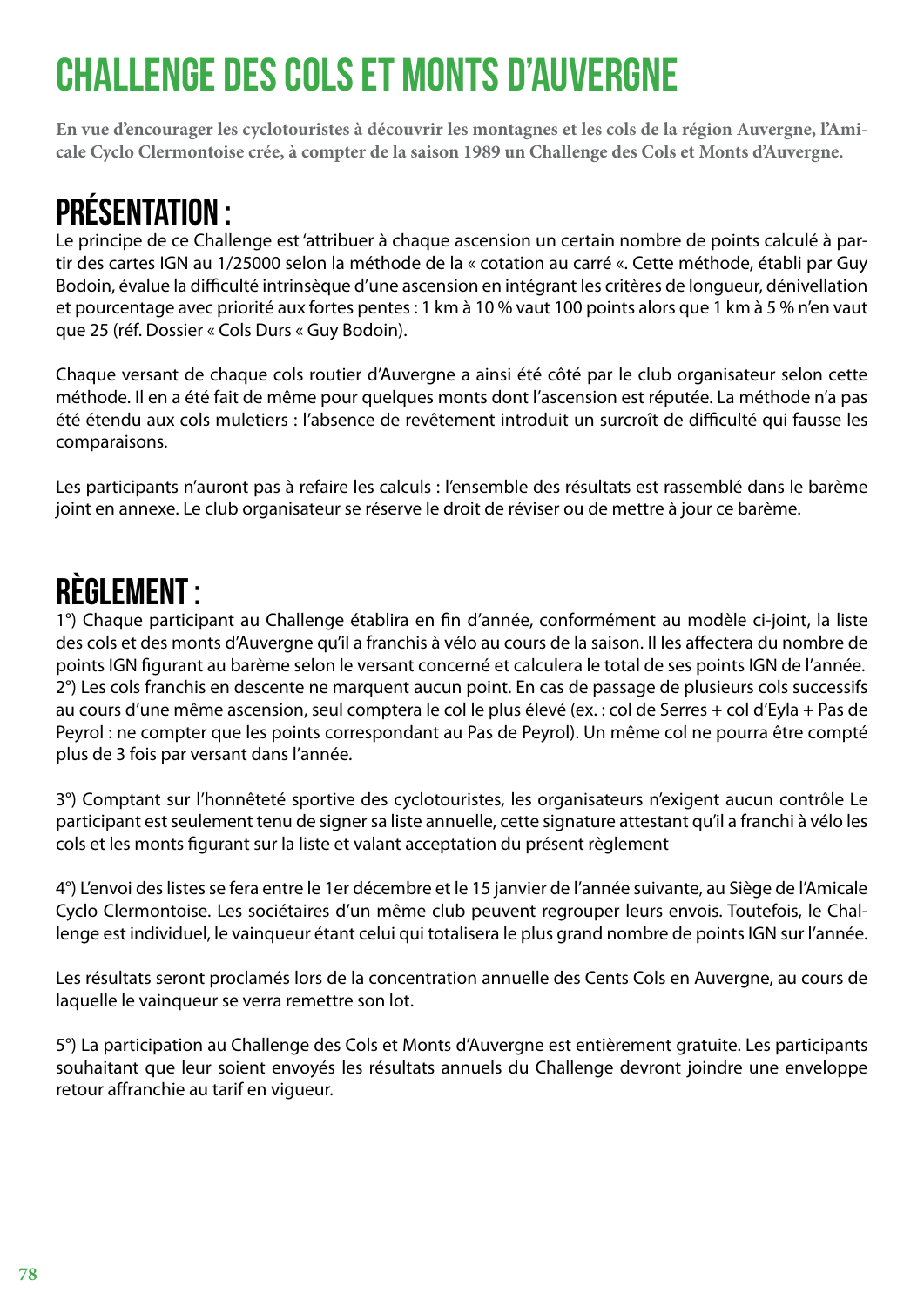# CHALLENGE DES COLS ET MONTS D'AUVERGNE

**En vue d'encourager les cyclotouristes à découvrir les montagnes et les cols de la région Auvergne, l'Amicale Cyclo Clermontoise crée, à compter de la saison 1989 un Challenge des Cols et Monts d'Auvergne.**

## PRÉSENTATION :

Le principe de ce Challenge est 'attribuer à chaque ascension un certain nombre de points calculé à partir des cartes IGN au 1/25000 selon la méthode de la « cotation au carré «. Cette méthode, établi par Guy Bodoin, évalue la difficulté intrinsèque d'une ascension en intégrant les critères de longueur, dénivellation et pourcentage avec priorité aux fortes pentes : 1 km à 10 % vaut 100 points alors que 1 km à 5 % n'en vaut que 25 (réf. Dossier « Cols Durs « Guy Bodoin).

Chaque versant de chaque cols routier d'Auvergne a ainsi été côté par le club organisateur selon cette méthode. Il en a été fait de même pour quelques monts dont l'ascension est réputée. La méthode n'a pas été étendu aux cols muletiers : l'absence de revêtement introduit un surcroît de difficulté qui fausse les comparaisons.

Les participants n'auront pas à refaire les calculs : l'ensemble des résultats est rassemblé dans le barème joint en annexe. Le club organisateur se réserve le droit de réviser ou de mettre à jour ce barème.

## RÈGLEMENT :

1°) Chaque participant au Challenge établira en fin d'année, conformément au modèle ci-joint, la liste des cols et des monts d'Auvergne qu'il a franchis à vélo au cours de la saison. Il les affectera du nombre de points IGN figurant au barème selon le versant concerné et calculera le total de ses points IGN de l'année.
2°) Les cols franchis en descente ne marquent aucun point. En cas de passage de plusieurs cols successifs au cours d'une même ascension, seul comptera le col le plus élevé (ex. : col de Serres + col d'Eyla + Pas de Peyrol : ne compter que les points correspondant au Pas de Peyrol). Un même col ne pourra être compté plus de 3 fois par versant dans l'année.

3°) Comptant sur l'honnêteté sportive des cyclotouristes, les organisateurs n'exigent aucun contrôle Le participant est seulement tenu de signer sa liste annuelle, cette signature attestant qu'il a franchi à vélo les cols et les monts figurant sur la liste et valant acceptation du présent règlement

4°) L'envoi des listes se fera entre le 1er décembre et le 15 janvier de l'année suivante, au Siège de l'Amicale Cyclo Clermontoise. Les sociétaires d'un même club peuvent regrouper leurs envois. Toutefois, le Challenge est individuel, le vainqueur étant celui qui totalisera le plus grand nombre de points IGN sur l'année.

Les résultats seront proclamés lors de la concentration annuelle des Cents Cols en Auvergne, au cours de laquelle le vainqueur se verra remettre son lot.

5°) La participation au Challenge des Cols et Monts d'Auvergne est entièrement gratuite. Les participants souhaitant que leur soient envoyés les résultats annuels du Challenge devront joindre une enveloppe retour affranchie au tarif en vigueur.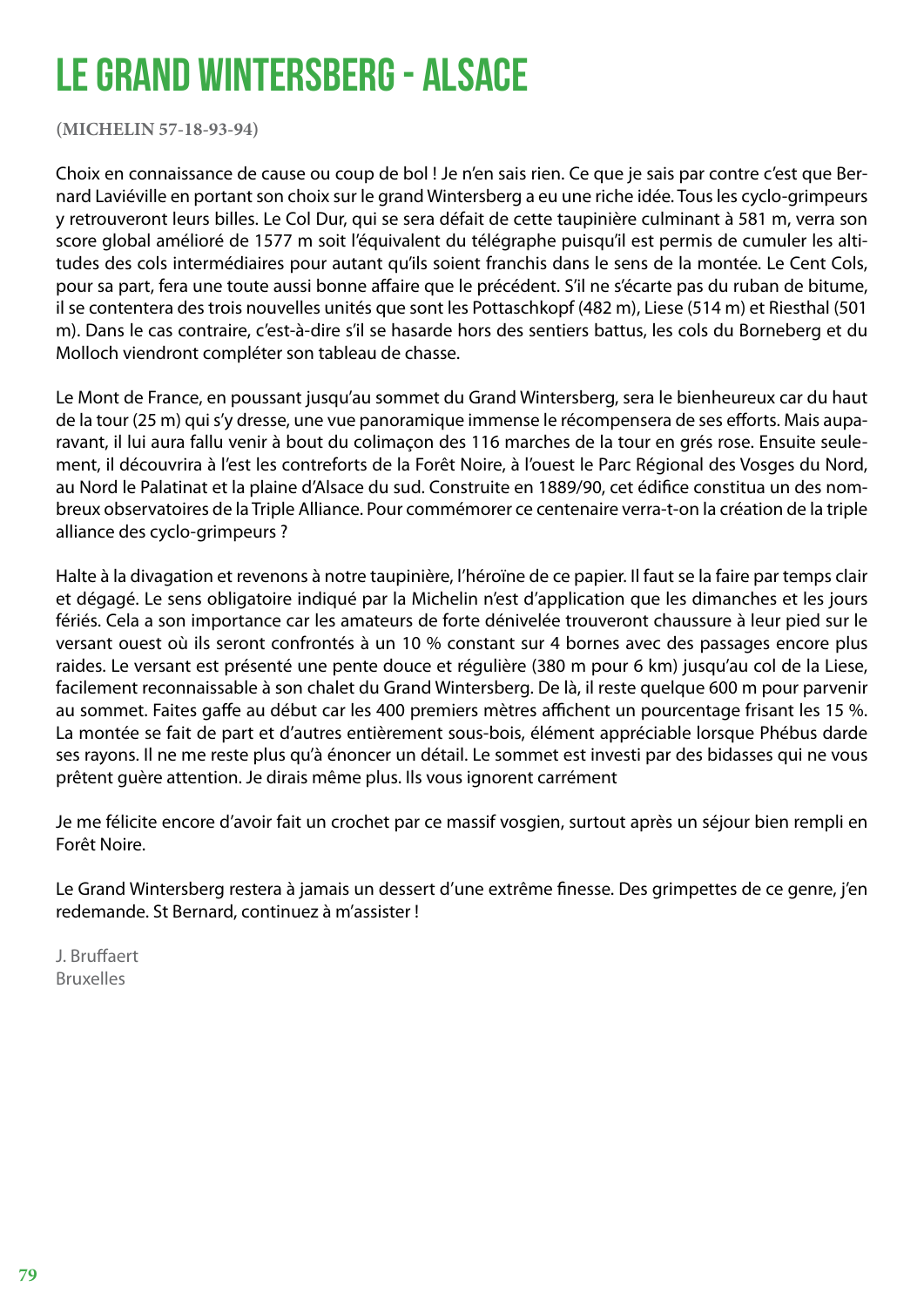# LE GRAND WINTERSBERG - ALSACE

**(MICHELIN 57-18-93-94)**

Choix en connaissance de cause ou coup de bol ! Je n'en sais rien. Ce que je sais par contre c'est que Bernard Laviéville en portant son choix sur le grand Wintersberg a eu une riche idée. Tous les cyclo-grimpeurs y retrouveront leurs billes. Le Col Dur, qui se sera défait de cette taupinière culminant à 581 m, verra son score global amélioré de 1577 m soit l'équivalent du télégraphe puisqu'il est permis de cumuler les altitudes des cols intermédiaires pour autant qu'ils soient franchis dans le sens de la montée. Le Cent Cols, pour sa part, fera une toute aussi bonne affaire que le précédent. S'il ne s'écarte pas du ruban de bitume, il se contentera des trois nouvelles unités que sont les Pottaschkopf (482 m), Liese (514 m) et Riesthal (501 m). Dans le cas contraire, c'est-à-dire s'il se hasarde hors des sentiers battus, les cols du Borneberg et du Molloch viendront compléter son tableau de chasse.

Le Mont de France, en poussant jusqu'au sommet du Grand Wintersberg, sera le bienheureux car du haut de la tour (25 m) qui s'y dresse, une vue panoramique immense le récompensera de ses efforts. Mais auparavant, il lui aura fallu venir à bout du colimaçon des 116 marches de la tour en grés rose. Ensuite seulement, il découvrira à l'est les contreforts de la Forêt Noire, à l'ouest le Parc Régional des Vosges du Nord, au Nord le Palatinat et la plaine d'Alsace du sud. Construite en 1889/90, cet édifice constitua un des nombreux observatoires de la Triple Alliance. Pour commémorer ce centenaire verra-t-on la création de la triple alliance des cyclo-grimpeurs ?

Halte à la divagation et revenons à notre taupinière, l'héroïne de ce papier. Il faut se la faire par temps clair et dégagé. Le sens obligatoire indiqué par la Michelin n'est d'application que les dimanches et les jours fériés. Cela a son importance car les amateurs de forte dénivelée trouveront chaussure à leur pied sur le versant ouest où ils seront confrontés à un 10 % constant sur 4 bornes avec des passages encore plus raides. Le versant est présenté une pente douce et régulière (380 m pour 6 km) jusqu'au col de la Liese, facilement reconnaissable à son chalet du Grand Wintersberg. De là, il reste quelque 600 m pour parvenir au sommet. Faites gaffe au début car les 400 premiers mètres affichent un pourcentage frisant les 15 %. La montée se fait de part et d'autres entièrement sous-bois, élément appréciable lorsque Phébus darde ses rayons. Il ne me reste plus qu'à énoncer un détail. Le sommet est investi par des bidasses qui ne vous prêtent guère attention. Je dirais même plus. Ils vous ignorent carrément

Je me félicite encore d'avoir fait un crochet par ce massif vosgien, surtout après un séjour bien rempli en Forêt Noire.

Le Grand Wintersberg restera à jamais un dessert d'une extrême finesse. Des grimpettes de ce genre, j'en redemande. St Bernard, continuez à m'assister !

J. Bruffaert
Bruxelles